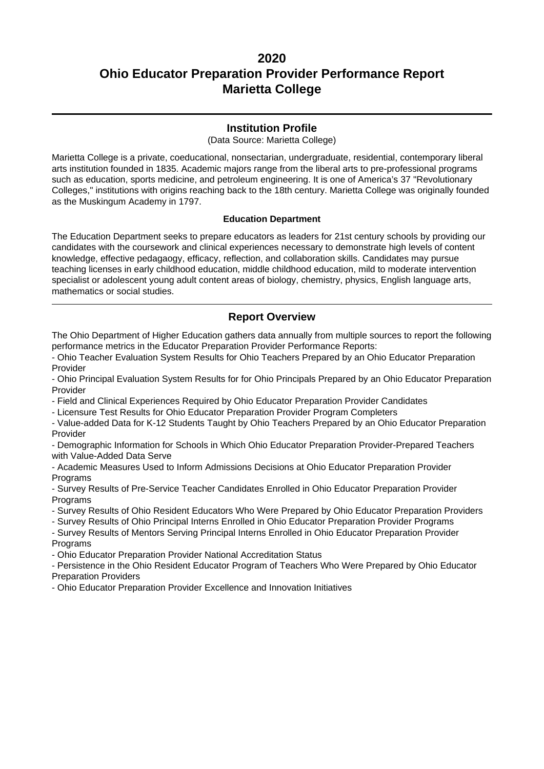# 2020
# Ohio Educator Preparation Provider Performance Report
# Marietta College

## Institution Profile

(Data Source: Marietta College)

Marietta College is a private, coeducational, nonsectarian, undergraduate, residential, contemporary liberal arts institution founded in 1835. Academic majors range from the liberal arts to pre-professional programs such as education, sports medicine, and petroleum engineering. It is one of America's 37 "Revolutionary Colleges," institutions with origins reaching back to the 18th century. Marietta College was originally founded as the Muskingum Academy in 1797.

**Education Department**

The Education Department seeks to prepare educators as leaders for 21st century schools by providing our candidates with the coursework and clinical experiences necessary to demonstrate high levels of content knowledge, effective pedagaogy, efficacy, reflection, and collaboration skills. Candidates may pursue teaching licenses in early childhood education, middle childhood education, mild to moderate intervention specialist or adolescent young adult content areas of biology, chemistry, physics, English language arts, mathematics or social studies.

## Report Overview

The Ohio Department of Higher Education gathers data annually from multiple sources to report the following performance metrics in the Educator Preparation Provider Performance Reports:

- Ohio Teacher Evaluation System Results for Ohio Teachers Prepared by an Ohio Educator Preparation Provider
- Ohio Principal Evaluation System Results for for Ohio Principals Prepared by an Ohio Educator Preparation Provider
- Field and Clinical Experiences Required by Ohio Educator Preparation Provider Candidates
- Licensure Test Results for Ohio Educator Preparation Provider Program Completers
- Value-added Data for K-12 Students Taught by Ohio Teachers Prepared by an Ohio Educator Preparation Provider
- Demographic Information for Schools in Which Ohio Educator Preparation Provider-Prepared Teachers with Value-Added Data Serve
- Academic Measures Used to Inform Admissions Decisions at Ohio Educator Preparation Provider Programs
- Survey Results of Pre-Service Teacher Candidates Enrolled in Ohio Educator Preparation Provider Programs
- Survey Results of Ohio Resident Educators Who Were Prepared by Ohio Educator Preparation Providers
- Survey Results of Ohio Principal Interns Enrolled in Ohio Educator Preparation Provider Programs
- Survey Results of Mentors Serving Principal Interns Enrolled in Ohio Educator Preparation Provider Programs
- Ohio Educator Preparation Provider National Accreditation Status
- Persistence in the Ohio Resident Educator Program of Teachers Who Were Prepared by Ohio Educator Preparation Providers
- Ohio Educator Preparation Provider Excellence and Innovation Initiatives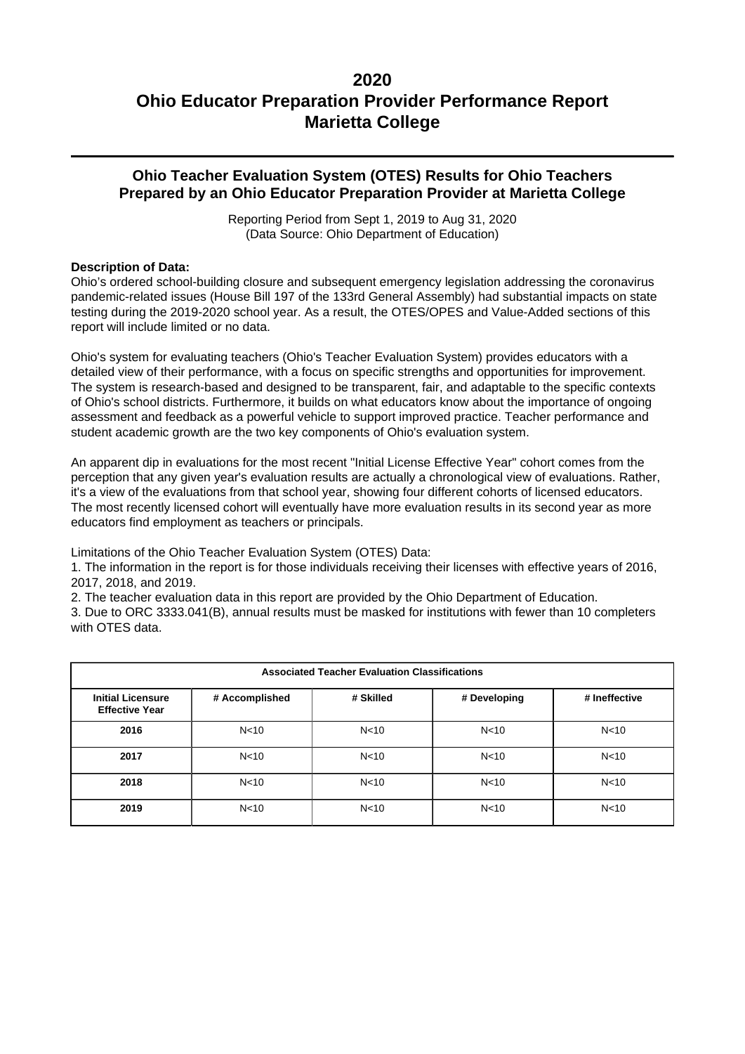# 2020
# Ohio Educator Preparation Provider Performance Report
# Marietta College

## Ohio Teacher Evaluation System (OTES) Results for Ohio Teachers Prepared by an Ohio Educator Preparation Provider at Marietta College

Reporting Period from Sept 1, 2019 to Aug 31, 2020
(Data Source: Ohio Department of Education)

**Description of Data:**

Ohio's ordered school-building closure and subsequent emergency legislation addressing the coronavirus pandemic-related issues (House Bill 197 of the 133rd General Assembly) had substantial impacts on state testing during the 2019-2020 school year. As a result, the OTES/OPES and Value-Added sections of this report will include limited or no data.

Ohio's system for evaluating teachers (Ohio's Teacher Evaluation System) provides educators with a detailed view of their performance, with a focus on specific strengths and opportunities for improvement. The system is research-based and designed to be transparent, fair, and adaptable to the specific contexts of Ohio's school districts. Furthermore, it builds on what educators know about the importance of ongoing assessment and feedback as a powerful vehicle to support improved practice. Teacher performance and student academic growth are the two key components of Ohio's evaluation system.

An apparent dip in evaluations for the most recent "Initial License Effective Year" cohort comes from the perception that any given year's evaluation results are actually a chronological view of evaluations. Rather, it's a view of the evaluations from that school year, showing four different cohorts of licensed educators. The most recently licensed cohort will eventually have more evaluation results in its second year as more educators find employment as teachers or principals.

Limitations of the Ohio Teacher Evaluation System (OTES) Data:

1. The information in the report is for those individuals receiving their licenses with effective years of 2016, 2017, 2018, and 2019.
2. The teacher evaluation data in this report are provided by the Ohio Department of Education.
3. Due to ORC 3333.041(B), annual results must be masked for institutions with fewer than 10 completers with OTES data.

| Associated Teacher Evaluation Classifications | | | | |
|---|---|---|---|---|
| **Initial Licensure Effective Year** | **# Accomplished** | **# Skilled** | **# Developing** | **# Ineffective** |
| **2016** | N<10 | N<10 | N<10 | N<10 |
| **2017** | N<10 | N<10 | N<10 | N<10 |
| **2018** | N<10 | N<10 | N<10 | N<10 |
| **2019** | N<10 | N<10 | N<10 | N<10 |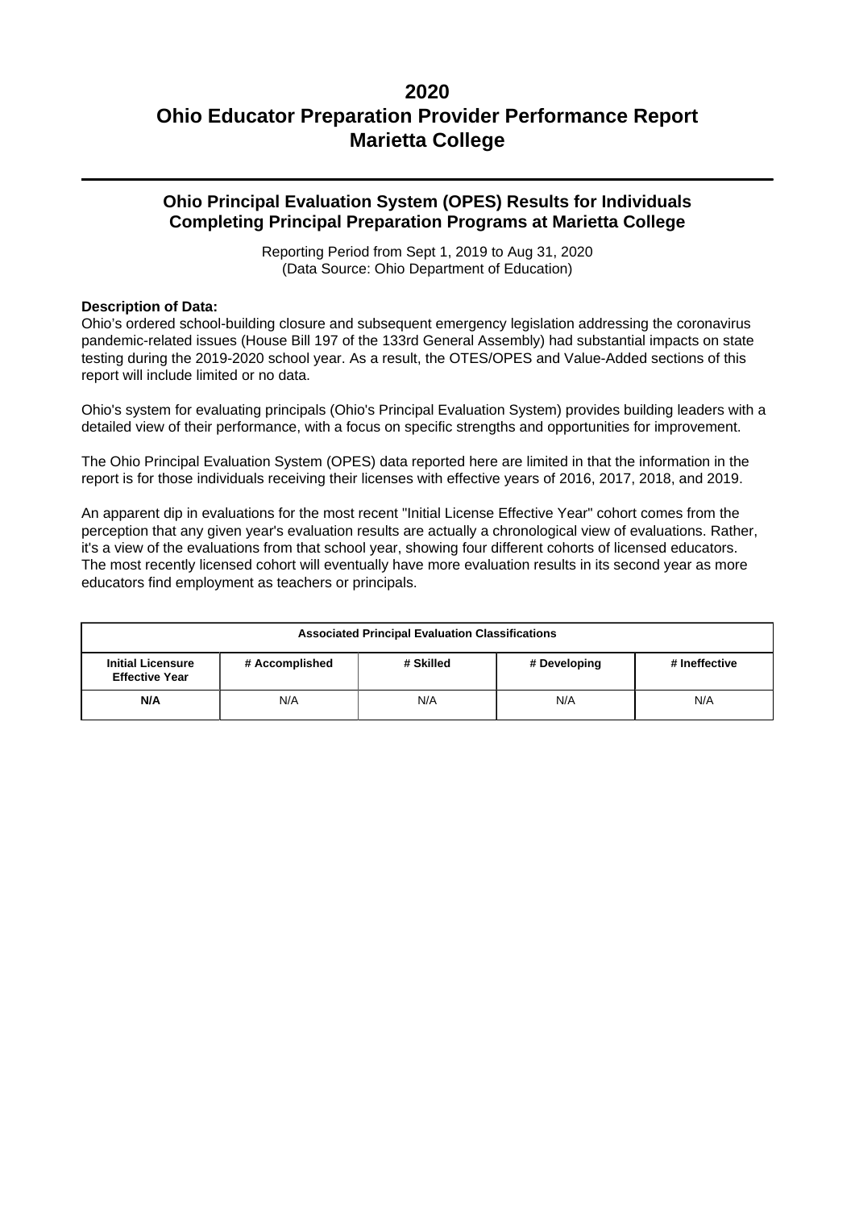# 2020
# Ohio Educator Preparation Provider Performance Report
# Marietta College

## Ohio Principal Evaluation System (OPES) Results for Individuals Completing Principal Preparation Programs at Marietta College

Reporting Period from Sept 1, 2019 to Aug 31, 2020
(Data Source: Ohio Department of Education)

**Description of Data:**
Ohio's ordered school-building closure and subsequent emergency legislation addressing the coronavirus pandemic-related issues (House Bill 197 of the 133rd General Assembly) had substantial impacts on state testing during the 2019-2020 school year. As a result, the OTES/OPES and Value-Added sections of this report will include limited or no data.

Ohio's system for evaluating principals (Ohio's Principal Evaluation System) provides building leaders with a detailed view of their performance, with a focus on specific strengths and opportunities for improvement.

The Ohio Principal Evaluation System (OPES) data reported here are limited in that the information in the report is for those individuals receiving their licenses with effective years of 2016, 2017, 2018, and 2019.

An apparent dip in evaluations for the most recent "Initial License Effective Year" cohort comes from the perception that any given year's evaluation results are actually a chronological view of evaluations. Rather, it's a view of the evaluations from that school year, showing four different cohorts of licensed educators. The most recently licensed cohort will eventually have more evaluation results in its second year as more educators find employment as teachers or principals.

| Associated Principal Evaluation Classifications | | | | |
|---|---|---|---|---|
| **Initial Licensure Effective Year** | **# Accomplished** | **# Skilled** | **# Developing** | **# Ineffective** |
| **N/A** | N/A | N/A | N/A | N/A |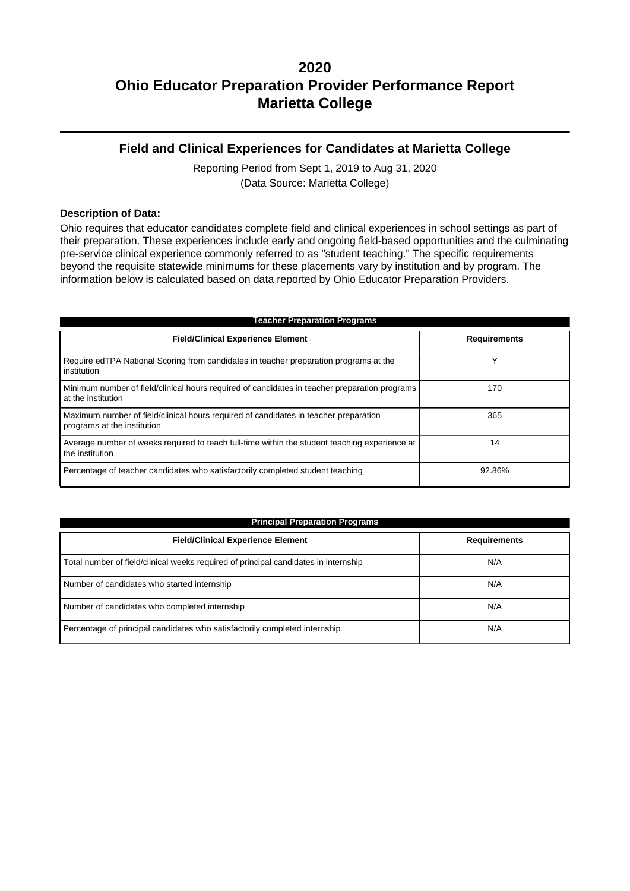# 2020
# Ohio Educator Preparation Provider Performance Report
# Marietta College

## Field and Clinical Experiences for Candidates at Marietta College

Reporting Period from Sept 1, 2019 to Aug 31, 2020
(Data Source: Marietta College)

**Description of Data:**

Ohio requires that educator candidates complete field and clinical experiences in school settings as part of their preparation. These experiences include early and ongoing field-based opportunities and the culminating pre-service clinical experience commonly referred to as "student teaching." The specific requirements beyond the requisite statewide minimums for these placements vary by institution and by program. The information below is calculated based on data reported by Ohio Educator Preparation Providers.

**Teacher Preparation Programs**

| Field/Clinical Experience Element | Requirements |
|---|---|
| Require edTPA National Scoring from candidates in teacher preparation programs at the institution | Y |
| Minimum number of field/clinical hours required of candidates in teacher preparation programs at the institution | 170 |
| Maximum number of field/clinical hours required of candidates in teacher preparation programs at the institution | 365 |
| Average number of weeks required to teach full-time within the student teaching experience at the institution | 14 |
| Percentage of teacher candidates who satisfactorily completed student teaching | 92.86% |

**Principal Preparation Programs**

| Field/Clinical Experience Element | Requirements |
|---|---|
| Total number of field/clinical weeks required of principal candidates in internship | N/A |
| Number of candidates who started internship | N/A |
| Number of candidates who completed internship | N/A |
| Percentage of principal candidates who satisfactorily completed internship | N/A |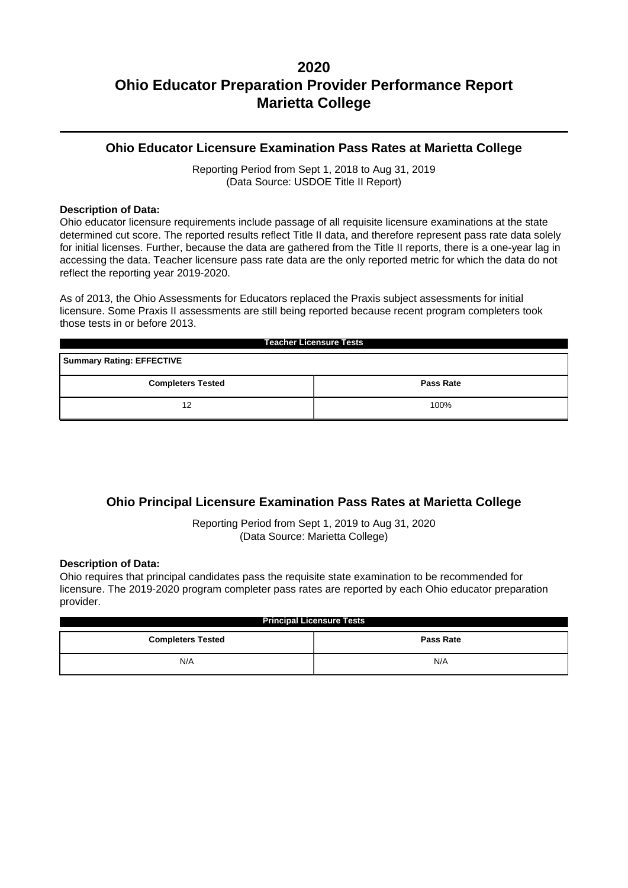# 2020
# Ohio Educator Preparation Provider Performance Report
# Marietta College

## Ohio Educator Licensure Examination Pass Rates at Marietta College

Reporting Period from Sept 1, 2018 to Aug 31, 2019
(Data Source: USDOE Title II Report)

**Description of Data:**
Ohio educator licensure requirements include passage of all requisite licensure examinations at the state determined cut score. The reported results reflect Title II data, and therefore represent pass rate data solely for initial licenses. Further, because the data are gathered from the Title II reports, there is a one-year lag in accessing the data. Teacher licensure pass rate data are the only reported metric for which the data do not reflect the reporting year 2019-2020.

As of 2013, the Ohio Assessments for Educators replaced the Praxis subject assessments for initial licensure. Some Praxis II assessments are still being reported because recent program completers took those tests in or before 2013.

**Teacher Licensure Tests**

**Summary Rating: EFFECTIVE**

| Completers Tested | Pass Rate |
| --- | --- |
| 12 | 100% |

## Ohio Principal Licensure Examination Pass Rates at Marietta College

Reporting Period from Sept 1, 2019 to Aug 31, 2020
(Data Source: Marietta College)

**Description of Data:**
Ohio requires that principal candidates pass the requisite state examination to be recommended for licensure. The 2019-2020 program completer pass rates are reported by each Ohio educator preparation provider.

**Principal Licensure Tests**

| Completers Tested | Pass Rate |
| --- | --- |
| N/A | N/A |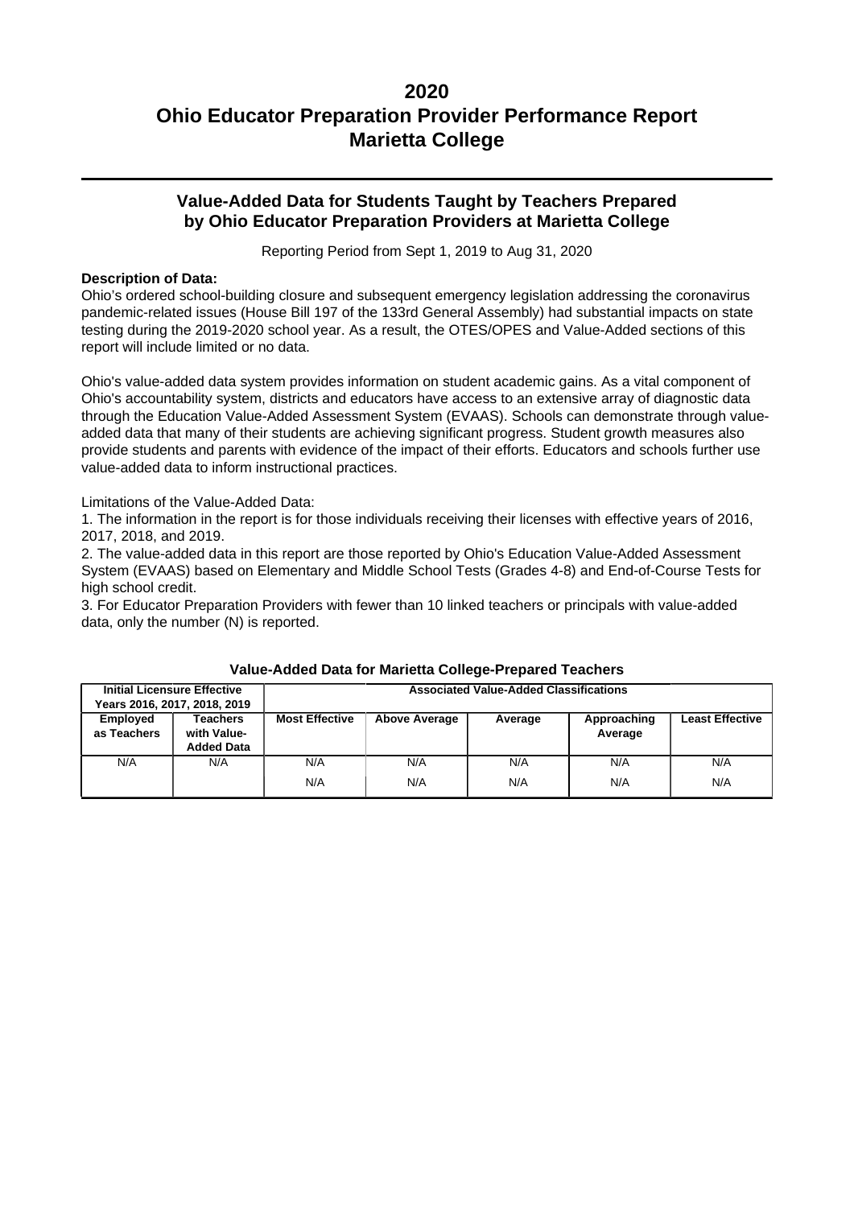# 2020
# Ohio Educator Preparation Provider Performance Report
# Marietta College

## Value-Added Data for Students Taught by Teachers Prepared by Ohio Educator Preparation Providers at Marietta College

Reporting Period from Sept 1, 2019 to Aug 31, 2020

**Description of Data:**

Ohio's ordered school-building closure and subsequent emergency legislation addressing the coronavirus pandemic-related issues (House Bill 197 of the 133rd General Assembly) had substantial impacts on state testing during the 2019-2020 school year. As a result, the OTES/OPES and Value-Added sections of this report will include limited or no data.

Ohio's value-added data system provides information on student academic gains. As a vital component of Ohio's accountability system, districts and educators have access to an extensive array of diagnostic data through the Education Value-Added Assessment System (EVAAS). Schools can demonstrate through value-added data that many of their students are achieving significant progress. Student growth measures also provide students and parents with evidence of the impact of their efforts. Educators and schools further use value-added data to inform instructional practices.

Limitations of the Value-Added Data:

1. The information in the report is for those individuals receiving their licenses with effective years of 2016, 2017, 2018, and 2019.
2. The value-added data in this report are those reported by Ohio's Education Value-Added Assessment System (EVAAS) based on Elementary and Middle School Tests (Grades 4-8) and End-of-Course Tests for high school credit.
3. For Educator Preparation Providers with fewer than 10 linked teachers or principals with value-added data, only the number (N) is reported.

**Value-Added Data for Marietta College-Prepared Teachers**

| Initial Licensure Effective Years 2016, 2017, 2018, 2019 | | Associated Value-Added Classifications | | | | |
|---|---|---|---|---|---|---|
| **Employed as Teachers** | **Teachers with Value-Added Data** | **Most Effective** | **Above Average** | **Average** | **Approaching Average** | **Least Effective** |
| N/A | N/A | N/A | N/A | N/A | N/A | N/A |
| | | N/A | N/A | N/A | N/A | N/A |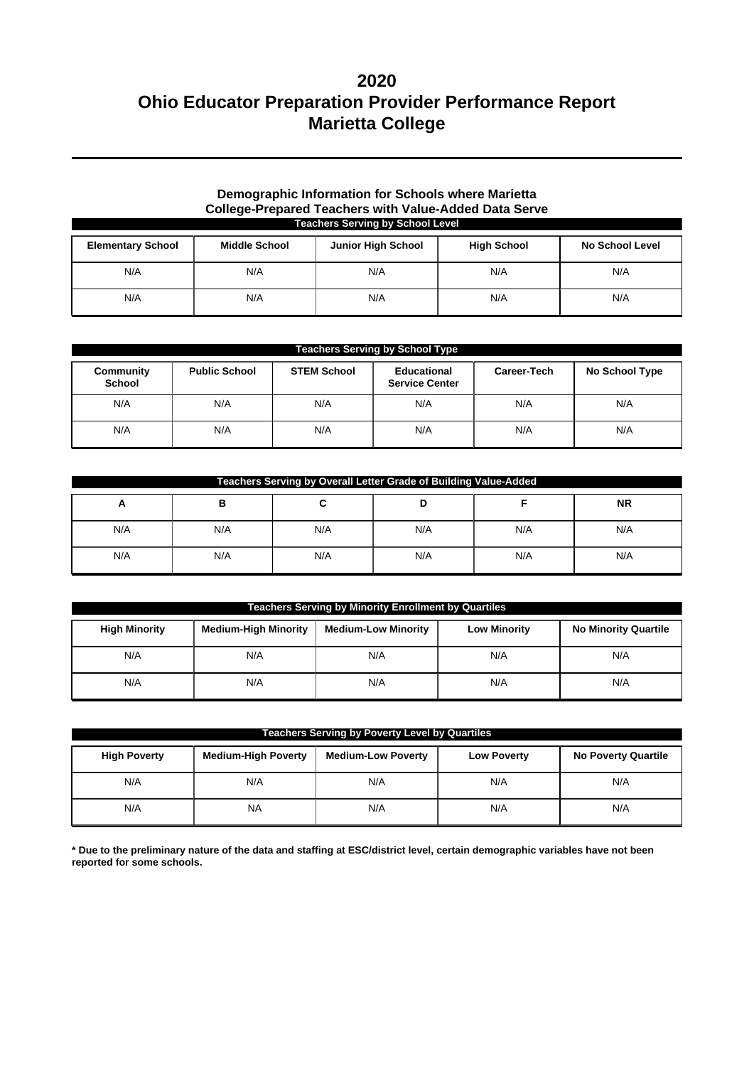# 2020
# Ohio Educator Preparation Provider Performance Report
# Marietta College

### Demographic Information for Schools where Marietta College-Prepared Teachers with Value-Added Data Serve

| Teachers Serving by School Level | | | | |
|---|---|---|---|---|
| **Elementary School** | **Middle School** | **Junior High School** | **High School** | **No School Level** |
| N/A | N/A | N/A | N/A | N/A |
| N/A | N/A | N/A | N/A | N/A |

| Teachers Serving by School Type | | | | | |
|---|---|---|---|---|---|
| **Community School** | **Public School** | **STEM School** | **Educational Service Center** | **Career-Tech** | **No School Type** |
| N/A | N/A | N/A | N/A | N/A | N/A |
| N/A | N/A | N/A | N/A | N/A | N/A |

| Teachers Serving by Overall Letter Grade of Building Value-Added | | | | | |
|---|---|---|---|---|---|
| **A** | **B** | **C** | **D** | **F** | **NR** |
| N/A | N/A | N/A | N/A | N/A | N/A |
| N/A | N/A | N/A | N/A | N/A | N/A |

| Teachers Serving by Minority Enrollment by Quartiles | | | | |
|---|---|---|---|---|
| **High Minority** | **Medium-High Minority** | **Medium-Low Minority** | **Low Minority** | **No Minority Quartile** |
| N/A | N/A | N/A | N/A | N/A |
| N/A | N/A | N/A | N/A | N/A |

| Teachers Serving by Poverty Level by Quartiles | | | | |
|---|---|---|---|---|
| **High Poverty** | **Medium-High Poverty** | **Medium-Low Poverty** | **Low Poverty** | **No Poverty Quartile** |
| N/A | N/A | N/A | N/A | N/A |
| N/A | NA | N/A | N/A | N/A |

**\* Due to the preliminary nature of the data and staffing at ESC/district level, certain demographic variables have not been reported for some schools.**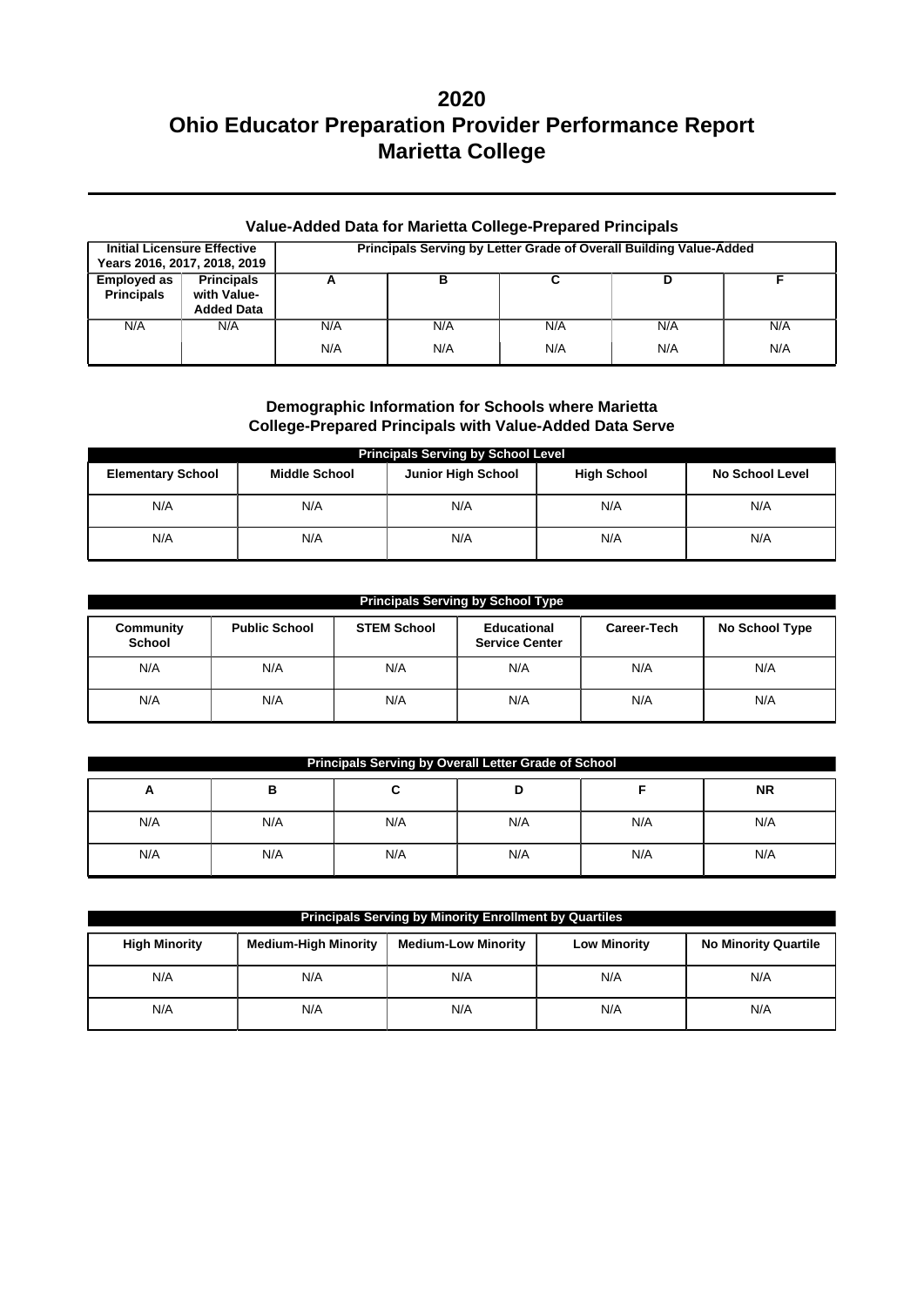# 2020
# Ohio Educator Preparation Provider Performance Report
# Marietta College

### Value-Added Data for Marietta College-Prepared Principals

| Initial Licensure Effective Years 2016, 2017, 2018, 2019 | | Principals Serving by Letter Grade of Overall Building Value-Added | | | | |
|---|---|---|---|---|---|---|
| **Employed as Principals** | **Principals with Value-Added Data** | **A** | **B** | **C** | **D** | **F** |
| N/A | N/A | N/A | N/A | N/A | N/A | N/A |
| | | N/A | N/A | N/A | N/A | N/A |

### Demographic Information for Schools where Marietta College-Prepared Principals with Value-Added Data Serve

| Principals Serving by School Level | | | | |
|---|---|---|---|---|
| **Elementary School** | **Middle School** | **Junior High School** | **High School** | **No School Level** |
| N/A | N/A | N/A | N/A | N/A |
| N/A | N/A | N/A | N/A | N/A |

| Principals Serving by School Type | | | | | |
|---|---|---|---|---|---|
| **Community School** | **Public School** | **STEM School** | **Educational Service Center** | **Career-Tech** | **No School Type** |
| N/A | N/A | N/A | N/A | N/A | N/A |
| N/A | N/A | N/A | N/A | N/A | N/A |

| Principals Serving by Overall Letter Grade of School | | | | | |
|---|---|---|---|---|---|
| **A** | **B** | **C** | **D** | **F** | **NR** |
| N/A | N/A | N/A | N/A | N/A | N/A |
| N/A | N/A | N/A | N/A | N/A | N/A |

| Principals Serving by Minority Enrollment by Quartiles | | | | |
|---|---|---|---|---|
| **High Minority** | **Medium-High Minority** | **Medium-Low Minority** | **Low Minority** | **No Minority Quartile** |
| N/A | N/A | N/A | N/A | N/A |
| N/A | N/A | N/A | N/A | N/A |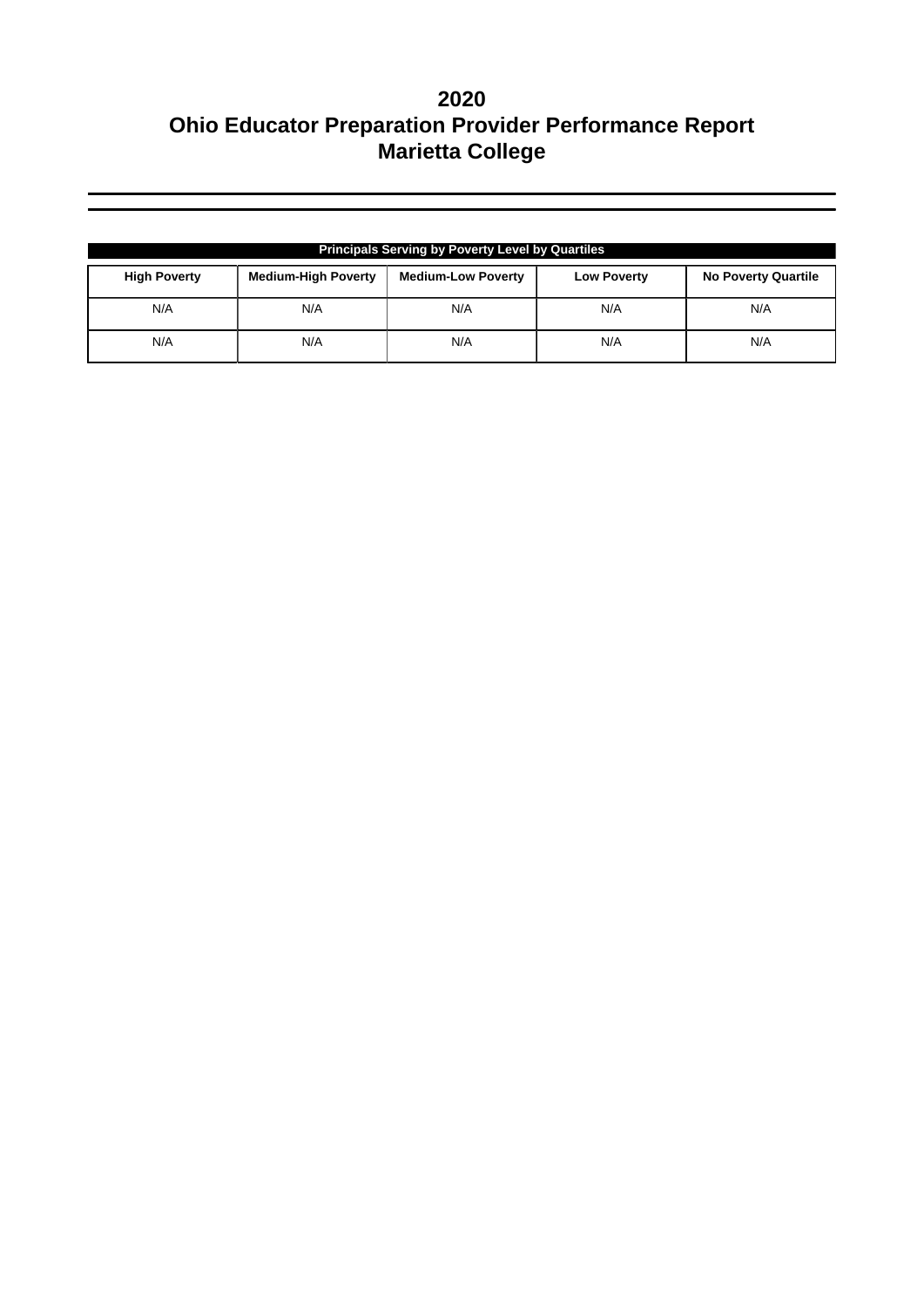# 2020
# Ohio Educator Preparation Provider Performance Report
# Marietta College

| Principals Serving by Poverty Level by Quartiles | | | | |
|---|---|---|---|---|
| **High Poverty** | **Medium-High Poverty** | **Medium-Low Poverty** | **Low Poverty** | **No Poverty Quartile** |
| N/A | N/A | N/A | N/A | N/A |
| N/A | N/A | N/A | N/A | N/A |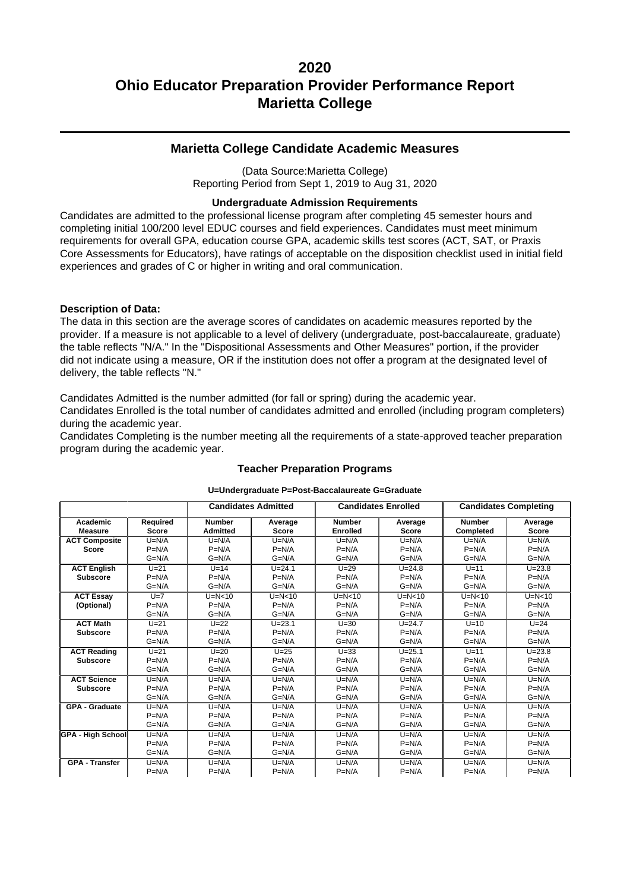# 2020
# Ohio Educator Preparation Provider Performance Report
# Marietta College

## Marietta College Candidate Academic Measures

(Data Source:Marietta College)
Reporting Period from Sept 1, 2019 to Aug 31, 2020

### Undergraduate Admission Requirements

Candidates are admitted to the professional license program after completing 45 semester hours and completing initial 100/200 level EDUC courses and field experiences. Candidates must meet minimum requirements for overall GPA, education course GPA, academic skills test scores (ACT, SAT, or Praxis Core Assessments for Educators), have ratings of acceptable on the disposition checklist used in initial field experiences and grades of C or higher in writing and oral communication.

**Description of Data:**
The data in this section are the average scores of candidates on academic measures reported by the provider. If a measure is not applicable to a level of delivery (undergraduate, post-baccalaureate, graduate) the table reflects "N/A." In the "Dispositional Assessments and Other Measures" portion, if the provider did not indicate using a measure, OR if the institution does not offer a program at the designated level of delivery, the table reflects "N."

Candidates Admitted is the number admitted (for fall or spring) during the academic year.
Candidates Enrolled is the total number of candidates admitted and enrolled (including program completers) during the academic year.
Candidates Completing is the number meeting all the requirements of a state-approved teacher preparation program during the academic year.

### Teacher Preparation Programs

**U=Undergraduate P=Post-Baccalaureate G=Graduate**

| | | Candidates Admitted | | Candidates Enrolled | | Candidates Completing | |
|---|---|---|---|---|---|---|---|
| **Academic Measure** | **Required Score** | **Number Admitted** | **Average Score** | **Number Enrolled** | **Average Score** | **Number Completed** | **Average Score** |
| **ACT Composite Score** | U=N/A<br>P=N/A<br>G=N/A | U=N/A<br>P=N/A<br>G=N/A | U=N/A<br>P=N/A<br>G=N/A | U=N/A<br>P=N/A<br>G=N/A | U=N/A<br>P=N/A<br>G=N/A | U=N/A<br>P=N/A<br>G=N/A | U=N/A<br>P=N/A<br>G=N/A |
| **ACT English Subscore** | U=21<br>P=N/A<br>G=N/A | U=14<br>P=N/A<br>G=N/A | U=24.1<br>P=N/A<br>G=N/A | U=29<br>P=N/A<br>G=N/A | U=24.8<br>P=N/A<br>G=N/A | U=11<br>P=N/A<br>G=N/A | U=23.8<br>P=N/A<br>G=N/A |
| **ACT Essay (Optional)** | U=7<br>P=N/A<br>G=N/A | U=N<10<br>P=N/A<br>G=N/A | U=N<10<br>P=N/A<br>G=N/A | U=N<10<br>P=N/A<br>G=N/A | U=N<10<br>P=N/A<br>G=N/A | U=N<10<br>P=N/A<br>G=N/A | U=N<10<br>P=N/A<br>G=N/A |
| **ACT Math Subscore** | U=21<br>P=N/A<br>G=N/A | U=22<br>P=N/A<br>G=N/A | U=23.1<br>P=N/A<br>G=N/A | U=30<br>P=N/A<br>G=N/A | U=24.7<br>P=N/A<br>G=N/A | U=10<br>P=N/A<br>G=N/A | U=24<br>P=N/A<br>G=N/A |
| **ACT Reading Subscore** | U=21<br>P=N/A<br>G=N/A | U=20<br>P=N/A<br>G=N/A | U=25<br>P=N/A<br>G=N/A | U=33<br>P=N/A<br>G=N/A | U=25.1<br>P=N/A<br>G=N/A | U=11<br>P=N/A<br>G=N/A | U=23.8<br>P=N/A<br>G=N/A |
| **ACT Science Subscore** | U=N/A<br>P=N/A<br>G=N/A | U=N/A<br>P=N/A<br>G=N/A | U=N/A<br>P=N/A<br>G=N/A | U=N/A<br>P=N/A<br>G=N/A | U=N/A<br>P=N/A<br>G=N/A | U=N/A<br>P=N/A<br>G=N/A | U=N/A<br>P=N/A<br>G=N/A |
| **GPA - Graduate** | U=N/A<br>P=N/A<br>G=N/A | U=N/A<br>P=N/A<br>G=N/A | U=N/A<br>P=N/A<br>G=N/A | U=N/A<br>P=N/A<br>G=N/A | U=N/A<br>P=N/A<br>G=N/A | U=N/A<br>P=N/A<br>G=N/A | U=N/A<br>P=N/A<br>G=N/A |
| **GPA - High School** | U=N/A<br>P=N/A<br>G=N/A | U=N/A<br>P=N/A<br>G=N/A | U=N/A<br>P=N/A<br>G=N/A | U=N/A<br>P=N/A<br>G=N/A | U=N/A<br>P=N/A<br>G=N/A | U=N/A<br>P=N/A<br>G=N/A | U=N/A<br>P=N/A<br>G=N/A |
| **GPA - Transfer** | U=N/A<br>P=N/A | U=N/A<br>P=N/A | U=N/A<br>P=N/A | U=N/A<br>P=N/A | U=N/A<br>P=N/A | U=N/A<br>P=N/A | U=N/A<br>P=N/A |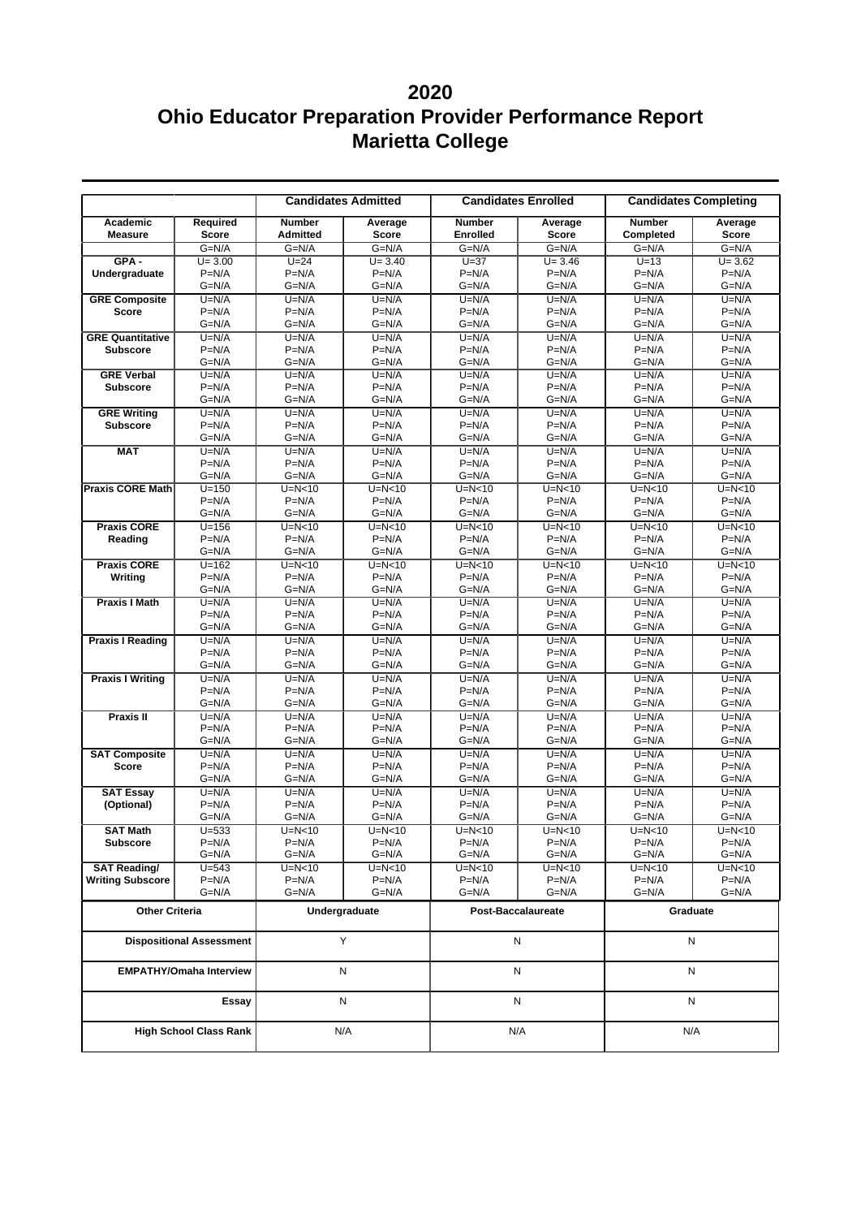# 2020
# Ohio Educator Preparation Provider Performance Report
# Marietta College

| | | Candidates Admitted | | Candidates Enrolled | | Candidates Completing | |
|---|---|---|---|---|---|---|---|
| **Academic Measure** | **Required Score** | **Number Admitted** | **Average Score** | **Number Enrolled** | **Average Score** | **Number Completed** | **Average Score** |
| **GPA - Undergraduate** | G=N/A<br>U= 3.00<br>P=N/A | G=N/A<br>U=24<br>P=N/A | G=N/A<br>U= 3.40<br>P=N/A | G=N/A<br>U=37<br>P=N/A | G=N/A<br>U= 3.46<br>P=N/A | G=N/A<br>U=13<br>P=N/A | G=N/A<br>U= 3.62<br>P=N/A |
| **GRE Composite Score** | G=N/A<br>U=N/A<br>P=N/A | G=N/A<br>U=N/A<br>P=N/A | G=N/A<br>U=N/A<br>P=N/A | G=N/A<br>U=N/A<br>P=N/A | G=N/A<br>U=N/A<br>P=N/A | G=N/A<br>U=N/A<br>P=N/A | G=N/A<br>U=N/A<br>P=N/A |
| **GRE Quantitative Subscore** | G=N/A<br>U=N/A<br>P=N/A | G=N/A<br>U=N/A<br>P=N/A | G=N/A<br>U=N/A<br>P=N/A | G=N/A<br>U=N/A<br>P=N/A | G=N/A<br>U=N/A<br>P=N/A | G=N/A<br>U=N/A<br>P=N/A | G=N/A<br>U=N/A<br>P=N/A |
| **GRE Verbal Subscore** | G=N/A<br>U=N/A<br>P=N/A | G=N/A<br>U=N/A<br>P=N/A | G=N/A<br>U=N/A<br>P=N/A | G=N/A<br>U=N/A<br>P=N/A | G=N/A<br>U=N/A<br>P=N/A | G=N/A<br>U=N/A<br>P=N/A | G=N/A<br>U=N/A<br>P=N/A |
| **GRE Writing Subscore** | G=N/A<br>U=N/A<br>P=N/A | G=N/A<br>U=N/A<br>P=N/A | G=N/A<br>U=N/A<br>P=N/A | G=N/A<br>U=N/A<br>P=N/A | G=N/A<br>U=N/A<br>P=N/A | G=N/A<br>U=N/A<br>P=N/A | G=N/A<br>U=N/A<br>P=N/A |
| **MAT** | G=N/A<br>U=N/A<br>P=N/A | G=N/A<br>U=N/A<br>P=N/A | G=N/A<br>U=N/A<br>P=N/A | G=N/A<br>U=N/A<br>P=N/A | G=N/A<br>U=N/A<br>P=N/A | G=N/A<br>U=N/A<br>P=N/A | G=N/A<br>U=N/A<br>P=N/A |
| **Praxis CORE Math** | G=N/A<br>U=150<br>P=N/A | G=N/A<br>U=N<10<br>P=N/A | G=N/A<br>U=N<10<br>P=N/A | G=N/A<br>U=N<10<br>P=N/A | G=N/A<br>U=N<10<br>P=N/A | G=N/A<br>U=N<10<br>P=N/A | G=N/A<br>U=N<10<br>P=N/A |
| **Praxis CORE Reading** | G=N/A<br>U=156<br>P=N/A | G=N/A<br>U=N<10<br>P=N/A | G=N/A<br>U=N<10<br>P=N/A | G=N/A<br>U=N<10<br>P=N/A | G=N/A<br>U=N<10<br>P=N/A | G=N/A<br>U=N<10<br>P=N/A | G=N/A<br>U=N<10<br>P=N/A |
| **Praxis CORE Writing** | G=N/A<br>U=162<br>P=N/A | G=N/A<br>U=N<10<br>P=N/A | G=N/A<br>U=N<10<br>P=N/A | G=N/A<br>U=N<10<br>P=N/A | G=N/A<br>U=N<10<br>P=N/A | G=N/A<br>U=N<10<br>P=N/A | G=N/A<br>U=N<10<br>P=N/A |
| **Praxis I Math** | G=N/A<br>U=N/A<br>P=N/A | G=N/A<br>U=N/A<br>P=N/A | G=N/A<br>U=N/A<br>P=N/A | G=N/A<br>U=N/A<br>P=N/A | G=N/A<br>U=N/A<br>P=N/A | G=N/A<br>U=N/A<br>P=N/A | G=N/A<br>U=N/A<br>P=N/A |
| **Praxis I Reading** | G=N/A<br>U=N/A<br>P=N/A | G=N/A<br>U=N/A<br>P=N/A | G=N/A<br>U=N/A<br>P=N/A | G=N/A<br>U=N/A<br>P=N/A | G=N/A<br>U=N/A<br>P=N/A | G=N/A<br>U=N/A<br>P=N/A | G=N/A<br>U=N/A<br>P=N/A |
| **Praxis I Writing** | G=N/A<br>U=N/A<br>P=N/A | G=N/A<br>U=N/A<br>P=N/A | G=N/A<br>U=N/A<br>P=N/A | G=N/A<br>U=N/A<br>P=N/A | G=N/A<br>U=N/A<br>P=N/A | G=N/A<br>U=N/A<br>P=N/A | G=N/A<br>U=N/A<br>P=N/A |
| **Praxis II** | G=N/A<br>U=N/A<br>P=N/A | G=N/A<br>U=N/A<br>P=N/A | G=N/A<br>U=N/A<br>P=N/A | G=N/A<br>U=N/A<br>P=N/A | G=N/A<br>U=N/A<br>P=N/A | G=N/A<br>U=N/A<br>P=N/A | G=N/A<br>U=N/A<br>P=N/A |
| **SAT Composite Score** | G=N/A<br>U=N/A<br>P=N/A | G=N/A<br>U=N/A<br>P=N/A | G=N/A<br>U=N/A<br>P=N/A | G=N/A<br>U=N/A<br>P=N/A | G=N/A<br>U=N/A<br>P=N/A | G=N/A<br>U=N/A<br>P=N/A | G=N/A<br>U=N/A<br>P=N/A |
| **SAT Essay (Optional)** | G=N/A<br>U=N/A<br>P=N/A | G=N/A<br>U=N/A<br>P=N/A | G=N/A<br>U=N/A<br>P=N/A | G=N/A<br>U=N/A<br>P=N/A | G=N/A<br>U=N/A<br>P=N/A | G=N/A<br>U=N/A<br>P=N/A | G=N/A<br>U=N/A<br>P=N/A |
| **SAT Math Subscore** | G=N/A<br>U=533<br>P=N/A | G=N/A<br>U=N<10<br>P=N/A | G=N/A<br>U=N<10<br>P=N/A | G=N/A<br>U=N<10<br>P=N/A | G=N/A<br>U=N<10<br>P=N/A | G=N/A<br>U=N<10<br>P=N/A | G=N/A<br>U=N<10<br>P=N/A |
| **SAT Reading/ Writing Subscore** | G=N/A<br>U=543<br>P=N/A | G=N/A<br>U=N<10<br>P=N/A | G=N/A<br>U=N<10<br>P=N/A | G=N/A<br>U=N<10<br>P=N/A | G=N/A<br>U=N<10<br>P=N/A | G=N/A<br>U=N<10<br>P=N/A | G=N/A<br>U=N<10<br>P=N/A |

| Other Criteria | Undergraduate | Post-Baccalaureate | Graduate |
|---|---|---|---|
| **Dispositional Assessment** | Y | N | N |
| **EMPATHY/Omaha Interview** | N | N | N |
| **Essay** | N | N | N |
| **High School Class Rank** | N/A | N/A | N/A |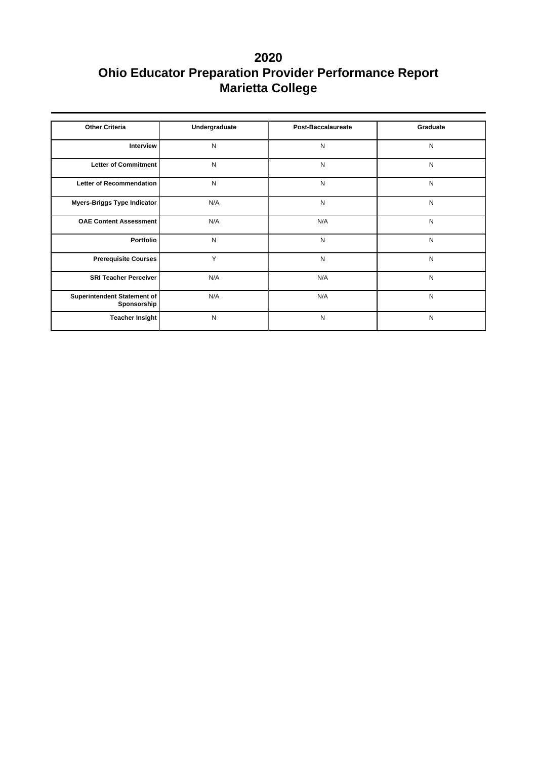# 2020
# Ohio Educator Preparation Provider Performance Report
# Marietta College

| Other Criteria | Undergraduate | Post-Baccalaureate | Graduate |
|---|---|---|---|
| Interview | N | N | N |
| Letter of Commitment | N | N | N |
| Letter of Recommendation | N | N | N |
| Myers-Briggs Type Indicator | N/A | N | N |
| OAE Content Assessment | N/A | N/A | N |
| Portfolio | N | N | N |
| Prerequisite Courses | Y | N | N |
| SRI Teacher Perceiver | N/A | N/A | N |
| Superintendent Statement of Sponsorship | N/A | N/A | N |
| Teacher Insight | N | N | N |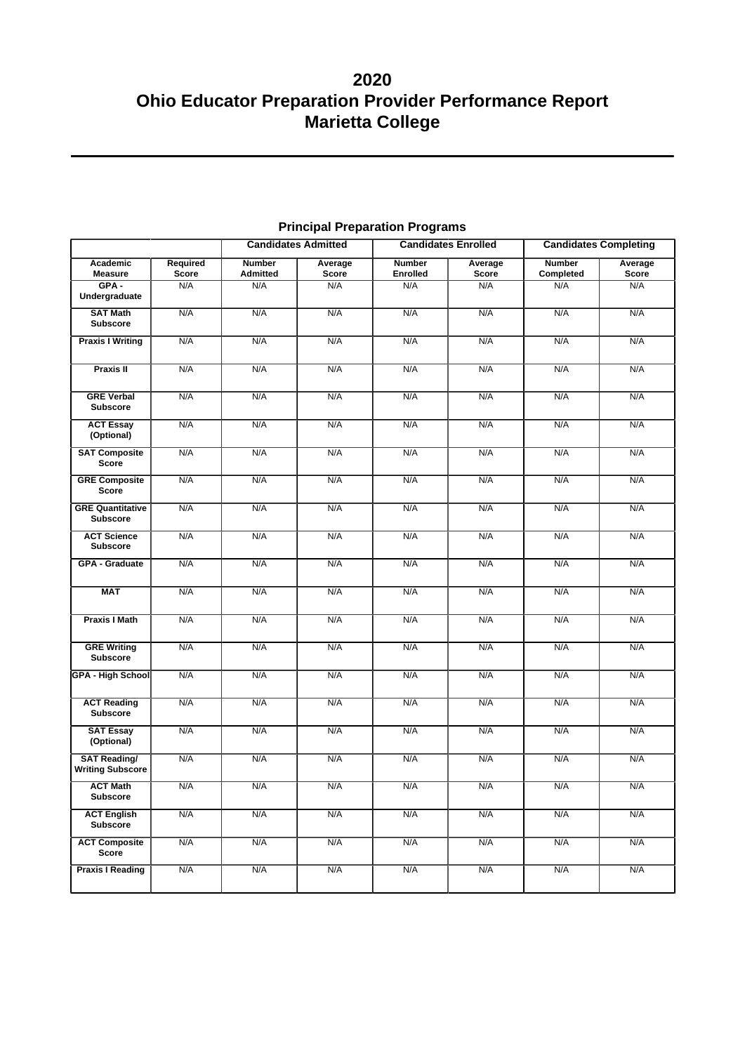# 2020
# Ohio Educator Preparation Provider Performance Report
# Marietta College

## Principal Preparation Programs

| | | Candidates Admitted | | Candidates Enrolled | | Candidates Completing | |
|---|---|---|---|---|---|---|---|
| **Academic Measure** | **Required Score** | **Number Admitted** | **Average Score** | **Number Enrolled** | **Average Score** | **Number Completed** | **Average Score** |
| **GPA - Undergraduate** | N/A | N/A | N/A | N/A | N/A | N/A | N/A |
| **SAT Math Subscore** | N/A | N/A | N/A | N/A | N/A | N/A | N/A |
| **Praxis I Writing** | N/A | N/A | N/A | N/A | N/A | N/A | N/A |
| **Praxis II** | N/A | N/A | N/A | N/A | N/A | N/A | N/A |
| **GRE Verbal Subscore** | N/A | N/A | N/A | N/A | N/A | N/A | N/A |
| **ACT Essay (Optional)** | N/A | N/A | N/A | N/A | N/A | N/A | N/A |
| **SAT Composite Score** | N/A | N/A | N/A | N/A | N/A | N/A | N/A |
| **GRE Composite Score** | N/A | N/A | N/A | N/A | N/A | N/A | N/A |
| **GRE Quantitative Subscore** | N/A | N/A | N/A | N/A | N/A | N/A | N/A |
| **ACT Science Subscore** | N/A | N/A | N/A | N/A | N/A | N/A | N/A |
| **GPA - Graduate** | N/A | N/A | N/A | N/A | N/A | N/A | N/A |
| **MAT** | N/A | N/A | N/A | N/A | N/A | N/A | N/A |
| **Praxis I Math** | N/A | N/A | N/A | N/A | N/A | N/A | N/A |
| **GRE Writing Subscore** | N/A | N/A | N/A | N/A | N/A | N/A | N/A |
| **GPA - High School** | N/A | N/A | N/A | N/A | N/A | N/A | N/A |
| **ACT Reading Subscore** | N/A | N/A | N/A | N/A | N/A | N/A | N/A |
| **SAT Essay (Optional)** | N/A | N/A | N/A | N/A | N/A | N/A | N/A |
| **SAT Reading/ Writing Subscore** | N/A | N/A | N/A | N/A | N/A | N/A | N/A |
| **ACT Math Subscore** | N/A | N/A | N/A | N/A | N/A | N/A | N/A |
| **ACT English Subscore** | N/A | N/A | N/A | N/A | N/A | N/A | N/A |
| **ACT Composite Score** | N/A | N/A | N/A | N/A | N/A | N/A | N/A |
| **Praxis I Reading** | N/A | N/A | N/A | N/A | N/A | N/A | N/A |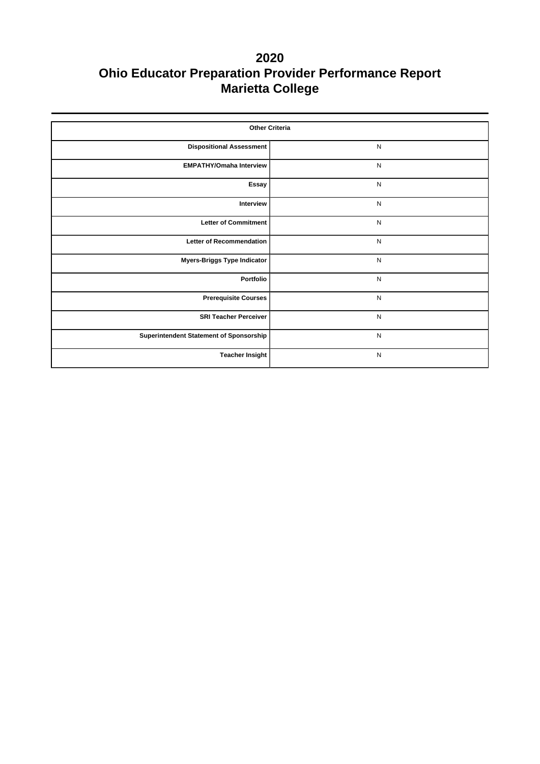# 2020
# Ohio Educator Preparation Provider Performance Report
# Marietta College

| Other Criteria | |
|---|---|
| **Dispositional Assessment** | N |
| **EMPATHY/Omaha Interview** | N |
| **Essay** | N |
| **Interview** | N |
| **Letter of Commitment** | N |
| **Letter of Recommendation** | N |
| **Myers-Briggs Type Indicator** | N |
| **Portfolio** | N |
| **Prerequisite Courses** | N |
| **SRI Teacher Perceiver** | N |
| **Superintendent Statement of Sponsorship** | N |
| **Teacher Insight** | N |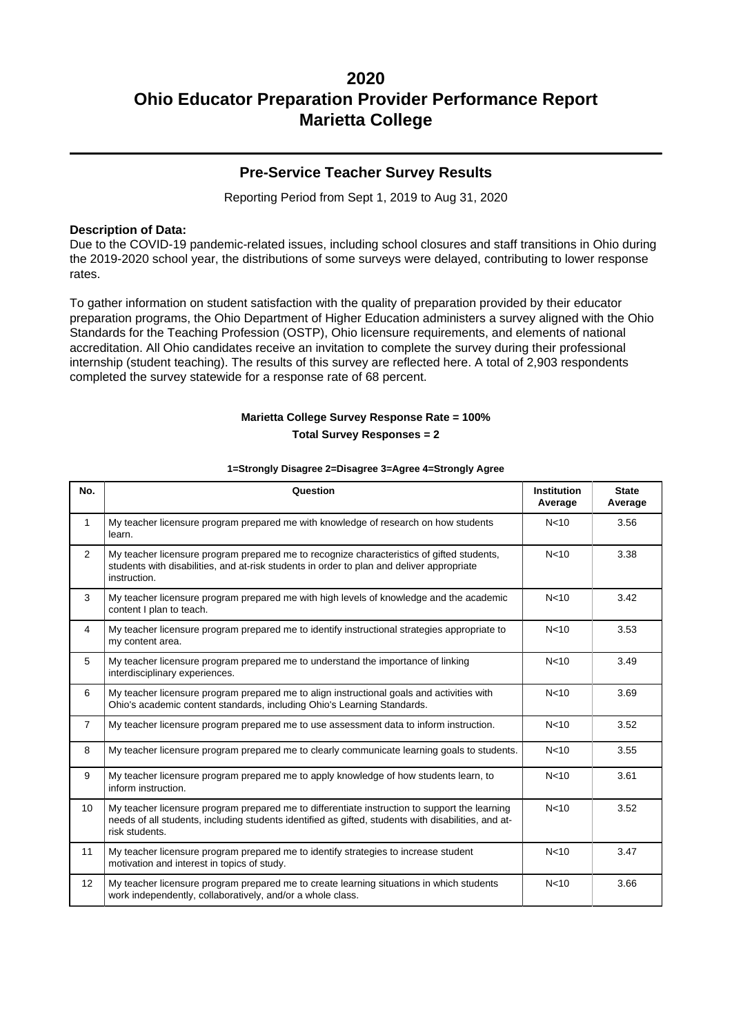# 2020
# Ohio Educator Preparation Provider Performance Report
# Marietta College

## Pre-Service Teacher Survey Results

Reporting Period from Sept 1, 2019 to Aug 31, 2020

**Description of Data:**
Due to the COVID-19 pandemic-related issues, including school closures and staff transitions in Ohio during the 2019-2020 school year, the distributions of some surveys were delayed, contributing to lower response rates.

To gather information on student satisfaction with the quality of preparation provided by their educator preparation programs, the Ohio Department of Higher Education administers a survey aligned with the Ohio Standards for the Teaching Profession (OSTP), Ohio licensure requirements, and elements of national accreditation. All Ohio candidates receive an invitation to complete the survey during their professional internship (student teaching). The results of this survey are reflected here. A total of 2,903 respondents completed the survey statewide for a response rate of 68 percent.

**Marietta College Survey Response Rate = 100%**

**Total Survey Responses = 2**

**1=Strongly Disagree 2=Disagree 3=Agree 4=Strongly Agree**

| No. | Question | Institution Average | State Average |
|---|---|---|---|
| 1 | My teacher licensure program prepared me with knowledge of research on how students learn. | N<10 | 3.56 |
| 2 | My teacher licensure program prepared me to recognize characteristics of gifted students, students with disabilities, and at-risk students in order to plan and deliver appropriate instruction. | N<10 | 3.38 |
| 3 | My teacher licensure program prepared me with high levels of knowledge and the academic content I plan to teach. | N<10 | 3.42 |
| 4 | My teacher licensure program prepared me to identify instructional strategies appropriate to my content area. | N<10 | 3.53 |
| 5 | My teacher licensure program prepared me to understand the importance of linking interdisciplinary experiences. | N<10 | 3.49 |
| 6 | My teacher licensure program prepared me to align instructional goals and activities with Ohio's academic content standards, including Ohio's Learning Standards. | N<10 | 3.69 |
| 7 | My teacher licensure program prepared me to use assessment data to inform instruction. | N<10 | 3.52 |
| 8 | My teacher licensure program prepared me to clearly communicate learning goals to students. | N<10 | 3.55 |
| 9 | My teacher licensure program prepared me to apply knowledge of how students learn, to inform instruction. | N<10 | 3.61 |
| 10 | My teacher licensure program prepared me to differentiate instruction to support the learning needs of all students, including students identified as gifted, students with disabilities, and at-risk students. | N<10 | 3.52 |
| 11 | My teacher licensure program prepared me to identify strategies to increase student motivation and interest in topics of study. | N<10 | 3.47 |
| 12 | My teacher licensure program prepared me to create learning situations in which students work independently, collaboratively, and/or a whole class. | N<10 | 3.66 |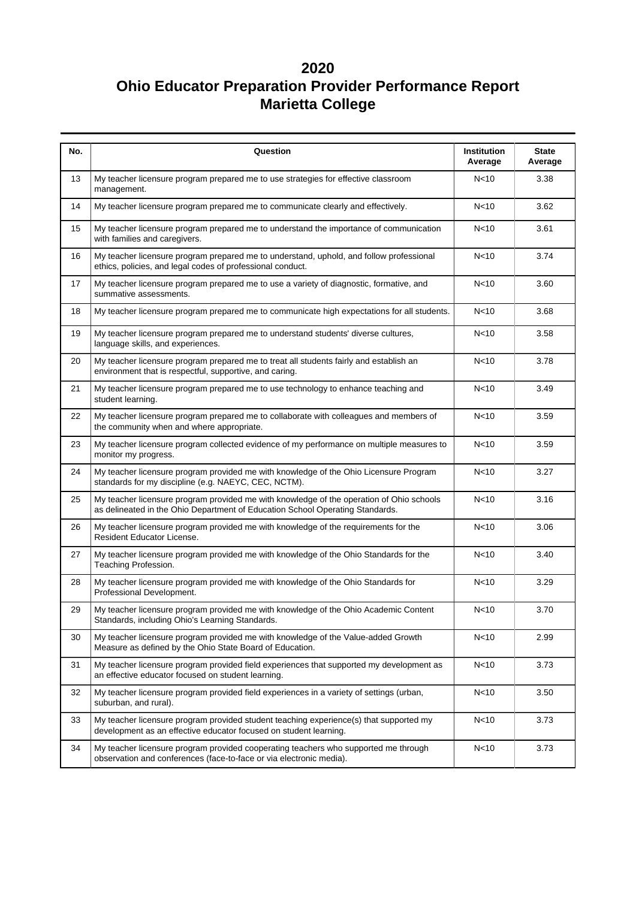# 2020
# Ohio Educator Preparation Provider Performance Report
# Marietta College

| No. | Question | Institution Average | State Average |
|---|---|---|---|
| 13 | My teacher licensure program prepared me to use strategies for effective classroom management. | N<10 | 3.38 |
| 14 | My teacher licensure program prepared me to communicate clearly and effectively. | N<10 | 3.62 |
| 15 | My teacher licensure program prepared me to understand the importance of communication with families and caregivers. | N<10 | 3.61 |
| 16 | My teacher licensure program prepared me to understand, uphold, and follow professional ethics, policies, and legal codes of professional conduct. | N<10 | 3.74 |
| 17 | My teacher licensure program prepared me to use a variety of diagnostic, formative, and summative assessments. | N<10 | 3.60 |
| 18 | My teacher licensure program prepared me to communicate high expectations for all students. | N<10 | 3.68 |
| 19 | My teacher licensure program prepared me to understand students' diverse cultures, language skills, and experiences. | N<10 | 3.58 |
| 20 | My teacher licensure program prepared me to treat all students fairly and establish an environment that is respectful, supportive, and caring. | N<10 | 3.78 |
| 21 | My teacher licensure program prepared me to use technology to enhance teaching and student learning. | N<10 | 3.49 |
| 22 | My teacher licensure program prepared me to collaborate with colleagues and members of the community when and where appropriate. | N<10 | 3.59 |
| 23 | My teacher licensure program collected evidence of my performance on multiple measures to monitor my progress. | N<10 | 3.59 |
| 24 | My teacher licensure program provided me with knowledge of the Ohio Licensure Program standards for my discipline (e.g. NAEYC, CEC, NCTM). | N<10 | 3.27 |
| 25 | My teacher licensure program provided me with knowledge of the operation of Ohio schools as delineated in the Ohio Department of Education School Operating Standards. | N<10 | 3.16 |
| 26 | My teacher licensure program provided me with knowledge of the requirements for the Resident Educator License. | N<10 | 3.06 |
| 27 | My teacher licensure program provided me with knowledge of the Ohio Standards for the Teaching Profession. | N<10 | 3.40 |
| 28 | My teacher licensure program provided me with knowledge of the Ohio Standards for Professional Development. | N<10 | 3.29 |
| 29 | My teacher licensure program provided me with knowledge of the Ohio Academic Content Standards, including Ohio's Learning Standards. | N<10 | 3.70 |
| 30 | My teacher licensure program provided me with knowledge of the Value-added Growth Measure as defined by the Ohio State Board of Education. | N<10 | 2.99 |
| 31 | My teacher licensure program provided field experiences that supported my development as an effective educator focused on student learning. | N<10 | 3.73 |
| 32 | My teacher licensure program provided field experiences in a variety of settings (urban, suburban, and rural). | N<10 | 3.50 |
| 33 | My teacher licensure program provided student teaching experience(s) that supported my development as an effective educator focused on student learning. | N<10 | 3.73 |
| 34 | My teacher licensure program provided cooperating teachers who supported me through observation and conferences (face-to-face or via electronic media). | N<10 | 3.73 |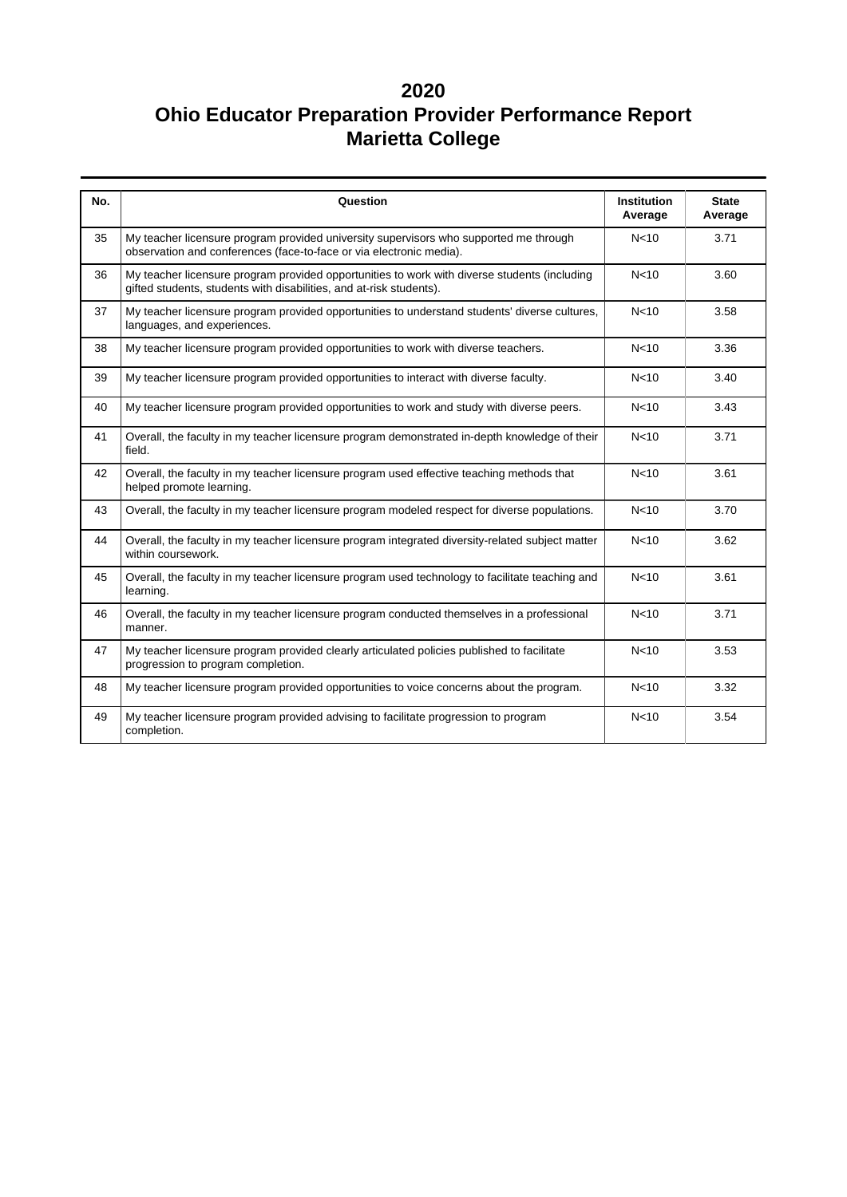# 2020
# Ohio Educator Preparation Provider Performance Report
# Marietta College

| No. | Question | Institution Average | State Average |
|---|---|---|---|
| 35 | My teacher licensure program provided university supervisors who supported me through observation and conferences (face-to-face or via electronic media). | N<10 | 3.71 |
| 36 | My teacher licensure program provided opportunities to work with diverse students (including gifted students, students with disabilities, and at-risk students). | N<10 | 3.60 |
| 37 | My teacher licensure program provided opportunities to understand students' diverse cultures, languages, and experiences. | N<10 | 3.58 |
| 38 | My teacher licensure program provided opportunities to work with diverse teachers. | N<10 | 3.36 |
| 39 | My teacher licensure program provided opportunities to interact with diverse faculty. | N<10 | 3.40 |
| 40 | My teacher licensure program provided opportunities to work and study with diverse peers. | N<10 | 3.43 |
| 41 | Overall, the faculty in my teacher licensure program demonstrated in-depth knowledge of their field. | N<10 | 3.71 |
| 42 | Overall, the faculty in my teacher licensure program used effective teaching methods that helped promote learning. | N<10 | 3.61 |
| 43 | Overall, the faculty in my teacher licensure program modeled respect for diverse populations. | N<10 | 3.70 |
| 44 | Overall, the faculty in my teacher licensure program integrated diversity-related subject matter within coursework. | N<10 | 3.62 |
| 45 | Overall, the faculty in my teacher licensure program used technology to facilitate teaching and learning. | N<10 | 3.61 |
| 46 | Overall, the faculty in my teacher licensure program conducted themselves in a professional manner. | N<10 | 3.71 |
| 47 | My teacher licensure program provided clearly articulated policies published to facilitate progression to program completion. | N<10 | 3.53 |
| 48 | My teacher licensure program provided opportunities to voice concerns about the program. | N<10 | 3.32 |
| 49 | My teacher licensure program provided advising to facilitate progression to program completion. | N<10 | 3.54 |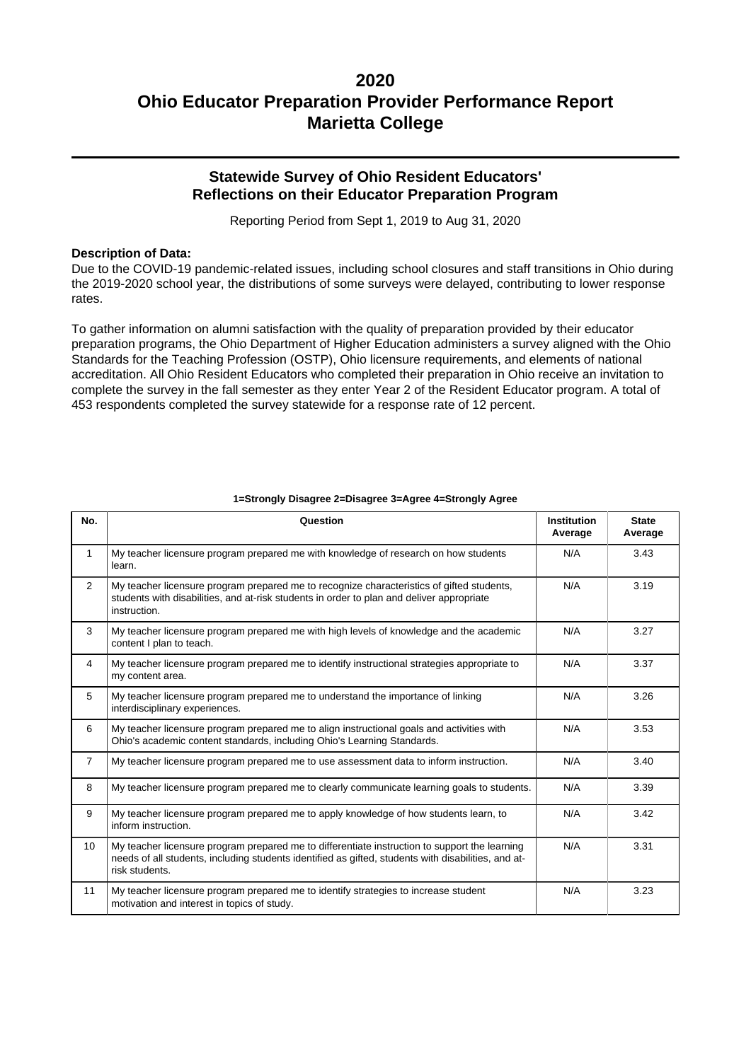# 2020
# Ohio Educator Preparation Provider Performance Report
# Marietta College

## Statewide Survey of Ohio Resident Educators' Reflections on their Educator Preparation Program

Reporting Period from Sept 1, 2019 to Aug 31, 2020

**Description of Data:**

Due to the COVID-19 pandemic-related issues, including school closures and staff transitions in Ohio during the 2019-2020 school year, the distributions of some surveys were delayed, contributing to lower response rates.

To gather information on alumni satisfaction with the quality of preparation provided by their educator preparation programs, the Ohio Department of Higher Education administers a survey aligned with the Ohio Standards for the Teaching Profession (OSTP), Ohio licensure requirements, and elements of national accreditation. All Ohio Resident Educators who completed their preparation in Ohio receive an invitation to complete the survey in the fall semester as they enter Year 2 of the Resident Educator program. A total of 453 respondents completed the survey statewide for a response rate of 12 percent.

**1=Strongly Disagree 2=Disagree 3=Agree 4=Strongly Agree**

| No. | Question | Institution Average | State Average |
|---|---|---|---|
| 1 | My teacher licensure program prepared me with knowledge of research on how students learn. | N/A | 3.43 |
| 2 | My teacher licensure program prepared me to recognize characteristics of gifted students, students with disabilities, and at-risk students in order to plan and deliver appropriate instruction. | N/A | 3.19 |
| 3 | My teacher licensure program prepared me with high levels of knowledge and the academic content I plan to teach. | N/A | 3.27 |
| 4 | My teacher licensure program prepared me to identify instructional strategies appropriate to my content area. | N/A | 3.37 |
| 5 | My teacher licensure program prepared me to understand the importance of linking interdisciplinary experiences. | N/A | 3.26 |
| 6 | My teacher licensure program prepared me to align instructional goals and activities with Ohio's academic content standards, including Ohio's Learning Standards. | N/A | 3.53 |
| 7 | My teacher licensure program prepared me to use assessment data to inform instruction. | N/A | 3.40 |
| 8 | My teacher licensure program prepared me to clearly communicate learning goals to students. | N/A | 3.39 |
| 9 | My teacher licensure program prepared me to apply knowledge of how students learn, to inform instruction. | N/A | 3.42 |
| 10 | My teacher licensure program prepared me to differentiate instruction to support the learning needs of all students, including students identified as gifted, students with disabilities, and at-risk students. | N/A | 3.31 |
| 11 | My teacher licensure program prepared me to identify strategies to increase student motivation and interest in topics of study. | N/A | 3.23 |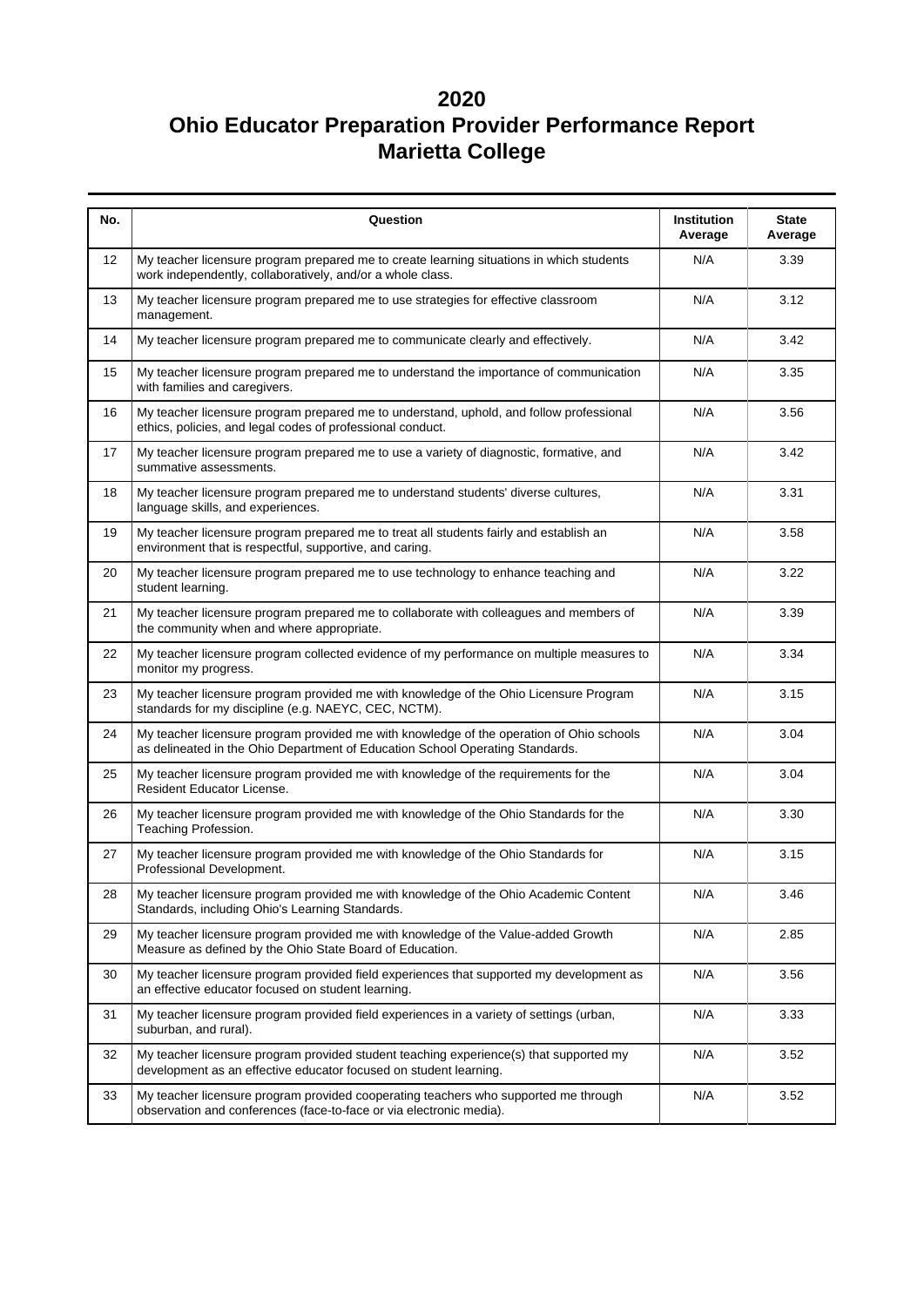# 2020
# Ohio Educator Preparation Provider Performance Report
# Marietta College

| No. | Question | Institution Average | State Average |
|---|---|---|---|
| 12 | My teacher licensure program prepared me to create learning situations in which students work independently, collaboratively, and/or a whole class. | N/A | 3.39 |
| 13 | My teacher licensure program prepared me to use strategies for effective classroom management. | N/A | 3.12 |
| 14 | My teacher licensure program prepared me to communicate clearly and effectively. | N/A | 3.42 |
| 15 | My teacher licensure program prepared me to understand the importance of communication with families and caregivers. | N/A | 3.35 |
| 16 | My teacher licensure program prepared me to understand, uphold, and follow professional ethics, policies, and legal codes of professional conduct. | N/A | 3.56 |
| 17 | My teacher licensure program prepared me to use a variety of diagnostic, formative, and summative assessments. | N/A | 3.42 |
| 18 | My teacher licensure program prepared me to understand students' diverse cultures, language skills, and experiences. | N/A | 3.31 |
| 19 | My teacher licensure program prepared me to treat all students fairly and establish an environment that is respectful, supportive, and caring. | N/A | 3.58 |
| 20 | My teacher licensure program prepared me to use technology to enhance teaching and student learning. | N/A | 3.22 |
| 21 | My teacher licensure program prepared me to collaborate with colleagues and members of the community when and where appropriate. | N/A | 3.39 |
| 22 | My teacher licensure program collected evidence of my performance on multiple measures to monitor my progress. | N/A | 3.34 |
| 23 | My teacher licensure program provided me with knowledge of the Ohio Licensure Program standards for my discipline (e.g. NAEYC, CEC, NCTM). | N/A | 3.15 |
| 24 | My teacher licensure program provided me with knowledge of the operation of Ohio schools as delineated in the Ohio Department of Education School Operating Standards. | N/A | 3.04 |
| 25 | My teacher licensure program provided me with knowledge of the requirements for the Resident Educator License. | N/A | 3.04 |
| 26 | My teacher licensure program provided me with knowledge of the Ohio Standards for the Teaching Profession. | N/A | 3.30 |
| 27 | My teacher licensure program provided me with knowledge of the Ohio Standards for Professional Development. | N/A | 3.15 |
| 28 | My teacher licensure program provided me with knowledge of the Ohio Academic Content Standards, including Ohio's Learning Standards. | N/A | 3.46 |
| 29 | My teacher licensure program provided me with knowledge of the Value-added Growth Measure as defined by the Ohio State Board of Education. | N/A | 2.85 |
| 30 | My teacher licensure program provided field experiences that supported my development as an effective educator focused on student learning. | N/A | 3.56 |
| 31 | My teacher licensure program provided field experiences in a variety of settings (urban, suburban, and rural). | N/A | 3.33 |
| 32 | My teacher licensure program provided student teaching experience(s) that supported my development as an effective educator focused on student learning. | N/A | 3.52 |
| 33 | My teacher licensure program provided cooperating teachers who supported me through observation and conferences (face-to-face or via electronic media). | N/A | 3.52 |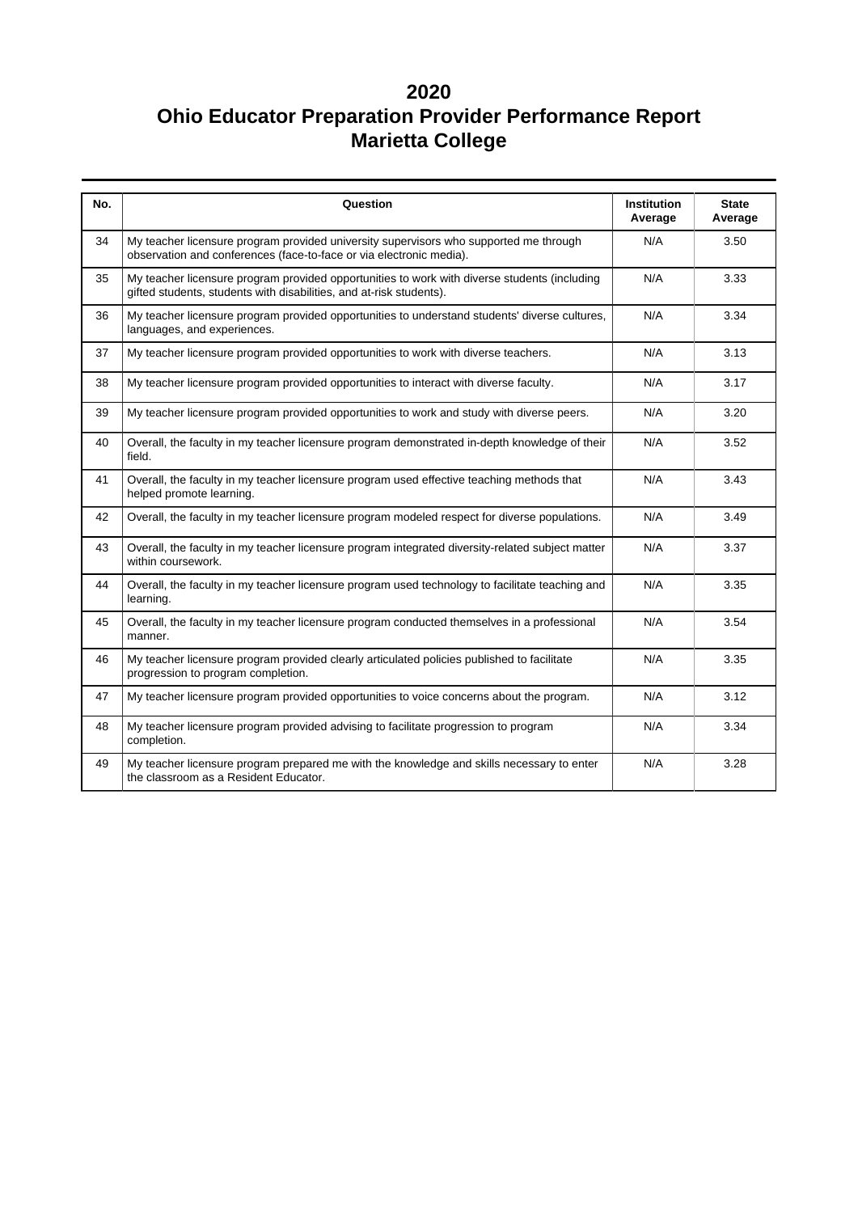# 2020
# Ohio Educator Preparation Provider Performance Report
# Marietta College

| No. | Question | Institution Average | State Average |
|---|---|---|---|
| 34 | My teacher licensure program provided university supervisors who supported me through observation and conferences (face-to-face or via electronic media). | N/A | 3.50 |
| 35 | My teacher licensure program provided opportunities to work with diverse students (including gifted students, students with disabilities, and at-risk students). | N/A | 3.33 |
| 36 | My teacher licensure program provided opportunities to understand students' diverse cultures, languages, and experiences. | N/A | 3.34 |
| 37 | My teacher licensure program provided opportunities to work with diverse teachers. | N/A | 3.13 |
| 38 | My teacher licensure program provided opportunities to interact with diverse faculty. | N/A | 3.17 |
| 39 | My teacher licensure program provided opportunities to work and study with diverse peers. | N/A | 3.20 |
| 40 | Overall, the faculty in my teacher licensure program demonstrated in-depth knowledge of their field. | N/A | 3.52 |
| 41 | Overall, the faculty in my teacher licensure program used effective teaching methods that helped promote learning. | N/A | 3.43 |
| 42 | Overall, the faculty in my teacher licensure program modeled respect for diverse populations. | N/A | 3.49 |
| 43 | Overall, the faculty in my teacher licensure program integrated diversity-related subject matter within coursework. | N/A | 3.37 |
| 44 | Overall, the faculty in my teacher licensure program used technology to facilitate teaching and learning. | N/A | 3.35 |
| 45 | Overall, the faculty in my teacher licensure program conducted themselves in a professional manner. | N/A | 3.54 |
| 46 | My teacher licensure program provided clearly articulated policies published to facilitate progression to program completion. | N/A | 3.35 |
| 47 | My teacher licensure program provided opportunities to voice concerns about the program. | N/A | 3.12 |
| 48 | My teacher licensure program provided advising to facilitate progression to program completion. | N/A | 3.34 |
| 49 | My teacher licensure program prepared me with the knowledge and skills necessary to enter the classroom as a Resident Educator. | N/A | 3.28 |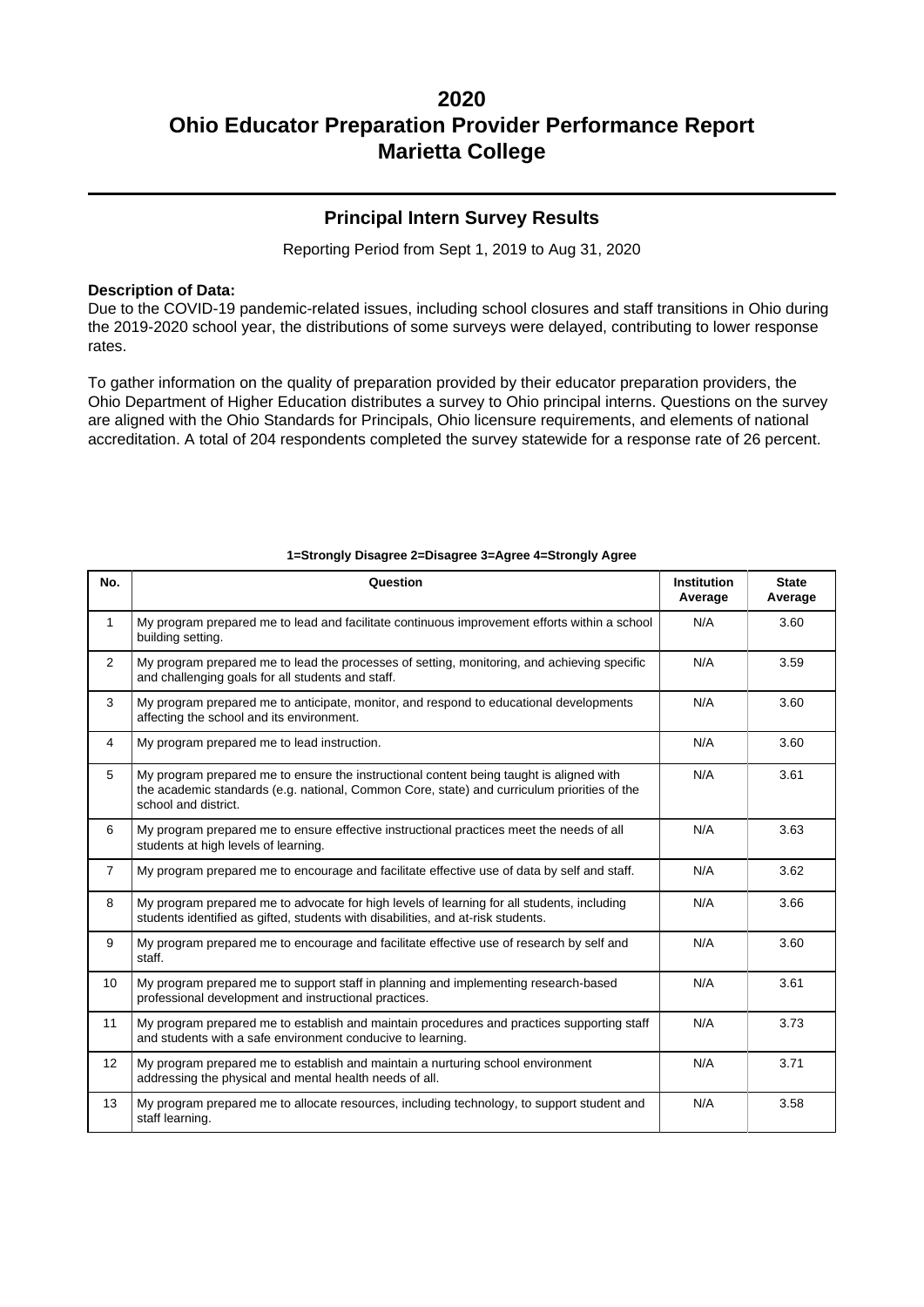# 2020
# Ohio Educator Preparation Provider Performance Report
# Marietta College

## Principal Intern Survey Results

Reporting Period from Sept 1, 2019 to Aug 31, 2020

**Description of Data:**
Due to the COVID-19 pandemic-related issues, including school closures and staff transitions in Ohio during the 2019-2020 school year, the distributions of some surveys were delayed, contributing to lower response rates.

To gather information on the quality of preparation provided by their educator preparation providers, the Ohio Department of Higher Education distributes a survey to Ohio principal interns. Questions on the survey are aligned with the Ohio Standards for Principals, Ohio licensure requirements, and elements of national accreditation. A total of 204 respondents completed the survey statewide for a response rate of 26 percent.

**1=Strongly Disagree 2=Disagree 3=Agree 4=Strongly Agree**

| No. | Question | Institution Average | State Average |
|---|---|---|---|
| 1 | My program prepared me to lead and facilitate continuous improvement efforts within a school building setting. | N/A | 3.60 |
| 2 | My program prepared me to lead the processes of setting, monitoring, and achieving specific and challenging goals for all students and staff. | N/A | 3.59 |
| 3 | My program prepared me to anticipate, monitor, and respond to educational developments affecting the school and its environment. | N/A | 3.60 |
| 4 | My program prepared me to lead instruction. | N/A | 3.60 |
| 5 | My program prepared me to ensure the instructional content being taught is aligned with the academic standards (e.g. national, Common Core, state) and curriculum priorities of the school and district. | N/A | 3.61 |
| 6 | My program prepared me to ensure effective instructional practices meet the needs of all students at high levels of learning. | N/A | 3.63 |
| 7 | My program prepared me to encourage and facilitate effective use of data by self and staff. | N/A | 3.62 |
| 8 | My program prepared me to advocate for high levels of learning for all students, including students identified as gifted, students with disabilities, and at-risk students. | N/A | 3.66 |
| 9 | My program prepared me to encourage and facilitate effective use of research by self and staff. | N/A | 3.60 |
| 10 | My program prepared me to support staff in planning and implementing research-based professional development and instructional practices. | N/A | 3.61 |
| 11 | My program prepared me to establish and maintain procedures and practices supporting staff and students with a safe environment conducive to learning. | N/A | 3.73 |
| 12 | My program prepared me to establish and maintain a nurturing school environment addressing the physical and mental health needs of all. | N/A | 3.71 |
| 13 | My program prepared me to allocate resources, including technology, to support student and staff learning. | N/A | 3.58 |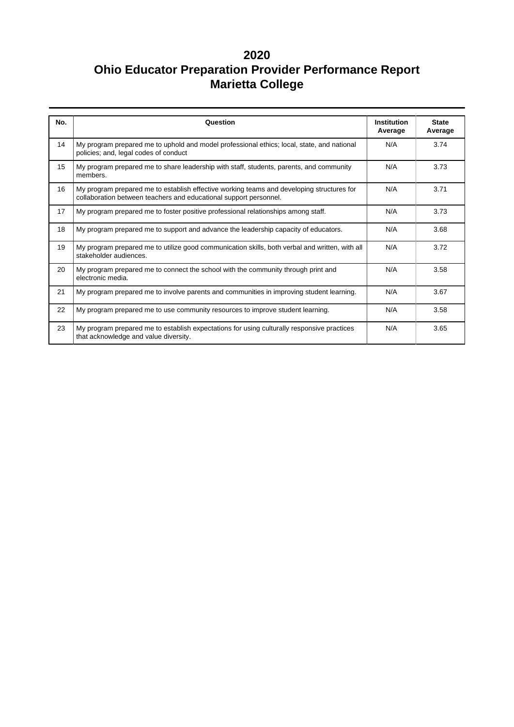# 2020
# Ohio Educator Preparation Provider Performance Report
# Marietta College

| No. | Question | Institution Average | State Average |
|---|---|---|---|
| 14 | My program prepared me to uphold and model professional ethics; local, state, and national policies; and, legal codes of conduct | N/A | 3.74 |
| 15 | My program prepared me to share leadership with staff, students, parents, and community members. | N/A | 3.73 |
| 16 | My program prepared me to establish effective working teams and developing structures for collaboration between teachers and educational support personnel. | N/A | 3.71 |
| 17 | My program prepared me to foster positive professional relationships among staff. | N/A | 3.73 |
| 18 | My program prepared me to support and advance the leadership capacity of educators. | N/A | 3.68 |
| 19 | My program prepared me to utilize good communication skills, both verbal and written, with all stakeholder audiences. | N/A | 3.72 |
| 20 | My program prepared me to connect the school with the community through print and electronic media. | N/A | 3.58 |
| 21 | My program prepared me to involve parents and communities in improving student learning. | N/A | 3.67 |
| 22 | My program prepared me to use community resources to improve student learning. | N/A | 3.58 |
| 23 | My program prepared me to establish expectations for using culturally responsive practices that acknowledge and value diversity. | N/A | 3.65 |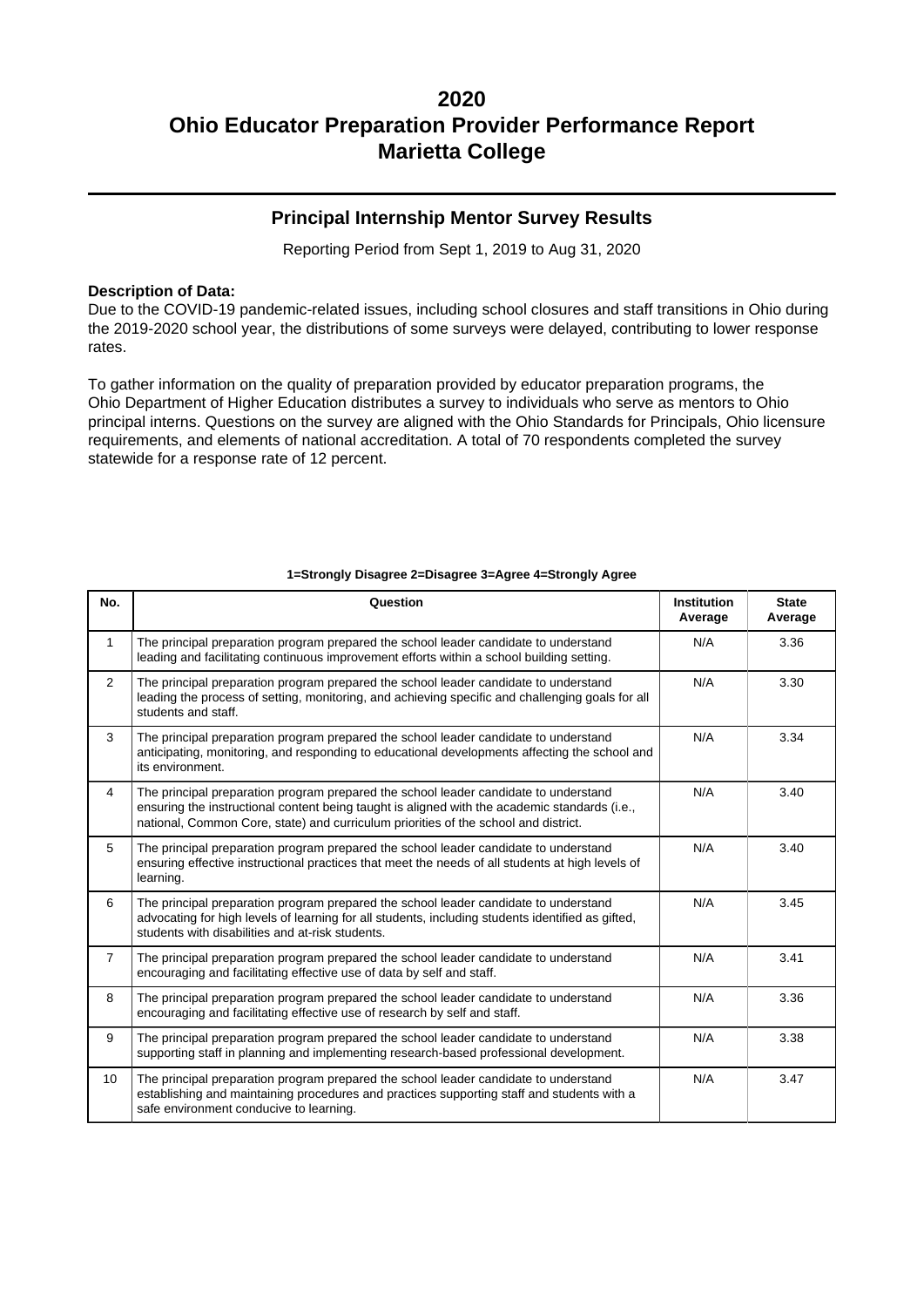# 2020
# Ohio Educator Preparation Provider Performance Report
# Marietta College

## Principal Internship Mentor Survey Results

Reporting Period from Sept 1, 2019 to Aug 31, 2020

**Description of Data:**
Due to the COVID-19 pandemic-related issues, including school closures and staff transitions in Ohio during the 2019-2020 school year, the distributions of some surveys were delayed, contributing to lower response rates.

To gather information on the quality of preparation provided by educator preparation programs, the Ohio Department of Higher Education distributes a survey to individuals who serve as mentors to Ohio principal interns. Questions on the survey are aligned with the Ohio Standards for Principals, Ohio licensure requirements, and elements of national accreditation. A total of 70 respondents completed the survey statewide for a response rate of 12 percent.

**1=Strongly Disagree 2=Disagree 3=Agree 4=Strongly Agree**

| No. | Question | Institution Average | State Average |
|---|---|---|---|
| 1 | The principal preparation program prepared the school leader candidate to understand leading and facilitating continuous improvement efforts within a school building setting. | N/A | 3.36 |
| 2 | The principal preparation program prepared the school leader candidate to understand leading the process of setting, monitoring, and achieving specific and challenging goals for all students and staff. | N/A | 3.30 |
| 3 | The principal preparation program prepared the school leader candidate to understand anticipating, monitoring, and responding to educational developments affecting the school and its environment. | N/A | 3.34 |
| 4 | The principal preparation program prepared the school leader candidate to understand ensuring the instructional content being taught is aligned with the academic standards (i.e., national, Common Core, state) and curriculum priorities of the school and district. | N/A | 3.40 |
| 5 | The principal preparation program prepared the school leader candidate to understand ensuring effective instructional practices that meet the needs of all students at high levels of learning. | N/A | 3.40 |
| 6 | The principal preparation program prepared the school leader candidate to understand advocating for high levels of learning for all students, including students identified as gifted, students with disabilities and at-risk students. | N/A | 3.45 |
| 7 | The principal preparation program prepared the school leader candidate to understand encouraging and facilitating effective use of data by self and staff. | N/A | 3.41 |
| 8 | The principal preparation program prepared the school leader candidate to understand encouraging and facilitating effective use of research by self and staff. | N/A | 3.36 |
| 9 | The principal preparation program prepared the school leader candidate to understand supporting staff in planning and implementing research-based professional development. | N/A | 3.38 |
| 10 | The principal preparation program prepared the school leader candidate to understand establishing and maintaining procedures and practices supporting staff and students with a safe environment conducive to learning. | N/A | 3.47 |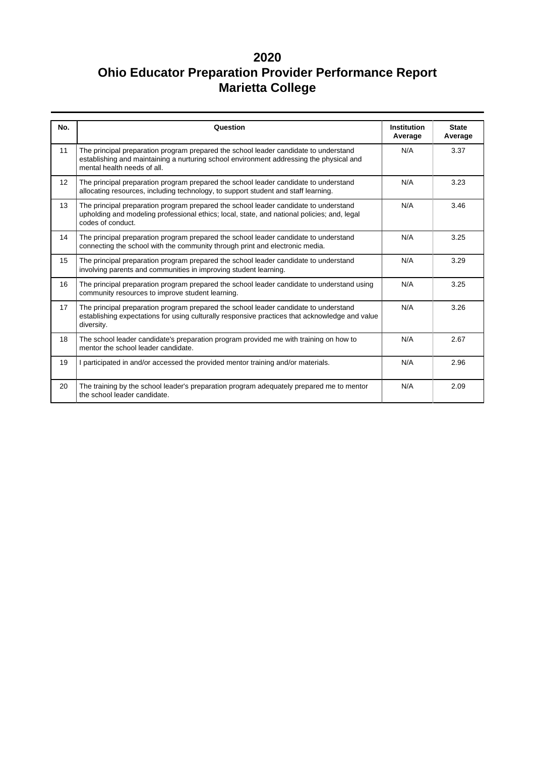# 2020
# Ohio Educator Preparation Provider Performance Report
# Marietta College

| No. | Question | Institution Average | State Average |
|---|---|---|---|
| 11 | The principal preparation program prepared the school leader candidate to understand establishing and maintaining a nurturing school environment addressing the physical and mental health needs of all. | N/A | 3.37 |
| 12 | The principal preparation program prepared the school leader candidate to understand allocating resources, including technology, to support student and staff learning. | N/A | 3.23 |
| 13 | The principal preparation program prepared the school leader candidate to understand upholding and modeling professional ethics; local, state, and national policies; and, legal codes of conduct. | N/A | 3.46 |
| 14 | The principal preparation program prepared the school leader candidate to understand connecting the school with the community through print and electronic media. | N/A | 3.25 |
| 15 | The principal preparation program prepared the school leader candidate to understand involving parents and communities in improving student learning. | N/A | 3.29 |
| 16 | The principal preparation program prepared the school leader candidate to understand using community resources to improve student learning. | N/A | 3.25 |
| 17 | The principal preparation program prepared the school leader candidate to understand establishing expectations for using culturally responsive practices that acknowledge and value diversity. | N/A | 3.26 |
| 18 | The school leader candidate's preparation program provided me with training on how to mentor the school leader candidate. | N/A | 2.67 |
| 19 | I participated in and/or accessed the provided mentor training and/or materials. | N/A | 2.96 |
| 20 | The training by the school leader's preparation program adequately prepared me to mentor the school leader candidate. | N/A | 2.09 |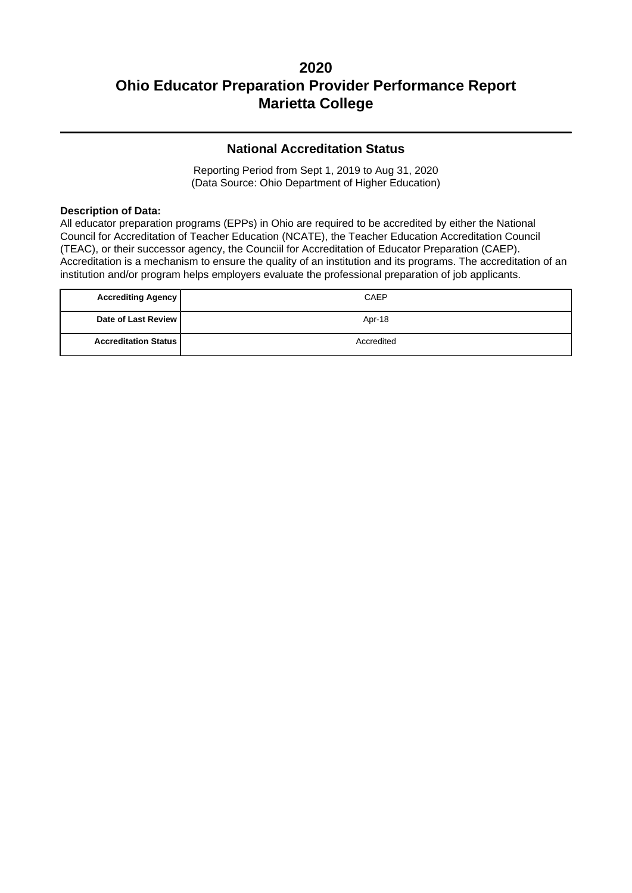# 2020
# Ohio Educator Preparation Provider Performance Report
# Marietta College

## National Accreditation Status

Reporting Period from Sept 1, 2019 to Aug 31, 2020
(Data Source: Ohio Department of Higher Education)

**Description of Data:**
All educator preparation programs (EPPs) in Ohio are required to be accredited by either the National Council for Accreditation of Teacher Education (NCATE), the Teacher Education Accreditation Council (TEAC), or their successor agency, the Counciil for Accreditation of Educator Preparation (CAEP). Accreditation is a mechanism to ensure the quality of an institution and its programs. The accreditation of an institution and/or program helps employers evaluate the professional preparation of job applicants.

| | |
|---|---|
| **Accrediting Agency** | CAEP |
| **Date of Last Review** | Apr-18 |
| **Accreditation Status** | Accredited |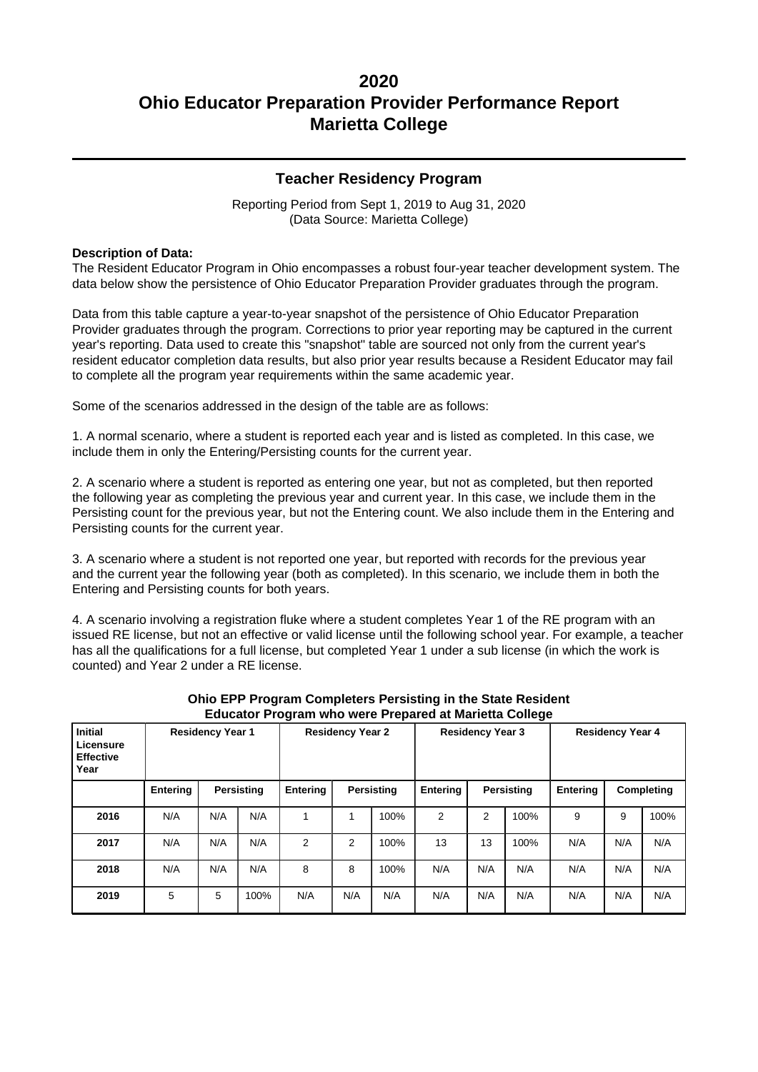# 2020
# Ohio Educator Preparation Provider Performance Report
# Marietta College

## Teacher Residency Program

Reporting Period from Sept 1, 2019 to Aug 31, 2020
(Data Source: Marietta College)

**Description of Data:**

The Resident Educator Program in Ohio encompasses a robust four-year teacher development system. The data below show the persistence of Ohio Educator Preparation Provider graduates through the program.

Data from this table capture a year-to-year snapshot of the persistence of Ohio Educator Preparation Provider graduates through the program. Corrections to prior year reporting may be captured in the current year's reporting. Data used to create this "snapshot" table are sourced not only from the current year's resident educator completion data results, but also prior year results because a Resident Educator may fail to complete all the program year requirements within the same academic year.

Some of the scenarios addressed in the design of the table are as follows:

1. A normal scenario, where a student is reported each year and is listed as completed. In this case, we include them in only the Entering/Persisting counts for the current year.

2. A scenario where a student is reported as entering one year, but not as completed, but then reported the following year as completing the previous year and current year. In this case, we include them in the Persisting count for the previous year, but not the Entering count. We also include them in the Entering and Persisting counts for the current year.

3. A scenario where a student is not reported one year, but reported with records for the previous year and the current year the following year (both as completed). In this scenario, we include them in both the Entering and Persisting counts for both years.

4. A scenario involving a registration fluke where a student completes Year 1 of the RE program with an issued RE license, but not an effective or valid license until the following school year. For example, a teacher has all the qualifications for a full license, but completed Year 1 under a sub license (in which the work is counted) and Year 2 under a RE license.

**Ohio EPP Program Completers Persisting in the State Resident Educator Program who were Prepared at Marietta College**

| Initial Licensure Effective Year | Residency Year 1 | | | Residency Year 2 | | | Residency Year 3 | | | Residency Year 4 | | |
|---|---|---|---|---|---|---|---|---|---|---|---|---|
| | Entering | Persisting | | Entering | Persisting | | Entering | Persisting | | Entering | Completing | |
| 2016 | N/A | N/A | N/A | 1 | 1 | 100% | 2 | 2 | 100% | 9 | 9 | 100% |
| 2017 | N/A | N/A | N/A | 2 | 2 | 100% | 13 | 13 | 100% | N/A | N/A | N/A |
| 2018 | N/A | N/A | N/A | 8 | 8 | 100% | N/A | N/A | N/A | N/A | N/A | N/A |
| 2019 | 5 | 5 | 100% | N/A | N/A | N/A | N/A | N/A | N/A | N/A | N/A | N/A |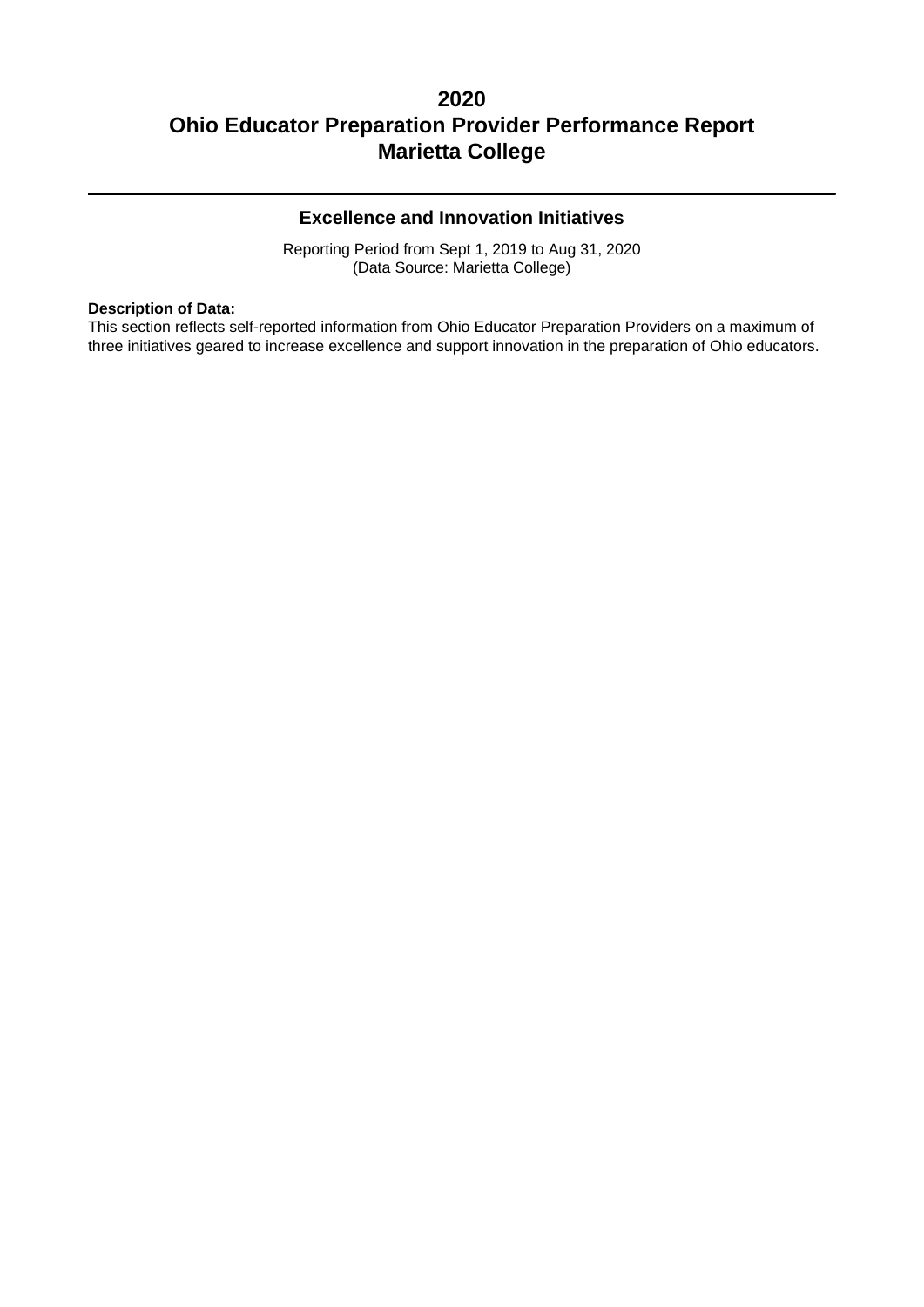# 2020
# Ohio Educator Preparation Provider Performance Report
# Marietta College

---

## Excellence and Innovation Initiatives

Reporting Period from Sept 1, 2019 to Aug 31, 2020
(Data Source: Marietta College)

**Description of Data:**
This section reflects self-reported information from Ohio Educator Preparation Providers on a maximum of three initiatives geared to increase excellence and support innovation in the preparation of Ohio educators.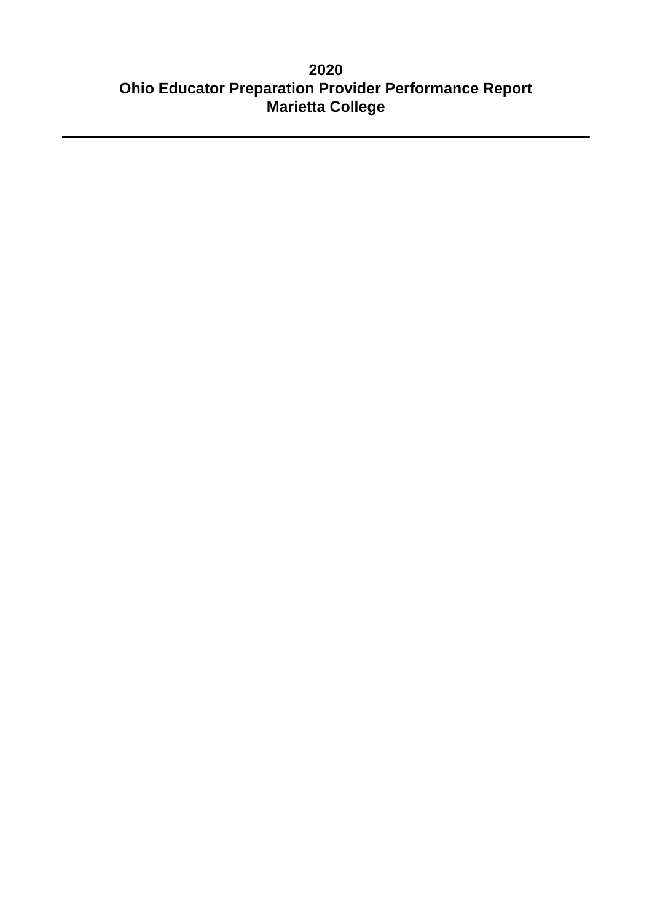# 2020
# Ohio Educator Preparation Provider Performance Report
# Marietta College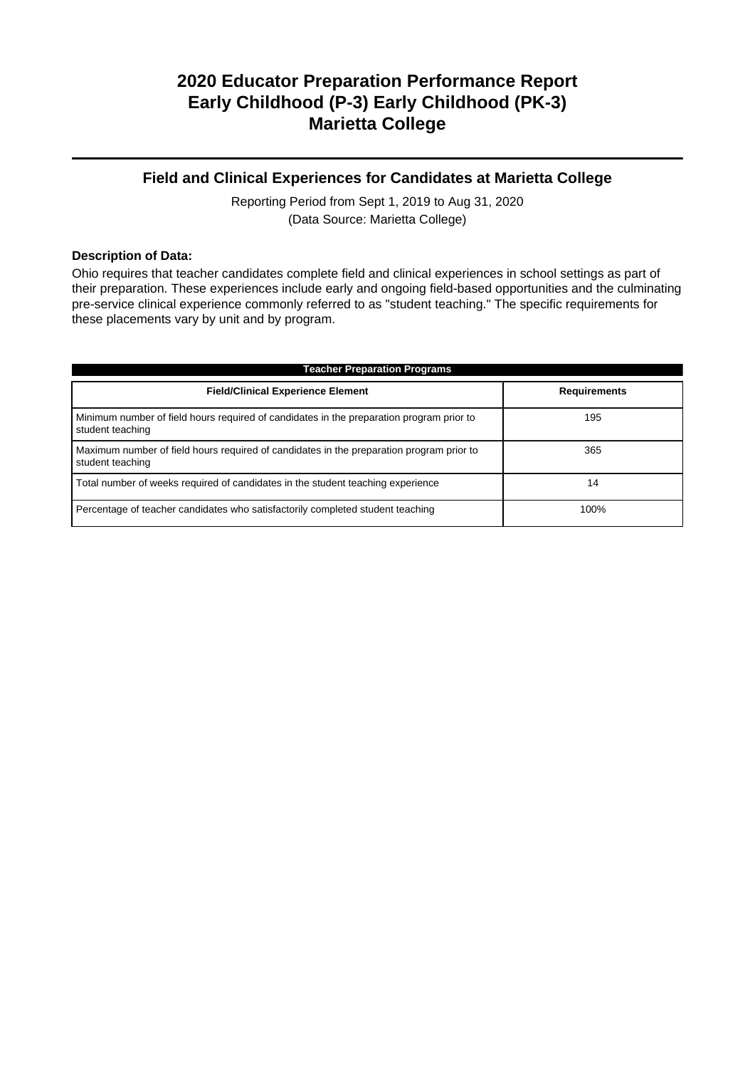# 2020 Educator Preparation Performance Report
# Early Childhood (P-3) Early Childhood (PK-3)
# Marietta College

## Field and Clinical Experiences for Candidates at Marietta College

Reporting Period from Sept 1, 2019 to Aug 31, 2020
(Data Source: Marietta College)

**Description of Data:**

Ohio requires that teacher candidates complete field and clinical experiences in school settings as part of their preparation. These experiences include early and ongoing field-based opportunities and the culminating pre-service clinical experience commonly referred to as "student teaching." The specific requirements for these placements vary by unit and by program.

**Teacher Preparation Programs**

| Field/Clinical Experience Element | Requirements |
| --- | --- |
| Minimum number of field hours required of candidates in the preparation program prior to student teaching | 195 |
| Maximum number of field hours required of candidates in the preparation program prior to student teaching | 365 |
| Total number of weeks required of candidates in the student teaching experience | 14 |
| Percentage of teacher candidates who satisfactorily completed student teaching | 100% |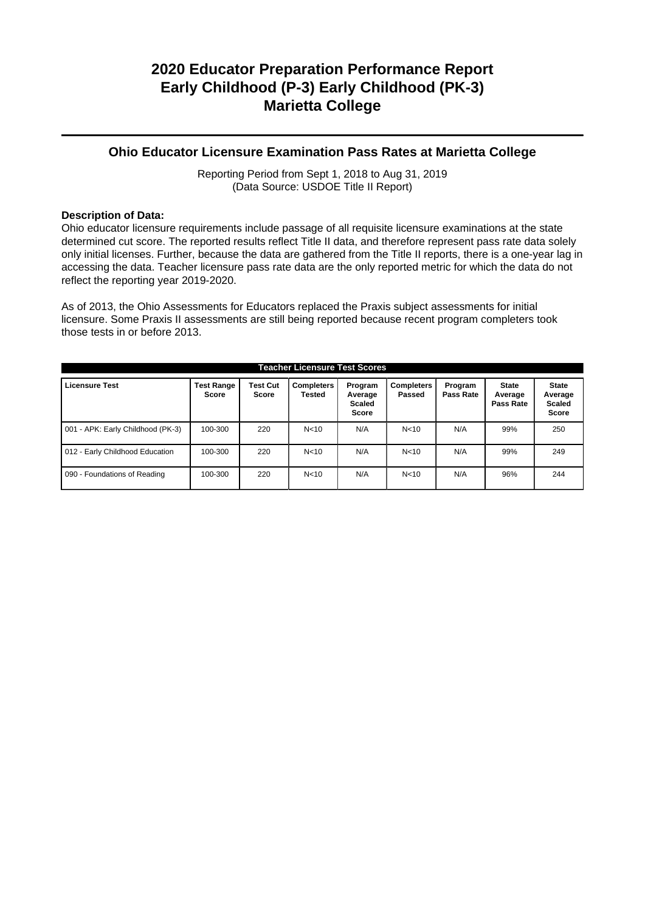# 2020 Educator Preparation Performance Report
# Early Childhood (P-3) Early Childhood (PK-3)
# Marietta College

## Ohio Educator Licensure Examination Pass Rates at Marietta College

Reporting Period from Sept 1, 2018 to Aug 31, 2019
(Data Source: USDOE Title II Report)

**Description of Data:**
Ohio educator licensure requirements include passage of all requisite licensure examinations at the state determined cut score. The reported results reflect Title II data, and therefore represent pass rate data solely only initial licenses. Further, because the data are gathered from the Title II reports, there is a one-year lag in accessing the data. Teacher licensure pass rate data are the only reported metric for which the data do not reflect the reporting year 2019-2020.

As of 2013, the Ohio Assessments for Educators replaced the Praxis subject assessments for initial licensure. Some Praxis II assessments are still being reported because recent program completers took those tests in or before 2013.

**Teacher Licensure Test Scores**

| Licensure Test | Test Range Score | Test Cut Score | Completers Tested | Program Average Scaled Score | Completers Passed | Program Pass Rate | State Average Pass Rate | State Average Scaled Score |
|---|---|---|---|---|---|---|---|---|
| 001 - APK: Early Childhood (PK-3) | 100-300 | 220 | N<10 | N/A | N<10 | N/A | 99% | 250 |
| 012 - Early Childhood Education | 100-300 | 220 | N<10 | N/A | N<10 | N/A | 99% | 249 |
| 090 - Foundations of Reading | 100-300 | 220 | N<10 | N/A | N<10 | N/A | 96% | 244 |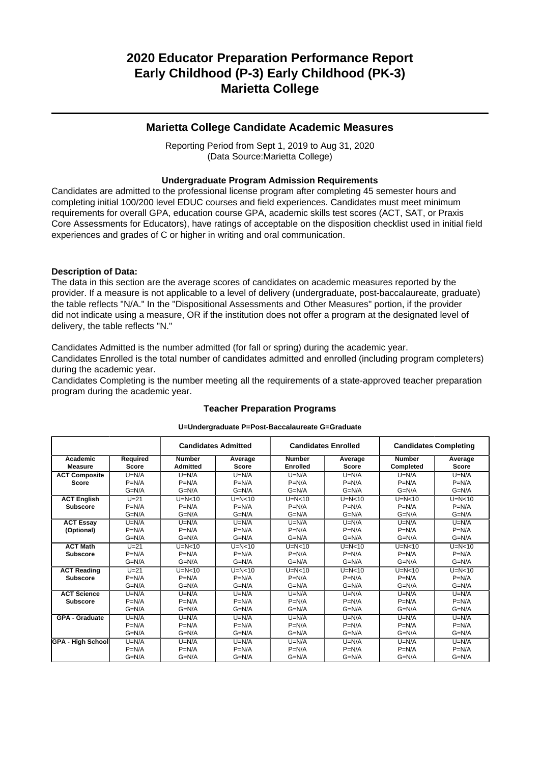# 2020 Educator Preparation Performance Report
# Early Childhood (P-3) Early Childhood (PK-3)
# Marietta College

## Marietta College Candidate Academic Measures

Reporting Period from Sept 1, 2019 to Aug 31, 2020
(Data Source:Marietta College)

### Undergraduate Program Admission Requirements

Candidates are admitted to the professional license program after completing 45 semester hours and completing initial 100/200 level EDUC courses and field experiences. Candidates must meet minimum requirements for overall GPA, education course GPA, academic skills test scores (ACT, SAT, or Praxis Core Assessments for Educators), have ratings of acceptable on the disposition checklist used in initial field experiences and grades of C or higher in writing and oral communication.

**Description of Data:**

The data in this section are the average scores of candidates on academic measures reported by the provider. If a measure is not applicable to a level of delivery (undergraduate, post-baccalaureate, graduate) the table reflects "N/A." In the "Dispositional Assessments and Other Measures" portion, if the provider did not indicate using a measure, OR if the institution does not offer a program at the designated level of delivery, the table reflects "N."

Candidates Admitted is the number admitted (for fall or spring) during the academic year.
Candidates Enrolled is the total number of candidates admitted and enrolled (including program completers) during the academic year.
Candidates Completing is the number meeting all the requirements of a state-approved teacher preparation program during the academic year.

### Teacher Preparation Programs

**U=Undergraduate P=Post-Baccalaureate G=Graduate**

| | | Candidates Admitted | | Candidates Enrolled | | Candidates Completing | |
|---|---|---|---|---|---|---|---|
| **Academic Measure** | **Required Score** | **Number Admitted** | **Average Score** | **Number Enrolled** | **Average Score** | **Number Completed** | **Average Score** |
| **ACT Composite Score** | U=N/A<br>P=N/A<br>G=N/A | U=N/A<br>P=N/A<br>G=N/A | U=N/A<br>P=N/A<br>G=N/A | U=N/A<br>P=N/A<br>G=N/A | U=N/A<br>P=N/A<br>G=N/A | U=N/A<br>P=N/A<br>G=N/A | U=N/A<br>P=N/A<br>G=N/A |
| **ACT English Subscore** | U=21<br>P=N/A<br>G=N/A | U=N<10<br>P=N/A<br>G=N/A | U=N<10<br>P=N/A<br>G=N/A | U=N<10<br>P=N/A<br>G=N/A | U=N<10<br>P=N/A<br>G=N/A | U=N<10<br>P=N/A<br>G=N/A | U=N<10<br>P=N/A<br>G=N/A |
| **ACT Essay (Optional)** | U=N/A<br>P=N/A<br>G=N/A | U=N/A<br>P=N/A<br>G=N/A | U=N/A<br>P=N/A<br>G=N/A | U=N/A<br>P=N/A<br>G=N/A | U=N/A<br>P=N/A<br>G=N/A | U=N/A<br>P=N/A<br>G=N/A | U=N/A<br>P=N/A<br>G=N/A |
| **ACT Math Subscore** | U=21<br>P=N/A<br>G=N/A | U=N<10<br>P=N/A<br>G=N/A | U=N<10<br>P=N/A<br>G=N/A | U=N<10<br>P=N/A<br>G=N/A | U=N<10<br>P=N/A<br>G=N/A | U=N<10<br>P=N/A<br>G=N/A | U=N<10<br>P=N/A<br>G=N/A |
| **ACT Reading Subscore** | U=21<br>P=N/A<br>G=N/A | U=N<10<br>P=N/A<br>G=N/A | U=N<10<br>P=N/A<br>G=N/A | U=N<10<br>P=N/A<br>G=N/A | U=N<10<br>P=N/A<br>G=N/A | U=N<10<br>P=N/A<br>G=N/A | U=N<10<br>P=N/A<br>G=N/A |
| **ACT Science Subscore** | U=N/A<br>P=N/A<br>G=N/A | U=N/A<br>P=N/A<br>G=N/A | U=N/A<br>P=N/A<br>G=N/A | U=N/A<br>P=N/A<br>G=N/A | U=N/A<br>P=N/A<br>G=N/A | U=N/A<br>P=N/A<br>G=N/A | U=N/A<br>P=N/A<br>G=N/A |
| **GPA - Graduate** | U=N/A<br>P=N/A<br>G=N/A | U=N/A<br>P=N/A<br>G=N/A | U=N/A<br>P=N/A<br>G=N/A | U=N/A<br>P=N/A<br>G=N/A | U=N/A<br>P=N/A<br>G=N/A | U=N/A<br>P=N/A<br>G=N/A | U=N/A<br>P=N/A<br>G=N/A |
| **GPA - High School** | U=N/A<br>P=N/A<br>G=N/A | U=N/A<br>P=N/A<br>G=N/A | U=N/A<br>P=N/A<br>G=N/A | U=N/A<br>P=N/A<br>G=N/A | U=N/A<br>P=N/A<br>G=N/A | U=N/A<br>P=N/A<br>G=N/A | U=N/A<br>P=N/A<br>G=N/A |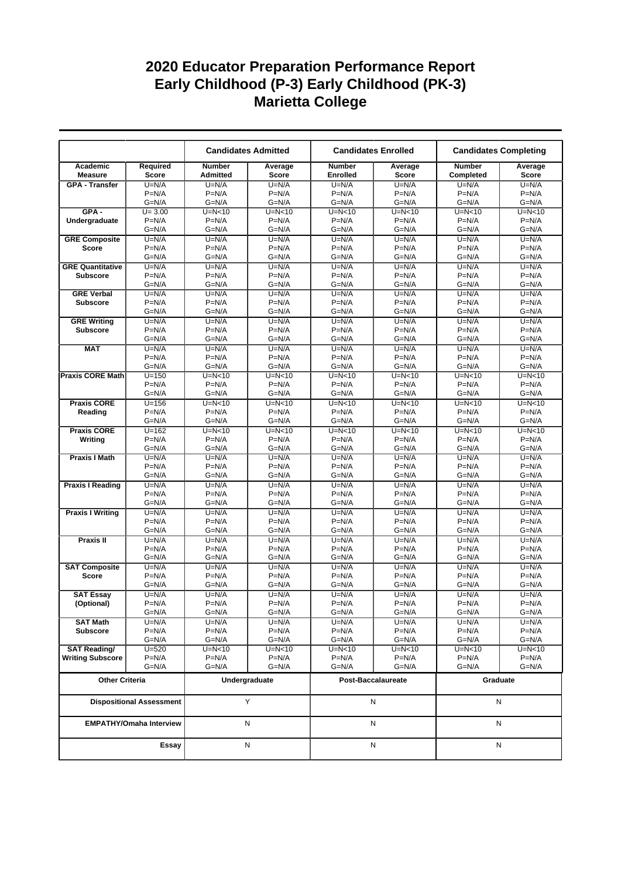# 2020 Educator Preparation Performance Report
# Early Childhood (P-3) Early Childhood (PK-3)
# Marietta College

| | | Candidates Admitted | | Candidates Enrolled | | Candidates Completing | |
|---|---|---|---|---|---|---|---|
| Academic Measure | Required Score | Number Admitted | Average Score | Number Enrolled | Average Score | Number Completed | Average Score |
| GPA - Transfer | U=N/A<br>P=N/A<br>G=N/A | U=N/A<br>P=N/A<br>G=N/A | U=N/A<br>P=N/A<br>G=N/A | U=N/A<br>P=N/A<br>G=N/A | U=N/A<br>P=N/A<br>G=N/A | U=N/A<br>P=N/A<br>G=N/A | U=N/A<br>P=N/A<br>G=N/A |
| GPA - Undergraduate | U= 3.00<br>P=N/A<br>G=N/A | U=N<10<br>P=N/A<br>G=N/A | U=N<10<br>P=N/A<br>G=N/A | U=N<10<br>P=N/A<br>G=N/A | U=N<10<br>P=N/A<br>G=N/A | U=N<10<br>P=N/A<br>G=N/A | U=N<10<br>P=N/A<br>G=N/A |
| GRE Composite Score | U=N/A<br>P=N/A<br>G=N/A | U=N/A<br>P=N/A<br>G=N/A | U=N/A<br>P=N/A<br>G=N/A | U=N/A<br>P=N/A<br>G=N/A | U=N/A<br>P=N/A<br>G=N/A | U=N/A<br>P=N/A<br>G=N/A | U=N/A<br>P=N/A<br>G=N/A |
| GRE Quantitative Subscore | U=N/A<br>P=N/A<br>G=N/A | U=N/A<br>P=N/A<br>G=N/A | U=N/A<br>P=N/A<br>G=N/A | U=N/A<br>P=N/A<br>G=N/A | U=N/A<br>P=N/A<br>G=N/A | U=N/A<br>P=N/A<br>G=N/A | U=N/A<br>P=N/A<br>G=N/A |
| GRE Verbal Subscore | U=N/A<br>P=N/A<br>G=N/A | U=N/A<br>P=N/A<br>G=N/A | U=N/A<br>P=N/A<br>G=N/A | U=N/A<br>P=N/A<br>G=N/A | U=N/A<br>P=N/A<br>G=N/A | U=N/A<br>P=N/A<br>G=N/A | U=N/A<br>P=N/A<br>G=N/A |
| GRE Writing Subscore | U=N/A<br>P=N/A<br>G=N/A | U=N/A<br>P=N/A<br>G=N/A | U=N/A<br>P=N/A<br>G=N/A | U=N/A<br>P=N/A<br>G=N/A | U=N/A<br>P=N/A<br>G=N/A | U=N/A<br>P=N/A<br>G=N/A | U=N/A<br>P=N/A<br>G=N/A |
| MAT | U=N/A<br>P=N/A<br>G=N/A | U=N/A<br>P=N/A<br>G=N/A | U=N/A<br>P=N/A<br>G=N/A | U=N/A<br>P=N/A<br>G=N/A | U=N/A<br>P=N/A<br>G=N/A | U=N/A<br>P=N/A<br>G=N/A | U=N/A<br>P=N/A<br>G=N/A |
| Praxis CORE Math | U=150<br>P=N/A<br>G=N/A | U=N<10<br>P=N/A<br>G=N/A | U=N<10<br>P=N/A<br>G=N/A | U=N<10<br>P=N/A<br>G=N/A | U=N<10<br>P=N/A<br>G=N/A | U=N<10<br>P=N/A<br>G=N/A | U=N<10<br>P=N/A<br>G=N/A |
| Praxis CORE Reading | U=156<br>P=N/A<br>G=N/A | U=N<10<br>P=N/A<br>G=N/A | U=N<10<br>P=N/A<br>G=N/A | U=N<10<br>P=N/A<br>G=N/A | U=N<10<br>P=N/A<br>G=N/A | U=N<10<br>P=N/A<br>G=N/A | U=N<10<br>P=N/A<br>G=N/A |
| Praxis CORE Writing | U=162<br>P=N/A<br>G=N/A | U=N<10<br>P=N/A<br>G=N/A | U=N<10<br>P=N/A<br>G=N/A | U=N<10<br>P=N/A<br>G=N/A | U=N<10<br>P=N/A<br>G=N/A | U=N<10<br>P=N/A<br>G=N/A | U=N<10<br>P=N/A<br>G=N/A |
| Praxis I Math | U=N/A<br>P=N/A<br>G=N/A | U=N/A<br>P=N/A<br>G=N/A | U=N/A<br>P=N/A<br>G=N/A | U=N/A<br>P=N/A<br>G=N/A | U=N/A<br>P=N/A<br>G=N/A | U=N/A<br>P=N/A<br>G=N/A | U=N/A<br>P=N/A<br>G=N/A |
| Praxis I Reading | U=N/A<br>P=N/A<br>G=N/A | U=N/A<br>P=N/A<br>G=N/A | U=N/A<br>P=N/A<br>G=N/A | U=N/A<br>P=N/A<br>G=N/A | U=N/A<br>P=N/A<br>G=N/A | U=N/A<br>P=N/A<br>G=N/A | U=N/A<br>P=N/A<br>G=N/A |
| Praxis I Writing | U=N/A<br>P=N/A<br>G=N/A | U=N/A<br>P=N/A<br>G=N/A | U=N/A<br>P=N/A<br>G=N/A | U=N/A<br>P=N/A<br>G=N/A | U=N/A<br>P=N/A<br>G=N/A | U=N/A<br>P=N/A<br>G=N/A | U=N/A<br>P=N/A<br>G=N/A |
| Praxis II | U=N/A<br>P=N/A<br>G=N/A | U=N/A<br>P=N/A<br>G=N/A | U=N/A<br>P=N/A<br>G=N/A | U=N/A<br>P=N/A<br>G=N/A | U=N/A<br>P=N/A<br>G=N/A | U=N/A<br>P=N/A<br>G=N/A | U=N/A<br>P=N/A<br>G=N/A |
| SAT Composite Score | U=N/A<br>P=N/A<br>G=N/A | U=N/A<br>P=N/A<br>G=N/A | U=N/A<br>P=N/A<br>G=N/A | U=N/A<br>P=N/A<br>G=N/A | U=N/A<br>P=N/A<br>G=N/A | U=N/A<br>P=N/A<br>G=N/A | U=N/A<br>P=N/A<br>G=N/A |
| SAT Essay (Optional) | U=N/A<br>P=N/A<br>G=N/A | U=N/A<br>P=N/A<br>G=N/A | U=N/A<br>P=N/A<br>G=N/A | U=N/A<br>P=N/A<br>G=N/A | U=N/A<br>P=N/A<br>G=N/A | U=N/A<br>P=N/A<br>G=N/A | U=N/A<br>P=N/A<br>G=N/A |
| SAT Math Subscore | U=N/A<br>P=N/A<br>G=N/A | U=N/A<br>P=N/A<br>G=N/A | U=N/A<br>P=N/A<br>G=N/A | U=N/A<br>P=N/A<br>G=N/A | U=N/A<br>P=N/A<br>G=N/A | U=N/A<br>P=N/A<br>G=N/A | U=N/A<br>P=N/A<br>G=N/A |
| SAT Reading/ Writing Subscore | U=520<br>P=N/A<br>G=N/A | U=N<10<br>P=N/A<br>G=N/A | U=N<10<br>P=N/A<br>G=N/A | U=N<10<br>P=N/A<br>G=N/A | U=N<10<br>P=N/A<br>G=N/A | U=N<10<br>P=N/A<br>G=N/A | U=N<10<br>P=N/A<br>G=N/A |

| Other Criteria | Undergraduate | Post-Baccalaureate | Graduate |
|---|---|---|---|
| Dispositional Assessment | Y | N | N |
| EMPATHY/Omaha Interview | N | N | N |
| Essay | N | N | N |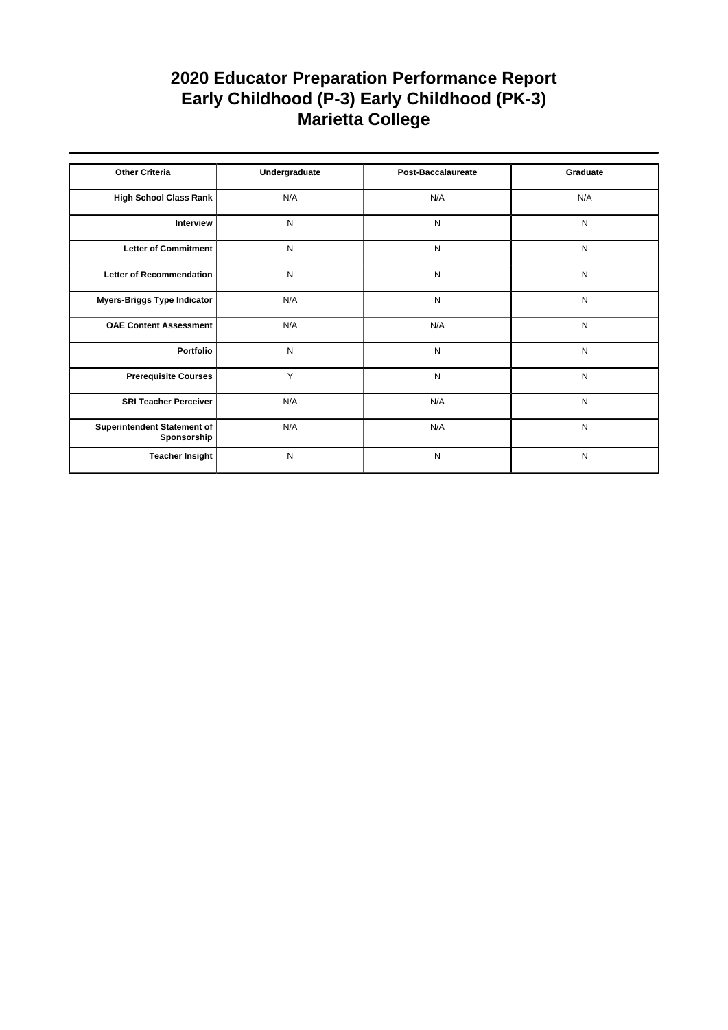# 2020 Educator Preparation Performance Report
# Early Childhood (P-3) Early Childhood (PK-3)
# Marietta College

| Other Criteria | Undergraduate | Post-Baccalaureate | Graduate |
|---|---|---|---|
| High School Class Rank | N/A | N/A | N/A |
| Interview | N | N | N |
| Letter of Commitment | N | N | N |
| Letter of Recommendation | N | N | N |
| Myers-Briggs Type Indicator | N/A | N | N |
| OAE Content Assessment | N/A | N/A | N |
| Portfolio | N | N | N |
| Prerequisite Courses | Y | N | N |
| SRI Teacher Perceiver | N/A | N/A | N |
| Superintendent Statement of Sponsorship | N/A | N/A | N |
| Teacher Insight | N | N | N |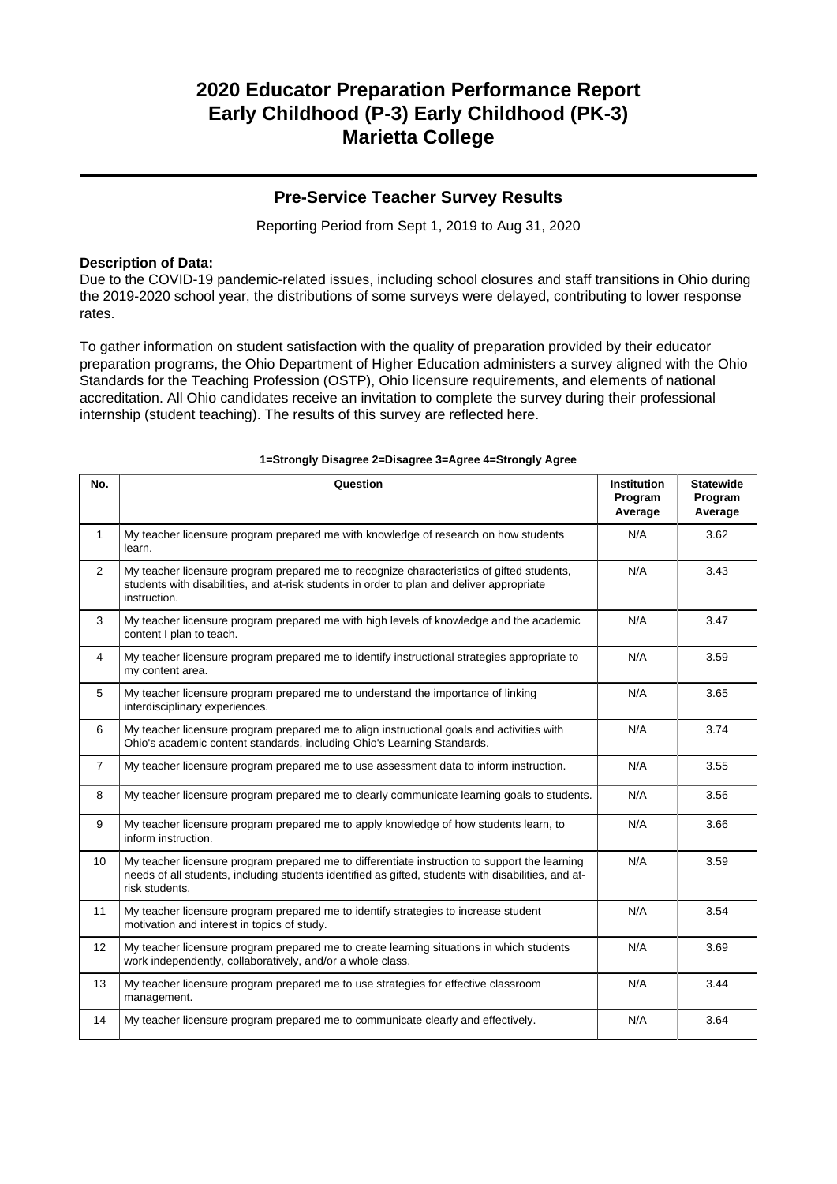# 2020 Educator Preparation Performance Report
# Early Childhood (P-3) Early Childhood (PK-3)
# Marietta College

## Pre-Service Teacher Survey Results

Reporting Period from Sept 1, 2019 to Aug 31, 2020

**Description of Data:**
Due to the COVID-19 pandemic-related issues, including school closures and staff transitions in Ohio during the 2019-2020 school year, the distributions of some surveys were delayed, contributing to lower response rates.

To gather information on student satisfaction with the quality of preparation provided by their educator preparation programs, the Ohio Department of Higher Education administers a survey aligned with the Ohio Standards for the Teaching Profession (OSTP), Ohio licensure requirements, and elements of national accreditation. All Ohio candidates receive an invitation to complete the survey during their professional internship (student teaching). The results of this survey are reflected here.

**1=Strongly Disagree 2=Disagree 3=Agree 4=Strongly Agree**

| No. | Question | Institution Program Average | Statewide Program Average |
|---|---|---|---|
| 1 | My teacher licensure program prepared me with knowledge of research on how students learn. | N/A | 3.62 |
| 2 | My teacher licensure program prepared me to recognize characteristics of gifted students, students with disabilities, and at-risk students in order to plan and deliver appropriate instruction. | N/A | 3.43 |
| 3 | My teacher licensure program prepared me with high levels of knowledge and the academic content I plan to teach. | N/A | 3.47 |
| 4 | My teacher licensure program prepared me to identify instructional strategies appropriate to my content area. | N/A | 3.59 |
| 5 | My teacher licensure program prepared me to understand the importance of linking interdisciplinary experiences. | N/A | 3.65 |
| 6 | My teacher licensure program prepared me to align instructional goals and activities with Ohio's academic content standards, including Ohio's Learning Standards. | N/A | 3.74 |
| 7 | My teacher licensure program prepared me to use assessment data to inform instruction. | N/A | 3.55 |
| 8 | My teacher licensure program prepared me to clearly communicate learning goals to students. | N/A | 3.56 |
| 9 | My teacher licensure program prepared me to apply knowledge of how students learn, to inform instruction. | N/A | 3.66 |
| 10 | My teacher licensure program prepared me to differentiate instruction to support the learning needs of all students, including students identified as gifted, students with disabilities, and at-risk students. | N/A | 3.59 |
| 11 | My teacher licensure program prepared me to identify strategies to increase student motivation and interest in topics of study. | N/A | 3.54 |
| 12 | My teacher licensure program prepared me to create learning situations in which students work independently, collaboratively, and/or a whole class. | N/A | 3.69 |
| 13 | My teacher licensure program prepared me to use strategies for effective classroom management. | N/A | 3.44 |
| 14 | My teacher licensure program prepared me to communicate clearly and effectively. | N/A | 3.64 |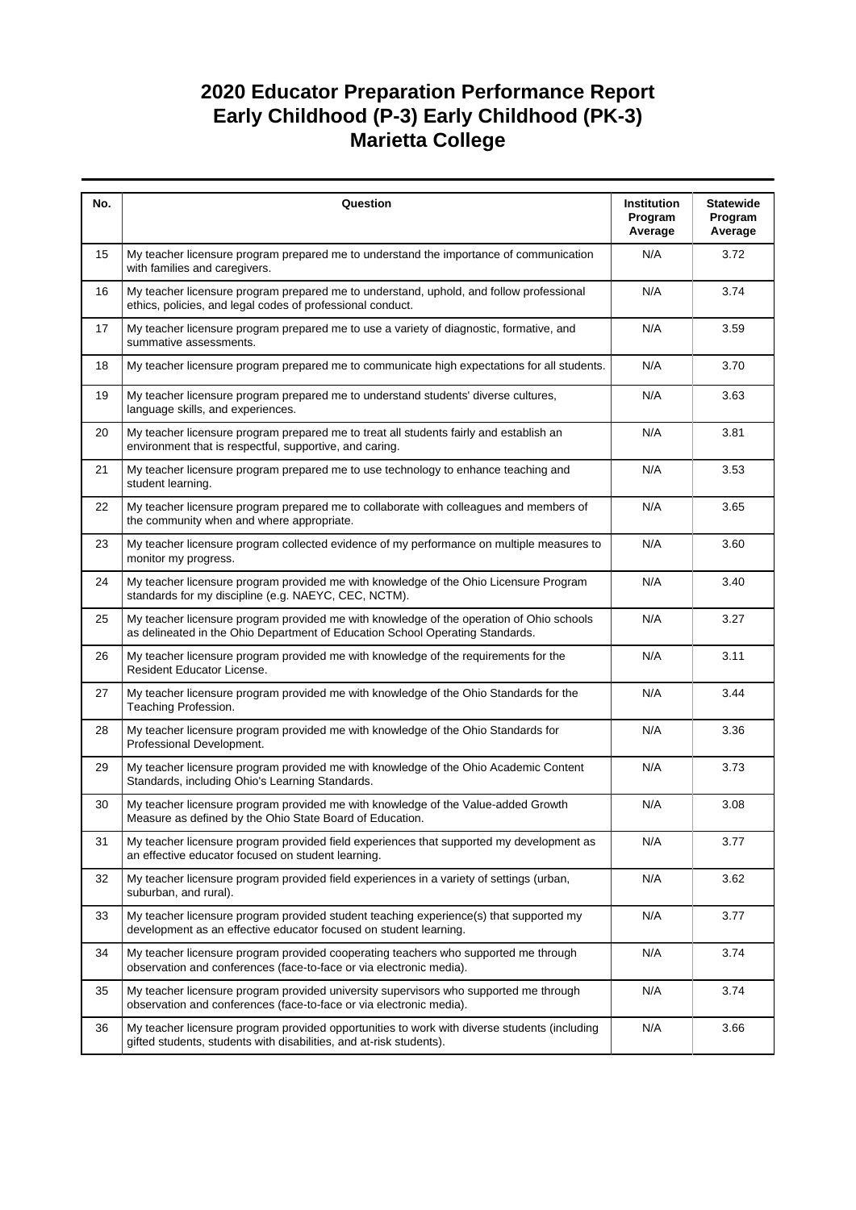# 2020 Educator Preparation Performance Report
# Early Childhood (P-3) Early Childhood (PK-3)
# Marietta College

| No. | Question | Institution Program Average | Statewide Program Average |
|---|---|---|---|
| 15 | My teacher licensure program prepared me to understand the importance of communication with families and caregivers. | N/A | 3.72 |
| 16 | My teacher licensure program prepared me to understand, uphold, and follow professional ethics, policies, and legal codes of professional conduct. | N/A | 3.74 |
| 17 | My teacher licensure program prepared me to use a variety of diagnostic, formative, and summative assessments. | N/A | 3.59 |
| 18 | My teacher licensure program prepared me to communicate high expectations for all students. | N/A | 3.70 |
| 19 | My teacher licensure program prepared me to understand students' diverse cultures, language skills, and experiences. | N/A | 3.63 |
| 20 | My teacher licensure program prepared me to treat all students fairly and establish an environment that is respectful, supportive, and caring. | N/A | 3.81 |
| 21 | My teacher licensure program prepared me to use technology to enhance teaching and student learning. | N/A | 3.53 |
| 22 | My teacher licensure program prepared me to collaborate with colleagues and members of the community when and where appropriate. | N/A | 3.65 |
| 23 | My teacher licensure program collected evidence of my performance on multiple measures to monitor my progress. | N/A | 3.60 |
| 24 | My teacher licensure program provided me with knowledge of the Ohio Licensure Program standards for my discipline (e.g. NAEYC, CEC, NCTM). | N/A | 3.40 |
| 25 | My teacher licensure program provided me with knowledge of the operation of Ohio schools as delineated in the Ohio Department of Education School Operating Standards. | N/A | 3.27 |
| 26 | My teacher licensure program provided me with knowledge of the requirements for the Resident Educator License. | N/A | 3.11 |
| 27 | My teacher licensure program provided me with knowledge of the Ohio Standards for the Teaching Profession. | N/A | 3.44 |
| 28 | My teacher licensure program provided me with knowledge of the Ohio Standards for Professional Development. | N/A | 3.36 |
| 29 | My teacher licensure program provided me with knowledge of the Ohio Academic Content Standards, including Ohio's Learning Standards. | N/A | 3.73 |
| 30 | My teacher licensure program provided me with knowledge of the Value-added Growth Measure as defined by the Ohio State Board of Education. | N/A | 3.08 |
| 31 | My teacher licensure program provided field experiences that supported my development as an effective educator focused on student learning. | N/A | 3.77 |
| 32 | My teacher licensure program provided field experiences in a variety of settings (urban, suburban, and rural). | N/A | 3.62 |
| 33 | My teacher licensure program provided student teaching experience(s) that supported my development as an effective educator focused on student learning. | N/A | 3.77 |
| 34 | My teacher licensure program provided cooperating teachers who supported me through observation and conferences (face-to-face or via electronic media). | N/A | 3.74 |
| 35 | My teacher licensure program provided university supervisors who supported me through observation and conferences (face-to-face or via electronic media). | N/A | 3.74 |
| 36 | My teacher licensure program provided opportunities to work with diverse students (including gifted students, students with disabilities, and at-risk students). | N/A | 3.66 |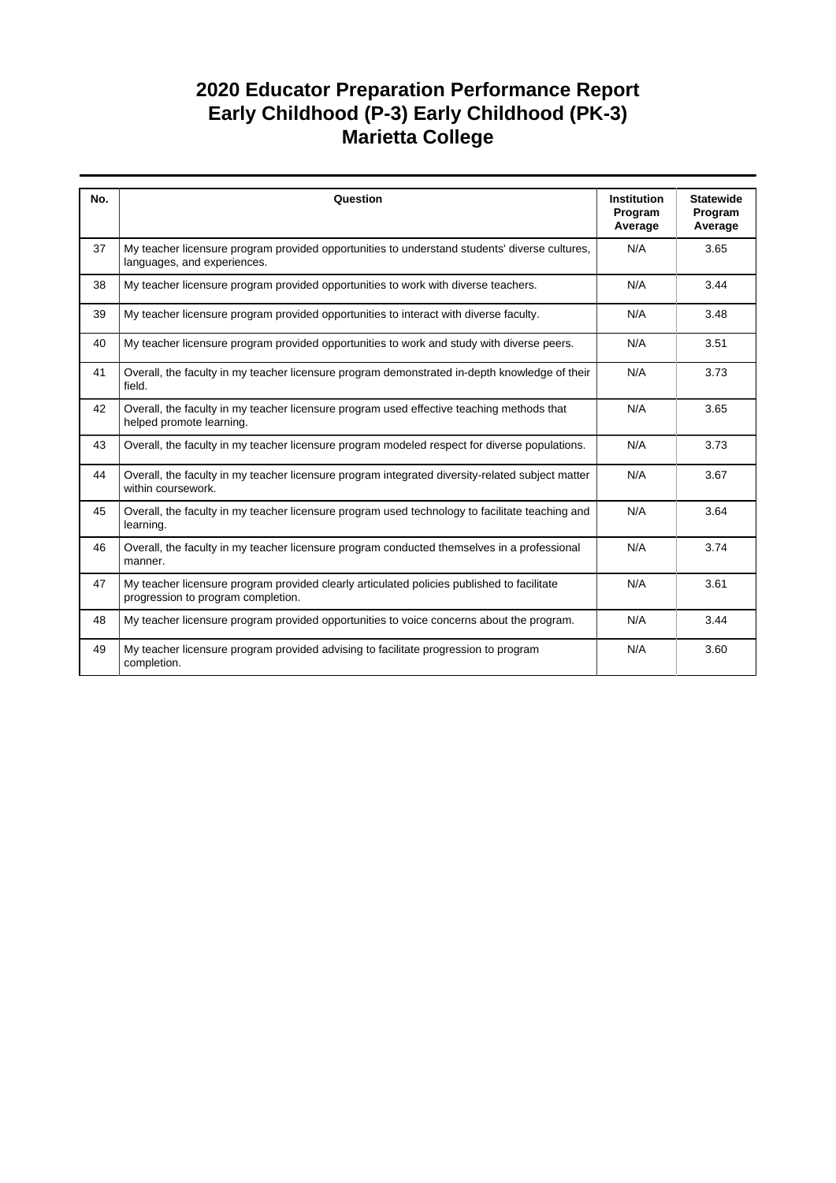# 2020 Educator Preparation Performance Report
# Early Childhood (P-3) Early Childhood (PK-3)
# Marietta College

| No. | Question | Institution Program Average | Statewide Program Average |
|---|---|---|---|
| 37 | My teacher licensure program provided opportunities to understand students' diverse cultures, languages, and experiences. | N/A | 3.65 |
| 38 | My teacher licensure program provided opportunities to work with diverse teachers. | N/A | 3.44 |
| 39 | My teacher licensure program provided opportunities to interact with diverse faculty. | N/A | 3.48 |
| 40 | My teacher licensure program provided opportunities to work and study with diverse peers. | N/A | 3.51 |
| 41 | Overall, the faculty in my teacher licensure program demonstrated in-depth knowledge of their field. | N/A | 3.73 |
| 42 | Overall, the faculty in my teacher licensure program used effective teaching methods that helped promote learning. | N/A | 3.65 |
| 43 | Overall, the faculty in my teacher licensure program modeled respect for diverse populations. | N/A | 3.73 |
| 44 | Overall, the faculty in my teacher licensure program integrated diversity-related subject matter within coursework. | N/A | 3.67 |
| 45 | Overall, the faculty in my teacher licensure program used technology to facilitate teaching and learning. | N/A | 3.64 |
| 46 | Overall, the faculty in my teacher licensure program conducted themselves in a professional manner. | N/A | 3.74 |
| 47 | My teacher licensure program provided clearly articulated policies published to facilitate progression to program completion. | N/A | 3.61 |
| 48 | My teacher licensure program provided opportunities to voice concerns about the program. | N/A | 3.44 |
| 49 | My teacher licensure program provided advising to facilitate progression to program completion. | N/A | 3.60 |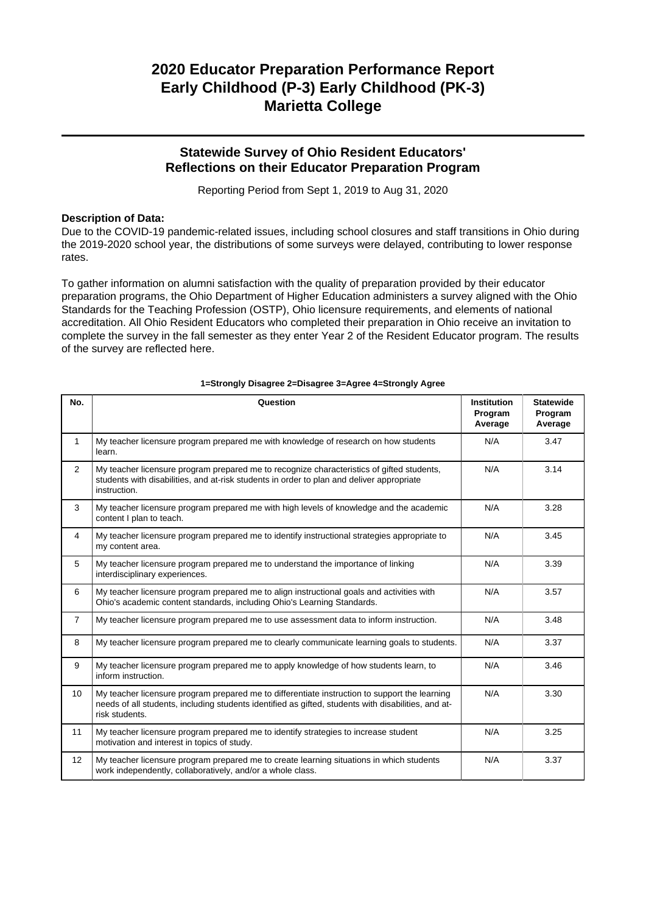# 2020 Educator Preparation Performance Report
# Early Childhood (P-3) Early Childhood (PK-3)
# Marietta College

## Statewide Survey of Ohio Resident Educators' Reflections on their Educator Preparation Program

Reporting Period from Sept 1, 2019 to Aug 31, 2020

**Description of Data:**

Due to the COVID-19 pandemic-related issues, including school closures and staff transitions in Ohio during the 2019-2020 school year, the distributions of some surveys were delayed, contributing to lower response rates.

To gather information on alumni satisfaction with the quality of preparation provided by their educator preparation programs, the Ohio Department of Higher Education administers a survey aligned with the Ohio Standards for the Teaching Profession (OSTP), Ohio licensure requirements, and elements of national accreditation. All Ohio Resident Educators who completed their preparation in Ohio receive an invitation to complete the survey in the fall semester as they enter Year 2 of the Resident Educator program. The results of the survey are reflected here.

**1=Strongly Disagree 2=Disagree 3=Agree 4=Strongly Agree**

| No. | Question | Institution Program Average | Statewide Program Average |
|---|---|---|---|
| 1 | My teacher licensure program prepared me with knowledge of research on how students learn. | N/A | 3.47 |
| 2 | My teacher licensure program prepared me to recognize characteristics of gifted students, students with disabilities, and at-risk students in order to plan and deliver appropriate instruction. | N/A | 3.14 |
| 3 | My teacher licensure program prepared me with high levels of knowledge and the academic content I plan to teach. | N/A | 3.28 |
| 4 | My teacher licensure program prepared me to identify instructional strategies appropriate to my content area. | N/A | 3.45 |
| 5 | My teacher licensure program prepared me to understand the importance of linking interdisciplinary experiences. | N/A | 3.39 |
| 6 | My teacher licensure program prepared me to align instructional goals and activities with Ohio's academic content standards, including Ohio's Learning Standards. | N/A | 3.57 |
| 7 | My teacher licensure program prepared me to use assessment data to inform instruction. | N/A | 3.48 |
| 8 | My teacher licensure program prepared me to clearly communicate learning goals to students. | N/A | 3.37 |
| 9 | My teacher licensure program prepared me to apply knowledge of how students learn, to inform instruction. | N/A | 3.46 |
| 10 | My teacher licensure program prepared me to differentiate instruction to support the learning needs of all students, including students identified as gifted, students with disabilities, and at-risk students. | N/A | 3.30 |
| 11 | My teacher licensure program prepared me to identify strategies to increase student motivation and interest in topics of study. | N/A | 3.25 |
| 12 | My teacher licensure program prepared me to create learning situations in which students work independently, collaboratively, and/or a whole class. | N/A | 3.37 |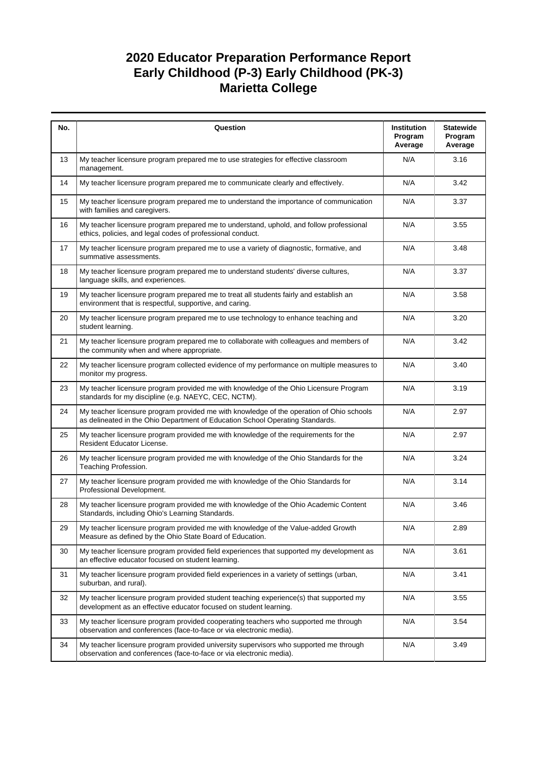# 2020 Educator Preparation Performance Report
## Early Childhood (P-3) Early Childhood (PK-3)
## Marietta College

| No. | Question | Institution Program Average | Statewide Program Average |
|---|---|---|---|
| 13 | My teacher licensure program prepared me to use strategies for effective classroom management. | N/A | 3.16 |
| 14 | My teacher licensure program prepared me to communicate clearly and effectively. | N/A | 3.42 |
| 15 | My teacher licensure program prepared me to understand the importance of communication with families and caregivers. | N/A | 3.37 |
| 16 | My teacher licensure program prepared me to understand, uphold, and follow professional ethics, policies, and legal codes of professional conduct. | N/A | 3.55 |
| 17 | My teacher licensure program prepared me to use a variety of diagnostic, formative, and summative assessments. | N/A | 3.48 |
| 18 | My teacher licensure program prepared me to understand students' diverse cultures, language skills, and experiences. | N/A | 3.37 |
| 19 | My teacher licensure program prepared me to treat all students fairly and establish an environment that is respectful, supportive, and caring. | N/A | 3.58 |
| 20 | My teacher licensure program prepared me to use technology to enhance teaching and student learning. | N/A | 3.20 |
| 21 | My teacher licensure program prepared me to collaborate with colleagues and members of the community when and where appropriate. | N/A | 3.42 |
| 22 | My teacher licensure program collected evidence of my performance on multiple measures to monitor my progress. | N/A | 3.40 |
| 23 | My teacher licensure program provided me with knowledge of the Ohio Licensure Program standards for my discipline (e.g. NAEYC, CEC, NCTM). | N/A | 3.19 |
| 24 | My teacher licensure program provided me with knowledge of the operation of Ohio schools as delineated in the Ohio Department of Education School Operating Standards. | N/A | 2.97 |
| 25 | My teacher licensure program provided me with knowledge of the requirements for the Resident Educator License. | N/A | 2.97 |
| 26 | My teacher licensure program provided me with knowledge of the Ohio Standards for the Teaching Profession. | N/A | 3.24 |
| 27 | My teacher licensure program provided me with knowledge of the Ohio Standards for Professional Development. | N/A | 3.14 |
| 28 | My teacher licensure program provided me with knowledge of the Ohio Academic Content Standards, including Ohio's Learning Standards. | N/A | 3.46 |
| 29 | My teacher licensure program provided me with knowledge of the Value-added Growth Measure as defined by the Ohio State Board of Education. | N/A | 2.89 |
| 30 | My teacher licensure program provided field experiences that supported my development as an effective educator focused on student learning. | N/A | 3.61 |
| 31 | My teacher licensure program provided field experiences in a variety of settings (urban, suburban, and rural). | N/A | 3.41 |
| 32 | My teacher licensure program provided student teaching experience(s) that supported my development as an effective educator focused on student learning. | N/A | 3.55 |
| 33 | My teacher licensure program provided cooperating teachers who supported me through observation and conferences (face-to-face or via electronic media). | N/A | 3.54 |
| 34 | My teacher licensure program provided university supervisors who supported me through observation and conferences (face-to-face or via electronic media). | N/A | 3.49 |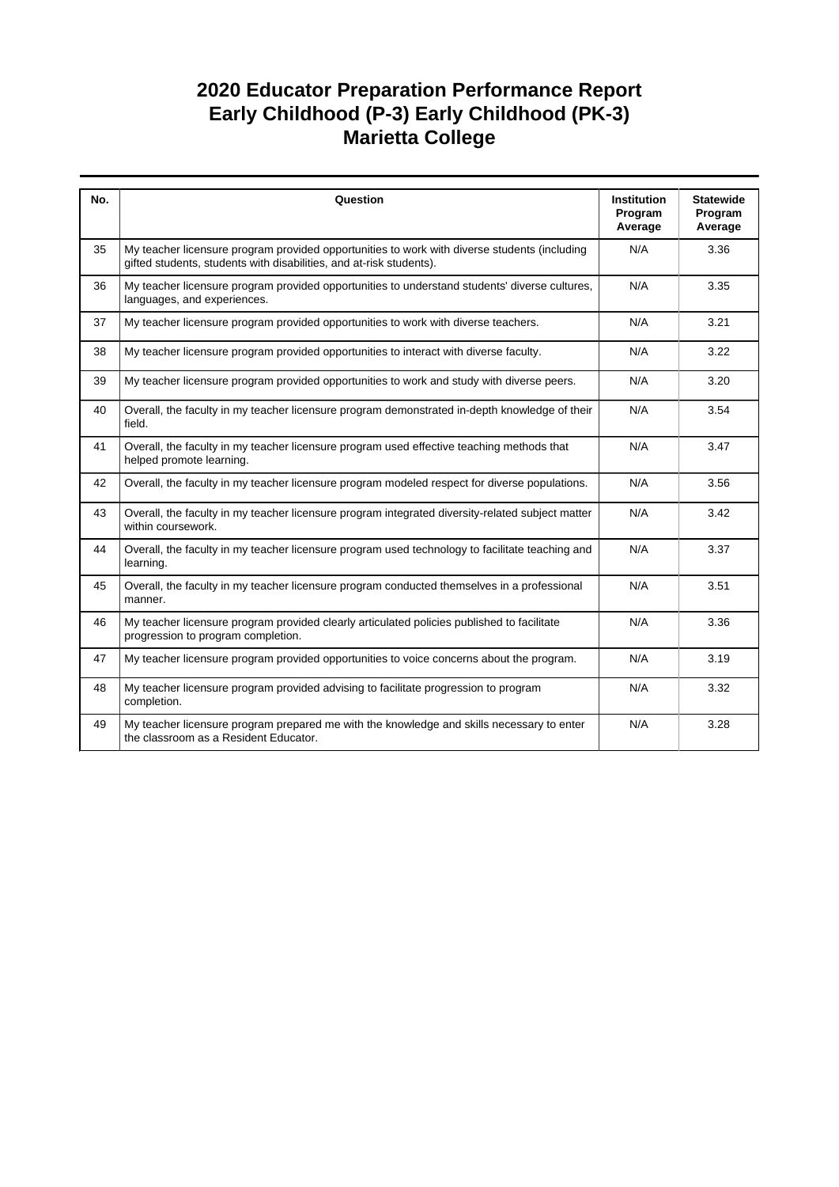# 2020 Educator Preparation Performance Report
# Early Childhood (P-3) Early Childhood (PK-3)
# Marietta College

| No. | Question | Institution Program Average | Statewide Program Average |
|---|---|---|---|
| 35 | My teacher licensure program provided opportunities to work with diverse students (including gifted students, students with disabilities, and at-risk students). | N/A | 3.36 |
| 36 | My teacher licensure program provided opportunities to understand students' diverse cultures, languages, and experiences. | N/A | 3.35 |
| 37 | My teacher licensure program provided opportunities to work with diverse teachers. | N/A | 3.21 |
| 38 | My teacher licensure program provided opportunities to interact with diverse faculty. | N/A | 3.22 |
| 39 | My teacher licensure program provided opportunities to work and study with diverse peers. | N/A | 3.20 |
| 40 | Overall, the faculty in my teacher licensure program demonstrated in-depth knowledge of their field. | N/A | 3.54 |
| 41 | Overall, the faculty in my teacher licensure program used effective teaching methods that helped promote learning. | N/A | 3.47 |
| 42 | Overall, the faculty in my teacher licensure program modeled respect for diverse populations. | N/A | 3.56 |
| 43 | Overall, the faculty in my teacher licensure program integrated diversity-related subject matter within coursework. | N/A | 3.42 |
| 44 | Overall, the faculty in my teacher licensure program used technology to facilitate teaching and learning. | N/A | 3.37 |
| 45 | Overall, the faculty in my teacher licensure program conducted themselves in a professional manner. | N/A | 3.51 |
| 46 | My teacher licensure program provided clearly articulated policies published to facilitate progression to program completion. | N/A | 3.36 |
| 47 | My teacher licensure program provided opportunities to voice concerns about the program. | N/A | 3.19 |
| 48 | My teacher licensure program provided advising to facilitate progression to program completion. | N/A | 3.32 |
| 49 | My teacher licensure program prepared me with the knowledge and skills necessary to enter the classroom as a Resident Educator. | N/A | 3.28 |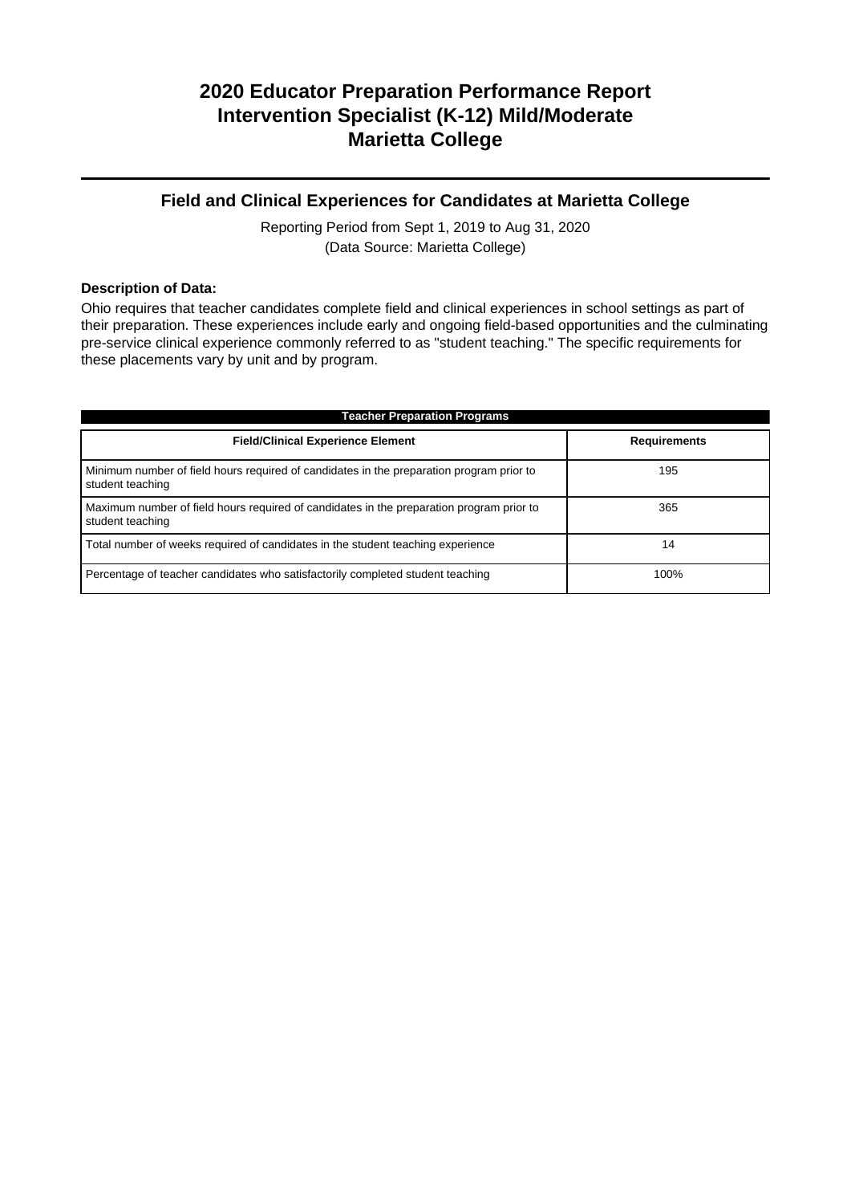# 2020 Educator Preparation Performance Report
# Intervention Specialist (K-12) Mild/Moderate
# Marietta College

## Field and Clinical Experiences for Candidates at Marietta College

Reporting Period from Sept 1, 2019 to Aug 31, 2020
(Data Source: Marietta College)

**Description of Data:**

Ohio requires that teacher candidates complete field and clinical experiences in school settings as part of their preparation. These experiences include early and ongoing field-based opportunities and the culminating pre-service clinical experience commonly referred to as "student teaching." The specific requirements for these placements vary by unit and by program.

| Teacher Preparation Programs | |
|---|---|
| **Field/Clinical Experience Element** | **Requirements** |
| Minimum number of field hours required of candidates in the preparation program prior to student teaching | 195 |
| Maximum number of field hours required of candidates in the preparation program prior to student teaching | 365 |
| Total number of weeks required of candidates in the student teaching experience | 14 |
| Percentage of teacher candidates who satisfactorily completed student teaching | 100% |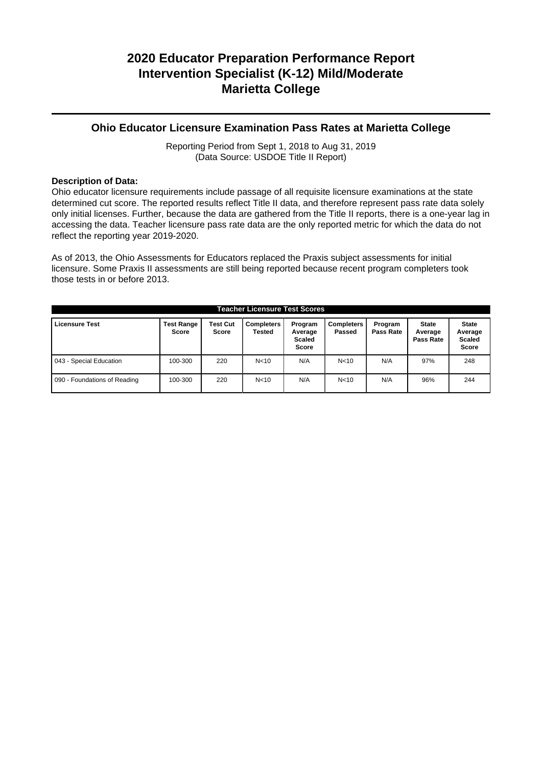# 2020 Educator Preparation Performance Report
# Intervention Specialist (K-12) Mild/Moderate
# Marietta College

## Ohio Educator Licensure Examination Pass Rates at Marietta College

Reporting Period from Sept 1, 2018 to Aug 31, 2019
(Data Source: USDOE Title II Report)

**Description of Data:**
Ohio educator licensure requirements include passage of all requisite licensure examinations at the state determined cut score. The reported results reflect Title II data, and therefore represent pass rate data solely only initial licenses. Further, because the data are gathered from the Title II reports, there is a one-year lag in accessing the data. Teacher licensure pass rate data are the only reported metric for which the data do not reflect the reporting year 2019-2020.

As of 2013, the Ohio Assessments for Educators replaced the Praxis subject assessments for initial licensure. Some Praxis II assessments are still being reported because recent program completers took those tests in or before 2013.

**Teacher Licensure Test Scores**

| Licensure Test | Test Range Score | Test Cut Score | Completers Tested | Program Average Scaled Score | Completers Passed | Program Pass Rate | State Average Pass Rate | State Average Scaled Score |
|---|---|---|---|---|---|---|---|---|
| 043 - Special Education | 100-300 | 220 | N<10 | N/A | N<10 | N/A | 97% | 248 |
| 090 - Foundations of Reading | 100-300 | 220 | N<10 | N/A | N<10 | N/A | 96% | 244 |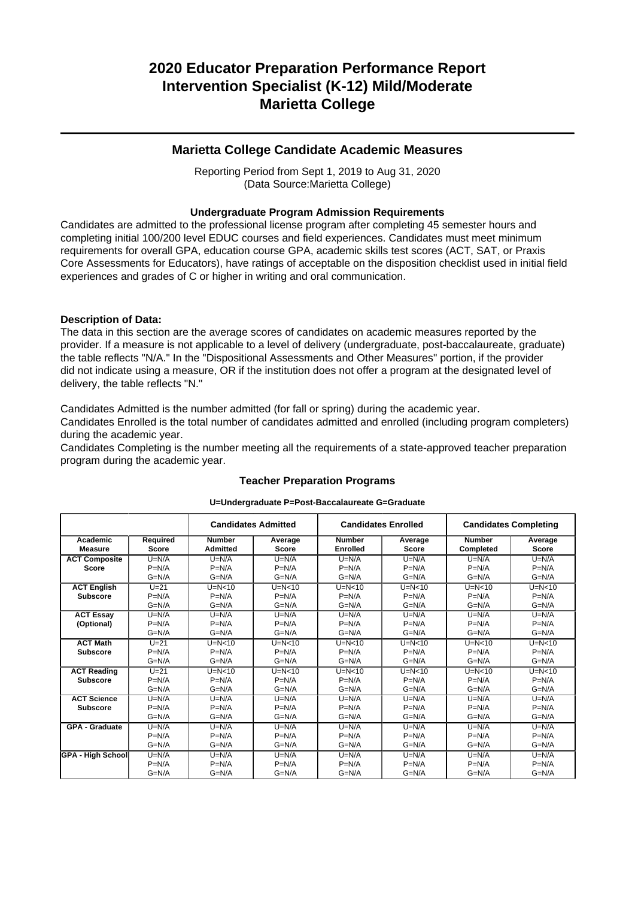# 2020 Educator Preparation Performance Report
# Intervention Specialist (K-12) Mild/Moderate
# Marietta College

## Marietta College Candidate Academic Measures

Reporting Period from Sept 1, 2019 to Aug 31, 2020
(Data Source:Marietta College)

### Undergraduate Program Admission Requirements

Candidates are admitted to the professional license program after completing 45 semester hours and completing initial 100/200 level EDUC courses and field experiences. Candidates must meet minimum requirements for overall GPA, education course GPA, academic skills test scores (ACT, SAT, or Praxis Core Assessments for Educators), have ratings of acceptable on the disposition checklist used in initial field experiences and grades of C or higher in writing and oral communication.

**Description of Data:**
The data in this section are the average scores of candidates on academic measures reported by the provider. If a measure is not applicable to a level of delivery (undergraduate, post-baccalaureate, graduate) the table reflects "N/A." In the "Dispositional Assessments and Other Measures" portion, if the provider did not indicate using a measure, OR if the institution does not offer a program at the designated level of delivery, the table reflects "N."

Candidates Admitted is the number admitted (for fall or spring) during the academic year.
Candidates Enrolled is the total number of candidates admitted and enrolled (including program completers) during the academic year.
Candidates Completing is the number meeting all the requirements of a state-approved teacher preparation program during the academic year.

### Teacher Preparation Programs

**U=Undergraduate P=Post-Baccalaureate G=Graduate**

| | | Candidates Admitted | | Candidates Enrolled | | Candidates Completing | |
|---|---|---|---|---|---|---|---|
| **Academic Measure** | **Required Score** | **Number Admitted** | **Average Score** | **Number Enrolled** | **Average Score** | **Number Completed** | **Average Score** |
| **ACT Composite Score** | U=N/A<br>P=N/A<br>G=N/A | U=N/A<br>P=N/A<br>G=N/A | U=N/A<br>P=N/A<br>G=N/A | U=N/A<br>P=N/A<br>G=N/A | U=N/A<br>P=N/A<br>G=N/A | U=N/A<br>P=N/A<br>G=N/A | U=N/A<br>P=N/A<br>G=N/A |
| **ACT English Subscore** | U=21<br>P=N/A<br>G=N/A | U=N<10<br>P=N/A<br>G=N/A | U=N<10<br>P=N/A<br>G=N/A | U=N<10<br>P=N/A<br>G=N/A | U=N<10<br>P=N/A<br>G=N/A | U=N<10<br>P=N/A<br>G=N/A | U=N<10<br>P=N/A<br>G=N/A |
| **ACT Essay (Optional)** | U=N/A<br>P=N/A<br>G=N/A | U=N/A<br>P=N/A<br>G=N/A | U=N/A<br>P=N/A<br>G=N/A | U=N/A<br>P=N/A<br>G=N/A | U=N/A<br>P=N/A<br>G=N/A | U=N/A<br>P=N/A<br>G=N/A | U=N/A<br>P=N/A<br>G=N/A |
| **ACT Math Subscore** | U=21<br>P=N/A<br>G=N/A | U=N<10<br>P=N/A<br>G=N/A | U=N<10<br>P=N/A<br>G=N/A | U=N<10<br>P=N/A<br>G=N/A | U=N<10<br>P=N/A<br>G=N/A | U=N<10<br>P=N/A<br>G=N/A | U=N<10<br>P=N/A<br>G=N/A |
| **ACT Reading Subscore** | U=21<br>P=N/A<br>G=N/A | U=N<10<br>P=N/A<br>G=N/A | U=N<10<br>P=N/A<br>G=N/A | U=N<10<br>P=N/A<br>G=N/A | U=N<10<br>P=N/A<br>G=N/A | U=N<10<br>P=N/A<br>G=N/A | U=N<10<br>P=N/A<br>G=N/A |
| **ACT Science Subscore** | U=N/A<br>P=N/A<br>G=N/A | U=N/A<br>P=N/A<br>G=N/A | U=N/A<br>P=N/A<br>G=N/A | U=N/A<br>P=N/A<br>G=N/A | U=N/A<br>P=N/A<br>G=N/A | U=N/A<br>P=N/A<br>G=N/A | U=N/A<br>P=N/A<br>G=N/A |
| **GPA - Graduate** | U=N/A<br>P=N/A<br>G=N/A | U=N/A<br>P=N/A<br>G=N/A | U=N/A<br>P=N/A<br>G=N/A | U=N/A<br>P=N/A<br>G=N/A | U=N/A<br>P=N/A<br>G=N/A | U=N/A<br>P=N/A<br>G=N/A | U=N/A<br>P=N/A<br>G=N/A |
| **GPA - High School** | U=N/A<br>P=N/A<br>G=N/A | U=N/A<br>P=N/A<br>G=N/A | U=N/A<br>P=N/A<br>G=N/A | U=N/A<br>P=N/A<br>G=N/A | U=N/A<br>P=N/A<br>G=N/A | U=N/A<br>P=N/A<br>G=N/A | U=N/A<br>P=N/A<br>G=N/A |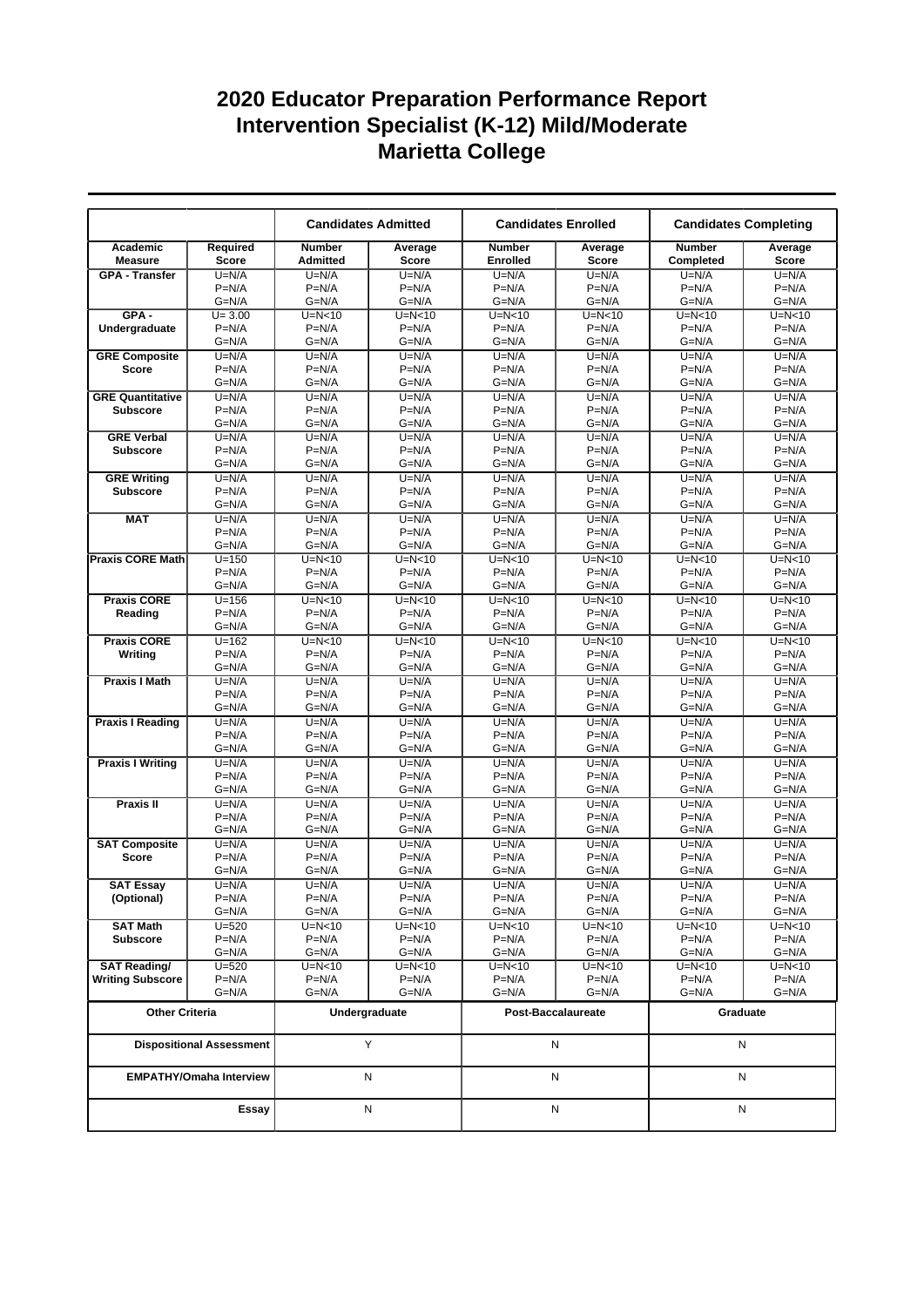# 2020 Educator Preparation Performance Report
# Intervention Specialist (K-12) Mild/Moderate
# Marietta College

| | | Candidates Admitted | | Candidates Enrolled | | Candidates Completing | |
|---|---|---|---|---|---|---|---|
| Academic Measure | Required Score | Number Admitted | Average Score | Number Enrolled | Average Score | Number Completed | Average Score |
| GPA - Transfer | U=N/A<br>P=N/A<br>G=N/A | U=N/A<br>P=N/A<br>G=N/A | U=N/A<br>P=N/A<br>G=N/A | U=N/A<br>P=N/A<br>G=N/A | U=N/A<br>P=N/A<br>G=N/A | U=N/A<br>P=N/A<br>G=N/A | U=N/A<br>P=N/A<br>G=N/A |
| GPA - Undergraduate | U= 3.00<br>P=N/A<br>G=N/A | U=N<10<br>P=N/A<br>G=N/A | U=N<10<br>P=N/A<br>G=N/A | U=N<10<br>P=N/A<br>G=N/A | U=N<10<br>P=N/A<br>G=N/A | U=N<10<br>P=N/A<br>G=N/A | U=N<10<br>P=N/A<br>G=N/A |
| GRE Composite Score | U=N/A<br>P=N/A<br>G=N/A | U=N/A<br>P=N/A<br>G=N/A | U=N/A<br>P=N/A<br>G=N/A | U=N/A<br>P=N/A<br>G=N/A | U=N/A<br>P=N/A<br>G=N/A | U=N/A<br>P=N/A<br>G=N/A | U=N/A<br>P=N/A<br>G=N/A |
| GRE Quantitative Subscore | U=N/A<br>P=N/A<br>G=N/A | U=N/A<br>P=N/A<br>G=N/A | U=N/A<br>P=N/A<br>G=N/A | U=N/A<br>P=N/A<br>G=N/A | U=N/A<br>P=N/A<br>G=N/A | U=N/A<br>P=N/A<br>G=N/A | U=N/A<br>P=N/A<br>G=N/A |
| GRE Verbal Subscore | U=N/A<br>P=N/A<br>G=N/A | U=N/A<br>P=N/A<br>G=N/A | U=N/A<br>P=N/A<br>G=N/A | U=N/A<br>P=N/A<br>G=N/A | U=N/A<br>P=N/A<br>G=N/A | U=N/A<br>P=N/A<br>G=N/A | U=N/A<br>P=N/A<br>G=N/A |
| GRE Writing Subscore | U=N/A<br>P=N/A<br>G=N/A | U=N/A<br>P=N/A<br>G=N/A | U=N/A<br>P=N/A<br>G=N/A | U=N/A<br>P=N/A<br>G=N/A | U=N/A<br>P=N/A<br>G=N/A | U=N/A<br>P=N/A<br>G=N/A | U=N/A<br>P=N/A<br>G=N/A |
| MAT | U=N/A<br>P=N/A<br>G=N/A | U=N/A<br>P=N/A<br>G=N/A | U=N/A<br>P=N/A<br>G=N/A | U=N/A<br>P=N/A<br>G=N/A | U=N/A<br>P=N/A<br>G=N/A | U=N/A<br>P=N/A<br>G=N/A | U=N/A<br>P=N/A<br>G=N/A |
| Praxis CORE Math | U=150<br>P=N/A<br>G=N/A | U=N<10<br>P=N/A<br>G=N/A | U=N<10<br>P=N/A<br>G=N/A | U=N<10<br>P=N/A<br>G=N/A | U=N<10<br>P=N/A<br>G=N/A | U=N<10<br>P=N/A<br>G=N/A | U=N<10<br>P=N/A<br>G=N/A |
| Praxis CORE Reading | U=156<br>P=N/A<br>G=N/A | U=N<10<br>P=N/A<br>G=N/A | U=N<10<br>P=N/A<br>G=N/A | U=N<10<br>P=N/A<br>G=N/A | U=N<10<br>P=N/A<br>G=N/A | U=N<10<br>P=N/A<br>G=N/A | U=N<10<br>P=N/A<br>G=N/A |
| Praxis CORE Writing | U=162<br>P=N/A<br>G=N/A | U=N<10<br>P=N/A<br>G=N/A | U=N<10<br>P=N/A<br>G=N/A | U=N<10<br>P=N/A<br>G=N/A | U=N<10<br>P=N/A<br>G=N/A | U=N<10<br>P=N/A<br>G=N/A | U=N<10<br>P=N/A<br>G=N/A |
| Praxis I Math | U=N/A<br>P=N/A<br>G=N/A | U=N/A<br>P=N/A<br>G=N/A | U=N/A<br>P=N/A<br>G=N/A | U=N/A<br>P=N/A<br>G=N/A | U=N/A<br>P=N/A<br>G=N/A | U=N/A<br>P=N/A<br>G=N/A | U=N/A<br>P=N/A<br>G=N/A |
| Praxis I Reading | U=N/A<br>P=N/A<br>G=N/A | U=N/A<br>P=N/A<br>G=N/A | U=N/A<br>P=N/A<br>G=N/A | U=N/A<br>P=N/A<br>G=N/A | U=N/A<br>P=N/A<br>G=N/A | U=N/A<br>P=N/A<br>G=N/A | U=N/A<br>P=N/A<br>G=N/A |
| Praxis I Writing | U=N/A<br>P=N/A<br>G=N/A | U=N/A<br>P=N/A<br>G=N/A | U=N/A<br>P=N/A<br>G=N/A | U=N/A<br>P=N/A<br>G=N/A | U=N/A<br>P=N/A<br>G=N/A | U=N/A<br>P=N/A<br>G=N/A | U=N/A<br>P=N/A<br>G=N/A |
| Praxis II | U=N/A<br>P=N/A<br>G=N/A | U=N/A<br>P=N/A<br>G=N/A | U=N/A<br>P=N/A<br>G=N/A | U=N/A<br>P=N/A<br>G=N/A | U=N/A<br>P=N/A<br>G=N/A | U=N/A<br>P=N/A<br>G=N/A | U=N/A<br>P=N/A<br>G=N/A |
| SAT Composite Score | U=N/A<br>P=N/A<br>G=N/A | U=N/A<br>P=N/A<br>G=N/A | U=N/A<br>P=N/A<br>G=N/A | U=N/A<br>P=N/A<br>G=N/A | U=N/A<br>P=N/A<br>G=N/A | U=N/A<br>P=N/A<br>G=N/A | U=N/A<br>P=N/A<br>G=N/A |
| SAT Essay (Optional) | U=N/A<br>P=N/A<br>G=N/A | U=N/A<br>P=N/A<br>G=N/A | U=N/A<br>P=N/A<br>G=N/A | U=N/A<br>P=N/A<br>G=N/A | U=N/A<br>P=N/A<br>G=N/A | U=N/A<br>P=N/A<br>G=N/A | U=N/A<br>P=N/A<br>G=N/A |
| SAT Math Subscore | U=520<br>P=N/A<br>G=N/A | U=N<10<br>P=N/A<br>G=N/A | U=N<10<br>P=N/A<br>G=N/A | U=N<10<br>P=N/A<br>G=N/A | U=N<10<br>P=N/A<br>G=N/A | U=N<10<br>P=N/A<br>G=N/A | U=N<10<br>P=N/A<br>G=N/A |
| SAT Reading/ Writing Subscore | U=520<br>P=N/A<br>G=N/A | U=N<10<br>P=N/A<br>G=N/A | U=N<10<br>P=N/A<br>G=N/A | U=N<10<br>P=N/A<br>G=N/A | U=N<10<br>P=N/A<br>G=N/A | U=N<10<br>P=N/A<br>G=N/A | U=N<10<br>P=N/A<br>G=N/A |

| Other Criteria | Undergraduate | Post-Baccalaureate | Graduate |
|---|---|---|---|
| Dispositional Assessment | Y | N | N |
| EMPATHY/Omaha Interview | N | N | N |
| Essay | N | N | N |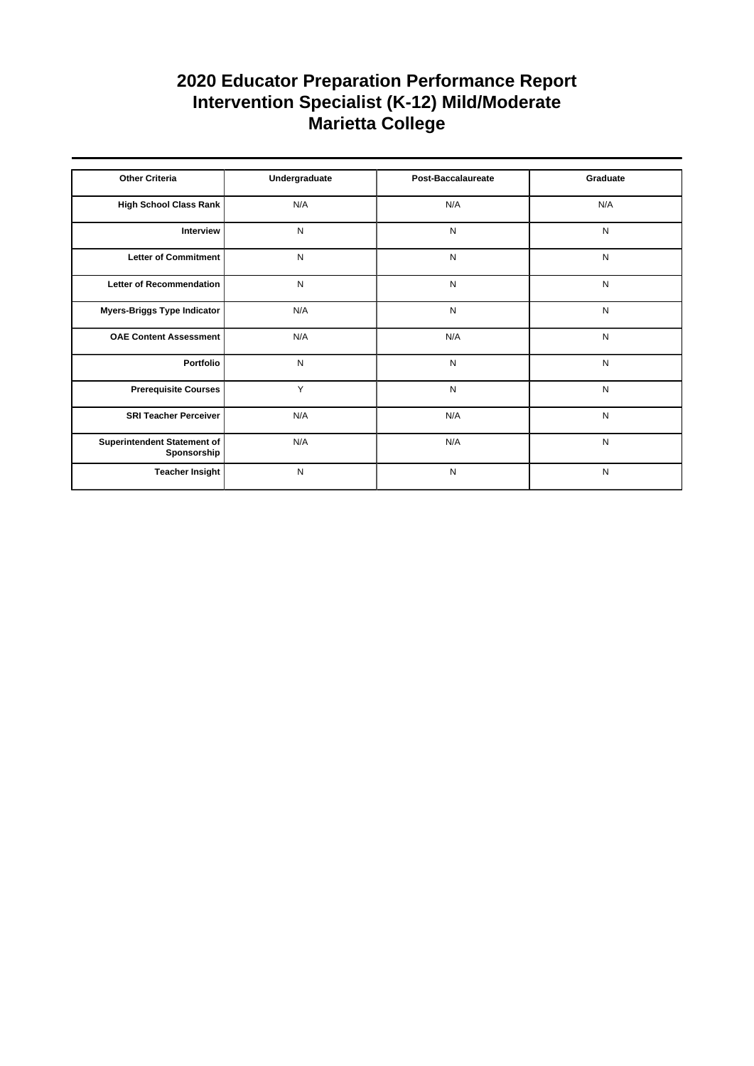# 2020 Educator Preparation Performance Report
# Intervention Specialist (K-12) Mild/Moderate
# Marietta College

| Other Criteria | Undergraduate | Post-Baccalaureate | Graduate |
|---|---|---|---|
| **High School Class Rank** | N/A | N/A | N/A |
| **Interview** | N | N | N |
| **Letter of Commitment** | N | N | N |
| **Letter of Recommendation** | N | N | N |
| **Myers-Briggs Type Indicator** | N/A | N | N |
| **OAE Content Assessment** | N/A | N/A | N |
| **Portfolio** | N | N | N |
| **Prerequisite Courses** | Y | N | N |
| **SRI Teacher Perceiver** | N/A | N/A | N |
| **Superintendent Statement of Sponsorship** | N/A | N/A | N |
| **Teacher Insight** | N | N | N |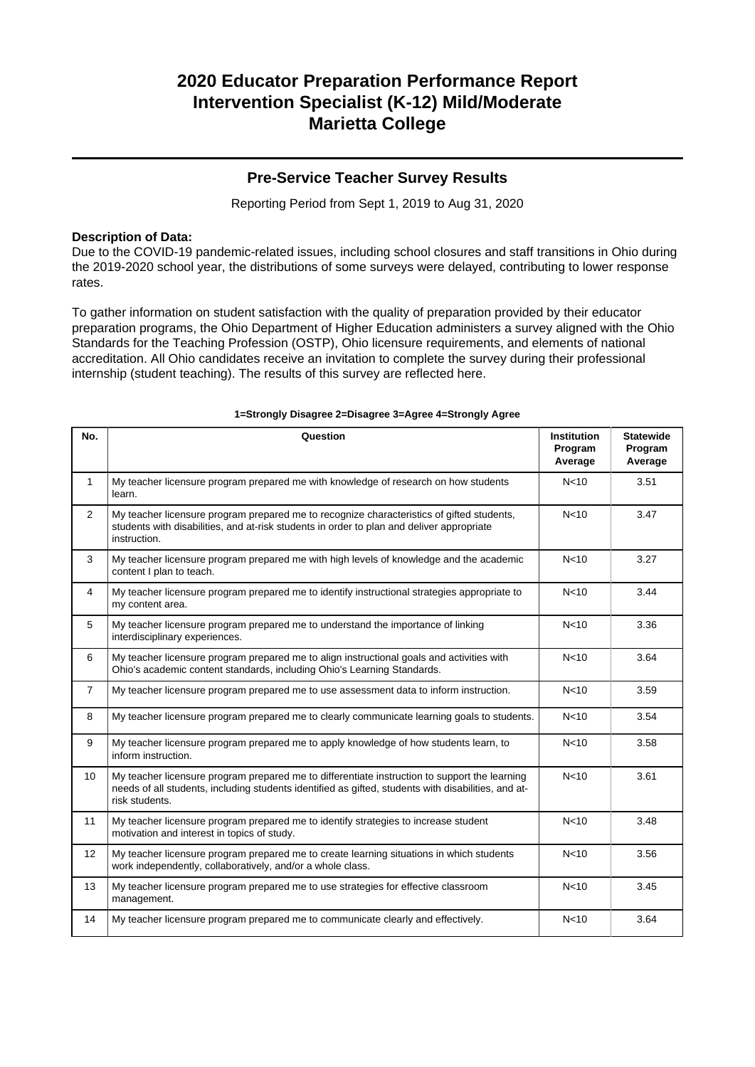# 2020 Educator Preparation Performance Report
# Intervention Specialist (K-12) Mild/Moderate
# Marietta College

## Pre-Service Teacher Survey Results

Reporting Period from Sept 1, 2019 to Aug 31, 2020

**Description of Data:**

Due to the COVID-19 pandemic-related issues, including school closures and staff transitions in Ohio during the 2019-2020 school year, the distributions of some surveys were delayed, contributing to lower response rates.

To gather information on student satisfaction with the quality of preparation provided by their educator preparation programs, the Ohio Department of Higher Education administers a survey aligned with the Ohio Standards for the Teaching Profession (OSTP), Ohio licensure requirements, and elements of national accreditation. All Ohio candidates receive an invitation to complete the survey during their professional internship (student teaching). The results of this survey are reflected here.

**1=Strongly Disagree 2=Disagree 3=Agree 4=Strongly Agree**

| No. | Question | Institution Program Average | Statewide Program Average |
|---|---|---|---|
| 1 | My teacher licensure program prepared me with knowledge of research on how students learn. | N<10 | 3.51 |
| 2 | My teacher licensure program prepared me to recognize characteristics of gifted students, students with disabilities, and at-risk students in order to plan and deliver appropriate instruction. | N<10 | 3.47 |
| 3 | My teacher licensure program prepared me with high levels of knowledge and the academic content I plan to teach. | N<10 | 3.27 |
| 4 | My teacher licensure program prepared me to identify instructional strategies appropriate to my content area. | N<10 | 3.44 |
| 5 | My teacher licensure program prepared me to understand the importance of linking interdisciplinary experiences. | N<10 | 3.36 |
| 6 | My teacher licensure program prepared me to align instructional goals and activities with Ohio's academic content standards, including Ohio's Learning Standards. | N<10 | 3.64 |
| 7 | My teacher licensure program prepared me to use assessment data to inform instruction. | N<10 | 3.59 |
| 8 | My teacher licensure program prepared me to clearly communicate learning goals to students. | N<10 | 3.54 |
| 9 | My teacher licensure program prepared me to apply knowledge of how students learn, to inform instruction. | N<10 | 3.58 |
| 10 | My teacher licensure program prepared me to differentiate instruction to support the learning needs of all students, including students identified as gifted, students with disabilities, and at-risk students. | N<10 | 3.61 |
| 11 | My teacher licensure program prepared me to identify strategies to increase student motivation and interest in topics of study. | N<10 | 3.48 |
| 12 | My teacher licensure program prepared me to create learning situations in which students work independently, collaboratively, and/or a whole class. | N<10 | 3.56 |
| 13 | My teacher licensure program prepared me to use strategies for effective classroom management. | N<10 | 3.45 |
| 14 | My teacher licensure program prepared me to communicate clearly and effectively. | N<10 | 3.64 |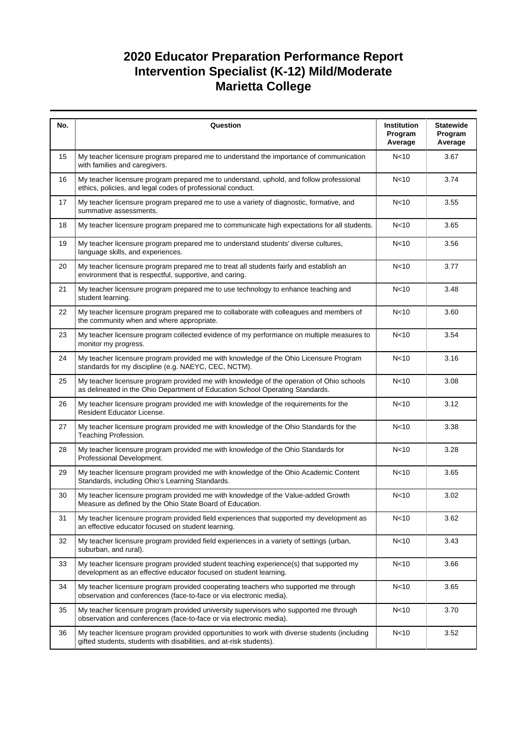# 2020 Educator Preparation Performance Report
# Intervention Specialist (K-12) Mild/Moderate
# Marietta College

| No. | Question | Institution Program Average | Statewide Program Average |
|---|---|---|---|
| 15 | My teacher licensure program prepared me to understand the importance of communication with families and caregivers. | N<10 | 3.67 |
| 16 | My teacher licensure program prepared me to understand, uphold, and follow professional ethics, policies, and legal codes of professional conduct. | N<10 | 3.74 |
| 17 | My teacher licensure program prepared me to use a variety of diagnostic, formative, and summative assessments. | N<10 | 3.55 |
| 18 | My teacher licensure program prepared me to communicate high expectations for all students. | N<10 | 3.65 |
| 19 | My teacher licensure program prepared me to understand students' diverse cultures, language skills, and experiences. | N<10 | 3.56 |
| 20 | My teacher licensure program prepared me to treat all students fairly and establish an environment that is respectful, supportive, and caring. | N<10 | 3.77 |
| 21 | My teacher licensure program prepared me to use technology to enhance teaching and student learning. | N<10 | 3.48 |
| 22 | My teacher licensure program prepared me to collaborate with colleagues and members of the community when and where appropriate. | N<10 | 3.60 |
| 23 | My teacher licensure program collected evidence of my performance on multiple measures to monitor my progress. | N<10 | 3.54 |
| 24 | My teacher licensure program provided me with knowledge of the Ohio Licensure Program standards for my discipline (e.g. NAEYC, CEC, NCTM). | N<10 | 3.16 |
| 25 | My teacher licensure program provided me with knowledge of the operation of Ohio schools as delineated in the Ohio Department of Education School Operating Standards. | N<10 | 3.08 |
| 26 | My teacher licensure program provided me with knowledge of the requirements for the Resident Educator License. | N<10 | 3.12 |
| 27 | My teacher licensure program provided me with knowledge of the Ohio Standards for the Teaching Profession. | N<10 | 3.38 |
| 28 | My teacher licensure program provided me with knowledge of the Ohio Standards for Professional Development. | N<10 | 3.28 |
| 29 | My teacher licensure program provided me with knowledge of the Ohio Academic Content Standards, including Ohio's Learning Standards. | N<10 | 3.65 |
| 30 | My teacher licensure program provided me with knowledge of the Value-added Growth Measure as defined by the Ohio State Board of Education. | N<10 | 3.02 |
| 31 | My teacher licensure program provided field experiences that supported my development as an effective educator focused on student learning. | N<10 | 3.62 |
| 32 | My teacher licensure program provided field experiences in a variety of settings (urban, suburban, and rural). | N<10 | 3.43 |
| 33 | My teacher licensure program provided student teaching experience(s) that supported my development as an effective educator focused on student learning. | N<10 | 3.66 |
| 34 | My teacher licensure program provided cooperating teachers who supported me through observation and conferences (face-to-face or via electronic media). | N<10 | 3.65 |
| 35 | My teacher licensure program provided university supervisors who supported me through observation and conferences (face-to-face or via electronic media). | N<10 | 3.70 |
| 36 | My teacher licensure program provided opportunities to work with diverse students (including gifted students, students with disabilities, and at-risk students). | N<10 | 3.52 |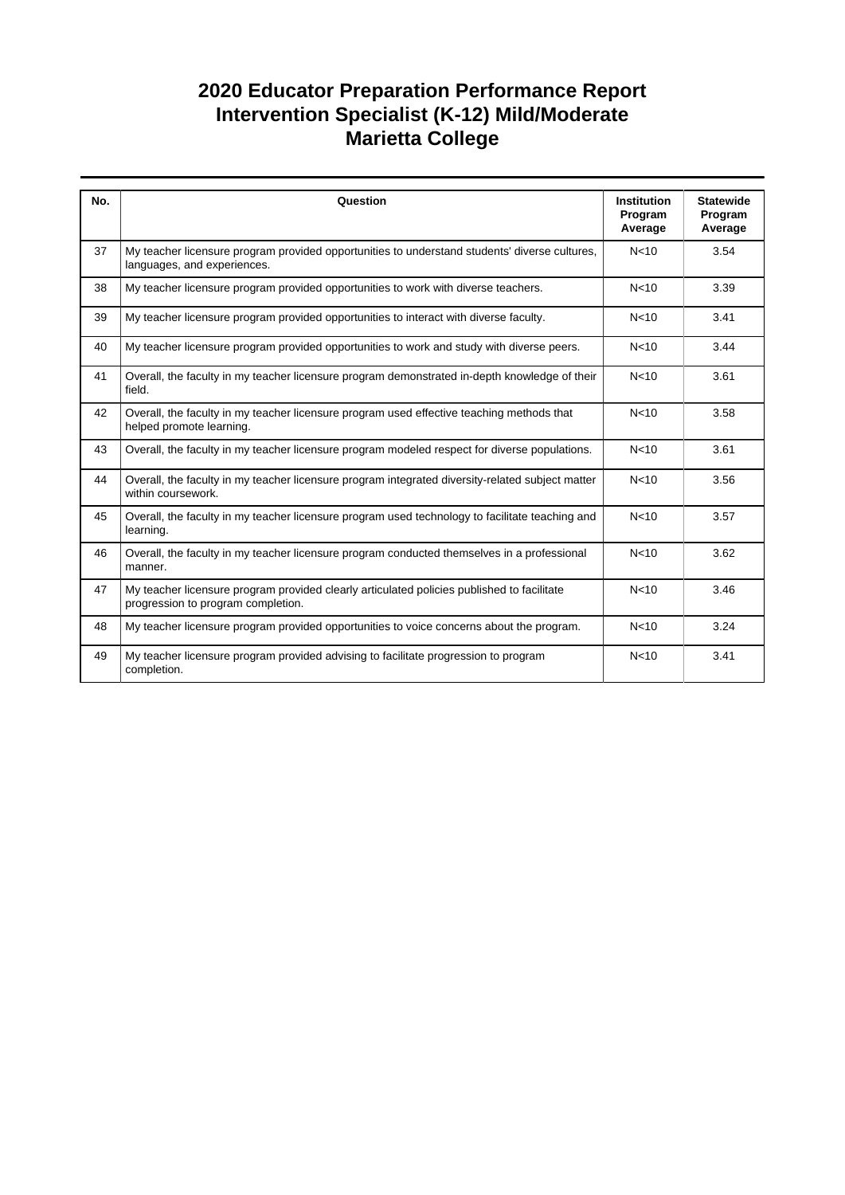# 2020 Educator Preparation Performance Report
# Intervention Specialist (K-12) Mild/Moderate
# Marietta College

| No. | Question | Institution Program Average | Statewide Program Average |
|---|---|---|---|
| 37 | My teacher licensure program provided opportunities to understand students' diverse cultures, languages, and experiences. | N<10 | 3.54 |
| 38 | My teacher licensure program provided opportunities to work with diverse teachers. | N<10 | 3.39 |
| 39 | My teacher licensure program provided opportunities to interact with diverse faculty. | N<10 | 3.41 |
| 40 | My teacher licensure program provided opportunities to work and study with diverse peers. | N<10 | 3.44 |
| 41 | Overall, the faculty in my teacher licensure program demonstrated in-depth knowledge of their field. | N<10 | 3.61 |
| 42 | Overall, the faculty in my teacher licensure program used effective teaching methods that helped promote learning. | N<10 | 3.58 |
| 43 | Overall, the faculty in my teacher licensure program modeled respect for diverse populations. | N<10 | 3.61 |
| 44 | Overall, the faculty in my teacher licensure program integrated diversity-related subject matter within coursework. | N<10 | 3.56 |
| 45 | Overall, the faculty in my teacher licensure program used technology to facilitate teaching and learning. | N<10 | 3.57 |
| 46 | Overall, the faculty in my teacher licensure program conducted themselves in a professional manner. | N<10 | 3.62 |
| 47 | My teacher licensure program provided clearly articulated policies published to facilitate progression to program completion. | N<10 | 3.46 |
| 48 | My teacher licensure program provided opportunities to voice concerns about the program. | N<10 | 3.24 |
| 49 | My teacher licensure program provided advising to facilitate progression to program completion. | N<10 | 3.41 |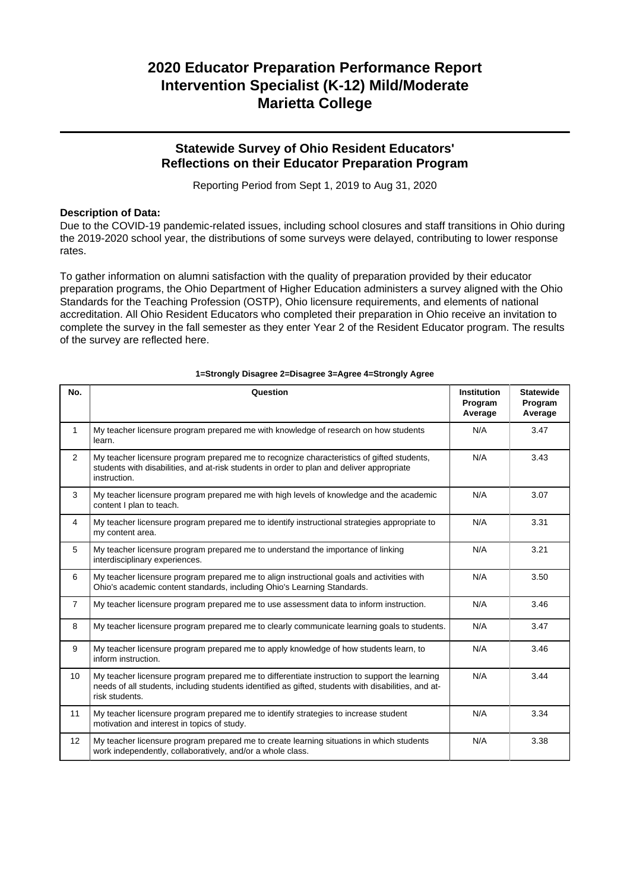# 2020 Educator Preparation Performance Report
# Intervention Specialist (K-12) Mild/Moderate
# Marietta College

## Statewide Survey of Ohio Resident Educators' Reflections on their Educator Preparation Program

Reporting Period from Sept 1, 2019 to Aug 31, 2020

**Description of Data:**

Due to the COVID-19 pandemic-related issues, including school closures and staff transitions in Ohio during the 2019-2020 school year, the distributions of some surveys were delayed, contributing to lower response rates.

To gather information on alumni satisfaction with the quality of preparation provided by their educator preparation programs, the Ohio Department of Higher Education administers a survey aligned with the Ohio Standards for the Teaching Profession (OSTP), Ohio licensure requirements, and elements of national accreditation. All Ohio Resident Educators who completed their preparation in Ohio receive an invitation to complete the survey in the fall semester as they enter Year 2 of the Resident Educator program. The results of the survey are reflected here.

**1=Strongly Disagree 2=Disagree 3=Agree 4=Strongly Agree**

| No. | Question | Institution Program Average | Statewide Program Average |
|---|---|---|---|
| 1 | My teacher licensure program prepared me with knowledge of research on how students learn. | N/A | 3.47 |
| 2 | My teacher licensure program prepared me to recognize characteristics of gifted students, students with disabilities, and at-risk students in order to plan and deliver appropriate instruction. | N/A | 3.43 |
| 3 | My teacher licensure program prepared me with high levels of knowledge and the academic content I plan to teach. | N/A | 3.07 |
| 4 | My teacher licensure program prepared me to identify instructional strategies appropriate to my content area. | N/A | 3.31 |
| 5 | My teacher licensure program prepared me to understand the importance of linking interdisciplinary experiences. | N/A | 3.21 |
| 6 | My teacher licensure program prepared me to align instructional goals and activities with Ohio's academic content standards, including Ohio's Learning Standards. | N/A | 3.50 |
| 7 | My teacher licensure program prepared me to use assessment data to inform instruction. | N/A | 3.46 |
| 8 | My teacher licensure program prepared me to clearly communicate learning goals to students. | N/A | 3.47 |
| 9 | My teacher licensure program prepared me to apply knowledge of how students learn, to inform instruction. | N/A | 3.46 |
| 10 | My teacher licensure program prepared me to differentiate instruction to support the learning needs of all students, including students identified as gifted, students with disabilities, and at-risk students. | N/A | 3.44 |
| 11 | My teacher licensure program prepared me to identify strategies to increase student motivation and interest in topics of study. | N/A | 3.34 |
| 12 | My teacher licensure program prepared me to create learning situations in which students work independently, collaboratively, and/or a whole class. | N/A | 3.38 |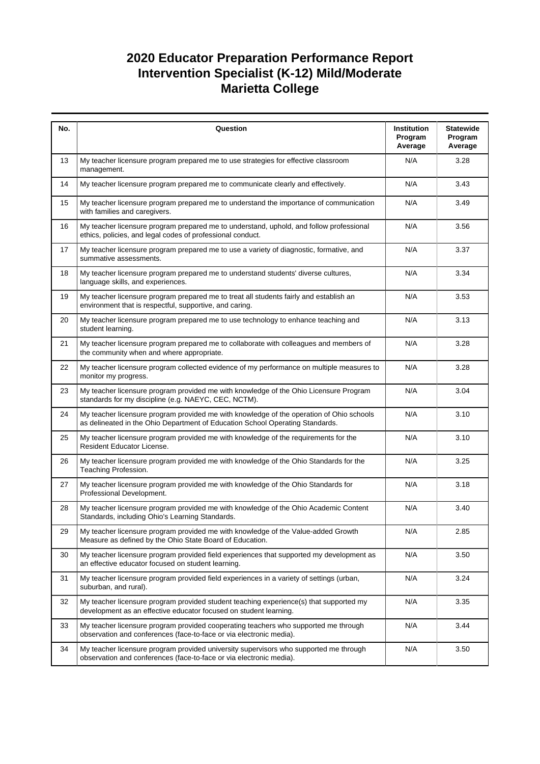# 2020 Educator Preparation Performance Report
## Intervention Specialist (K-12) Mild/Moderate
## Marietta College

| No. | Question | Institution Program Average | Statewide Program Average |
|---|---|---|---|
| 13 | My teacher licensure program prepared me to use strategies for effective classroom management. | N/A | 3.28 |
| 14 | My teacher licensure program prepared me to communicate clearly and effectively. | N/A | 3.43 |
| 15 | My teacher licensure program prepared me to understand the importance of communication with families and caregivers. | N/A | 3.49 |
| 16 | My teacher licensure program prepared me to understand, uphold, and follow professional ethics, policies, and legal codes of professional conduct. | N/A | 3.56 |
| 17 | My teacher licensure program prepared me to use a variety of diagnostic, formative, and summative assessments. | N/A | 3.37 |
| 18 | My teacher licensure program prepared me to understand students' diverse cultures, language skills, and experiences. | N/A | 3.34 |
| 19 | My teacher licensure program prepared me to treat all students fairly and establish an environment that is respectful, supportive, and caring. | N/A | 3.53 |
| 20 | My teacher licensure program prepared me to use technology to enhance teaching and student learning. | N/A | 3.13 |
| 21 | My teacher licensure program prepared me to collaborate with colleagues and members of the community when and where appropriate. | N/A | 3.28 |
| 22 | My teacher licensure program collected evidence of my performance on multiple measures to monitor my progress. | N/A | 3.28 |
| 23 | My teacher licensure program provided me with knowledge of the Ohio Licensure Program standards for my discipline (e.g. NAEYC, CEC, NCTM). | N/A | 3.04 |
| 24 | My teacher licensure program provided me with knowledge of the operation of Ohio schools as delineated in the Ohio Department of Education School Operating Standards. | N/A | 3.10 |
| 25 | My teacher licensure program provided me with knowledge of the requirements for the Resident Educator License. | N/A | 3.10 |
| 26 | My teacher licensure program provided me with knowledge of the Ohio Standards for the Teaching Profession. | N/A | 3.25 |
| 27 | My teacher licensure program provided me with knowledge of the Ohio Standards for Professional Development. | N/A | 3.18 |
| 28 | My teacher licensure program provided me with knowledge of the Ohio Academic Content Standards, including Ohio's Learning Standards. | N/A | 3.40 |
| 29 | My teacher licensure program provided me with knowledge of the Value-added Growth Measure as defined by the Ohio State Board of Education. | N/A | 2.85 |
| 30 | My teacher licensure program provided field experiences that supported my development as an effective educator focused on student learning. | N/A | 3.50 |
| 31 | My teacher licensure program provided field experiences in a variety of settings (urban, suburban, and rural). | N/A | 3.24 |
| 32 | My teacher licensure program provided student teaching experience(s) that supported my development as an effective educator focused on student learning. | N/A | 3.35 |
| 33 | My teacher licensure program provided cooperating teachers who supported me through observation and conferences (face-to-face or via electronic media). | N/A | 3.44 |
| 34 | My teacher licensure program provided university supervisors who supported me through observation and conferences (face-to-face or via electronic media). | N/A | 3.50 |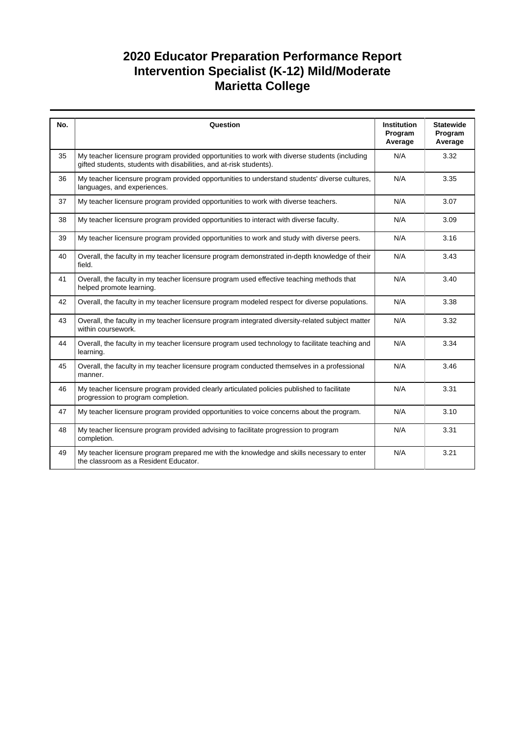# 2020 Educator Preparation Performance Report
# Intervention Specialist (K-12) Mild/Moderate
# Marietta College

| No. | Question | Institution Program Average | Statewide Program Average |
|---|---|---|---|
| 35 | My teacher licensure program provided opportunities to work with diverse students (including gifted students, students with disabilities, and at-risk students). | N/A | 3.32 |
| 36 | My teacher licensure program provided opportunities to understand students' diverse cultures, languages, and experiences. | N/A | 3.35 |
| 37 | My teacher licensure program provided opportunities to work with diverse teachers. | N/A | 3.07 |
| 38 | My teacher licensure program provided opportunities to interact with diverse faculty. | N/A | 3.09 |
| 39 | My teacher licensure program provided opportunities to work and study with diverse peers. | N/A | 3.16 |
| 40 | Overall, the faculty in my teacher licensure program demonstrated in-depth knowledge of their field. | N/A | 3.43 |
| 41 | Overall, the faculty in my teacher licensure program used effective teaching methods that helped promote learning. | N/A | 3.40 |
| 42 | Overall, the faculty in my teacher licensure program modeled respect for diverse populations. | N/A | 3.38 |
| 43 | Overall, the faculty in my teacher licensure program integrated diversity-related subject matter within coursework. | N/A | 3.32 |
| 44 | Overall, the faculty in my teacher licensure program used technology to facilitate teaching and learning. | N/A | 3.34 |
| 45 | Overall, the faculty in my teacher licensure program conducted themselves in a professional manner. | N/A | 3.46 |
| 46 | My teacher licensure program provided clearly articulated policies published to facilitate progression to program completion. | N/A | 3.31 |
| 47 | My teacher licensure program provided opportunities to voice concerns about the program. | N/A | 3.10 |
| 48 | My teacher licensure program provided advising to facilitate progression to program completion. | N/A | 3.31 |
| 49 | My teacher licensure program prepared me with the knowledge and skills necessary to enter the classroom as a Resident Educator. | N/A | 3.21 |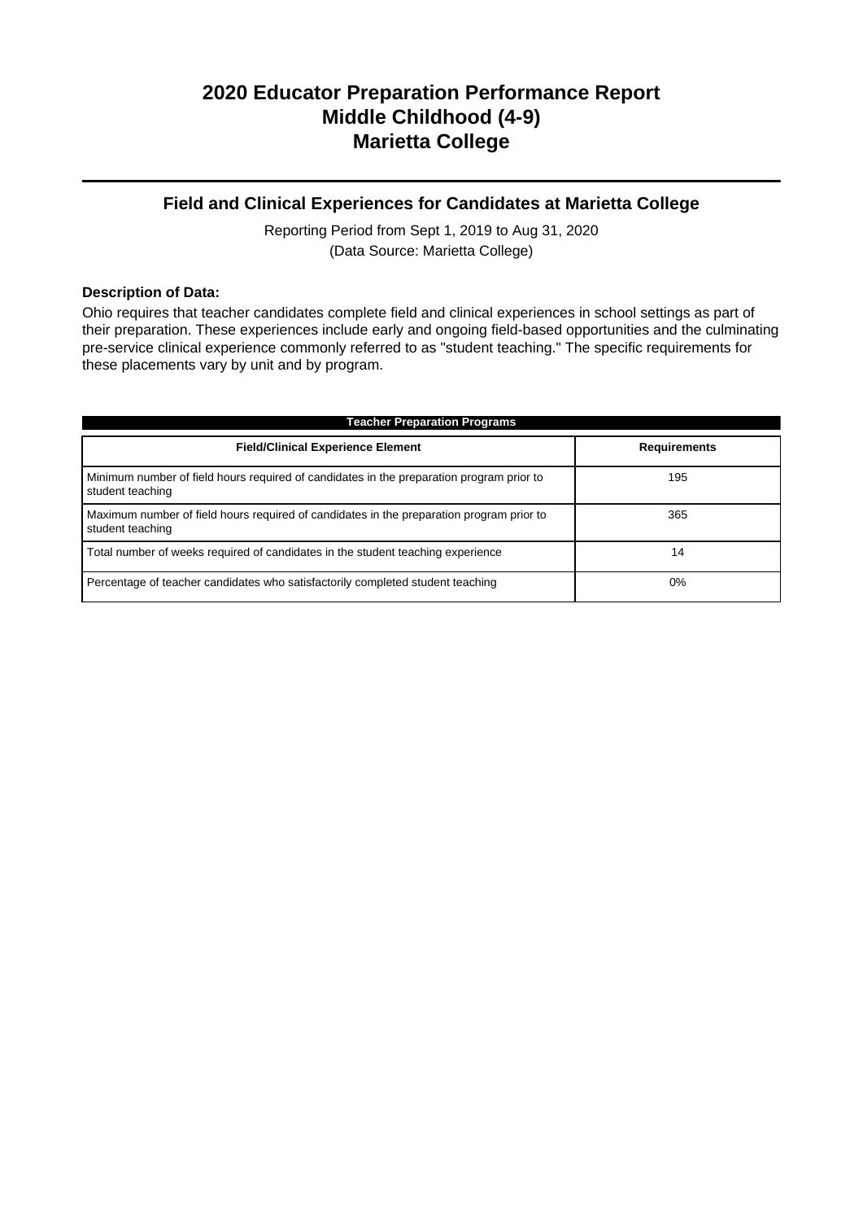# 2020 Educator Preparation Performance Report
# Middle Childhood (4-9)
# Marietta College

## Field and Clinical Experiences for Candidates at Marietta College

Reporting Period from Sept 1, 2019 to Aug 31, 2020
(Data Source: Marietta College)

**Description of Data:**

Ohio requires that teacher candidates complete field and clinical experiences in school settings as part of their preparation. These experiences include early and ongoing field-based opportunities and the culminating pre-service clinical experience commonly referred to as "student teaching." The specific requirements for these placements vary by unit and by program.

**Teacher Preparation Programs**

| Field/Clinical Experience Element | Requirements |
|---|---|
| Minimum number of field hours required of candidates in the preparation program prior to student teaching | 195 |
| Maximum number of field hours required of candidates in the preparation program prior to student teaching | 365 |
| Total number of weeks required of candidates in the student teaching experience | 14 |
| Percentage of teacher candidates who satisfactorily completed student teaching | 0% |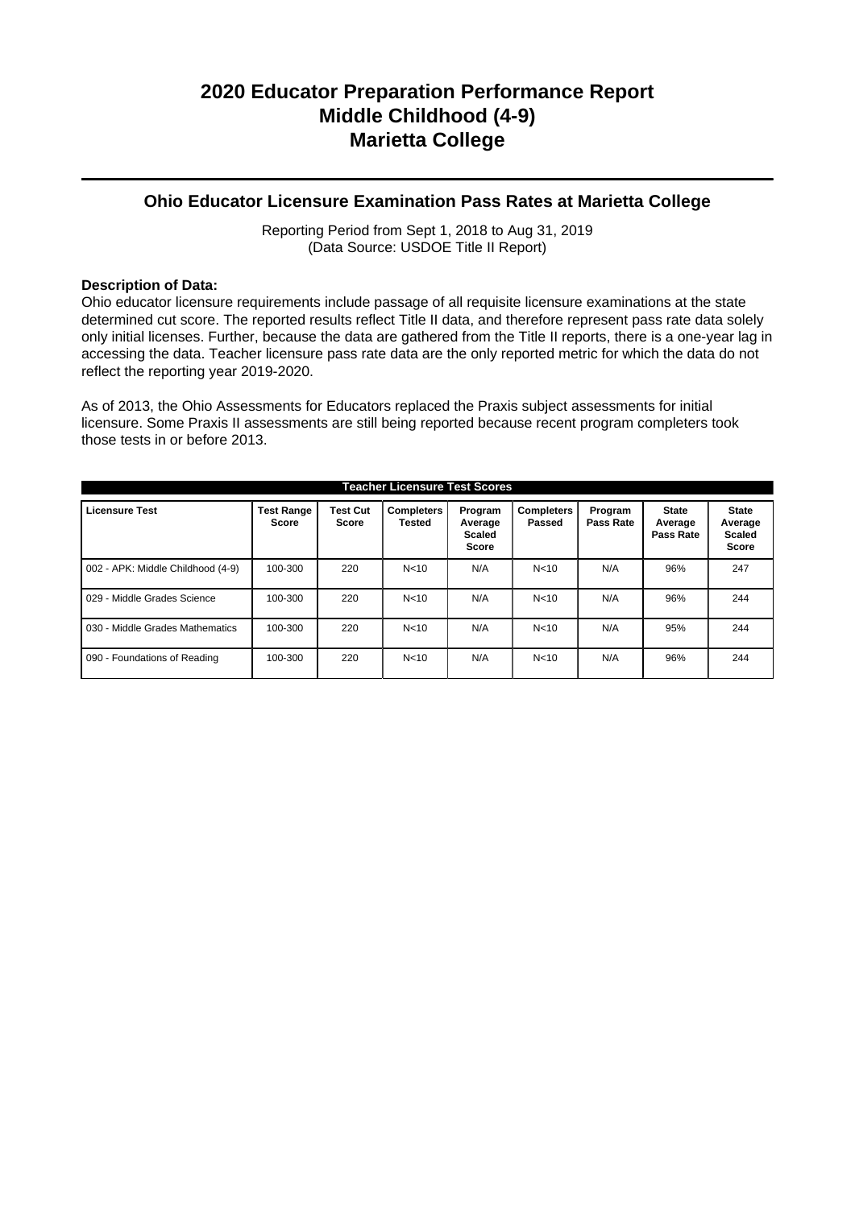# 2020 Educator Preparation Performance Report
# Middle Childhood (4-9)
# Marietta College

## Ohio Educator Licensure Examination Pass Rates at Marietta College

Reporting Period from Sept 1, 2018 to Aug 31, 2019
(Data Source: USDOE Title II Report)

**Description of Data:**
Ohio educator licensure requirements include passage of all requisite licensure examinations at the state determined cut score. The reported results reflect Title II data, and therefore represent pass rate data solely only initial licenses. Further, because the data are gathered from the Title II reports, there is a one-year lag in accessing the data. Teacher licensure pass rate data are the only reported metric for which the data do not reflect the reporting year 2019-2020.

As of 2013, the Ohio Assessments for Educators replaced the Praxis subject assessments for initial licensure. Some Praxis II assessments are still being reported because recent program completers took those tests in or before 2013.

**Teacher Licensure Test Scores**

| Licensure Test | Test Range Score | Test Cut Score | Completers Tested | Program Average Scaled Score | Completers Passed | Program Pass Rate | State Average Pass Rate | State Average Scaled Score |
|---|---|---|---|---|---|---|---|---|
| 002 - APK: Middle Childhood (4-9) | 100-300 | 220 | N<10 | N/A | N<10 | N/A | 96% | 247 |
| 029 - Middle Grades Science | 100-300 | 220 | N<10 | N/A | N<10 | N/A | 96% | 244 |
| 030 - Middle Grades Mathematics | 100-300 | 220 | N<10 | N/A | N<10 | N/A | 95% | 244 |
| 090 - Foundations of Reading | 100-300 | 220 | N<10 | N/A | N<10 | N/A | 96% | 244 |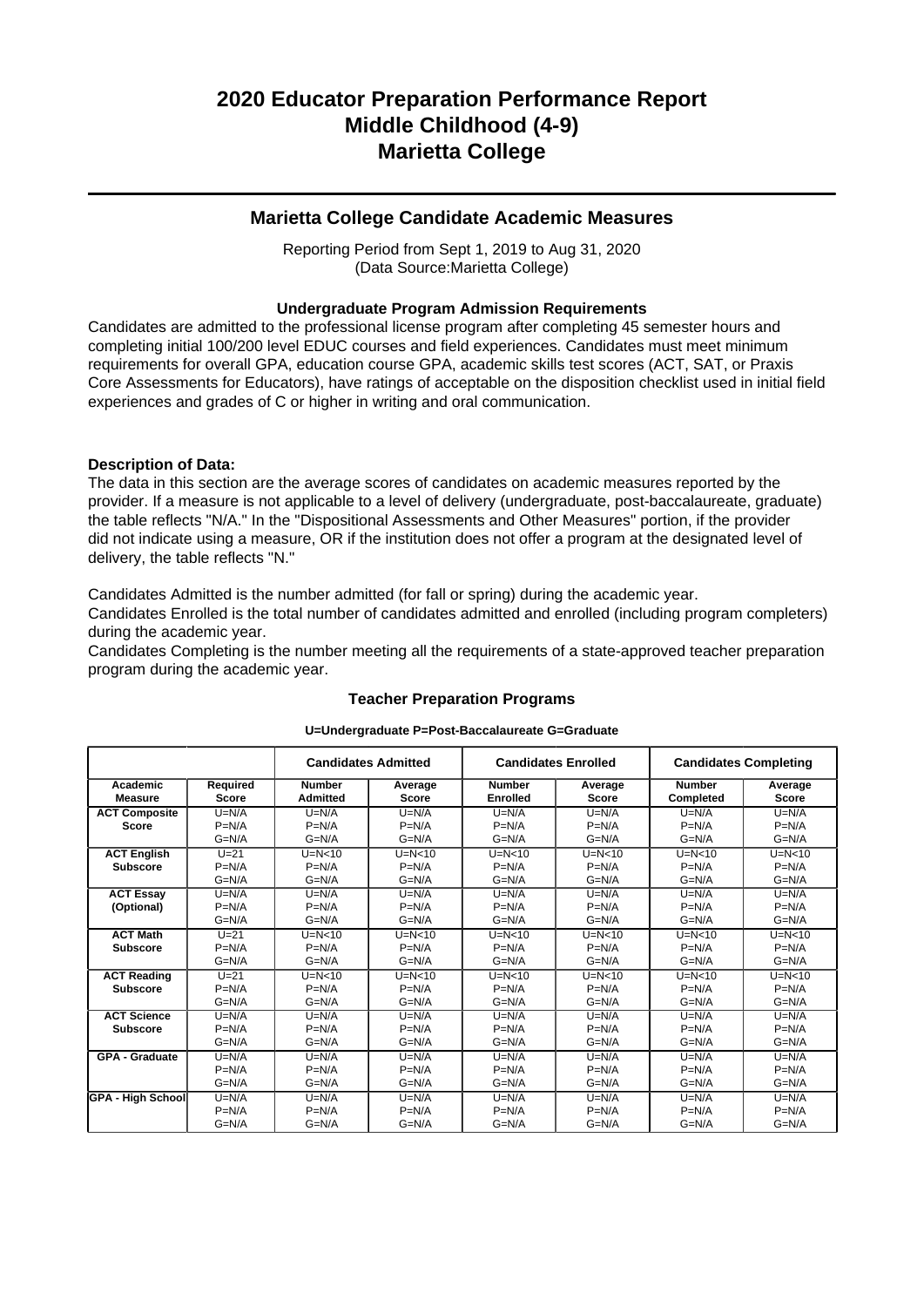# 2020 Educator Preparation Performance Report
# Middle Childhood (4-9)
# Marietta College

## Marietta College Candidate Academic Measures

Reporting Period from Sept 1, 2019 to Aug 31, 2020
(Data Source:Marietta College)

### Undergraduate Program Admission Requirements

Candidates are admitted to the professional license program after completing 45 semester hours and completing initial 100/200 level EDUC courses and field experiences. Candidates must meet minimum requirements for overall GPA, education course GPA, academic skills test scores (ACT, SAT, or Praxis Core Assessments for Educators), have ratings of acceptable on the disposition checklist used in initial field experiences and grades of C or higher in writing and oral communication.

**Description of Data:**

The data in this section are the average scores of candidates on academic measures reported by the provider. If a measure is not applicable to a level of delivery (undergraduate, post-baccalaureate, graduate) the table reflects "N/A." In the "Dispositional Assessments and Other Measures" portion, if the provider did not indicate using a measure, OR if the institution does not offer a program at the designated level of delivery, the table reflects "N."

Candidates Admitted is the number admitted (for fall or spring) during the academic year.
Candidates Enrolled is the total number of candidates admitted and enrolled (including program completers) during the academic year.
Candidates Completing is the number meeting all the requirements of a state-approved teacher preparation program during the academic year.

### Teacher Preparation Programs

**U=Undergraduate P=Post-Baccalaureate G=Graduate**

| | | Candidates Admitted | | Candidates Enrolled | | Candidates Completing | |
|---|---|---|---|---|---|---|---|
| **Academic Measure** | **Required Score** | **Number Admitted** | **Average Score** | **Number Enrolled** | **Average Score** | **Number Completed** | **Average Score** |
| **ACT Composite Score** | U=N/A<br>P=N/A<br>G=N/A | U=N/A<br>P=N/A<br>G=N/A | U=N/A<br>P=N/A<br>G=N/A | U=N/A<br>P=N/A<br>G=N/A | U=N/A<br>P=N/A<br>G=N/A | U=N/A<br>P=N/A<br>G=N/A | U=N/A<br>P=N/A<br>G=N/A |
| **ACT English Subscore** | U=21<br>P=N/A<br>G=N/A | U=N<10<br>P=N/A<br>G=N/A | U=N<10<br>P=N/A<br>G=N/A | U=N<10<br>P=N/A<br>G=N/A | U=N<10<br>P=N/A<br>G=N/A | U=N<10<br>P=N/A<br>G=N/A | U=N<10<br>P=N/A<br>G=N/A |
| **ACT Essay (Optional)** | U=N/A<br>P=N/A<br>G=N/A | U=N/A<br>P=N/A<br>G=N/A | U=N/A<br>P=N/A<br>G=N/A | U=N/A<br>P=N/A<br>G=N/A | U=N/A<br>P=N/A<br>G=N/A | U=N/A<br>P=N/A<br>G=N/A | U=N/A<br>P=N/A<br>G=N/A |
| **ACT Math Subscore** | U=21<br>P=N/A<br>G=N/A | U=N<10<br>P=N/A<br>G=N/A | U=N<10<br>P=N/A<br>G=N/A | U=N<10<br>P=N/A<br>G=N/A | U=N<10<br>P=N/A<br>G=N/A | U=N<10<br>P=N/A<br>G=N/A | U=N<10<br>P=N/A<br>G=N/A |
| **ACT Reading Subscore** | U=21<br>P=N/A<br>G=N/A | U=N<10<br>P=N/A<br>G=N/A | U=N<10<br>P=N/A<br>G=N/A | U=N<10<br>P=N/A<br>G=N/A | U=N<10<br>P=N/A<br>G=N/A | U=N<10<br>P=N/A<br>G=N/A | U=N<10<br>P=N/A<br>G=N/A |
| **ACT Science Subscore** | U=N/A<br>P=N/A<br>G=N/A | U=N/A<br>P=N/A<br>G=N/A | U=N/A<br>P=N/A<br>G=N/A | U=N/A<br>P=N/A<br>G=N/A | U=N/A<br>P=N/A<br>G=N/A | U=N/A<br>P=N/A<br>G=N/A | U=N/A<br>P=N/A<br>G=N/A |
| **GPA - Graduate** | U=N/A<br>P=N/A<br>G=N/A | U=N/A<br>P=N/A<br>G=N/A | U=N/A<br>P=N/A<br>G=N/A | U=N/A<br>P=N/A<br>G=N/A | U=N/A<br>P=N/A<br>G=N/A | U=N/A<br>P=N/A<br>G=N/A | U=N/A<br>P=N/A<br>G=N/A |
| **GPA - High School** | U=N/A<br>P=N/A<br>G=N/A | U=N/A<br>P=N/A<br>G=N/A | U=N/A<br>P=N/A<br>G=N/A | U=N/A<br>P=N/A<br>G=N/A | U=N/A<br>P=N/A<br>G=N/A | U=N/A<br>P=N/A<br>G=N/A | U=N/A<br>P=N/A<br>G=N/A |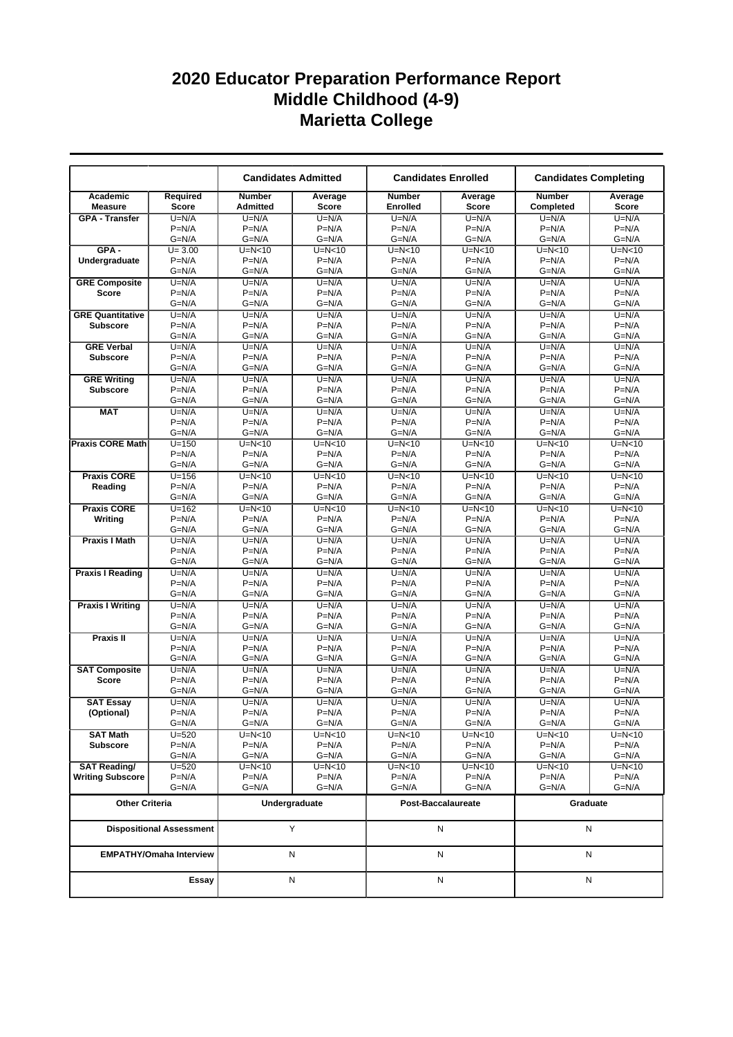# 2020 Educator Preparation Performance Report
# Middle Childhood (4-9)
# Marietta College

| | | Candidates Admitted | | Candidates Enrolled | | Candidates Completing | |
|---|---|---|---|---|---|---|---|
| **Academic Measure** | **Required Score** | **Number Admitted** | **Average Score** | **Number Enrolled** | **Average Score** | **Number Completed** | **Average Score** |
| **GPA - Transfer** | U=N/A<br>P=N/A<br>G=N/A | U=N/A<br>P=N/A<br>G=N/A | U=N/A<br>P=N/A<br>G=N/A | U=N/A<br>P=N/A<br>G=N/A | U=N/A<br>P=N/A<br>G=N/A | U=N/A<br>P=N/A<br>G=N/A | U=N/A<br>P=N/A<br>G=N/A |
| **GPA - Undergraduate** | U= 3.00<br>P=N/A<br>G=N/A | U=N<10<br>P=N/A<br>G=N/A | U=N<10<br>P=N/A<br>G=N/A | U=N<10<br>P=N/A<br>G=N/A | U=N<10<br>P=N/A<br>G=N/A | U=N<10<br>P=N/A<br>G=N/A | U=N<10<br>P=N/A<br>G=N/A |
| **GRE Composite Score** | U=N/A<br>P=N/A<br>G=N/A | U=N/A<br>P=N/A<br>G=N/A | U=N/A<br>P=N/A<br>G=N/A | U=N/A<br>P=N/A<br>G=N/A | U=N/A<br>P=N/A<br>G=N/A | U=N/A<br>P=N/A<br>G=N/A | U=N/A<br>P=N/A<br>G=N/A |
| **GRE Quantitative Subscore** | U=N/A<br>P=N/A<br>G=N/A | U=N/A<br>P=N/A<br>G=N/A | U=N/A<br>P=N/A<br>G=N/A | U=N/A<br>P=N/A<br>G=N/A | U=N/A<br>P=N/A<br>G=N/A | U=N/A<br>P=N/A<br>G=N/A | U=N/A<br>P=N/A<br>G=N/A |
| **GRE Verbal Subscore** | U=N/A<br>P=N/A<br>G=N/A | U=N/A<br>P=N/A<br>G=N/A | U=N/A<br>P=N/A<br>G=N/A | U=N/A<br>P=N/A<br>G=N/A | U=N/A<br>P=N/A<br>G=N/A | U=N/A<br>P=N/A<br>G=N/A | U=N/A<br>P=N/A<br>G=N/A |
| **GRE Writing Subscore** | U=N/A<br>P=N/A<br>G=N/A | U=N/A<br>P=N/A<br>G=N/A | U=N/A<br>P=N/A<br>G=N/A | U=N/A<br>P=N/A<br>G=N/A | U=N/A<br>P=N/A<br>G=N/A | U=N/A<br>P=N/A<br>G=N/A | U=N/A<br>P=N/A<br>G=N/A |
| **MAT** | U=N/A<br>P=N/A<br>G=N/A | U=N/A<br>P=N/A<br>G=N/A | U=N/A<br>P=N/A<br>G=N/A | U=N/A<br>P=N/A<br>G=N/A | U=N/A<br>P=N/A<br>G=N/A | U=N/A<br>P=N/A<br>G=N/A | U=N/A<br>P=N/A<br>G=N/A |
| **Praxis CORE Math** | U=150<br>P=N/A<br>G=N/A | U=N<10<br>P=N/A<br>G=N/A | U=N<10<br>P=N/A<br>G=N/A | U=N<10<br>P=N/A<br>G=N/A | U=N<10<br>P=N/A<br>G=N/A | U=N<10<br>P=N/A<br>G=N/A | U=N<10<br>P=N/A<br>G=N/A |
| **Praxis CORE Reading** | U=156<br>P=N/A<br>G=N/A | U=N<10<br>P=N/A<br>G=N/A | U=N<10<br>P=N/A<br>G=N/A | U=N<10<br>P=N/A<br>G=N/A | U=N<10<br>P=N/A<br>G=N/A | U=N<10<br>P=N/A<br>G=N/A | U=N<10<br>P=N/A<br>G=N/A |
| **Praxis CORE Writing** | U=162<br>P=N/A<br>G=N/A | U=N<10<br>P=N/A<br>G=N/A | U=N<10<br>P=N/A<br>G=N/A | U=N<10<br>P=N/A<br>G=N/A | U=N<10<br>P=N/A<br>G=N/A | U=N<10<br>P=N/A<br>G=N/A | U=N<10<br>P=N/A<br>G=N/A |
| **Praxis I Math** | U=N/A<br>P=N/A<br>G=N/A | U=N/A<br>P=N/A<br>G=N/A | U=N/A<br>P=N/A<br>G=N/A | U=N/A<br>P=N/A<br>G=N/A | U=N/A<br>P=N/A<br>G=N/A | U=N/A<br>P=N/A<br>G=N/A | U=N/A<br>P=N/A<br>G=N/A |
| **Praxis I Reading** | U=N/A<br>P=N/A<br>G=N/A | U=N/A<br>P=N/A<br>G=N/A | U=N/A<br>P=N/A<br>G=N/A | U=N/A<br>P=N/A<br>G=N/A | U=N/A<br>P=N/A<br>G=N/A | U=N/A<br>P=N/A<br>G=N/A | U=N/A<br>P=N/A<br>G=N/A |
| **Praxis I Writing** | U=N/A<br>P=N/A<br>G=N/A | U=N/A<br>P=N/A<br>G=N/A | U=N/A<br>P=N/A<br>G=N/A | U=N/A<br>P=N/A<br>G=N/A | U=N/A<br>P=N/A<br>G=N/A | U=N/A<br>P=N/A<br>G=N/A | U=N/A<br>P=N/A<br>G=N/A |
| **Praxis II** | U=N/A<br>P=N/A<br>G=N/A | U=N/A<br>P=N/A<br>G=N/A | U=N/A<br>P=N/A<br>G=N/A | U=N/A<br>P=N/A<br>G=N/A | U=N/A<br>P=N/A<br>G=N/A | U=N/A<br>P=N/A<br>G=N/A | U=N/A<br>P=N/A<br>G=N/A |
| **SAT Composite Score** | U=N/A<br>P=N/A<br>G=N/A | U=N/A<br>P=N/A<br>G=N/A | U=N/A<br>P=N/A<br>G=N/A | U=N/A<br>P=N/A<br>G=N/A | U=N/A<br>P=N/A<br>G=N/A | U=N/A<br>P=N/A<br>G=N/A | U=N/A<br>P=N/A<br>G=N/A |
| **SAT Essay (Optional)** | U=N/A<br>P=N/A<br>G=N/A | U=N/A<br>P=N/A<br>G=N/A | U=N/A<br>P=N/A<br>G=N/A | U=N/A<br>P=N/A<br>G=N/A | U=N/A<br>P=N/A<br>G=N/A | U=N/A<br>P=N/A<br>G=N/A | U=N/A<br>P=N/A<br>G=N/A |
| **SAT Math Subscore** | U=520<br>P=N/A<br>G=N/A | U=N<10<br>P=N/A<br>G=N/A | U=N<10<br>P=N/A<br>G=N/A | U=N<10<br>P=N/A<br>G=N/A | U=N<10<br>P=N/A<br>G=N/A | U=N<10<br>P=N/A<br>G=N/A | U=N<10<br>P=N/A<br>G=N/A |
| **SAT Reading/ Writing Subscore** | U=520<br>P=N/A<br>G=N/A | U=N<10<br>P=N/A<br>G=N/A | U=N<10<br>P=N/A<br>G=N/A | U=N<10<br>P=N/A<br>G=N/A | U=N<10<br>P=N/A<br>G=N/A | U=N<10<br>P=N/A<br>G=N/A | U=N<10<br>P=N/A<br>G=N/A |

| Other Criteria | Undergraduate | Post-Baccalaureate | Graduate |
|---|---|---|---|
| **Dispositional Assessment** | Y | N | N |
| **EMPATHY/Omaha Interview** | N | N | N |
| **Essay** | N | N | N |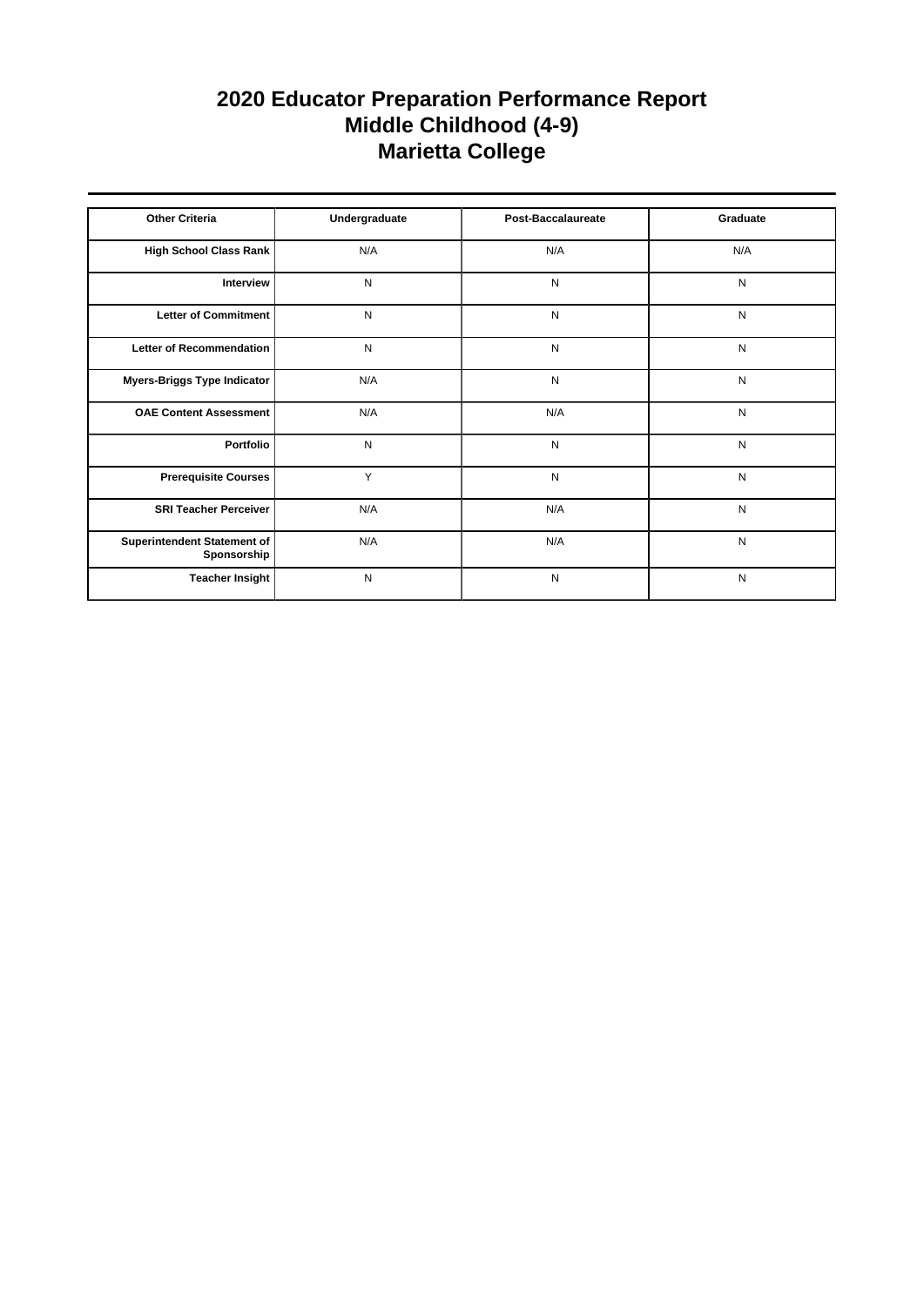# 2020 Educator Preparation Performance Report
## Middle Childhood (4-9)
## Marietta College

| Other Criteria | Undergraduate | Post-Baccalaureate | Graduate |
|---|---|---|---|
| High School Class Rank | N/A | N/A | N/A |
| Interview | N | N | N |
| Letter of Commitment | N | N | N |
| Letter of Recommendation | N | N | N |
| Myers-Briggs Type Indicator | N/A | N | N |
| OAE Content Assessment | N/A | N/A | N |
| Portfolio | N | N | N |
| Prerequisite Courses | Y | N | N |
| SRI Teacher Perceiver | N/A | N/A | N |
| Superintendent Statement of Sponsorship | N/A | N/A | N |
| Teacher Insight | N | N | N |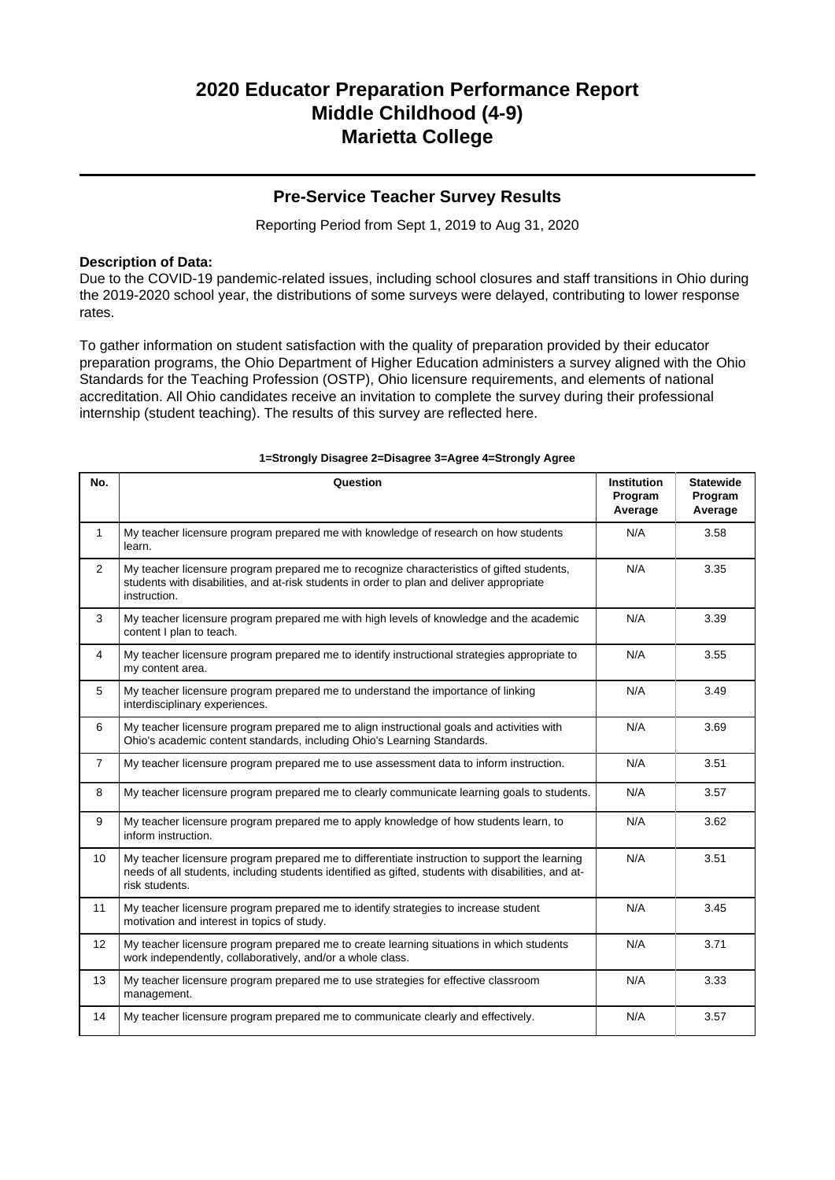# 2020 Educator Preparation Performance Report
# Middle Childhood (4-9)
# Marietta College

## Pre-Service Teacher Survey Results

Reporting Period from Sept 1, 2019 to Aug 31, 2020

**Description of Data:**
Due to the COVID-19 pandemic-related issues, including school closures and staff transitions in Ohio during the 2019-2020 school year, the distributions of some surveys were delayed, contributing to lower response rates.

To gather information on student satisfaction with the quality of preparation provided by their educator preparation programs, the Ohio Department of Higher Education administers a survey aligned with the Ohio Standards for the Teaching Profession (OSTP), Ohio licensure requirements, and elements of national accreditation. All Ohio candidates receive an invitation to complete the survey during their professional internship (student teaching). The results of this survey are reflected here.

**1=Strongly Disagree 2=Disagree 3=Agree 4=Strongly Agree**

| No. | Question | Institution Program Average | Statewide Program Average |
|---|---|---|---|
| 1 | My teacher licensure program prepared me with knowledge of research on how students learn. | N/A | 3.58 |
| 2 | My teacher licensure program prepared me to recognize characteristics of gifted students, students with disabilities, and at-risk students in order to plan and deliver appropriate instruction. | N/A | 3.35 |
| 3 | My teacher licensure program prepared me with high levels of knowledge and the academic content I plan to teach. | N/A | 3.39 |
| 4 | My teacher licensure program prepared me to identify instructional strategies appropriate to my content area. | N/A | 3.55 |
| 5 | My teacher licensure program prepared me to understand the importance of linking interdisciplinary experiences. | N/A | 3.49 |
| 6 | My teacher licensure program prepared me to align instructional goals and activities with Ohio's academic content standards, including Ohio's Learning Standards. | N/A | 3.69 |
| 7 | My teacher licensure program prepared me to use assessment data to inform instruction. | N/A | 3.51 |
| 8 | My teacher licensure program prepared me to clearly communicate learning goals to students. | N/A | 3.57 |
| 9 | My teacher licensure program prepared me to apply knowledge of how students learn, to inform instruction. | N/A | 3.62 |
| 10 | My teacher licensure program prepared me to differentiate instruction to support the learning needs of all students, including students identified as gifted, students with disabilities, and at-risk students. | N/A | 3.51 |
| 11 | My teacher licensure program prepared me to identify strategies to increase student motivation and interest in topics of study. | N/A | 3.45 |
| 12 | My teacher licensure program prepared me to create learning situations in which students work independently, collaboratively, and/or a whole class. | N/A | 3.71 |
| 13 | My teacher licensure program prepared me to use strategies for effective classroom management. | N/A | 3.33 |
| 14 | My teacher licensure program prepared me to communicate clearly and effectively. | N/A | 3.57 |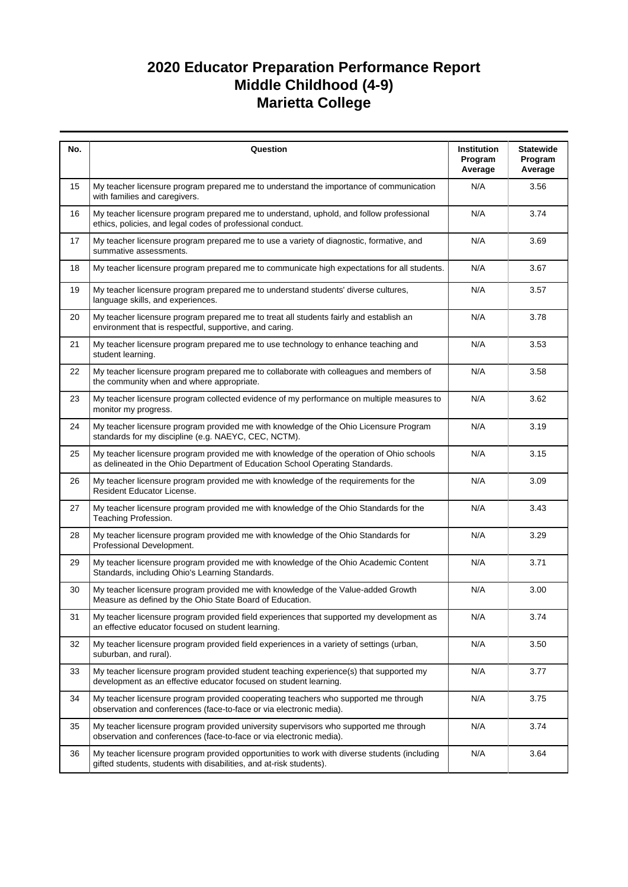# 2020 Educator Preparation Performance Report
# Middle Childhood (4-9)
# Marietta College

| No. | Question | Institution Program Average | Statewide Program Average |
|---|---|---|---|
| 15 | My teacher licensure program prepared me to understand the importance of communication with families and caregivers. | N/A | 3.56 |
| 16 | My teacher licensure program prepared me to understand, uphold, and follow professional ethics, policies, and legal codes of professional conduct. | N/A | 3.74 |
| 17 | My teacher licensure program prepared me to use a variety of diagnostic, formative, and summative assessments. | N/A | 3.69 |
| 18 | My teacher licensure program prepared me to communicate high expectations for all students. | N/A | 3.67 |
| 19 | My teacher licensure program prepared me to understand students' diverse cultures, language skills, and experiences. | N/A | 3.57 |
| 20 | My teacher licensure program prepared me to treat all students fairly and establish an environment that is respectful, supportive, and caring. | N/A | 3.78 |
| 21 | My teacher licensure program prepared me to use technology to enhance teaching and student learning. | N/A | 3.53 |
| 22 | My teacher licensure program prepared me to collaborate with colleagues and members of the community when and where appropriate. | N/A | 3.58 |
| 23 | My teacher licensure program collected evidence of my performance on multiple measures to monitor my progress. | N/A | 3.62 |
| 24 | My teacher licensure program provided me with knowledge of the Ohio Licensure Program standards for my discipline (e.g. NAEYC, CEC, NCTM). | N/A | 3.19 |
| 25 | My teacher licensure program provided me with knowledge of the operation of Ohio schools as delineated in the Ohio Department of Education School Operating Standards. | N/A | 3.15 |
| 26 | My teacher licensure program provided me with knowledge of the requirements for the Resident Educator License. | N/A | 3.09 |
| 27 | My teacher licensure program provided me with knowledge of the Ohio Standards for the Teaching Profession. | N/A | 3.43 |
| 28 | My teacher licensure program provided me with knowledge of the Ohio Standards for Professional Development. | N/A | 3.29 |
| 29 | My teacher licensure program provided me with knowledge of the Ohio Academic Content Standards, including Ohio's Learning Standards. | N/A | 3.71 |
| 30 | My teacher licensure program provided me with knowledge of the Value-added Growth Measure as defined by the Ohio State Board of Education. | N/A | 3.00 |
| 31 | My teacher licensure program provided field experiences that supported my development as an effective educator focused on student learning. | N/A | 3.74 |
| 32 | My teacher licensure program provided field experiences in a variety of settings (urban, suburban, and rural). | N/A | 3.50 |
| 33 | My teacher licensure program provided student teaching experience(s) that supported my development as an effective educator focused on student learning. | N/A | 3.77 |
| 34 | My teacher licensure program provided cooperating teachers who supported me through observation and conferences (face-to-face or via electronic media). | N/A | 3.75 |
| 35 | My teacher licensure program provided university supervisors who supported me through observation and conferences (face-to-face or via electronic media). | N/A | 3.74 |
| 36 | My teacher licensure program provided opportunities to work with diverse students (including gifted students, students with disabilities, and at-risk students). | N/A | 3.64 |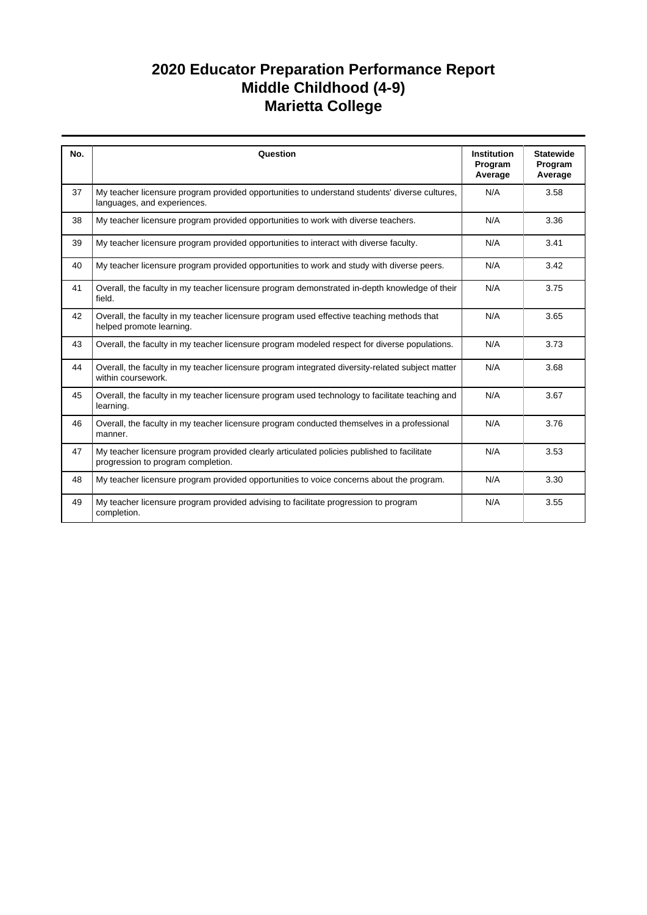# 2020 Educator Preparation Performance Report
# Middle Childhood (4-9)
# Marietta College

| No. | Question | Institution Program Average | Statewide Program Average |
| --- | --- | --- | --- |
| 37 | My teacher licensure program provided opportunities to understand students' diverse cultures, languages, and experiences. | N/A | 3.58 |
| 38 | My teacher licensure program provided opportunities to work with diverse teachers. | N/A | 3.36 |
| 39 | My teacher licensure program provided opportunities to interact with diverse faculty. | N/A | 3.41 |
| 40 | My teacher licensure program provided opportunities to work and study with diverse peers. | N/A | 3.42 |
| 41 | Overall, the faculty in my teacher licensure program demonstrated in-depth knowledge of their field. | N/A | 3.75 |
| 42 | Overall, the faculty in my teacher licensure program used effective teaching methods that helped promote learning. | N/A | 3.65 |
| 43 | Overall, the faculty in my teacher licensure program modeled respect for diverse populations. | N/A | 3.73 |
| 44 | Overall, the faculty in my teacher licensure program integrated diversity-related subject matter within coursework. | N/A | 3.68 |
| 45 | Overall, the faculty in my teacher licensure program used technology to facilitate teaching and learning. | N/A | 3.67 |
| 46 | Overall, the faculty in my teacher licensure program conducted themselves in a professional manner. | N/A | 3.76 |
| 47 | My teacher licensure program provided clearly articulated policies published to facilitate progression to program completion. | N/A | 3.53 |
| 48 | My teacher licensure program provided opportunities to voice concerns about the program. | N/A | 3.30 |
| 49 | My teacher licensure program provided advising to facilitate progression to program completion. | N/A | 3.55 |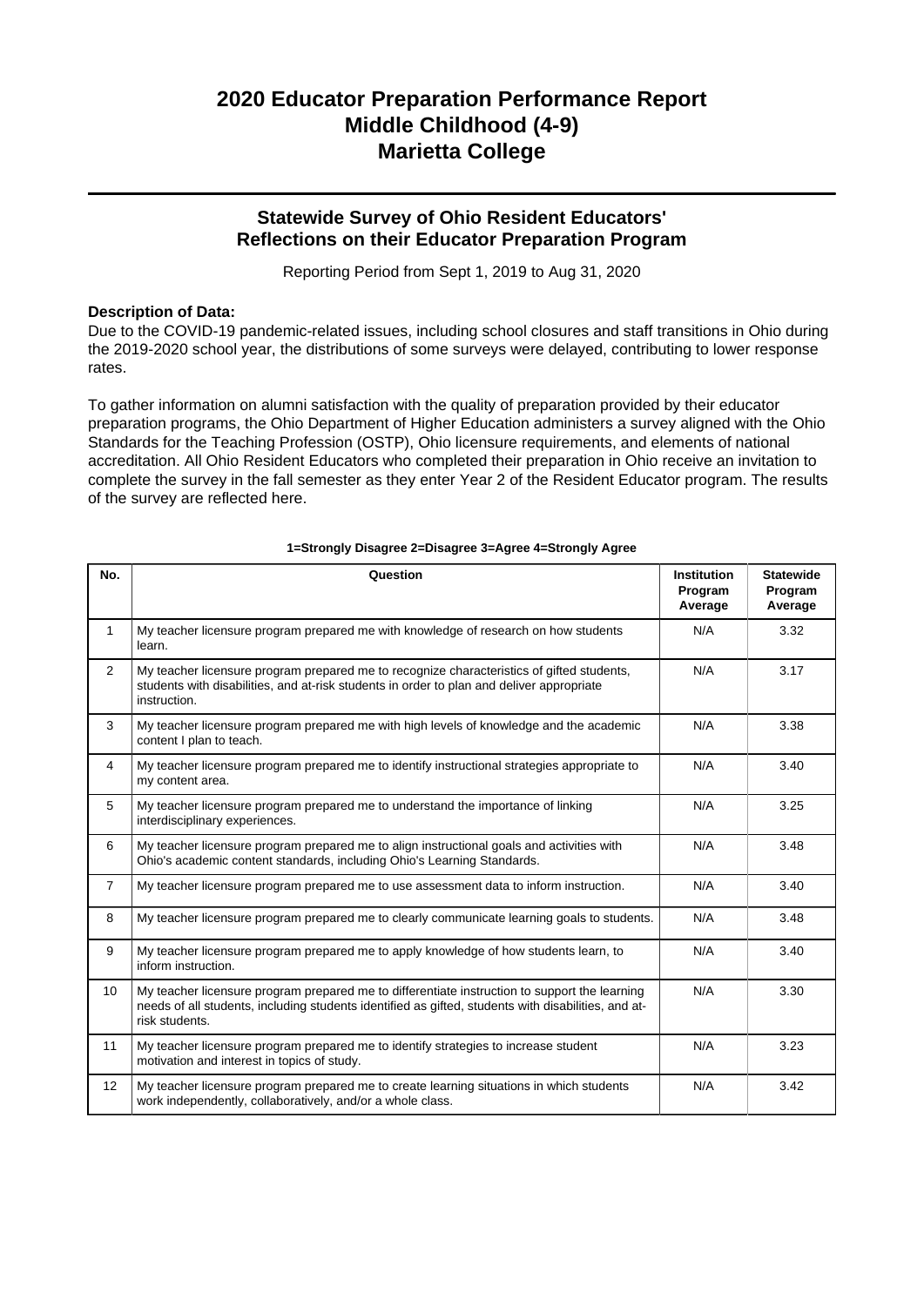# 2020 Educator Preparation Performance Report
# Middle Childhood (4-9)
# Marietta College

## Statewide Survey of Ohio Resident Educators' Reflections on their Educator Preparation Program

Reporting Period from Sept 1, 2019 to Aug 31, 2020

**Description of Data:**

Due to the COVID-19 pandemic-related issues, including school closures and staff transitions in Ohio during the 2019-2020 school year, the distributions of some surveys were delayed, contributing to lower response rates.

To gather information on alumni satisfaction with the quality of preparation provided by their educator preparation programs, the Ohio Department of Higher Education administers a survey aligned with the Ohio Standards for the Teaching Profession (OSTP), Ohio licensure requirements, and elements of national accreditation. All Ohio Resident Educators who completed their preparation in Ohio receive an invitation to complete the survey in the fall semester as they enter Year 2 of the Resident Educator program. The results of the survey are reflected here.

**1=Strongly Disagree 2=Disagree 3=Agree 4=Strongly Agree**

| No. | Question | Institution Program Average | Statewide Program Average |
|---|---|---|---|
| 1 | My teacher licensure program prepared me with knowledge of research on how students learn. | N/A | 3.32 |
| 2 | My teacher licensure program prepared me to recognize characteristics of gifted students, students with disabilities, and at-risk students in order to plan and deliver appropriate instruction. | N/A | 3.17 |
| 3 | My teacher licensure program prepared me with high levels of knowledge and the academic content I plan to teach. | N/A | 3.38 |
| 4 | My teacher licensure program prepared me to identify instructional strategies appropriate to my content area. | N/A | 3.40 |
| 5 | My teacher licensure program prepared me to understand the importance of linking interdisciplinary experiences. | N/A | 3.25 |
| 6 | My teacher licensure program prepared me to align instructional goals and activities with Ohio's academic content standards, including Ohio's Learning Standards. | N/A | 3.48 |
| 7 | My teacher licensure program prepared me to use assessment data to inform instruction. | N/A | 3.40 |
| 8 | My teacher licensure program prepared me to clearly communicate learning goals to students. | N/A | 3.48 |
| 9 | My teacher licensure program prepared me to apply knowledge of how students learn, to inform instruction. | N/A | 3.40 |
| 10 | My teacher licensure program prepared me to differentiate instruction to support the learning needs of all students, including students identified as gifted, students with disabilities, and at-risk students. | N/A | 3.30 |
| 11 | My teacher licensure program prepared me to identify strategies to increase student motivation and interest in topics of study. | N/A | 3.23 |
| 12 | My teacher licensure program prepared me to create learning situations in which students work independently, collaboratively, and/or a whole class. | N/A | 3.42 |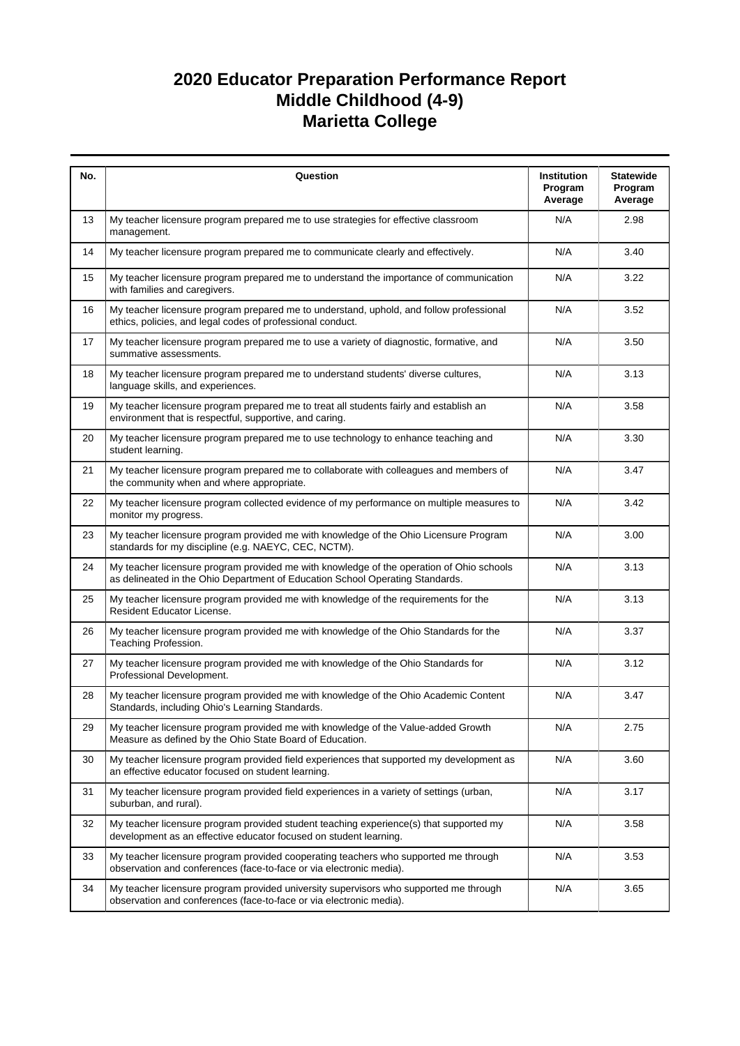# 2020 Educator Preparation Performance Report
# Middle Childhood (4-9)
# Marietta College

| No. | Question | Institution Program Average | Statewide Program Average |
|---|---|---|---|
| 13 | My teacher licensure program prepared me to use strategies for effective classroom management. | N/A | 2.98 |
| 14 | My teacher licensure program prepared me to communicate clearly and effectively. | N/A | 3.40 |
| 15 | My teacher licensure program prepared me to understand the importance of communication with families and caregivers. | N/A | 3.22 |
| 16 | My teacher licensure program prepared me to understand, uphold, and follow professional ethics, policies, and legal codes of professional conduct. | N/A | 3.52 |
| 17 | My teacher licensure program prepared me to use a variety of diagnostic, formative, and summative assessments. | N/A | 3.50 |
| 18 | My teacher licensure program prepared me to understand students' diverse cultures, language skills, and experiences. | N/A | 3.13 |
| 19 | My teacher licensure program prepared me to treat all students fairly and establish an environment that is respectful, supportive, and caring. | N/A | 3.58 |
| 20 | My teacher licensure program prepared me to use technology to enhance teaching and student learning. | N/A | 3.30 |
| 21 | My teacher licensure program prepared me to collaborate with colleagues and members of the community when and where appropriate. | N/A | 3.47 |
| 22 | My teacher licensure program collected evidence of my performance on multiple measures to monitor my progress. | N/A | 3.42 |
| 23 | My teacher licensure program provided me with knowledge of the Ohio Licensure Program standards for my discipline (e.g. NAEYC, CEC, NCTM). | N/A | 3.00 |
| 24 | My teacher licensure program provided me with knowledge of the operation of Ohio schools as delineated in the Ohio Department of Education School Operating Standards. | N/A | 3.13 |
| 25 | My teacher licensure program provided me with knowledge of the requirements for the Resident Educator License. | N/A | 3.13 |
| 26 | My teacher licensure program provided me with knowledge of the Ohio Standards for the Teaching Profession. | N/A | 3.37 |
| 27 | My teacher licensure program provided me with knowledge of the Ohio Standards for Professional Development. | N/A | 3.12 |
| 28 | My teacher licensure program provided me with knowledge of the Ohio Academic Content Standards, including Ohio's Learning Standards. | N/A | 3.47 |
| 29 | My teacher licensure program provided me with knowledge of the Value-added Growth Measure as defined by the Ohio State Board of Education. | N/A | 2.75 |
| 30 | My teacher licensure program provided field experiences that supported my development as an effective educator focused on student learning. | N/A | 3.60 |
| 31 | My teacher licensure program provided field experiences in a variety of settings (urban, suburban, and rural). | N/A | 3.17 |
| 32 | My teacher licensure program provided student teaching experience(s) that supported my development as an effective educator focused on student learning. | N/A | 3.58 |
| 33 | My teacher licensure program provided cooperating teachers who supported me through observation and conferences (face-to-face or via electronic media). | N/A | 3.53 |
| 34 | My teacher licensure program provided university supervisors who supported me through observation and conferences (face-to-face or via electronic media). | N/A | 3.65 |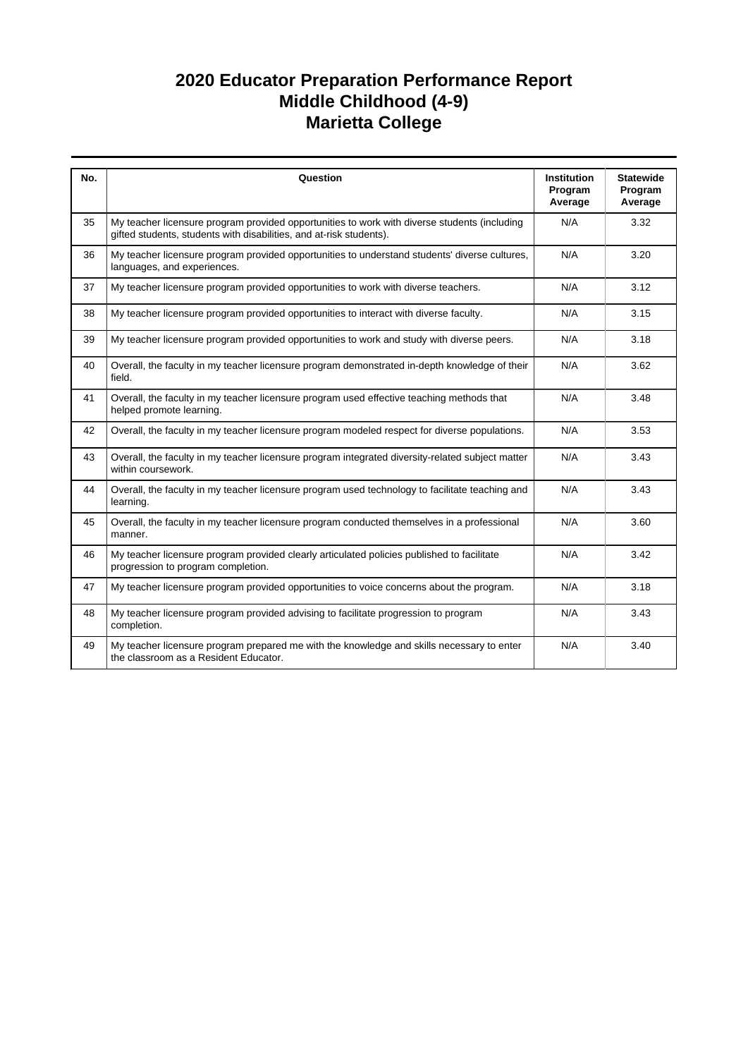# 2020 Educator Preparation Performance Report
## Middle Childhood (4-9)
## Marietta College

| No. | Question | Institution Program Average | Statewide Program Average |
|---|---|---|---|
| 35 | My teacher licensure program provided opportunities to work with diverse students (including gifted students, students with disabilities, and at-risk students). | N/A | 3.32 |
| 36 | My teacher licensure program provided opportunities to understand students' diverse cultures, languages, and experiences. | N/A | 3.20 |
| 37 | My teacher licensure program provided opportunities to work with diverse teachers. | N/A | 3.12 |
| 38 | My teacher licensure program provided opportunities to interact with diverse faculty. | N/A | 3.15 |
| 39 | My teacher licensure program provided opportunities to work and study with diverse peers. | N/A | 3.18 |
| 40 | Overall, the faculty in my teacher licensure program demonstrated in-depth knowledge of their field. | N/A | 3.62 |
| 41 | Overall, the faculty in my teacher licensure program used effective teaching methods that helped promote learning. | N/A | 3.48 |
| 42 | Overall, the faculty in my teacher licensure program modeled respect for diverse populations. | N/A | 3.53 |
| 43 | Overall, the faculty in my teacher licensure program integrated diversity-related subject matter within coursework. | N/A | 3.43 |
| 44 | Overall, the faculty in my teacher licensure program used technology to facilitate teaching and learning. | N/A | 3.43 |
| 45 | Overall, the faculty in my teacher licensure program conducted themselves in a professional manner. | N/A | 3.60 |
| 46 | My teacher licensure program provided clearly articulated policies published to facilitate progression to program completion. | N/A | 3.42 |
| 47 | My teacher licensure program provided opportunities to voice concerns about the program. | N/A | 3.18 |
| 48 | My teacher licensure program provided advising to facilitate progression to program completion. | N/A | 3.43 |
| 49 | My teacher licensure program prepared me with the knowledge and skills necessary to enter the classroom as a Resident Educator. | N/A | 3.40 |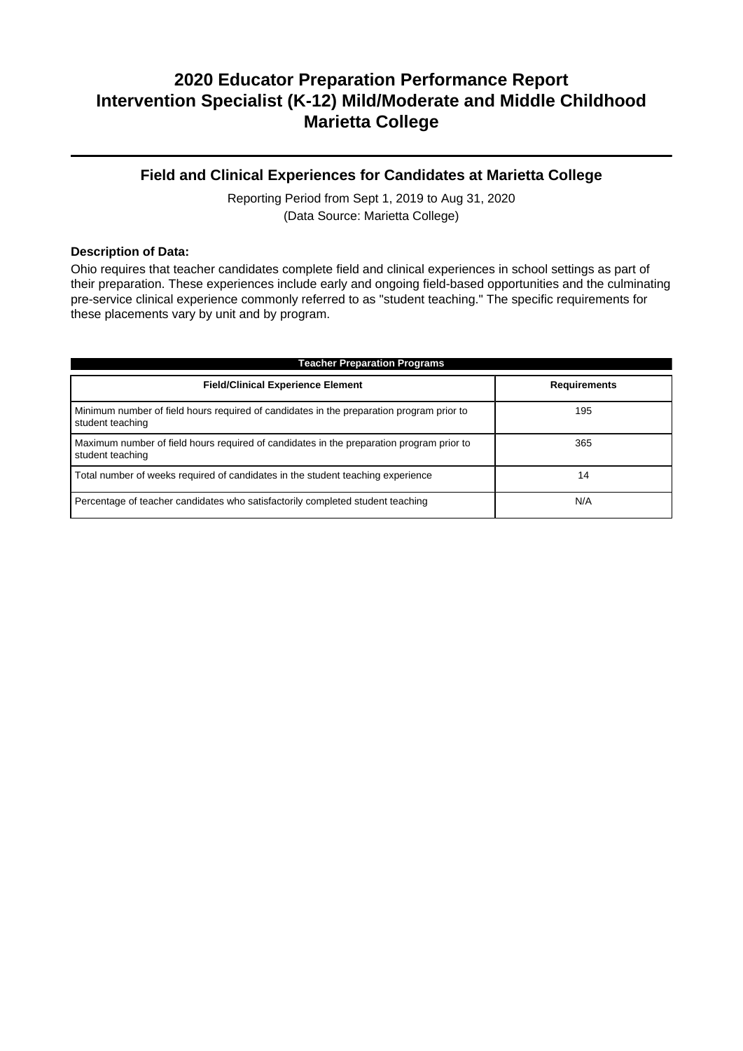# 2020 Educator Preparation Performance Report
# Intervention Specialist (K-12) Mild/Moderate and Middle Childhood
# Marietta College

## Field and Clinical Experiences for Candidates at Marietta College

Reporting Period from Sept 1, 2019 to Aug 31, 2020
(Data Source: Marietta College)

**Description of Data:**

Ohio requires that teacher candidates complete field and clinical experiences in school settings as part of their preparation. These experiences include early and ongoing field-based opportunities and the culminating pre-service clinical experience commonly referred to as "student teaching." The specific requirements for these placements vary by unit and by program.

| Teacher Preparation Programs | |
|---|---|
| **Field/Clinical Experience Element** | **Requirements** |
| Minimum number of field hours required of candidates in the preparation program prior to student teaching | 195 |
| Maximum number of field hours required of candidates in the preparation program prior to student teaching | 365 |
| Total number of weeks required of candidates in the student teaching experience | 14 |
| Percentage of teacher candidates who satisfactorily completed student teaching | N/A |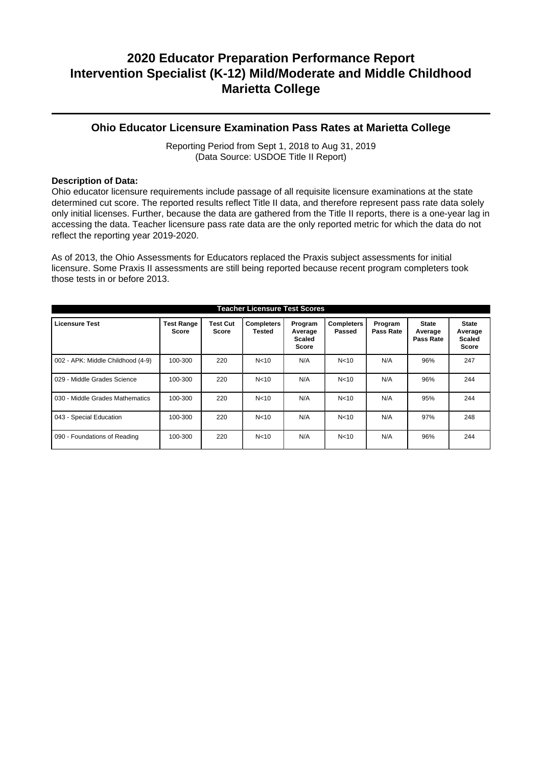# 2020 Educator Preparation Performance Report
# Intervention Specialist (K-12) Mild/Moderate and Middle Childhood
# Marietta College

## Ohio Educator Licensure Examination Pass Rates at Marietta College

Reporting Period from Sept 1, 2018 to Aug 31, 2019
(Data Source: USDOE Title II Report)

**Description of Data:**
Ohio educator licensure requirements include passage of all requisite licensure examinations at the state determined cut score. The reported results reflect Title II data, and therefore represent pass rate data solely only initial licenses. Further, because the data are gathered from the Title II reports, there is a one-year lag in accessing the data. Teacher licensure pass rate data are the only reported metric for which the data do not reflect the reporting year 2019-2020.

As of 2013, the Ohio Assessments for Educators replaced the Praxis subject assessments for initial licensure. Some Praxis II assessments are still being reported because recent program completers took those tests in or before 2013.

**Teacher Licensure Test Scores**

| Licensure Test | Test Range Score | Test Cut Score | Completers Tested | Program Average Scaled Score | Completers Passed | Program Pass Rate | State Average Pass Rate | State Average Scaled Score |
|---|---|---|---|---|---|---|---|---|
| 002 - APK: Middle Childhood (4-9) | 100-300 | 220 | N<10 | N/A | N<10 | N/A | 96% | 247 |
| 029 - Middle Grades Science | 100-300 | 220 | N<10 | N/A | N<10 | N/A | 96% | 244 |
| 030 - Middle Grades Mathematics | 100-300 | 220 | N<10 | N/A | N<10 | N/A | 95% | 244 |
| 043 - Special Education | 100-300 | 220 | N<10 | N/A | N<10 | N/A | 97% | 248 |
| 090 - Foundations of Reading | 100-300 | 220 | N<10 | N/A | N<10 | N/A | 96% | 244 |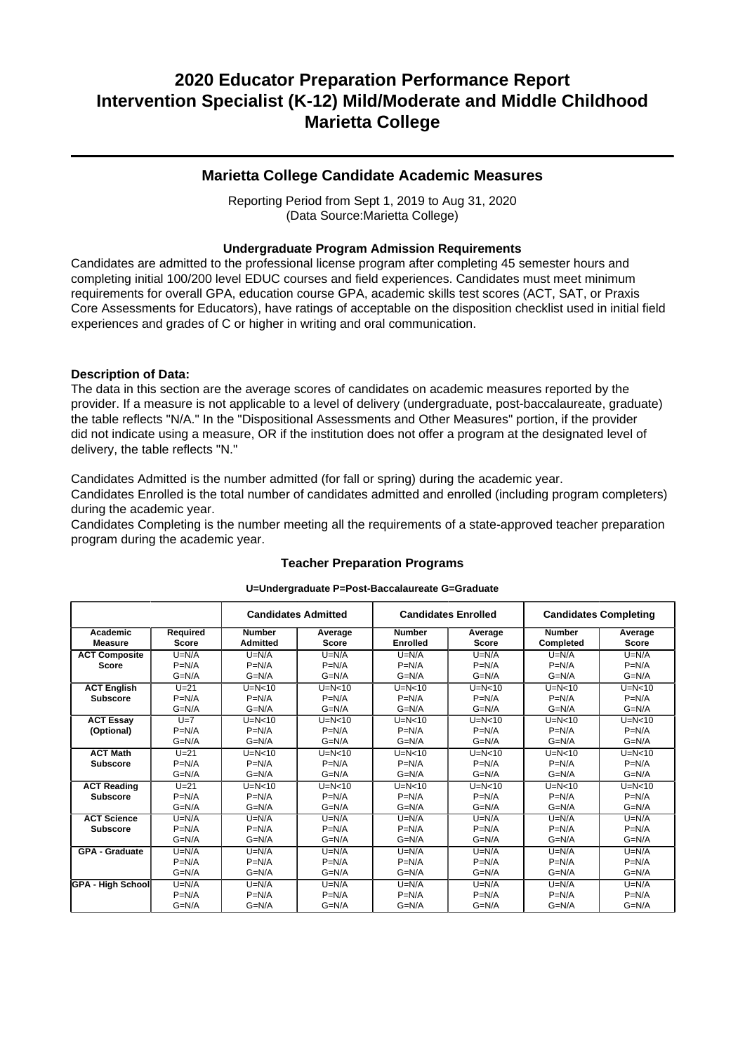# 2020 Educator Preparation Performance Report
# Intervention Specialist (K-12) Mild/Moderate and Middle Childhood
# Marietta College

## Marietta College Candidate Academic Measures

Reporting Period from Sept 1, 2019 to Aug 31, 2020
(Data Source:Marietta College)

### Undergraduate Program Admission Requirements

Candidates are admitted to the professional license program after completing 45 semester hours and completing initial 100/200 level EDUC courses and field experiences. Candidates must meet minimum requirements for overall GPA, education course GPA, academic skills test scores (ACT, SAT, or Praxis Core Assessments for Educators), have ratings of acceptable on the disposition checklist used in initial field experiences and grades of C or higher in writing and oral communication.

**Description of Data:**

The data in this section are the average scores of candidates on academic measures reported by the provider. If a measure is not applicable to a level of delivery (undergraduate, post-baccalaureate, graduate) the table reflects "N/A." In the "Dispositional Assessments and Other Measures" portion, if the provider did not indicate using a measure, OR if the institution does not offer a program at the designated level of delivery, the table reflects "N."

Candidates Admitted is the number admitted (for fall or spring) during the academic year.
Candidates Enrolled is the total number of candidates admitted and enrolled (including program completers) during the academic year.
Candidates Completing is the number meeting all the requirements of a state-approved teacher preparation program during the academic year.

### Teacher Preparation Programs

**U=Undergraduate P=Post-Baccalaureate G=Graduate**

| | | Candidates Admitted | | Candidates Enrolled | | Candidates Completing | |
|---|---|---|---|---|---|---|---|
| **Academic Measure** | **Required Score** | **Number Admitted** | **Average Score** | **Number Enrolled** | **Average Score** | **Number Completed** | **Average Score** |
| **ACT Composite Score** | U=N/A<br>P=N/A<br>G=N/A | U=N/A<br>P=N/A<br>G=N/A | U=N/A<br>P=N/A<br>G=N/A | U=N/A<br>P=N/A<br>G=N/A | U=N/A<br>P=N/A<br>G=N/A | U=N/A<br>P=N/A<br>G=N/A | U=N/A<br>P=N/A<br>G=N/A |
| **ACT English Subscore** | U=21<br>P=N/A<br>G=N/A | U=N<10<br>P=N/A<br>G=N/A | U=N<10<br>P=N/A<br>G=N/A | U=N<10<br>P=N/A<br>G=N/A | U=N<10<br>P=N/A<br>G=N/A | U=N<10<br>P=N/A<br>G=N/A | U=N<10<br>P=N/A<br>G=N/A |
| **ACT Essay (Optional)** | U=7<br>P=N/A<br>G=N/A | U=N<10<br>P=N/A<br>G=N/A | U=N<10<br>P=N/A<br>G=N/A | U=N<10<br>P=N/A<br>G=N/A | U=N<10<br>P=N/A<br>G=N/A | U=N<10<br>P=N/A<br>G=N/A | U=N<10<br>P=N/A<br>G=N/A |
| **ACT Math Subscore** | U=21<br>P=N/A<br>G=N/A | U=N<10<br>P=N/A<br>G=N/A | U=N<10<br>P=N/A<br>G=N/A | U=N<10<br>P=N/A<br>G=N/A | U=N<10<br>P=N/A<br>G=N/A | U=N<10<br>P=N/A<br>G=N/A | U=N<10<br>P=N/A<br>G=N/A |
| **ACT Reading Subscore** | U=21<br>P=N/A<br>G=N/A | U=N<10<br>P=N/A<br>G=N/A | U=N<10<br>P=N/A<br>G=N/A | U=N<10<br>P=N/A<br>G=N/A | U=N<10<br>P=N/A<br>G=N/A | U=N<10<br>P=N/A<br>G=N/A | U=N<10<br>P=N/A<br>G=N/A |
| **ACT Science Subscore** | U=N/A<br>P=N/A<br>G=N/A | U=N/A<br>P=N/A<br>G=N/A | U=N/A<br>P=N/A<br>G=N/A | U=N/A<br>P=N/A<br>G=N/A | U=N/A<br>P=N/A<br>G=N/A | U=N/A<br>P=N/A<br>G=N/A | U=N/A<br>P=N/A<br>G=N/A |
| **GPA - Graduate** | U=N/A<br>P=N/A<br>G=N/A | U=N/A<br>P=N/A<br>G=N/A | U=N/A<br>P=N/A<br>G=N/A | U=N/A<br>P=N/A<br>G=N/A | U=N/A<br>P=N/A<br>G=N/A | U=N/A<br>P=N/A<br>G=N/A | U=N/A<br>P=N/A<br>G=N/A |
| **GPA - High School** | U=N/A<br>P=N/A<br>G=N/A | U=N/A<br>P=N/A<br>G=N/A | U=N/A<br>P=N/A<br>G=N/A | U=N/A<br>P=N/A<br>G=N/A | U=N/A<br>P=N/A<br>G=N/A | U=N/A<br>P=N/A<br>G=N/A | U=N/A<br>P=N/A<br>G=N/A |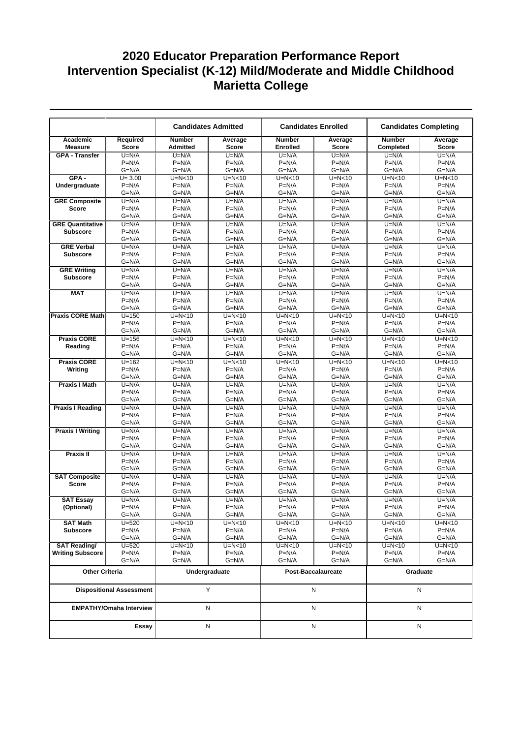# 2020 Educator Preparation Performance Report
# Intervention Specialist (K-12) Mild/Moderate and Middle Childhood
# Marietta College

| | | Candidates Admitted | | Candidates Enrolled | | Candidates Completing | |
|---|---|---|---|---|---|---|---|
| Academic Measure | Required Score | Number Admitted | Average Score | Number Enrolled | Average Score | Number Completed | Average Score |
| GPA - Transfer | U=N/A<br>P=N/A<br>G=N/A | U=N/A<br>P=N/A<br>G=N/A | U=N/A<br>P=N/A<br>G=N/A | U=N/A<br>P=N/A<br>G=N/A | U=N/A<br>P=N/A<br>G=N/A | U=N/A<br>P=N/A<br>G=N/A | U=N/A<br>P=N/A<br>G=N/A |
| GPA - Undergraduate | U= 3.00<br>P=N/A<br>G=N/A | U=N<10<br>P=N/A<br>G=N/A | U=N<10<br>P=N/A<br>G=N/A | U=N<10<br>P=N/A<br>G=N/A | U=N<10<br>P=N/A<br>G=N/A | U=N<10<br>P=N/A<br>G=N/A | U=N<10<br>P=N/A<br>G=N/A |
| GRE Composite Score | U=N/A<br>P=N/A<br>G=N/A | U=N/A<br>P=N/A<br>G=N/A | U=N/A<br>P=N/A<br>G=N/A | U=N/A<br>P=N/A<br>G=N/A | U=N/A<br>P=N/A<br>G=N/A | U=N/A<br>P=N/A<br>G=N/A | U=N/A<br>P=N/A<br>G=N/A |
| GRE Quantitative Subscore | U=N/A<br>P=N/A<br>G=N/A | U=N/A<br>P=N/A<br>G=N/A | U=N/A<br>P=N/A<br>G=N/A | U=N/A<br>P=N/A<br>G=N/A | U=N/A<br>P=N/A<br>G=N/A | U=N/A<br>P=N/A<br>G=N/A | U=N/A<br>P=N/A<br>G=N/A |
| GRE Verbal Subscore | U=N/A<br>P=N/A<br>G=N/A | U=N/A<br>P=N/A<br>G=N/A | U=N/A<br>P=N/A<br>G=N/A | U=N/A<br>P=N/A<br>G=N/A | U=N/A<br>P=N/A<br>G=N/A | U=N/A<br>P=N/A<br>G=N/A | U=N/A<br>P=N/A<br>G=N/A |
| GRE Writing Subscore | U=N/A<br>P=N/A<br>G=N/A | U=N/A<br>P=N/A<br>G=N/A | U=N/A<br>P=N/A<br>G=N/A | U=N/A<br>P=N/A<br>G=N/A | U=N/A<br>P=N/A<br>G=N/A | U=N/A<br>P=N/A<br>G=N/A | U=N/A<br>P=N/A<br>G=N/A |
| MAT | U=N/A<br>P=N/A<br>G=N/A | U=N/A<br>P=N/A<br>G=N/A | U=N/A<br>P=N/A<br>G=N/A | U=N/A<br>P=N/A<br>G=N/A | U=N/A<br>P=N/A<br>G=N/A | U=N/A<br>P=N/A<br>G=N/A | U=N/A<br>P=N/A<br>G=N/A |
| Praxis CORE Math | U=150<br>P=N/A<br>G=N/A | U=N<10<br>P=N/A<br>G=N/A | U=N<10<br>P=N/A<br>G=N/A | U=N<10<br>P=N/A<br>G=N/A | U=N<10<br>P=N/A<br>G=N/A | U=N<10<br>P=N/A<br>G=N/A | U=N<10<br>P=N/A<br>G=N/A |
| Praxis CORE Reading | U=156<br>P=N/A<br>G=N/A | U=N<10<br>P=N/A<br>G=N/A | U=N<10<br>P=N/A<br>G=N/A | U=N<10<br>P=N/A<br>G=N/A | U=N<10<br>P=N/A<br>G=N/A | U=N<10<br>P=N/A<br>G=N/A | U=N<10<br>P=N/A<br>G=N/A |
| Praxis CORE Writing | U=162<br>P=N/A<br>G=N/A | U=N<10<br>P=N/A<br>G=N/A | U=N<10<br>P=N/A<br>G=N/A | U=N<10<br>P=N/A<br>G=N/A | U=N<10<br>P=N/A<br>G=N/A | U=N<10<br>P=N/A<br>G=N/A | U=N<10<br>P=N/A<br>G=N/A |
| Praxis I Math | U=N/A<br>P=N/A<br>G=N/A | U=N/A<br>P=N/A<br>G=N/A | U=N/A<br>P=N/A<br>G=N/A | U=N/A<br>P=N/A<br>G=N/A | U=N/A<br>P=N/A<br>G=N/A | U=N/A<br>P=N/A<br>G=N/A | U=N/A<br>P=N/A<br>G=N/A |
| Praxis I Reading | U=N/A<br>P=N/A<br>G=N/A | U=N/A<br>P=N/A<br>G=N/A | U=N/A<br>P=N/A<br>G=N/A | U=N/A<br>P=N/A<br>G=N/A | U=N/A<br>P=N/A<br>G=N/A | U=N/A<br>P=N/A<br>G=N/A | U=N/A<br>P=N/A<br>G=N/A |
| Praxis I Writing | U=N/A<br>P=N/A<br>G=N/A | U=N/A<br>P=N/A<br>G=N/A | U=N/A<br>P=N/A<br>G=N/A | U=N/A<br>P=N/A<br>G=N/A | U=N/A<br>P=N/A<br>G=N/A | U=N/A<br>P=N/A<br>G=N/A | U=N/A<br>P=N/A<br>G=N/A |
| Praxis II | U=N/A<br>P=N/A<br>G=N/A | U=N/A<br>P=N/A<br>G=N/A | U=N/A<br>P=N/A<br>G=N/A | U=N/A<br>P=N/A<br>G=N/A | U=N/A<br>P=N/A<br>G=N/A | U=N/A<br>P=N/A<br>G=N/A | U=N/A<br>P=N/A<br>G=N/A |
| SAT Composite Score | U=N/A<br>P=N/A<br>G=N/A | U=N/A<br>P=N/A<br>G=N/A | U=N/A<br>P=N/A<br>G=N/A | U=N/A<br>P=N/A<br>G=N/A | U=N/A<br>P=N/A<br>G=N/A | U=N/A<br>P=N/A<br>G=N/A | U=N/A<br>P=N/A<br>G=N/A |
| SAT Essay (Optional) | U=N/A<br>P=N/A<br>G=N/A | U=N/A<br>P=N/A<br>G=N/A | U=N/A<br>P=N/A<br>G=N/A | U=N/A<br>P=N/A<br>G=N/A | U=N/A<br>P=N/A<br>G=N/A | U=N/A<br>P=N/A<br>G=N/A | U=N/A<br>P=N/A<br>G=N/A |
| SAT Math Subscore | U=520<br>P=N/A<br>G=N/A | U=N<10<br>P=N/A<br>G=N/A | U=N<10<br>P=N/A<br>G=N/A | U=N<10<br>P=N/A<br>G=N/A | U=N<10<br>P=N/A<br>G=N/A | U=N<10<br>P=N/A<br>G=N/A | U=N<10<br>P=N/A<br>G=N/A |
| SAT Reading/ Writing Subscore | U=520<br>P=N/A<br>G=N/A | U=N<10<br>P=N/A<br>G=N/A | U=N<10<br>P=N/A<br>G=N/A | U=N<10<br>P=N/A<br>G=N/A | U=N<10<br>P=N/A<br>G=N/A | U=N<10<br>P=N/A<br>G=N/A | U=N<10<br>P=N/A<br>G=N/A |

| Other Criteria | Undergraduate | Post-Baccalaureate | Graduate |
|---|---|---|---|
| Dispositional Assessment | Y | N | N |
| EMPATHY/Omaha Interview | N | N | N |
| Essay | N | N | N |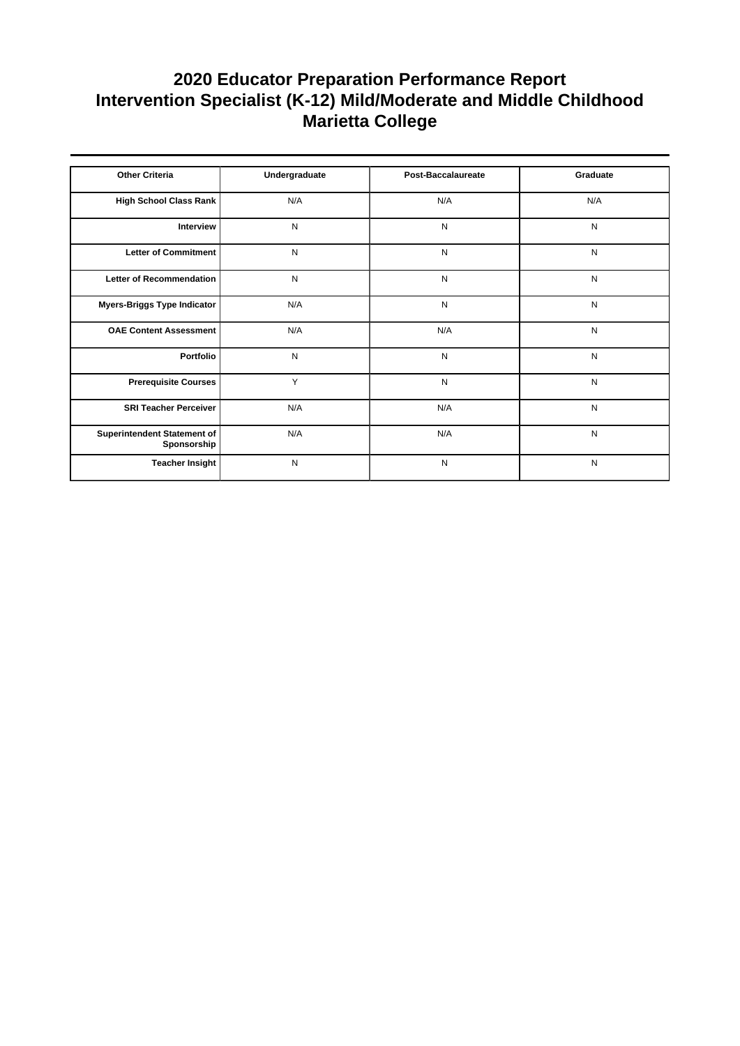# 2020 Educator Preparation Performance Report
# Intervention Specialist (K-12) Mild/Moderate and Middle Childhood
# Marietta College

| Other Criteria | Undergraduate | Post-Baccalaureate | Graduate |
|---|---|---|---|
| **High School Class Rank** | N/A | N/A | N/A |
| **Interview** | N | N | N |
| **Letter of Commitment** | N | N | N |
| **Letter of Recommendation** | N | N | N |
| **Myers-Briggs Type Indicator** | N/A | N | N |
| **OAE Content Assessment** | N/A | N/A | N |
| **Portfolio** | N | N | N |
| **Prerequisite Courses** | Y | N | N |
| **SRI Teacher Perceiver** | N/A | N/A | N |
| **Superintendent Statement of Sponsorship** | N/A | N/A | N |
| **Teacher Insight** | N | N | N |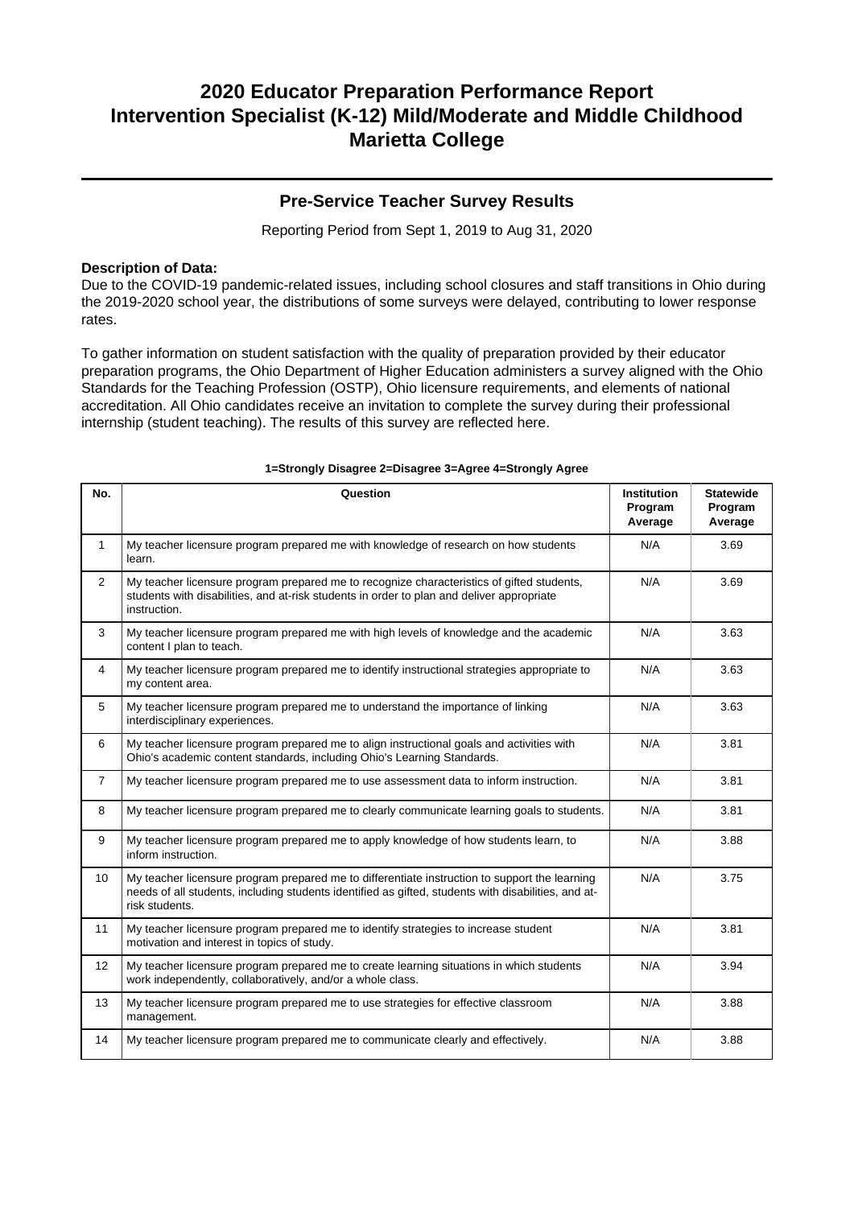# 2020 Educator Preparation Performance Report
# Intervention Specialist (K-12) Mild/Moderate and Middle Childhood
# Marietta College

## Pre-Service Teacher Survey Results

Reporting Period from Sept 1, 2019 to Aug 31, 2020

**Description of Data:**

Due to the COVID-19 pandemic-related issues, including school closures and staff transitions in Ohio during the 2019-2020 school year, the distributions of some surveys were delayed, contributing to lower response rates.

To gather information on student satisfaction with the quality of preparation provided by their educator preparation programs, the Ohio Department of Higher Education administers a survey aligned with the Ohio Standards for the Teaching Profession (OSTP), Ohio licensure requirements, and elements of national accreditation. All Ohio candidates receive an invitation to complete the survey during their professional internship (student teaching). The results of this survey are reflected here.

**1=Strongly Disagree 2=Disagree 3=Agree 4=Strongly Agree**

| No. | Question | Institution Program Average | Statewide Program Average |
|---|---|---|---|
| 1 | My teacher licensure program prepared me with knowledge of research on how students learn. | N/A | 3.69 |
| 2 | My teacher licensure program prepared me to recognize characteristics of gifted students, students with disabilities, and at-risk students in order to plan and deliver appropriate instruction. | N/A | 3.69 |
| 3 | My teacher licensure program prepared me with high levels of knowledge and the academic content I plan to teach. | N/A | 3.63 |
| 4 | My teacher licensure program prepared me to identify instructional strategies appropriate to my content area. | N/A | 3.63 |
| 5 | My teacher licensure program prepared me to understand the importance of linking interdisciplinary experiences. | N/A | 3.63 |
| 6 | My teacher licensure program prepared me to align instructional goals and activities with Ohio's academic content standards, including Ohio's Learning Standards. | N/A | 3.81 |
| 7 | My teacher licensure program prepared me to use assessment data to inform instruction. | N/A | 3.81 |
| 8 | My teacher licensure program prepared me to clearly communicate learning goals to students. | N/A | 3.81 |
| 9 | My teacher licensure program prepared me to apply knowledge of how students learn, to inform instruction. | N/A | 3.88 |
| 10 | My teacher licensure program prepared me to differentiate instruction to support the learning needs of all students, including students identified as gifted, students with disabilities, and at-risk students. | N/A | 3.75 |
| 11 | My teacher licensure program prepared me to identify strategies to increase student motivation and interest in topics of study. | N/A | 3.81 |
| 12 | My teacher licensure program prepared me to create learning situations in which students work independently, collaboratively, and/or a whole class. | N/A | 3.94 |
| 13 | My teacher licensure program prepared me to use strategies for effective classroom management. | N/A | 3.88 |
| 14 | My teacher licensure program prepared me to communicate clearly and effectively. | N/A | 3.88 |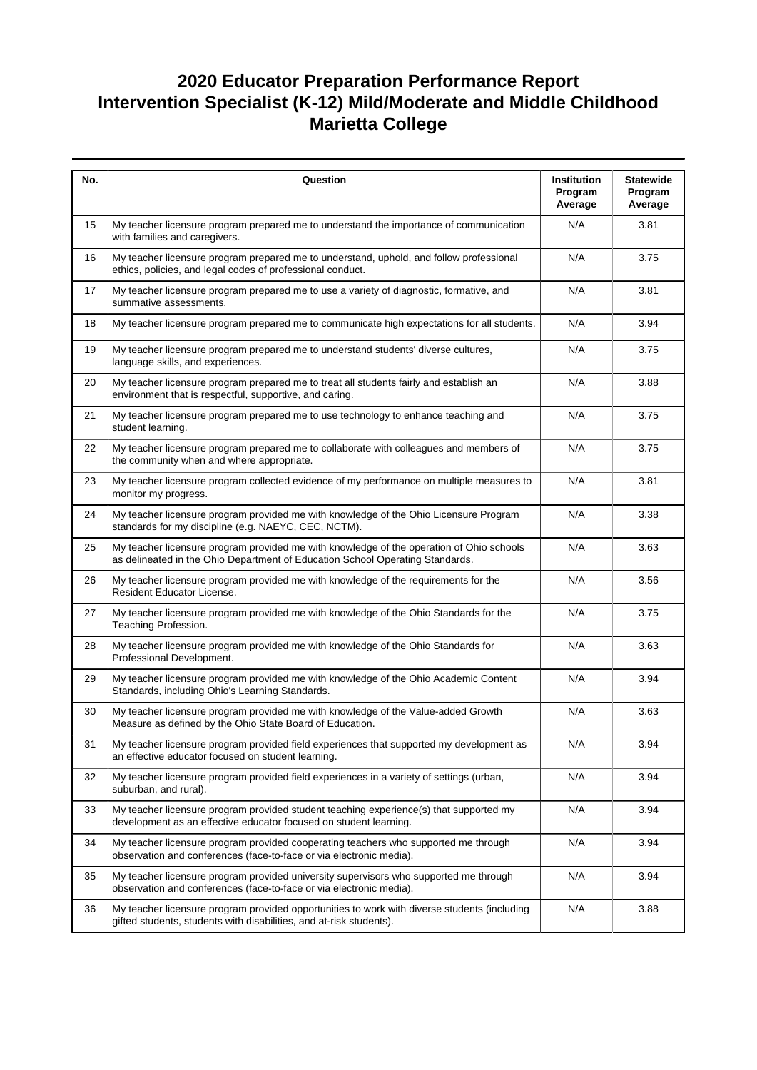# 2020 Educator Preparation Performance Report
# Intervention Specialist (K-12) Mild/Moderate and Middle Childhood
# Marietta College

| No. | Question | Institution Program Average | Statewide Program Average |
|---|---|---|---|
| 15 | My teacher licensure program prepared me to understand the importance of communication with families and caregivers. | N/A | 3.81 |
| 16 | My teacher licensure program prepared me to understand, uphold, and follow professional ethics, policies, and legal codes of professional conduct. | N/A | 3.75 |
| 17 | My teacher licensure program prepared me to use a variety of diagnostic, formative, and summative assessments. | N/A | 3.81 |
| 18 | My teacher licensure program prepared me to communicate high expectations for all students. | N/A | 3.94 |
| 19 | My teacher licensure program prepared me to understand students' diverse cultures, language skills, and experiences. | N/A | 3.75 |
| 20 | My teacher licensure program prepared me to treat all students fairly and establish an environment that is respectful, supportive, and caring. | N/A | 3.88 |
| 21 | My teacher licensure program prepared me to use technology to enhance teaching and student learning. | N/A | 3.75 |
| 22 | My teacher licensure program prepared me to collaborate with colleagues and members of the community when and where appropriate. | N/A | 3.75 |
| 23 | My teacher licensure program collected evidence of my performance on multiple measures to monitor my progress. | N/A | 3.81 |
| 24 | My teacher licensure program provided me with knowledge of the Ohio Licensure Program standards for my discipline (e.g. NAEYC, CEC, NCTM). | N/A | 3.38 |
| 25 | My teacher licensure program provided me with knowledge of the operation of Ohio schools as delineated in the Ohio Department of Education School Operating Standards. | N/A | 3.63 |
| 26 | My teacher licensure program provided me with knowledge of the requirements for the Resident Educator License. | N/A | 3.56 |
| 27 | My teacher licensure program provided me with knowledge of the Ohio Standards for the Teaching Profession. | N/A | 3.75 |
| 28 | My teacher licensure program provided me with knowledge of the Ohio Standards for Professional Development. | N/A | 3.63 |
| 29 | My teacher licensure program provided me with knowledge of the Ohio Academic Content Standards, including Ohio's Learning Standards. | N/A | 3.94 |
| 30 | My teacher licensure program provided me with knowledge of the Value-added Growth Measure as defined by the Ohio State Board of Education. | N/A | 3.63 |
| 31 | My teacher licensure program provided field experiences that supported my development as an effective educator focused on student learning. | N/A | 3.94 |
| 32 | My teacher licensure program provided field experiences in a variety of settings (urban, suburban, and rural). | N/A | 3.94 |
| 33 | My teacher licensure program provided student teaching experience(s) that supported my development as an effective educator focused on student learning. | N/A | 3.94 |
| 34 | My teacher licensure program provided cooperating teachers who supported me through observation and conferences (face-to-face or via electronic media). | N/A | 3.94 |
| 35 | My teacher licensure program provided university supervisors who supported me through observation and conferences (face-to-face or via electronic media). | N/A | 3.94 |
| 36 | My teacher licensure program provided opportunities to work with diverse students (including gifted students, students with disabilities, and at-risk students). | N/A | 3.88 |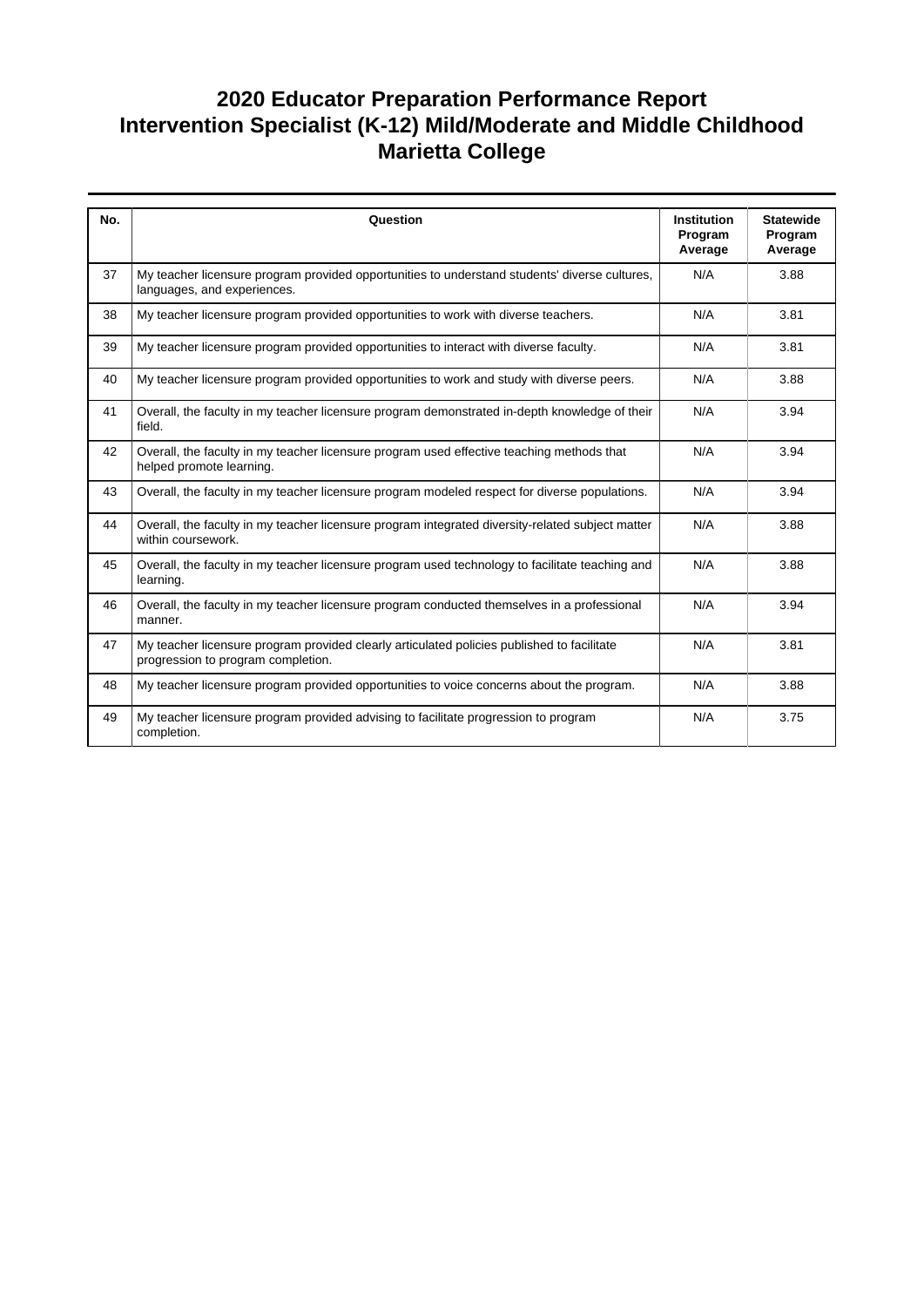# 2020 Educator Preparation Performance Report
# Intervention Specialist (K-12) Mild/Moderate and Middle Childhood
# Marietta College

| No. | Question | Institution Program Average | Statewide Program Average |
|---|---|---|---|
| 37 | My teacher licensure program provided opportunities to understand students' diverse cultures, languages, and experiences. | N/A | 3.88 |
| 38 | My teacher licensure program provided opportunities to work with diverse teachers. | N/A | 3.81 |
| 39 | My teacher licensure program provided opportunities to interact with diverse faculty. | N/A | 3.81 |
| 40 | My teacher licensure program provided opportunities to work and study with diverse peers. | N/A | 3.88 |
| 41 | Overall, the faculty in my teacher licensure program demonstrated in-depth knowledge of their field. | N/A | 3.94 |
| 42 | Overall, the faculty in my teacher licensure program used effective teaching methods that helped promote learning. | N/A | 3.94 |
| 43 | Overall, the faculty in my teacher licensure program modeled respect for diverse populations. | N/A | 3.94 |
| 44 | Overall, the faculty in my teacher licensure program integrated diversity-related subject matter within coursework. | N/A | 3.88 |
| 45 | Overall, the faculty in my teacher licensure program used technology to facilitate teaching and learning. | N/A | 3.88 |
| 46 | Overall, the faculty in my teacher licensure program conducted themselves in a professional manner. | N/A | 3.94 |
| 47 | My teacher licensure program provided clearly articulated policies published to facilitate progression to program completion. | N/A | 3.81 |
| 48 | My teacher licensure program provided opportunities to voice concerns about the program. | N/A | 3.88 |
| 49 | My teacher licensure program provided advising to facilitate progression to program completion. | N/A | 3.75 |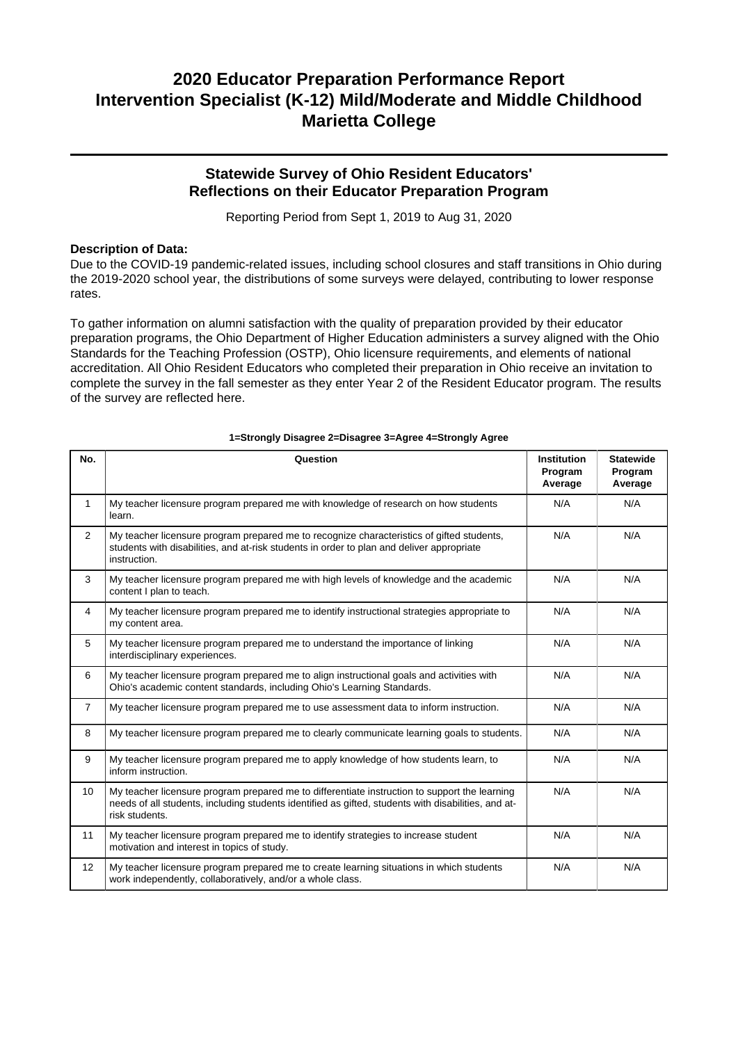# 2020 Educator Preparation Performance Report
# Intervention Specialist (K-12) Mild/Moderate and Middle Childhood
# Marietta College

## Statewide Survey of Ohio Resident Educators' Reflections on their Educator Preparation Program

Reporting Period from Sept 1, 2019 to Aug 31, 2020

**Description of Data:**

Due to the COVID-19 pandemic-related issues, including school closures and staff transitions in Ohio during the 2019-2020 school year, the distributions of some surveys were delayed, contributing to lower response rates.

To gather information on alumni satisfaction with the quality of preparation provided by their educator preparation programs, the Ohio Department of Higher Education administers a survey aligned with the Ohio Standards for the Teaching Profession (OSTP), Ohio licensure requirements, and elements of national accreditation. All Ohio Resident Educators who completed their preparation in Ohio receive an invitation to complete the survey in the fall semester as they enter Year 2 of the Resident Educator program. The results of the survey are reflected here.

**1=Strongly Disagree 2=Disagree 3=Agree 4=Strongly Agree**

| No. | Question | Institution Program Average | Statewide Program Average |
|---|---|---|---|
| 1 | My teacher licensure program prepared me with knowledge of research on how students learn. | N/A | N/A |
| 2 | My teacher licensure program prepared me to recognize characteristics of gifted students, students with disabilities, and at-risk students in order to plan and deliver appropriate instruction. | N/A | N/A |
| 3 | My teacher licensure program prepared me with high levels of knowledge and the academic content I plan to teach. | N/A | N/A |
| 4 | My teacher licensure program prepared me to identify instructional strategies appropriate to my content area. | N/A | N/A |
| 5 | My teacher licensure program prepared me to understand the importance of linking interdisciplinary experiences. | N/A | N/A |
| 6 | My teacher licensure program prepared me to align instructional goals and activities with Ohio's academic content standards, including Ohio's Learning Standards. | N/A | N/A |
| 7 | My teacher licensure program prepared me to use assessment data to inform instruction. | N/A | N/A |
| 8 | My teacher licensure program prepared me to clearly communicate learning goals to students. | N/A | N/A |
| 9 | My teacher licensure program prepared me to apply knowledge of how students learn, to inform instruction. | N/A | N/A |
| 10 | My teacher licensure program prepared me to differentiate instruction to support the learning needs of all students, including students identified as gifted, students with disabilities, and at-risk students. | N/A | N/A |
| 11 | My teacher licensure program prepared me to identify strategies to increase student motivation and interest in topics of study. | N/A | N/A |
| 12 | My teacher licensure program prepared me to create learning situations in which students work independently, collaboratively, and/or a whole class. | N/A | N/A |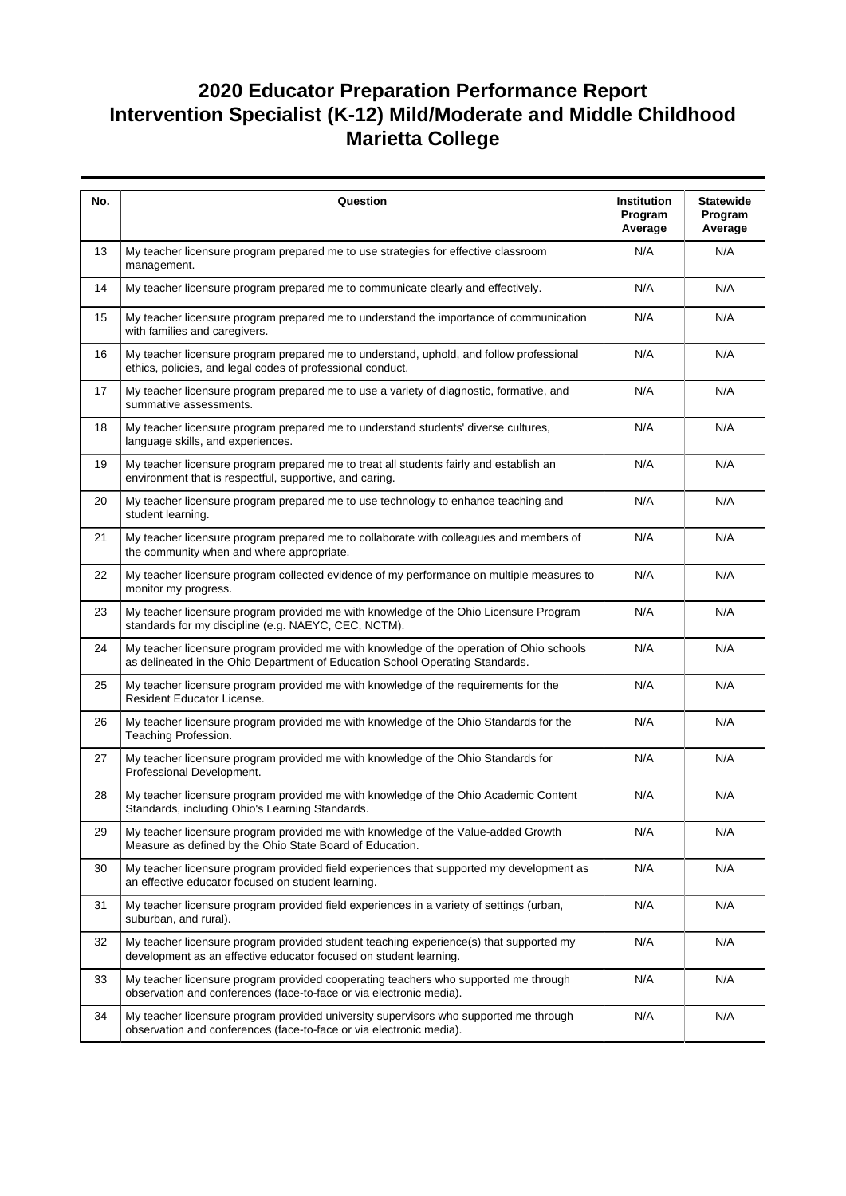# 2020 Educator Preparation Performance Report
# Intervention Specialist (K-12) Mild/Moderate and Middle Childhood
# Marietta College

| No. | Question | Institution Program Average | Statewide Program Average |
|---|---|---|---|
| 13 | My teacher licensure program prepared me to use strategies for effective classroom management. | N/A | N/A |
| 14 | My teacher licensure program prepared me to communicate clearly and effectively. | N/A | N/A |
| 15 | My teacher licensure program prepared me to understand the importance of communication with families and caregivers. | N/A | N/A |
| 16 | My teacher licensure program prepared me to understand, uphold, and follow professional ethics, policies, and legal codes of professional conduct. | N/A | N/A |
| 17 | My teacher licensure program prepared me to use a variety of diagnostic, formative, and summative assessments. | N/A | N/A |
| 18 | My teacher licensure program prepared me to understand students' diverse cultures, language skills, and experiences. | N/A | N/A |
| 19 | My teacher licensure program prepared me to treat all students fairly and establish an environment that is respectful, supportive, and caring. | N/A | N/A |
| 20 | My teacher licensure program prepared me to use technology to enhance teaching and student learning. | N/A | N/A |
| 21 | My teacher licensure program prepared me to collaborate with colleagues and members of the community when and where appropriate. | N/A | N/A |
| 22 | My teacher licensure program collected evidence of my performance on multiple measures to monitor my progress. | N/A | N/A |
| 23 | My teacher licensure program provided me with knowledge of the Ohio Licensure Program standards for my discipline (e.g. NAEYC, CEC, NCTM). | N/A | N/A |
| 24 | My teacher licensure program provided me with knowledge of the operation of Ohio schools as delineated in the Ohio Department of Education School Operating Standards. | N/A | N/A |
| 25 | My teacher licensure program provided me with knowledge of the requirements for the Resident Educator License. | N/A | N/A |
| 26 | My teacher licensure program provided me with knowledge of the Ohio Standards for the Teaching Profession. | N/A | N/A |
| 27 | My teacher licensure program provided me with knowledge of the Ohio Standards for Professional Development. | N/A | N/A |
| 28 | My teacher licensure program provided me with knowledge of the Ohio Academic Content Standards, including Ohio's Learning Standards. | N/A | N/A |
| 29 | My teacher licensure program provided me with knowledge of the Value-added Growth Measure as defined by the Ohio State Board of Education. | N/A | N/A |
| 30 | My teacher licensure program provided field experiences that supported my development as an effective educator focused on student learning. | N/A | N/A |
| 31 | My teacher licensure program provided field experiences in a variety of settings (urban, suburban, and rural). | N/A | N/A |
| 32 | My teacher licensure program provided student teaching experience(s) that supported my development as an effective educator focused on student learning. | N/A | N/A |
| 33 | My teacher licensure program provided cooperating teachers who supported me through observation and conferences (face-to-face or via electronic media). | N/A | N/A |
| 34 | My teacher licensure program provided university supervisors who supported me through observation and conferences (face-to-face or via electronic media). | N/A | N/A |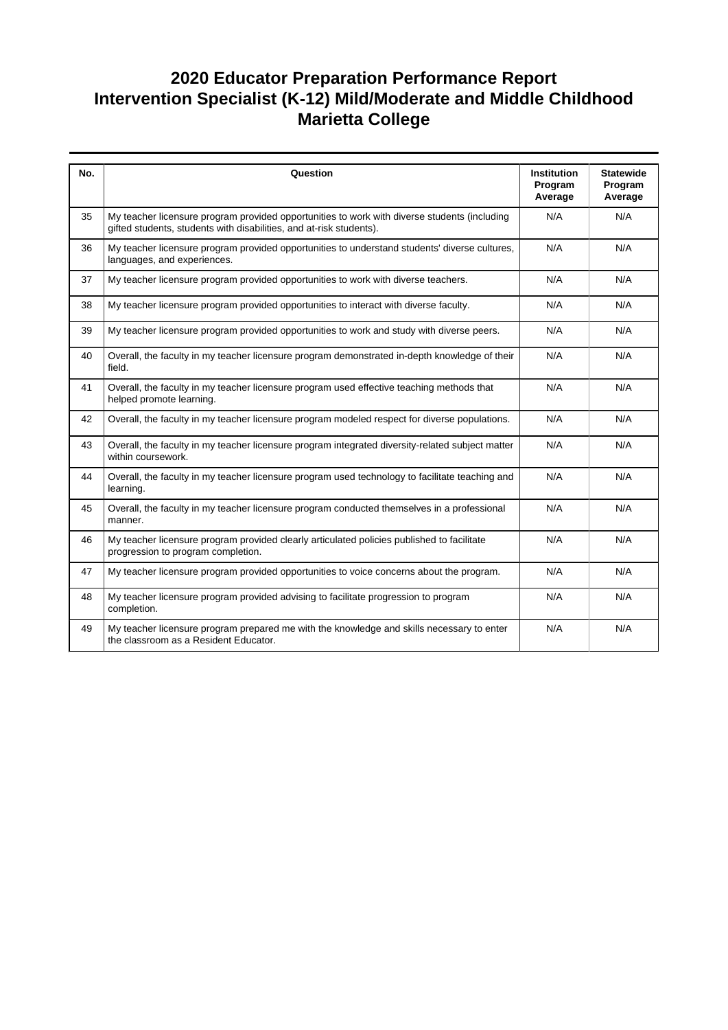# 2020 Educator Preparation Performance Report
# Intervention Specialist (K-12) Mild/Moderate and Middle Childhood
# Marietta College

| No. | Question | Institution Program Average | Statewide Program Average |
|---|---|---|---|
| 35 | My teacher licensure program provided opportunities to work with diverse students (including gifted students, students with disabilities, and at-risk students). | N/A | N/A |
| 36 | My teacher licensure program provided opportunities to understand students' diverse cultures, languages, and experiences. | N/A | N/A |
| 37 | My teacher licensure program provided opportunities to work with diverse teachers. | N/A | N/A |
| 38 | My teacher licensure program provided opportunities to interact with diverse faculty. | N/A | N/A |
| 39 | My teacher licensure program provided opportunities to work and study with diverse peers. | N/A | N/A |
| 40 | Overall, the faculty in my teacher licensure program demonstrated in-depth knowledge of their field. | N/A | N/A |
| 41 | Overall, the faculty in my teacher licensure program used effective teaching methods that helped promote learning. | N/A | N/A |
| 42 | Overall, the faculty in my teacher licensure program modeled respect for diverse populations. | N/A | N/A |
| 43 | Overall, the faculty in my teacher licensure program integrated diversity-related subject matter within coursework. | N/A | N/A |
| 44 | Overall, the faculty in my teacher licensure program used technology to facilitate teaching and learning. | N/A | N/A |
| 45 | Overall, the faculty in my teacher licensure program conducted themselves in a professional manner. | N/A | N/A |
| 46 | My teacher licensure program provided clearly articulated policies published to facilitate progression to program completion. | N/A | N/A |
| 47 | My teacher licensure program provided opportunities to voice concerns about the program. | N/A | N/A |
| 48 | My teacher licensure program provided advising to facilitate progression to program completion. | N/A | N/A |
| 49 | My teacher licensure program prepared me with the knowledge and skills necessary to enter the classroom as a Resident Educator. | N/A | N/A |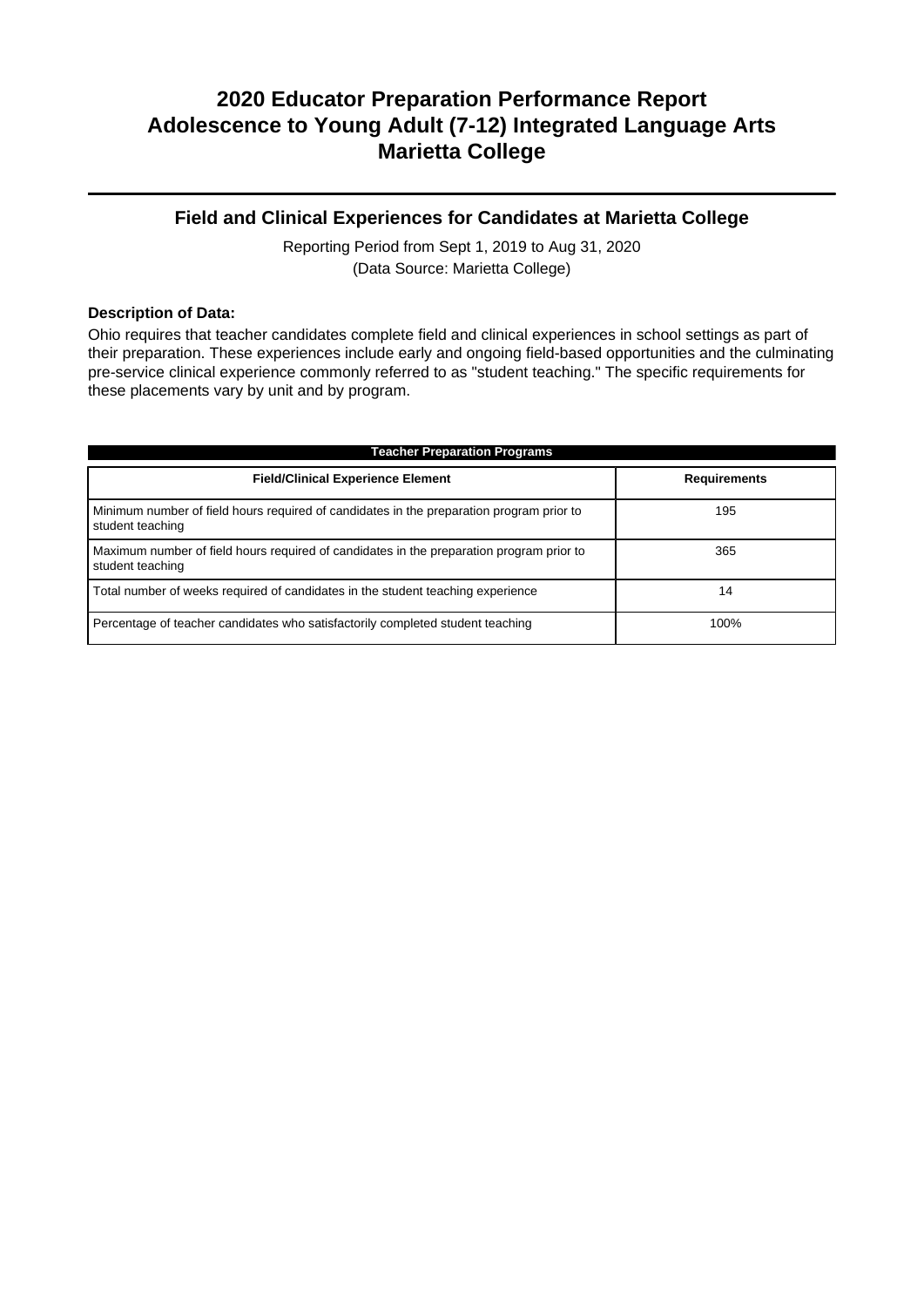# 2020 Educator Preparation Performance Report
# Adolescence to Young Adult (7-12) Integrated Language Arts
# Marietta College

## Field and Clinical Experiences for Candidates at Marietta College

Reporting Period from Sept 1, 2019 to Aug 31, 2020
(Data Source: Marietta College)

**Description of Data:**

Ohio requires that teacher candidates complete field and clinical experiences in school settings as part of their preparation. These experiences include early and ongoing field-based opportunities and the culminating pre-service clinical experience commonly referred to as "student teaching." The specific requirements for these placements vary by unit and by program.

**Teacher Preparation Programs**

| Field/Clinical Experience Element | Requirements |
|---|---|
| Minimum number of field hours required of candidates in the preparation program prior to student teaching | 195 |
| Maximum number of field hours required of candidates in the preparation program prior to student teaching | 365 |
| Total number of weeks required of candidates in the student teaching experience | 14 |
| Percentage of teacher candidates who satisfactorily completed student teaching | 100% |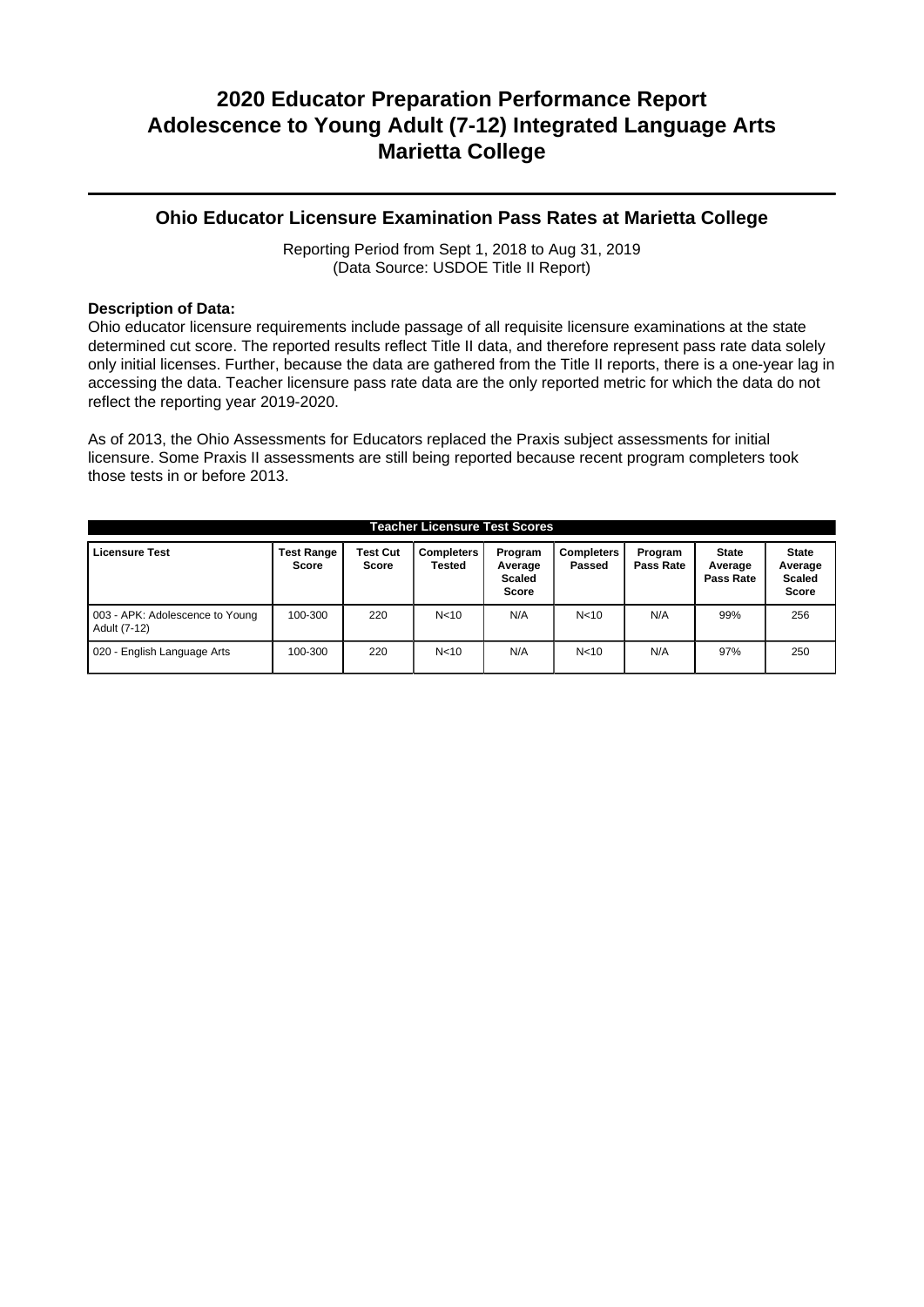# 2020 Educator Preparation Performance Report
# Adolescence to Young Adult (7-12) Integrated Language Arts
# Marietta College

## Ohio Educator Licensure Examination Pass Rates at Marietta College

Reporting Period from Sept 1, 2018 to Aug 31, 2019
(Data Source: USDOE Title II Report)

**Description of Data:**

Ohio educator licensure requirements include passage of all requisite licensure examinations at the state determined cut score. The reported results reflect Title II data, and therefore represent pass rate data solely only initial licenses. Further, because the data are gathered from the Title II reports, there is a one-year lag in accessing the data. Teacher licensure pass rate data are the only reported metric for which the data do not reflect the reporting year 2019-2020.

As of 2013, the Ohio Assessments for Educators replaced the Praxis subject assessments for initial licensure. Some Praxis II assessments are still being reported because recent program completers took those tests in or before 2013.

**Teacher Licensure Test Scores**

| Licensure Test | Test Range Score | Test Cut Score | Completers Tested | Program Average Scaled Score | Completers Passed | Program Pass Rate | State Average Pass Rate | State Average Scaled Score |
|---|---|---|---|---|---|---|---|---|
| 003 - APK: Adolescence to Young Adult (7-12) | 100-300 | 220 | N<10 | N/A | N<10 | N/A | 99% | 256 |
| 020 - English Language Arts | 100-300 | 220 | N<10 | N/A | N<10 | N/A | 97% | 250 |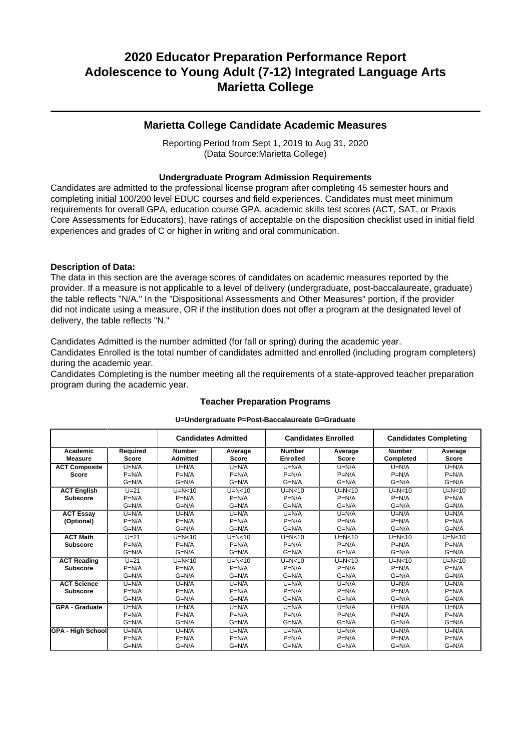# 2020 Educator Preparation Performance Report
# Adolescence to Young Adult (7-12) Integrated Language Arts
# Marietta College

## Marietta College Candidate Academic Measures

Reporting Period from Sept 1, 2019 to Aug 31, 2020
(Data Source:Marietta College)

### Undergraduate Program Admission Requirements

Candidates are admitted to the professional license program after completing 45 semester hours and completing initial 100/200 level EDUC courses and field experiences. Candidates must meet minimum requirements for overall GPA, education course GPA, academic skills test scores (ACT, SAT, or Praxis Core Assessments for Educators), have ratings of acceptable on the disposition checklist used in initial field experiences and grades of C or higher in writing and oral communication.

**Description of Data:**

The data in this section are the average scores of candidates on academic measures reported by the provider. If a measure is not applicable to a level of delivery (undergraduate, post-baccalaureate, graduate) the table reflects "N/A." In the "Dispositional Assessments and Other Measures" portion, if the provider did not indicate using a measure, OR if the institution does not offer a program at the designated level of delivery, the table reflects "N."

Candidates Admitted is the number admitted (for fall or spring) during the academic year.
Candidates Enrolled is the total number of candidates admitted and enrolled (including program completers) during the academic year.
Candidates Completing is the number meeting all the requirements of a state-approved teacher preparation program during the academic year.

### Teacher Preparation Programs

**U=Undergraduate P=Post-Baccalaureate G=Graduate**

| | | Candidates Admitted | | Candidates Enrolled | | Candidates Completing | |
|---|---|---|---|---|---|---|---|
| **Academic Measure** | **Required Score** | **Number Admitted** | **Average Score** | **Number Enrolled** | **Average Score** | **Number Completed** | **Average Score** |
| **ACT Composite Score** | U=N/A<br>P=N/A<br>G=N/A | U=N/A<br>P=N/A<br>G=N/A | U=N/A<br>P=N/A<br>G=N/A | U=N/A<br>P=N/A<br>G=N/A | U=N/A<br>P=N/A<br>G=N/A | U=N/A<br>P=N/A<br>G=N/A | U=N/A<br>P=N/A<br>G=N/A |
| **ACT English Subscore** | U=21<br>P=N/A<br>G=N/A | U=N<10<br>P=N/A<br>G=N/A | U=N<10<br>P=N/A<br>G=N/A | U=N<10<br>P=N/A<br>G=N/A | U=N<10<br>P=N/A<br>G=N/A | U=N<10<br>P=N/A<br>G=N/A | U=N<10<br>P=N/A<br>G=N/A |
| **ACT Essay (Optional)** | U=N/A<br>P=N/A<br>G=N/A | U=N/A<br>P=N/A<br>G=N/A | U=N/A<br>P=N/A<br>G=N/A | U=N/A<br>P=N/A<br>G=N/A | U=N/A<br>P=N/A<br>G=N/A | U=N/A<br>P=N/A<br>G=N/A | U=N/A<br>P=N/A<br>G=N/A |
| **ACT Math Subscore** | U=21<br>P=N/A<br>G=N/A | U=N<10<br>P=N/A<br>G=N/A | U=N<10<br>P=N/A<br>G=N/A | U=N<10<br>P=N/A<br>G=N/A | U=N<10<br>P=N/A<br>G=N/A | U=N<10<br>P=N/A<br>G=N/A | U=N<10<br>P=N/A<br>G=N/A |
| **ACT Reading Subscore** | U=21<br>P=N/A<br>G=N/A | U=N<10<br>P=N/A<br>G=N/A | U=N<10<br>P=N/A<br>G=N/A | U=N<10<br>P=N/A<br>G=N/A | U=N<10<br>P=N/A<br>G=N/A | U=N<10<br>P=N/A<br>G=N/A | U=N<10<br>P=N/A<br>G=N/A |
| **ACT Science Subscore** | U=N/A<br>P=N/A<br>G=N/A | U=N/A<br>P=N/A<br>G=N/A | U=N/A<br>P=N/A<br>G=N/A | U=N/A<br>P=N/A<br>G=N/A | U=N/A<br>P=N/A<br>G=N/A | U=N/A<br>P=N/A<br>G=N/A | U=N/A<br>P=N/A<br>G=N/A |
| **GPA - Graduate** | U=N/A<br>P=N/A<br>G=N/A | U=N/A<br>P=N/A<br>G=N/A | U=N/A<br>P=N/A<br>G=N/A | U=N/A<br>P=N/A<br>G=N/A | U=N/A<br>P=N/A<br>G=N/A | U=N/A<br>P=N/A<br>G=N/A | U=N/A<br>P=N/A<br>G=N/A |
| **GPA - High School** | U=N/A<br>P=N/A<br>G=N/A | U=N/A<br>P=N/A<br>G=N/A | U=N/A<br>P=N/A<br>G=N/A | U=N/A<br>P=N/A<br>G=N/A | U=N/A<br>P=N/A<br>G=N/A | U=N/A<br>P=N/A<br>G=N/A | U=N/A<br>P=N/A<br>G=N/A |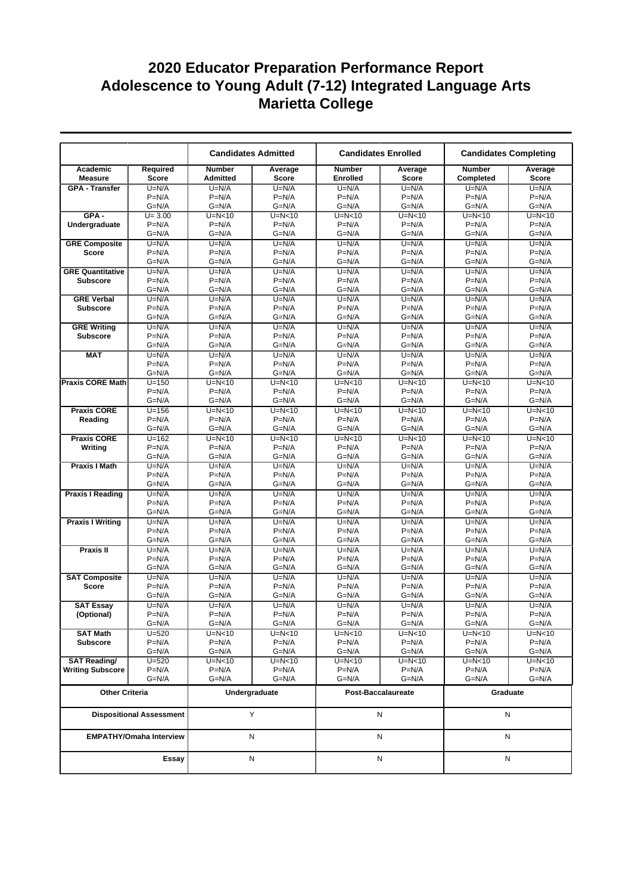# 2020 Educator Preparation Performance Report
# Adolescence to Young Adult (7-12) Integrated Language Arts
# Marietta College

| | | Candidates Admitted | | Candidates Enrolled | | Candidates Completing | |
|---|---|---|---|---|---|---|---|
| Academic Measure | Required Score | Number Admitted | Average Score | Number Enrolled | Average Score | Number Completed | Average Score |
| GPA - Transfer | U=N/A<br>P=N/A<br>G=N/A | U=N/A<br>P=N/A<br>G=N/A | U=N/A<br>P=N/A<br>G=N/A | U=N/A<br>P=N/A<br>G=N/A | U=N/A<br>P=N/A<br>G=N/A | U=N/A<br>P=N/A<br>G=N/A | U=N/A<br>P=N/A<br>G=N/A |
| GPA - Undergraduate | U= 3.00<br>P=N/A<br>G=N/A | U=N<10<br>P=N/A<br>G=N/A | U=N<10<br>P=N/A<br>G=N/A | U=N<10<br>P=N/A<br>G=N/A | U=N<10<br>P=N/A<br>G=N/A | U=N<10<br>P=N/A<br>G=N/A | U=N<10<br>P=N/A<br>G=N/A |
| GRE Composite Score | U=N/A<br>P=N/A<br>G=N/A | U=N/A<br>P=N/A<br>G=N/A | U=N/A<br>P=N/A<br>G=N/A | U=N/A<br>P=N/A<br>G=N/A | U=N/A<br>P=N/A<br>G=N/A | U=N/A<br>P=N/A<br>G=N/A | U=N/A<br>P=N/A<br>G=N/A |
| GRE Quantitative Subscore | U=N/A<br>P=N/A<br>G=N/A | U=N/A<br>P=N/A<br>G=N/A | U=N/A<br>P=N/A<br>G=N/A | U=N/A<br>P=N/A<br>G=N/A | U=N/A<br>P=N/A<br>G=N/A | U=N/A<br>P=N/A<br>G=N/A | U=N/A<br>P=N/A<br>G=N/A |
| GRE Verbal Subscore | U=N/A<br>P=N/A<br>G=N/A | U=N/A<br>P=N/A<br>G=N/A | U=N/A<br>P=N/A<br>G=N/A | U=N/A<br>P=N/A<br>G=N/A | U=N/A<br>P=N/A<br>G=N/A | U=N/A<br>P=N/A<br>G=N/A | U=N/A<br>P=N/A<br>G=N/A |
| GRE Writing Subscore | U=N/A<br>P=N/A<br>G=N/A | U=N/A<br>P=N/A<br>G=N/A | U=N/A<br>P=N/A<br>G=N/A | U=N/A<br>P=N/A<br>G=N/A | U=N/A<br>P=N/A<br>G=N/A | U=N/A<br>P=N/A<br>G=N/A | U=N/A<br>P=N/A<br>G=N/A |
| MAT | U=N/A<br>P=N/A<br>G=N/A | U=N/A<br>P=N/A<br>G=N/A | U=N/A<br>P=N/A<br>G=N/A | U=N/A<br>P=N/A<br>G=N/A | U=N/A<br>P=N/A<br>G=N/A | U=N/A<br>P=N/A<br>G=N/A | U=N/A<br>P=N/A<br>G=N/A |
| Praxis CORE Math | U=150<br>P=N/A<br>G=N/A | U=N<10<br>P=N/A<br>G=N/A | U=N<10<br>P=N/A<br>G=N/A | U=N<10<br>P=N/A<br>G=N/A | U=N<10<br>P=N/A<br>G=N/A | U=N<10<br>P=N/A<br>G=N/A | U=N<10<br>P=N/A<br>G=N/A |
| Praxis CORE Reading | U=156<br>P=N/A<br>G=N/A | U=N<10<br>P=N/A<br>G=N/A | U=N<10<br>P=N/A<br>G=N/A | U=N<10<br>P=N/A<br>G=N/A | U=N<10<br>P=N/A<br>G=N/A | U=N<10<br>P=N/A<br>G=N/A | U=N<10<br>P=N/A<br>G=N/A |
| Praxis CORE Writing | U=162<br>P=N/A<br>G=N/A | U=N<10<br>P=N/A<br>G=N/A | U=N<10<br>P=N/A<br>G=N/A | U=N<10<br>P=N/A<br>G=N/A | U=N<10<br>P=N/A<br>G=N/A | U=N<10<br>P=N/A<br>G=N/A | U=N<10<br>P=N/A<br>G=N/A |
| Praxis I Math | U=N/A<br>P=N/A<br>G=N/A | U=N/A<br>P=N/A<br>G=N/A | U=N/A<br>P=N/A<br>G=N/A | U=N/A<br>P=N/A<br>G=N/A | U=N/A<br>P=N/A<br>G=N/A | U=N/A<br>P=N/A<br>G=N/A | U=N/A<br>P=N/A<br>G=N/A |
| Praxis I Reading | U=N/A<br>P=N/A<br>G=N/A | U=N/A<br>P=N/A<br>G=N/A | U=N/A<br>P=N/A<br>G=N/A | U=N/A<br>P=N/A<br>G=N/A | U=N/A<br>P=N/A<br>G=N/A | U=N/A<br>P=N/A<br>G=N/A | U=N/A<br>P=N/A<br>G=N/A |
| Praxis I Writing | U=N/A<br>P=N/A<br>G=N/A | U=N/A<br>P=N/A<br>G=N/A | U=N/A<br>P=N/A<br>G=N/A | U=N/A<br>P=N/A<br>G=N/A | U=N/A<br>P=N/A<br>G=N/A | U=N/A<br>P=N/A<br>G=N/A | U=N/A<br>P=N/A<br>G=N/A |
| Praxis II | U=N/A<br>P=N/A<br>G=N/A | U=N/A<br>P=N/A<br>G=N/A | U=N/A<br>P=N/A<br>G=N/A | U=N/A<br>P=N/A<br>G=N/A | U=N/A<br>P=N/A<br>G=N/A | U=N/A<br>P=N/A<br>G=N/A | U=N/A<br>P=N/A<br>G=N/A |
| SAT Composite Score | U=N/A<br>P=N/A<br>G=N/A | U=N/A<br>P=N/A<br>G=N/A | U=N/A<br>P=N/A<br>G=N/A | U=N/A<br>P=N/A<br>G=N/A | U=N/A<br>P=N/A<br>G=N/A | U=N/A<br>P=N/A<br>G=N/A | U=N/A<br>P=N/A<br>G=N/A |
| SAT Essay (Optional) | U=N/A<br>P=N/A<br>G=N/A | U=N/A<br>P=N/A<br>G=N/A | U=N/A<br>P=N/A<br>G=N/A | U=N/A<br>P=N/A<br>G=N/A | U=N/A<br>P=N/A<br>G=N/A | U=N/A<br>P=N/A<br>G=N/A | U=N/A<br>P=N/A<br>G=N/A |
| SAT Math Subscore | U=520<br>P=N/A<br>G=N/A | U=N<10<br>P=N/A<br>G=N/A | U=N<10<br>P=N/A<br>G=N/A | U=N<10<br>P=N/A<br>G=N/A | U=N<10<br>P=N/A<br>G=N/A | U=N<10<br>P=N/A<br>G=N/A | U=N<10<br>P=N/A<br>G=N/A |
| SAT Reading/ Writing Subscore | U=520<br>P=N/A<br>G=N/A | U=N<10<br>P=N/A<br>G=N/A | U=N<10<br>P=N/A<br>G=N/A | U=N<10<br>P=N/A<br>G=N/A | U=N<10<br>P=N/A<br>G=N/A | U=N<10<br>P=N/A<br>G=N/A | U=N<10<br>P=N/A<br>G=N/A |

| Other Criteria | Undergraduate | Post-Baccalaureate | Graduate |
|---|---|---|---|
| Dispositional Assessment | Y | N | N |
| EMPATHY/Omaha Interview | N | N | N |
| Essay | N | N | N |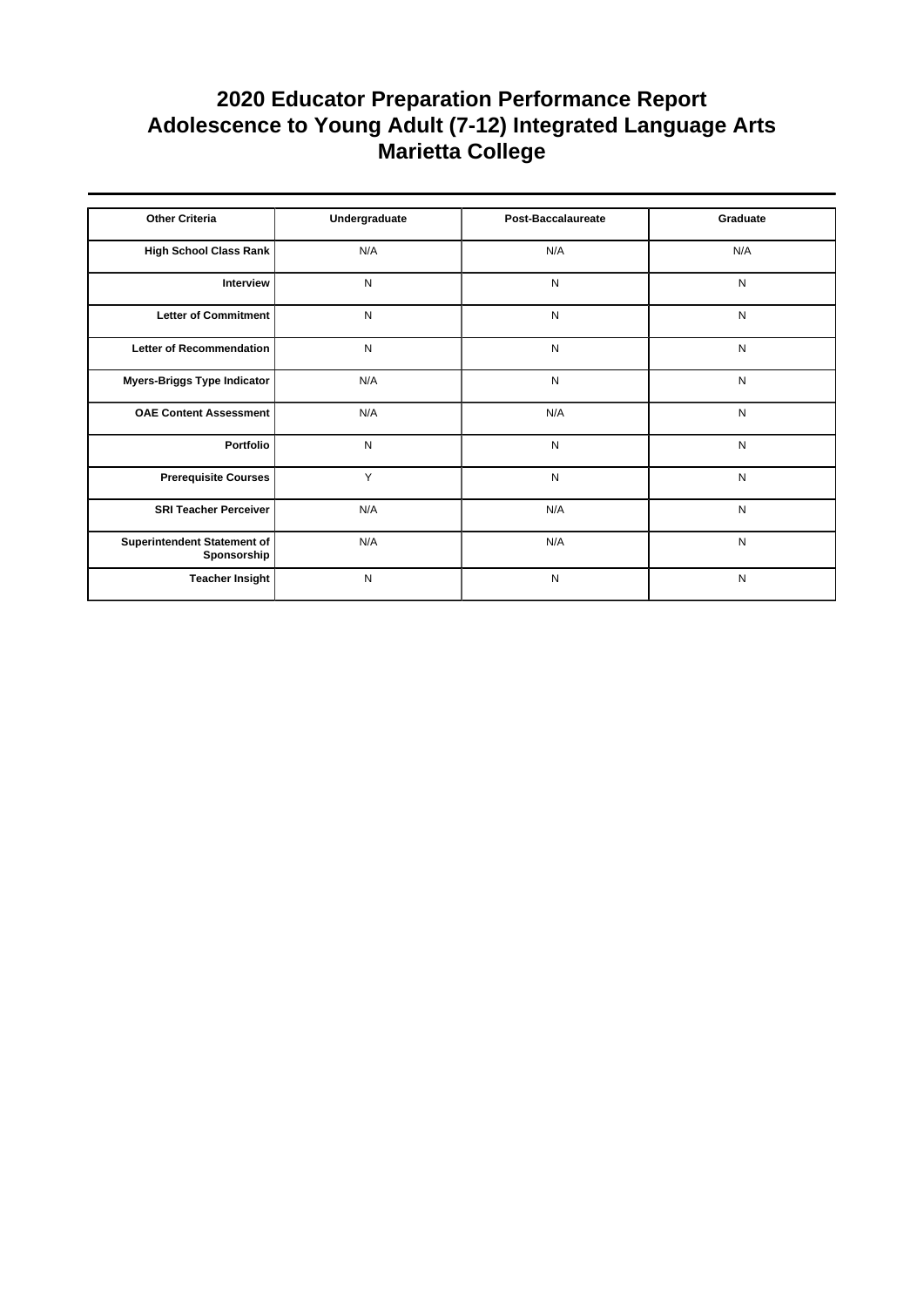# 2020 Educator Preparation Performance Report
# Adolescence to Young Adult (7-12) Integrated Language Arts
# Marietta College

| Other Criteria | Undergraduate | Post-Baccalaureate | Graduate |
|---|---|---|---|
| High School Class Rank | N/A | N/A | N/A |
| Interview | N | N | N |
| Letter of Commitment | N | N | N |
| Letter of Recommendation | N | N | N |
| Myers-Briggs Type Indicator | N/A | N | N |
| OAE Content Assessment | N/A | N/A | N |
| Portfolio | N | N | N |
| Prerequisite Courses | Y | N | N |
| SRI Teacher Perceiver | N/A | N/A | N |
| Superintendent Statement of Sponsorship | N/A | N/A | N |
| Teacher Insight | N | N | N |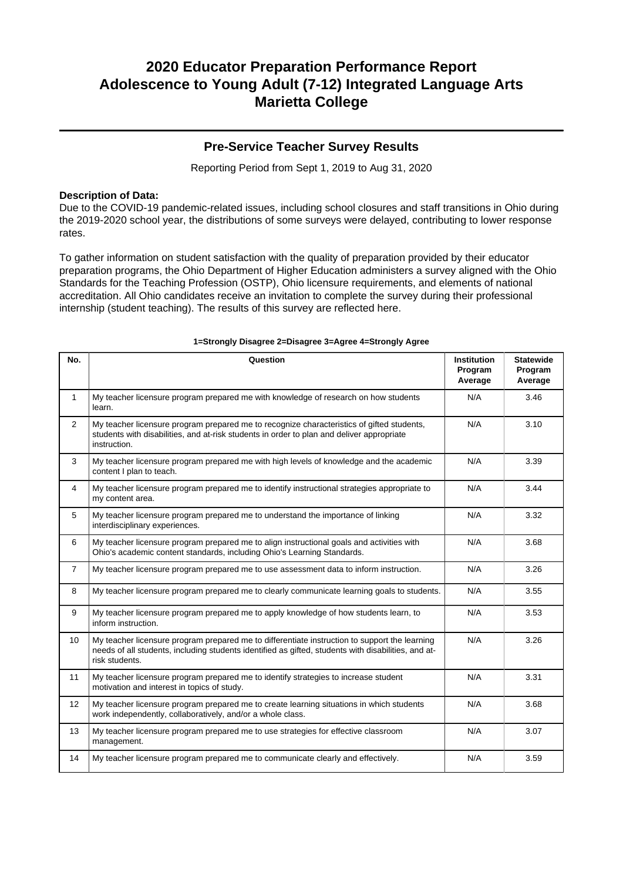# 2020 Educator Preparation Performance Report
# Adolescence to Young Adult (7-12) Integrated Language Arts
# Marietta College

## Pre-Service Teacher Survey Results

Reporting Period from Sept 1, 2019 to Aug 31, 2020

**Description of Data:**
Due to the COVID-19 pandemic-related issues, including school closures and staff transitions in Ohio during the 2019-2020 school year, the distributions of some surveys were delayed, contributing to lower response rates.

To gather information on student satisfaction with the quality of preparation provided by their educator preparation programs, the Ohio Department of Higher Education administers a survey aligned with the Ohio Standards for the Teaching Profession (OSTP), Ohio licensure requirements, and elements of national accreditation. All Ohio candidates receive an invitation to complete the survey during their professional internship (student teaching). The results of this survey are reflected here.

**1=Strongly Disagree 2=Disagree 3=Agree 4=Strongly Agree**

| No. | Question | Institution Program Average | Statewide Program Average |
|---|---|---|---|
| 1 | My teacher licensure program prepared me with knowledge of research on how students learn. | N/A | 3.46 |
| 2 | My teacher licensure program prepared me to recognize characteristics of gifted students, students with disabilities, and at-risk students in order to plan and deliver appropriate instruction. | N/A | 3.10 |
| 3 | My teacher licensure program prepared me with high levels of knowledge and the academic content I plan to teach. | N/A | 3.39 |
| 4 | My teacher licensure program prepared me to identify instructional strategies appropriate to my content area. | N/A | 3.44 |
| 5 | My teacher licensure program prepared me to understand the importance of linking interdisciplinary experiences. | N/A | 3.32 |
| 6 | My teacher licensure program prepared me to align instructional goals and activities with Ohio's academic content standards, including Ohio's Learning Standards. | N/A | 3.68 |
| 7 | My teacher licensure program prepared me to use assessment data to inform instruction. | N/A | 3.26 |
| 8 | My teacher licensure program prepared me to clearly communicate learning goals to students. | N/A | 3.55 |
| 9 | My teacher licensure program prepared me to apply knowledge of how students learn, to inform instruction. | N/A | 3.53 |
| 10 | My teacher licensure program prepared me to differentiate instruction to support the learning needs of all students, including students identified as gifted, students with disabilities, and at-risk students. | N/A | 3.26 |
| 11 | My teacher licensure program prepared me to identify strategies to increase student motivation and interest in topics of study. | N/A | 3.31 |
| 12 | My teacher licensure program prepared me to create learning situations in which students work independently, collaboratively, and/or a whole class. | N/A | 3.68 |
| 13 | My teacher licensure program prepared me to use strategies for effective classroom management. | N/A | 3.07 |
| 14 | My teacher licensure program prepared me to communicate clearly and effectively. | N/A | 3.59 |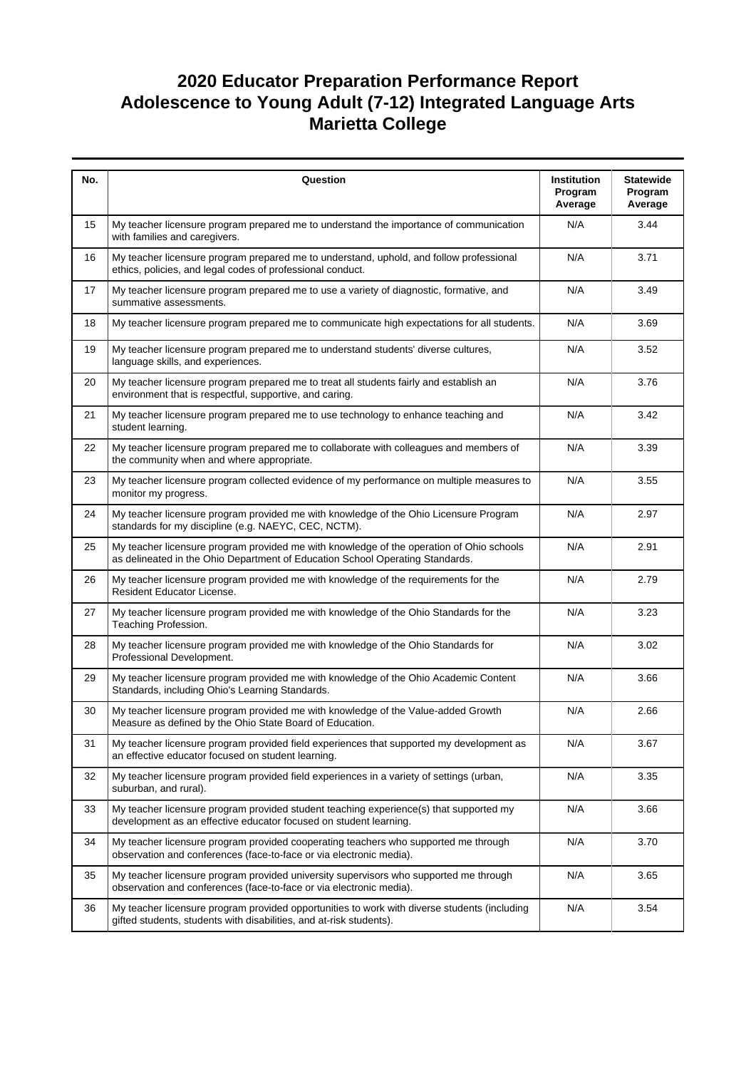# 2020 Educator Preparation Performance Report
# Adolescence to Young Adult (7-12) Integrated Language Arts
# Marietta College

| No. | Question | Institution Program Average | Statewide Program Average |
|---|---|---|---|
| 15 | My teacher licensure program prepared me to understand the importance of communication with families and caregivers. | N/A | 3.44 |
| 16 | My teacher licensure program prepared me to understand, uphold, and follow professional ethics, policies, and legal codes of professional conduct. | N/A | 3.71 |
| 17 | My teacher licensure program prepared me to use a variety of diagnostic, formative, and summative assessments. | N/A | 3.49 |
| 18 | My teacher licensure program prepared me to communicate high expectations for all students. | N/A | 3.69 |
| 19 | My teacher licensure program prepared me to understand students' diverse cultures, language skills, and experiences. | N/A | 3.52 |
| 20 | My teacher licensure program prepared me to treat all students fairly and establish an environment that is respectful, supportive, and caring. | N/A | 3.76 |
| 21 | My teacher licensure program prepared me to use technology to enhance teaching and student learning. | N/A | 3.42 |
| 22 | My teacher licensure program prepared me to collaborate with colleagues and members of the community when and where appropriate. | N/A | 3.39 |
| 23 | My teacher licensure program collected evidence of my performance on multiple measures to monitor my progress. | N/A | 3.55 |
| 24 | My teacher licensure program provided me with knowledge of the Ohio Licensure Program standards for my discipline (e.g. NAEYC, CEC, NCTM). | N/A | 2.97 |
| 25 | My teacher licensure program provided me with knowledge of the operation of Ohio schools as delineated in the Ohio Department of Education School Operating Standards. | N/A | 2.91 |
| 26 | My teacher licensure program provided me with knowledge of the requirements for the Resident Educator License. | N/A | 2.79 |
| 27 | My teacher licensure program provided me with knowledge of the Ohio Standards for the Teaching Profession. | N/A | 3.23 |
| 28 | My teacher licensure program provided me with knowledge of the Ohio Standards for Professional Development. | N/A | 3.02 |
| 29 | My teacher licensure program provided me with knowledge of the Ohio Academic Content Standards, including Ohio's Learning Standards. | N/A | 3.66 |
| 30 | My teacher licensure program provided me with knowledge of the Value-added Growth Measure as defined by the Ohio State Board of Education. | N/A | 2.66 |
| 31 | My teacher licensure program provided field experiences that supported my development as an effective educator focused on student learning. | N/A | 3.67 |
| 32 | My teacher licensure program provided field experiences in a variety of settings (urban, suburban, and rural). | N/A | 3.35 |
| 33 | My teacher licensure program provided student teaching experience(s) that supported my development as an effective educator focused on student learning. | N/A | 3.66 |
| 34 | My teacher licensure program provided cooperating teachers who supported me through observation and conferences (face-to-face or via electronic media). | N/A | 3.70 |
| 35 | My teacher licensure program provided university supervisors who supported me through observation and conferences (face-to-face or via electronic media). | N/A | 3.65 |
| 36 | My teacher licensure program provided opportunities to work with diverse students (including gifted students, students with disabilities, and at-risk students). | N/A | 3.54 |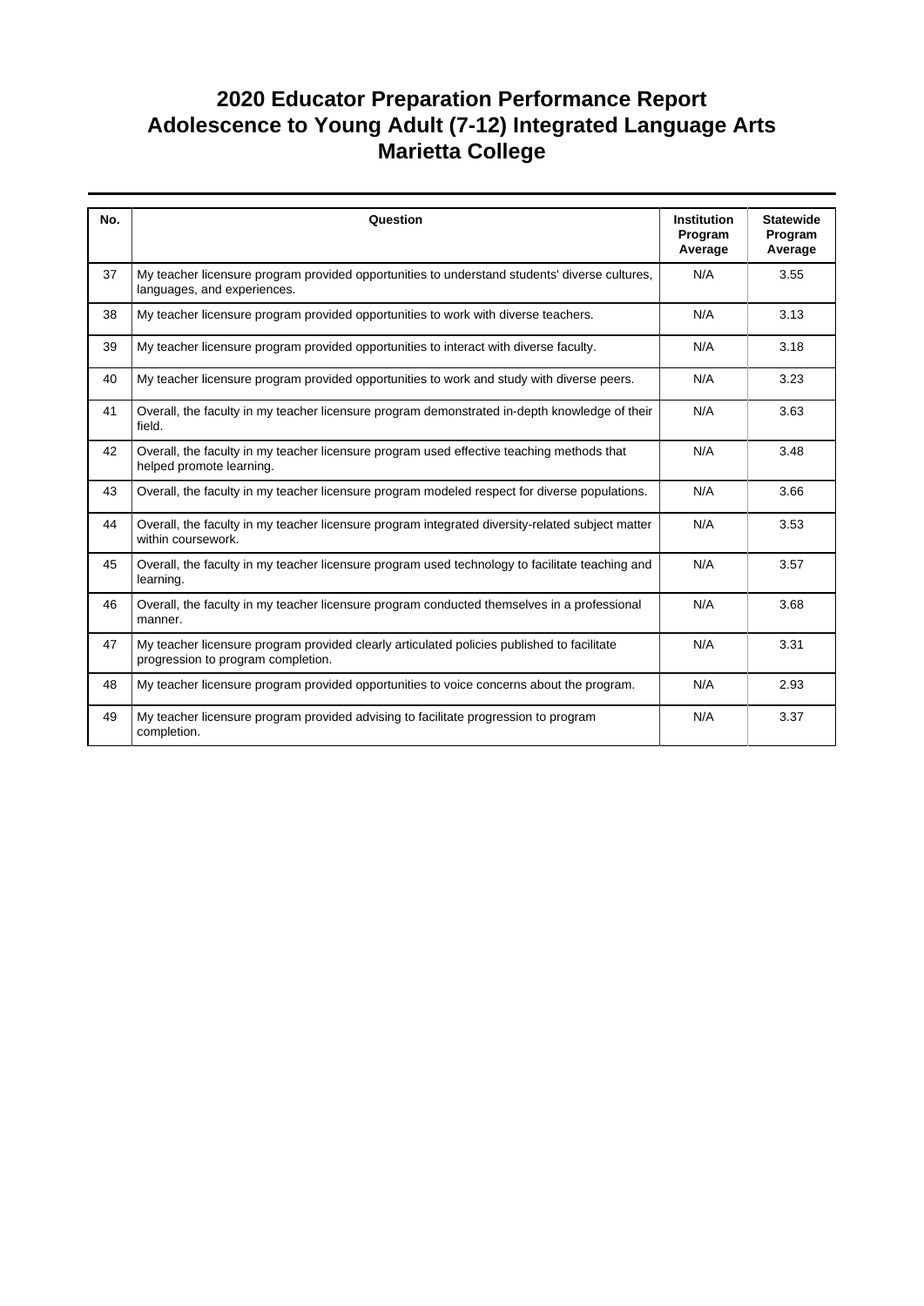# 2020 Educator Preparation Performance Report
# Adolescence to Young Adult (7-12) Integrated Language Arts
# Marietta College

| No. | Question | Institution Program Average | Statewide Program Average |
|---|---|---|---|
| 37 | My teacher licensure program provided opportunities to understand students' diverse cultures, languages, and experiences. | N/A | 3.55 |
| 38 | My teacher licensure program provided opportunities to work with diverse teachers. | N/A | 3.13 |
| 39 | My teacher licensure program provided opportunities to interact with diverse faculty. | N/A | 3.18 |
| 40 | My teacher licensure program provided opportunities to work and study with diverse peers. | N/A | 3.23 |
| 41 | Overall, the faculty in my teacher licensure program demonstrated in-depth knowledge of their field. | N/A | 3.63 |
| 42 | Overall, the faculty in my teacher licensure program used effective teaching methods that helped promote learning. | N/A | 3.48 |
| 43 | Overall, the faculty in my teacher licensure program modeled respect for diverse populations. | N/A | 3.66 |
| 44 | Overall, the faculty in my teacher licensure program integrated diversity-related subject matter within coursework. | N/A | 3.53 |
| 45 | Overall, the faculty in my teacher licensure program used technology to facilitate teaching and learning. | N/A | 3.57 |
| 46 | Overall, the faculty in my teacher licensure program conducted themselves in a professional manner. | N/A | 3.68 |
| 47 | My teacher licensure program provided clearly articulated policies published to facilitate progression to program completion. | N/A | 3.31 |
| 48 | My teacher licensure program provided opportunities to voice concerns about the program. | N/A | 2.93 |
| 49 | My teacher licensure program provided advising to facilitate progression to program completion. | N/A | 3.37 |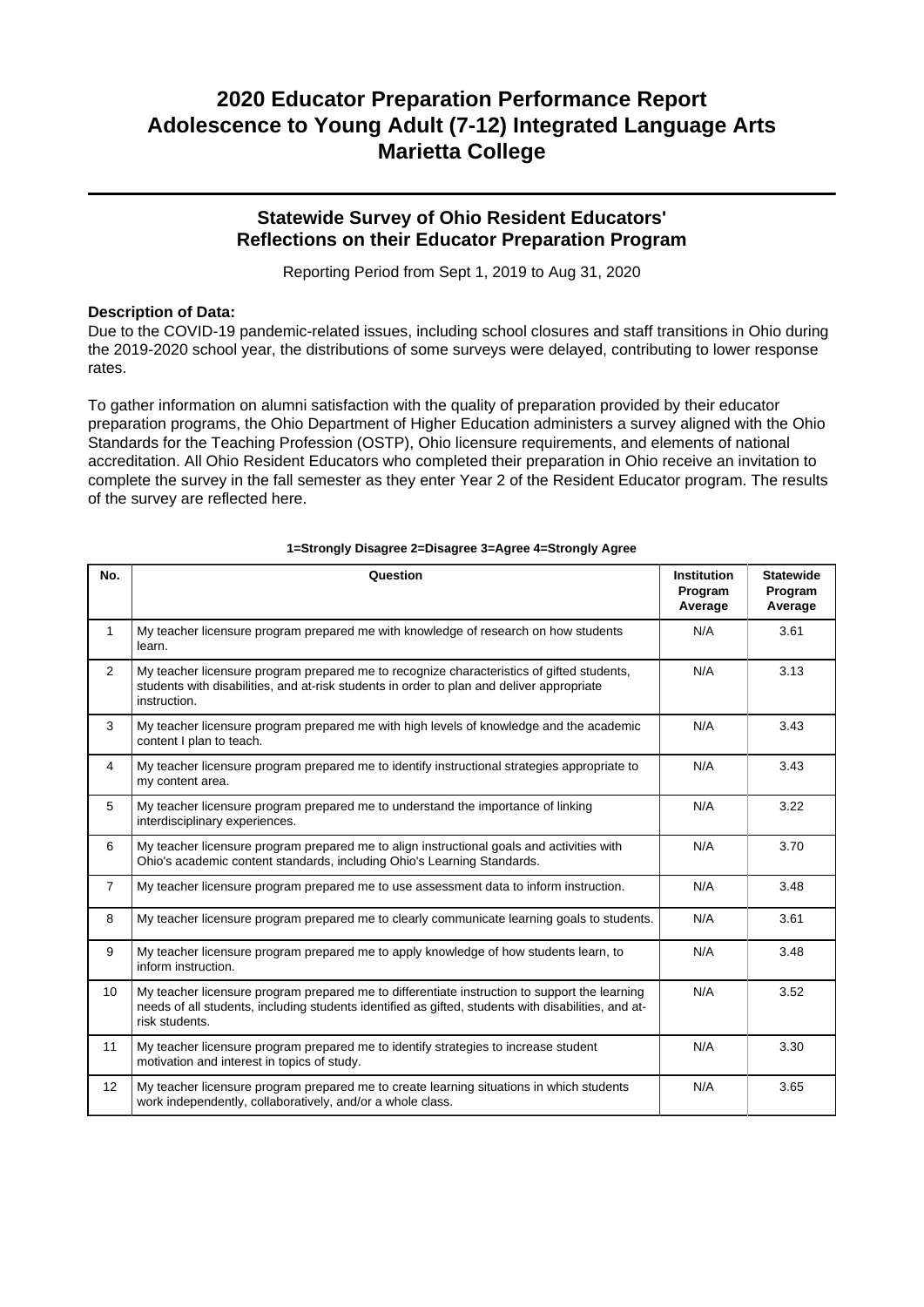# 2020 Educator Preparation Performance Report
# Adolescence to Young Adult (7-12) Integrated Language Arts
# Marietta College

## Statewide Survey of Ohio Resident Educators' Reflections on their Educator Preparation Program

Reporting Period from Sept 1, 2019 to Aug 31, 2020

**Description of Data:**

Due to the COVID-19 pandemic-related issues, including school closures and staff transitions in Ohio during the 2019-2020 school year, the distributions of some surveys were delayed, contributing to lower response rates.

To gather information on alumni satisfaction with the quality of preparation provided by their educator preparation programs, the Ohio Department of Higher Education administers a survey aligned with the Ohio Standards for the Teaching Profession (OSTP), Ohio licensure requirements, and elements of national accreditation. All Ohio Resident Educators who completed their preparation in Ohio receive an invitation to complete the survey in the fall semester as they enter Year 2 of the Resident Educator program. The results of the survey are reflected here.

**1=Strongly Disagree 2=Disagree 3=Agree 4=Strongly Agree**

| No. | Question | Institution Program Average | Statewide Program Average |
|---|---|---|---|
| 1 | My teacher licensure program prepared me with knowledge of research on how students learn. | N/A | 3.61 |
| 2 | My teacher licensure program prepared me to recognize characteristics of gifted students, students with disabilities, and at-risk students in order to plan and deliver appropriate instruction. | N/A | 3.13 |
| 3 | My teacher licensure program prepared me with high levels of knowledge and the academic content I plan to teach. | N/A | 3.43 |
| 4 | My teacher licensure program prepared me to identify instructional strategies appropriate to my content area. | N/A | 3.43 |
| 5 | My teacher licensure program prepared me to understand the importance of linking interdisciplinary experiences. | N/A | 3.22 |
| 6 | My teacher licensure program prepared me to align instructional goals and activities with Ohio's academic content standards, including Ohio's Learning Standards. | N/A | 3.70 |
| 7 | My teacher licensure program prepared me to use assessment data to inform instruction. | N/A | 3.48 |
| 8 | My teacher licensure program prepared me to clearly communicate learning goals to students. | N/A | 3.61 |
| 9 | My teacher licensure program prepared me to apply knowledge of how students learn, to inform instruction. | N/A | 3.48 |
| 10 | My teacher licensure program prepared me to differentiate instruction to support the learning needs of all students, including students identified as gifted, students with disabilities, and at-risk students. | N/A | 3.52 |
| 11 | My teacher licensure program prepared me to identify strategies to increase student motivation and interest in topics of study. | N/A | 3.30 |
| 12 | My teacher licensure program prepared me to create learning situations in which students work independently, collaboratively, and/or a whole class. | N/A | 3.65 |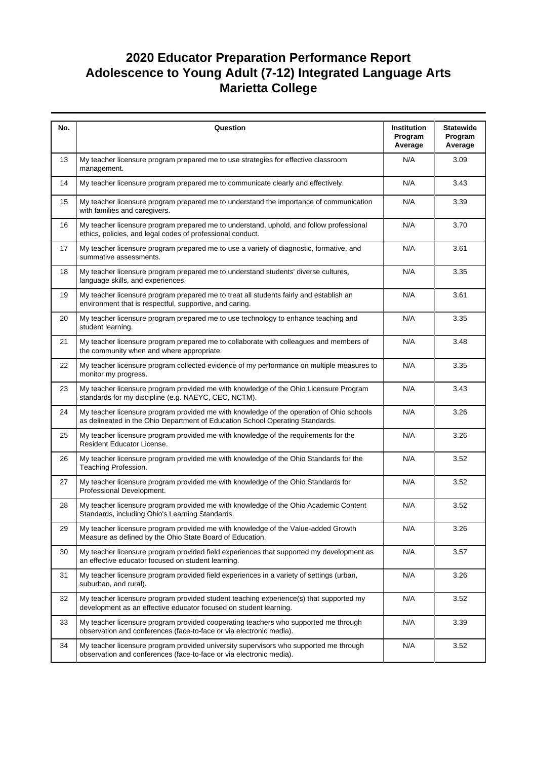# 2020 Educator Preparation Performance Report
# Adolescence to Young Adult (7-12) Integrated Language Arts
# Marietta College

| No. | Question | Institution Program Average | Statewide Program Average |
|---|---|---|---|
| 13 | My teacher licensure program prepared me to use strategies for effective classroom management. | N/A | 3.09 |
| 14 | My teacher licensure program prepared me to communicate clearly and effectively. | N/A | 3.43 |
| 15 | My teacher licensure program prepared me to understand the importance of communication with families and caregivers. | N/A | 3.39 |
| 16 | My teacher licensure program prepared me to understand, uphold, and follow professional ethics, policies, and legal codes of professional conduct. | N/A | 3.70 |
| 17 | My teacher licensure program prepared me to use a variety of diagnostic, formative, and summative assessments. | N/A | 3.61 |
| 18 | My teacher licensure program prepared me to understand students' diverse cultures, language skills, and experiences. | N/A | 3.35 |
| 19 | My teacher licensure program prepared me to treat all students fairly and establish an environment that is respectful, supportive, and caring. | N/A | 3.61 |
| 20 | My teacher licensure program prepared me to use technology to enhance teaching and student learning. | N/A | 3.35 |
| 21 | My teacher licensure program prepared me to collaborate with colleagues and members of the community when and where appropriate. | N/A | 3.48 |
| 22 | My teacher licensure program collected evidence of my performance on multiple measures to monitor my progress. | N/A | 3.35 |
| 23 | My teacher licensure program provided me with knowledge of the Ohio Licensure Program standards for my discipline (e.g. NAEYC, CEC, NCTM). | N/A | 3.43 |
| 24 | My teacher licensure program provided me with knowledge of the operation of Ohio schools as delineated in the Ohio Department of Education School Operating Standards. | N/A | 3.26 |
| 25 | My teacher licensure program provided me with knowledge of the requirements for the Resident Educator License. | N/A | 3.26 |
| 26 | My teacher licensure program provided me with knowledge of the Ohio Standards for the Teaching Profession. | N/A | 3.52 |
| 27 | My teacher licensure program provided me with knowledge of the Ohio Standards for Professional Development. | N/A | 3.52 |
| 28 | My teacher licensure program provided me with knowledge of the Ohio Academic Content Standards, including Ohio's Learning Standards. | N/A | 3.52 |
| 29 | My teacher licensure program provided me with knowledge of the Value-added Growth Measure as defined by the Ohio State Board of Education. | N/A | 3.26 |
| 30 | My teacher licensure program provided field experiences that supported my development as an effective educator focused on student learning. | N/A | 3.57 |
| 31 | My teacher licensure program provided field experiences in a variety of settings (urban, suburban, and rural). | N/A | 3.26 |
| 32 | My teacher licensure program provided student teaching experience(s) that supported my development as an effective educator focused on student learning. | N/A | 3.52 |
| 33 | My teacher licensure program provided cooperating teachers who supported me through observation and conferences (face-to-face or via electronic media). | N/A | 3.39 |
| 34 | My teacher licensure program provided university supervisors who supported me through observation and conferences (face-to-face or via electronic media). | N/A | 3.52 |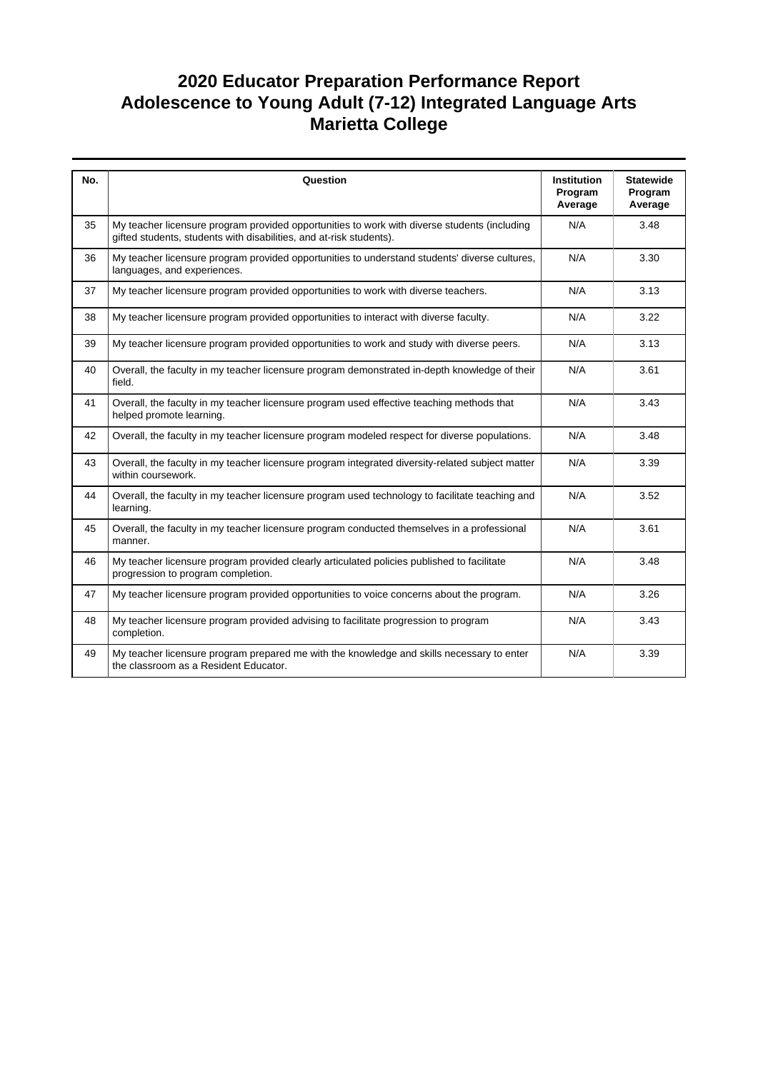# 2020 Educator Preparation Performance Report
# Adolescence to Young Adult (7-12) Integrated Language Arts
# Marietta College

| No. | Question | Institution Program Average | Statewide Program Average |
|---|---|---|---|
| 35 | My teacher licensure program provided opportunities to work with diverse students (including gifted students, students with disabilities, and at-risk students). | N/A | 3.48 |
| 36 | My teacher licensure program provided opportunities to understand students' diverse cultures, languages, and experiences. | N/A | 3.30 |
| 37 | My teacher licensure program provided opportunities to work with diverse teachers. | N/A | 3.13 |
| 38 | My teacher licensure program provided opportunities to interact with diverse faculty. | N/A | 3.22 |
| 39 | My teacher licensure program provided opportunities to work and study with diverse peers. | N/A | 3.13 |
| 40 | Overall, the faculty in my teacher licensure program demonstrated in-depth knowledge of their field. | N/A | 3.61 |
| 41 | Overall, the faculty in my teacher licensure program used effective teaching methods that helped promote learning. | N/A | 3.43 |
| 42 | Overall, the faculty in my teacher licensure program modeled respect for diverse populations. | N/A | 3.48 |
| 43 | Overall, the faculty in my teacher licensure program integrated diversity-related subject matter within coursework. | N/A | 3.39 |
| 44 | Overall, the faculty in my teacher licensure program used technology to facilitate teaching and learning. | N/A | 3.52 |
| 45 | Overall, the faculty in my teacher licensure program conducted themselves in a professional manner. | N/A | 3.61 |
| 46 | My teacher licensure program provided clearly articulated policies published to facilitate progression to program completion. | N/A | 3.48 |
| 47 | My teacher licensure program provided opportunities to voice concerns about the program. | N/A | 3.26 |
| 48 | My teacher licensure program provided advising to facilitate progression to program completion. | N/A | 3.43 |
| 49 | My teacher licensure program prepared me with the knowledge and skills necessary to enter the classroom as a Resident Educator. | N/A | 3.39 |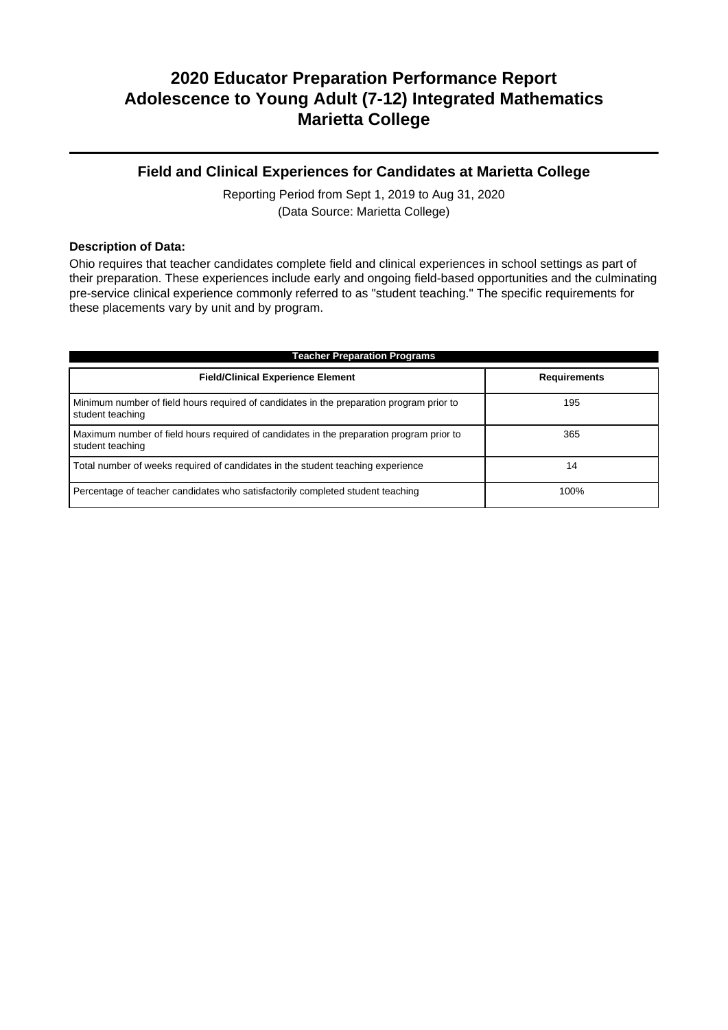# 2020 Educator Preparation Performance Report
# Adolescence to Young Adult (7-12) Integrated Mathematics
# Marietta College

## Field and Clinical Experiences for Candidates at Marietta College

Reporting Period from Sept 1, 2019 to Aug 31, 2020
(Data Source: Marietta College)

**Description of Data:**

Ohio requires that teacher candidates complete field and clinical experiences in school settings as part of their preparation. These experiences include early and ongoing field-based opportunities and the culminating pre-service clinical experience commonly referred to as "student teaching." The specific requirements for these placements vary by unit and by program.

**Teacher Preparation Programs**

| Field/Clinical Experience Element | Requirements |
|---|---|
| Minimum number of field hours required of candidates in the preparation program prior to student teaching | 195 |
| Maximum number of field hours required of candidates in the preparation program prior to student teaching | 365 |
| Total number of weeks required of candidates in the student teaching experience | 14 |
| Percentage of teacher candidates who satisfactorily completed student teaching | 100% |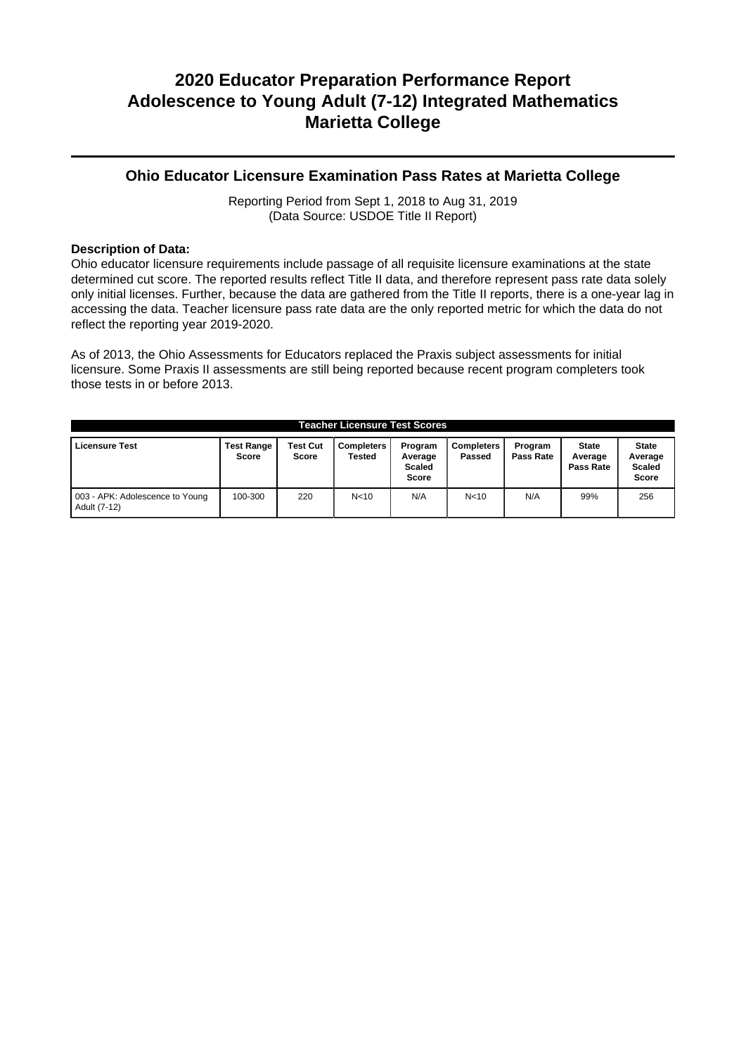# 2020 Educator Preparation Performance Report
# Adolescence to Young Adult (7-12) Integrated Mathematics
# Marietta College

## Ohio Educator Licensure Examination Pass Rates at Marietta College

Reporting Period from Sept 1, 2018 to Aug 31, 2019
(Data Source: USDOE Title II Report)

**Description of Data:**
Ohio educator licensure requirements include passage of all requisite licensure examinations at the state determined cut score. The reported results reflect Title II data, and therefore represent pass rate data solely only initial licenses. Further, because the data are gathered from the Title II reports, there is a one-year lag in accessing the data. Teacher licensure pass rate data are the only reported metric for which the data do not reflect the reporting year 2019-2020.

As of 2013, the Ohio Assessments for Educators replaced the Praxis subject assessments for initial licensure. Some Praxis II assessments are still being reported because recent program completers took those tests in or before 2013.

**Teacher Licensure Test Scores**

| Licensure Test | Test Range Score | Test Cut Score | Completers Tested | Program Average Scaled Score | Completers Passed | Program Pass Rate | State Average Pass Rate | State Average Scaled Score |
|---|---|---|---|---|---|---|---|---|
| 003 - APK: Adolescence to Young Adult (7-12) | 100-300 | 220 | N<10 | N/A | N<10 | N/A | 99% | 256 |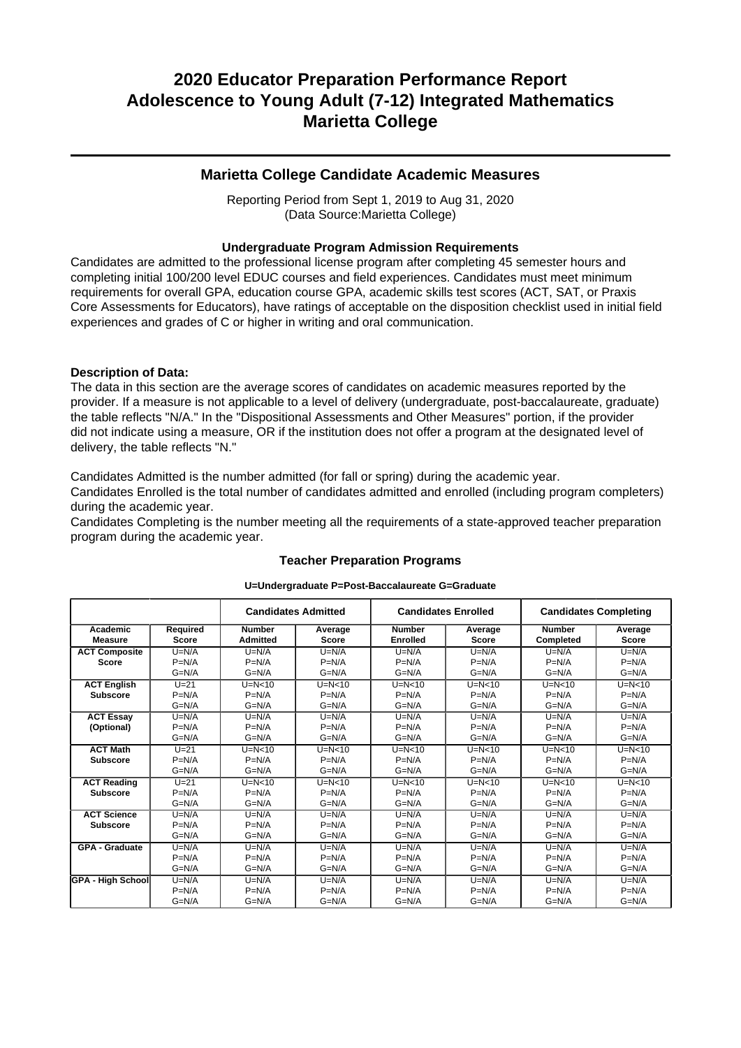# 2020 Educator Preparation Performance Report
# Adolescence to Young Adult (7-12) Integrated Mathematics
# Marietta College

## Marietta College Candidate Academic Measures

Reporting Period from Sept 1, 2019 to Aug 31, 2020
(Data Source:Marietta College)

### Undergraduate Program Admission Requirements

Candidates are admitted to the professional license program after completing 45 semester hours and completing initial 100/200 level EDUC courses and field experiences. Candidates must meet minimum requirements for overall GPA, education course GPA, academic skills test scores (ACT, SAT, or Praxis Core Assessments for Educators), have ratings of acceptable on the disposition checklist used in initial field experiences and grades of C or higher in writing and oral communication.

**Description of Data:**

The data in this section are the average scores of candidates on academic measures reported by the provider. If a measure is not applicable to a level of delivery (undergraduate, post-baccalaureate, graduate) the table reflects "N/A." In the "Dispositional Assessments and Other Measures" portion, if the provider did not indicate using a measure, OR if the institution does not offer a program at the designated level of delivery, the table reflects "N."

Candidates Admitted is the number admitted (for fall or spring) during the academic year.
Candidates Enrolled is the total number of candidates admitted and enrolled (including program completers) during the academic year.
Candidates Completing is the number meeting all the requirements of a state-approved teacher preparation program during the academic year.

### Teacher Preparation Programs

**U=Undergraduate P=Post-Baccalaureate G=Graduate**

| | | Candidates Admitted | | Candidates Enrolled | | Candidates Completing | |
|---|---|---|---|---|---|---|---|
| **Academic Measure** | **Required Score** | **Number Admitted** | **Average Score** | **Number Enrolled** | **Average Score** | **Number Completed** | **Average Score** |
| **ACT Composite Score** | U=N/A<br>P=N/A<br>G=N/A | U=N/A<br>P=N/A<br>G=N/A | U=N/A<br>P=N/A<br>G=N/A | U=N/A<br>P=N/A<br>G=N/A | U=N/A<br>P=N/A<br>G=N/A | U=N/A<br>P=N/A<br>G=N/A | U=N/A<br>P=N/A<br>G=N/A |
| **ACT English Subscore** | U=21<br>P=N/A<br>G=N/A | U=N<10<br>P=N/A<br>G=N/A | U=N<10<br>P=N/A<br>G=N/A | U=N<10<br>P=N/A<br>G=N/A | U=N<10<br>P=N/A<br>G=N/A | U=N<10<br>P=N/A<br>G=N/A | U=N<10<br>P=N/A<br>G=N/A |
| **ACT Essay (Optional)** | U=N/A<br>P=N/A<br>G=N/A | U=N/A<br>P=N/A<br>G=N/A | U=N/A<br>P=N/A<br>G=N/A | U=N/A<br>P=N/A<br>G=N/A | U=N/A<br>P=N/A<br>G=N/A | U=N/A<br>P=N/A<br>G=N/A | U=N/A<br>P=N/A<br>G=N/A |
| **ACT Math Subscore** | U=21<br>P=N/A<br>G=N/A | U=N<10<br>P=N/A<br>G=N/A | U=N<10<br>P=N/A<br>G=N/A | U=N<10<br>P=N/A<br>G=N/A | U=N<10<br>P=N/A<br>G=N/A | U=N<10<br>P=N/A<br>G=N/A | U=N<10<br>P=N/A<br>G=N/A |
| **ACT Reading Subscore** | U=21<br>P=N/A<br>G=N/A | U=N<10<br>P=N/A<br>G=N/A | U=N<10<br>P=N/A<br>G=N/A | U=N<10<br>P=N/A<br>G=N/A | U=N<10<br>P=N/A<br>G=N/A | U=N<10<br>P=N/A<br>G=N/A | U=N<10<br>P=N/A<br>G=N/A |
| **ACT Science Subscore** | U=N/A<br>P=N/A<br>G=N/A | U=N/A<br>P=N/A<br>G=N/A | U=N/A<br>P=N/A<br>G=N/A | U=N/A<br>P=N/A<br>G=N/A | U=N/A<br>P=N/A<br>G=N/A | U=N/A<br>P=N/A<br>G=N/A | U=N/A<br>P=N/A<br>G=N/A |
| **GPA - Graduate** | U=N/A<br>P=N/A<br>G=N/A | U=N/A<br>P=N/A<br>G=N/A | U=N/A<br>P=N/A<br>G=N/A | U=N/A<br>P=N/A<br>G=N/A | U=N/A<br>P=N/A<br>G=N/A | U=N/A<br>P=N/A<br>G=N/A | U=N/A<br>P=N/A<br>G=N/A |
| **GPA - High School** | U=N/A<br>P=N/A<br>G=N/A | U=N/A<br>P=N/A<br>G=N/A | U=N/A<br>P=N/A<br>G=N/A | U=N/A<br>P=N/A<br>G=N/A | U=N/A<br>P=N/A<br>G=N/A | U=N/A<br>P=N/A<br>G=N/A | U=N/A<br>P=N/A<br>G=N/A |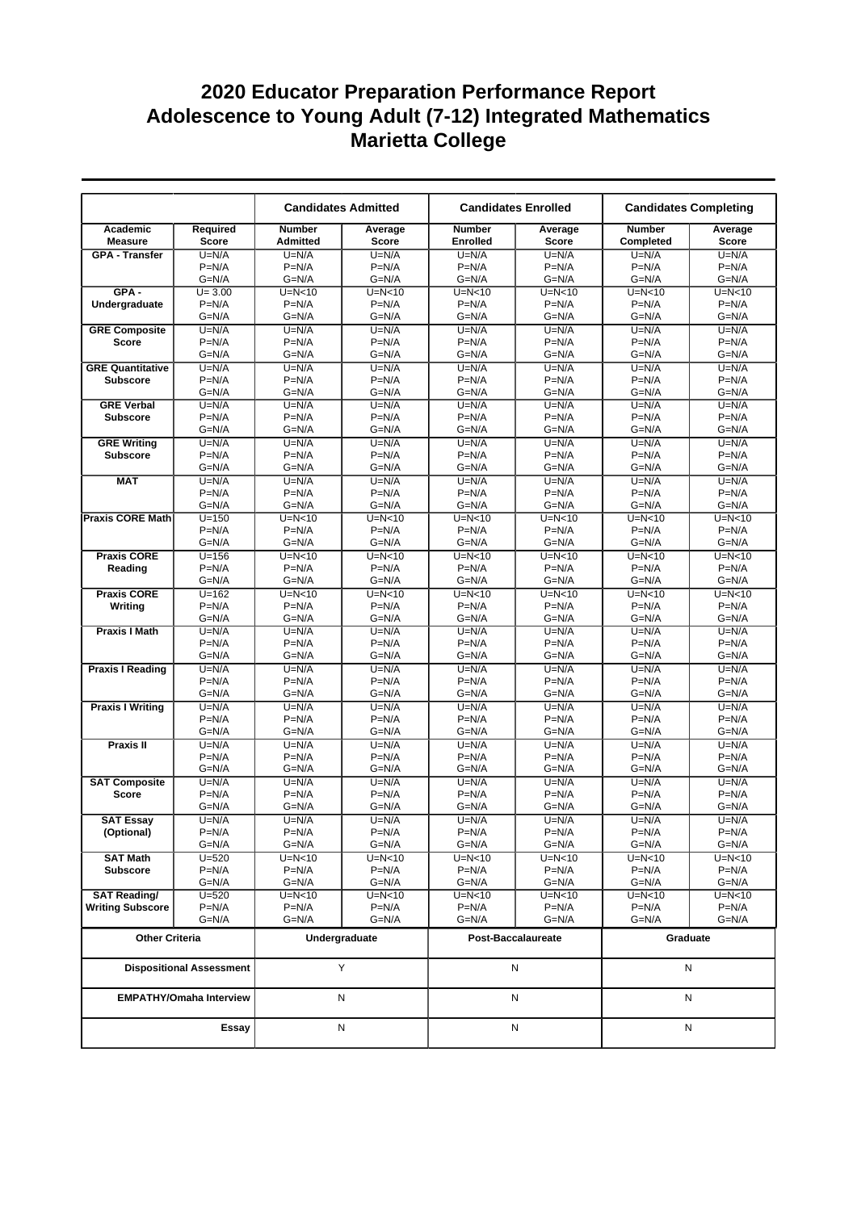# 2020 Educator Preparation Performance Report
# Adolescence to Young Adult (7-12) Integrated Mathematics
# Marietta College

| | | Candidates Admitted | | Candidates Enrolled | | Candidates Completing | |
|---|---|---|---|---|---|---|---|
| Academic Measure | Required Score | Number Admitted | Average Score | Number Enrolled | Average Score | Number Completed | Average Score |
| GPA - Transfer | U=N/A<br>P=N/A<br>G=N/A | U=N/A<br>P=N/A<br>G=N/A | U=N/A<br>P=N/A<br>G=N/A | U=N/A<br>P=N/A<br>G=N/A | U=N/A<br>P=N/A<br>G=N/A | U=N/A<br>P=N/A<br>G=N/A | U=N/A<br>P=N/A<br>G=N/A |
| GPA - Undergraduate | U= 3.00<br>P=N/A<br>G=N/A | U=N<10<br>P=N/A<br>G=N/A | U=N<10<br>P=N/A<br>G=N/A | U=N<10<br>P=N/A<br>G=N/A | U=N<10<br>P=N/A<br>G=N/A | U=N<10<br>P=N/A<br>G=N/A | U=N<10<br>P=N/A<br>G=N/A |
| GRE Composite Score | U=N/A<br>P=N/A<br>G=N/A | U=N/A<br>P=N/A<br>G=N/A | U=N/A<br>P=N/A<br>G=N/A | U=N/A<br>P=N/A<br>G=N/A | U=N/A<br>P=N/A<br>G=N/A | U=N/A<br>P=N/A<br>G=N/A | U=N/A<br>P=N/A<br>G=N/A |
| GRE Quantitative Subscore | U=N/A<br>P=N/A<br>G=N/A | U=N/A<br>P=N/A<br>G=N/A | U=N/A<br>P=N/A<br>G=N/A | U=N/A<br>P=N/A<br>G=N/A | U=N/A<br>P=N/A<br>G=N/A | U=N/A<br>P=N/A<br>G=N/A | U=N/A<br>P=N/A<br>G=N/A |
| GRE Verbal Subscore | U=N/A<br>P=N/A<br>G=N/A | U=N/A<br>P=N/A<br>G=N/A | U=N/A<br>P=N/A<br>G=N/A | U=N/A<br>P=N/A<br>G=N/A | U=N/A<br>P=N/A<br>G=N/A | U=N/A<br>P=N/A<br>G=N/A | U=N/A<br>P=N/A<br>G=N/A |
| GRE Writing Subscore | U=N/A<br>P=N/A<br>G=N/A | U=N/A<br>P=N/A<br>G=N/A | U=N/A<br>P=N/A<br>G=N/A | U=N/A<br>P=N/A<br>G=N/A | U=N/A<br>P=N/A<br>G=N/A | U=N/A<br>P=N/A<br>G=N/A | U=N/A<br>P=N/A<br>G=N/A |
| MAT | U=N/A<br>P=N/A<br>G=N/A | U=N/A<br>P=N/A<br>G=N/A | U=N/A<br>P=N/A<br>G=N/A | U=N/A<br>P=N/A<br>G=N/A | U=N/A<br>P=N/A<br>G=N/A | U=N/A<br>P=N/A<br>G=N/A | U=N/A<br>P=N/A<br>G=N/A |
| Praxis CORE Math | U=150<br>P=N/A<br>G=N/A | U=N<10<br>P=N/A<br>G=N/A | U=N<10<br>P=N/A<br>G=N/A | U=N<10<br>P=N/A<br>G=N/A | U=N<10<br>P=N/A<br>G=N/A | U=N<10<br>P=N/A<br>G=N/A | U=N<10<br>P=N/A<br>G=N/A |
| Praxis CORE Reading | U=156<br>P=N/A<br>G=N/A | U=N<10<br>P=N/A<br>G=N/A | U=N<10<br>P=N/A<br>G=N/A | U=N<10<br>P=N/A<br>G=N/A | U=N<10<br>P=N/A<br>G=N/A | U=N<10<br>P=N/A<br>G=N/A | U=N<10<br>P=N/A<br>G=N/A |
| Praxis CORE Writing | U=162<br>P=N/A<br>G=N/A | U=N<10<br>P=N/A<br>G=N/A | U=N<10<br>P=N/A<br>G=N/A | U=N<10<br>P=N/A<br>G=N/A | U=N<10<br>P=N/A<br>G=N/A | U=N<10<br>P=N/A<br>G=N/A | U=N<10<br>P=N/A<br>G=N/A |
| Praxis I Math | U=N/A<br>P=N/A<br>G=N/A | U=N/A<br>P=N/A<br>G=N/A | U=N/A<br>P=N/A<br>G=N/A | U=N/A<br>P=N/A<br>G=N/A | U=N/A<br>P=N/A<br>G=N/A | U=N/A<br>P=N/A<br>G=N/A | U=N/A<br>P=N/A<br>G=N/A |
| Praxis I Reading | U=N/A<br>P=N/A<br>G=N/A | U=N/A<br>P=N/A<br>G=N/A | U=N/A<br>P=N/A<br>G=N/A | U=N/A<br>P=N/A<br>G=N/A | U=N/A<br>P=N/A<br>G=N/A | U=N/A<br>P=N/A<br>G=N/A | U=N/A<br>P=N/A<br>G=N/A |
| Praxis I Writing | U=N/A<br>P=N/A<br>G=N/A | U=N/A<br>P=N/A<br>G=N/A | U=N/A<br>P=N/A<br>G=N/A | U=N/A<br>P=N/A<br>G=N/A | U=N/A<br>P=N/A<br>G=N/A | U=N/A<br>P=N/A<br>G=N/A | U=N/A<br>P=N/A<br>G=N/A |
| Praxis II | U=N/A<br>P=N/A<br>G=N/A | U=N/A<br>P=N/A<br>G=N/A | U=N/A<br>P=N/A<br>G=N/A | U=N/A<br>P=N/A<br>G=N/A | U=N/A<br>P=N/A<br>G=N/A | U=N/A<br>P=N/A<br>G=N/A | U=N/A<br>P=N/A<br>G=N/A |
| SAT Composite Score | U=N/A<br>P=N/A<br>G=N/A | U=N/A<br>P=N/A<br>G=N/A | U=N/A<br>P=N/A<br>G=N/A | U=N/A<br>P=N/A<br>G=N/A | U=N/A<br>P=N/A<br>G=N/A | U=N/A<br>P=N/A<br>G=N/A | U=N/A<br>P=N/A<br>G=N/A |
| SAT Essay (Optional) | U=N/A<br>P=N/A<br>G=N/A | U=N/A<br>P=N/A<br>G=N/A | U=N/A<br>P=N/A<br>G=N/A | U=N/A<br>P=N/A<br>G=N/A | U=N/A<br>P=N/A<br>G=N/A | U=N/A<br>P=N/A<br>G=N/A | U=N/A<br>P=N/A<br>G=N/A |
| SAT Math Subscore | U=520<br>P=N/A<br>G=N/A | U=N<10<br>P=N/A<br>G=N/A | U=N<10<br>P=N/A<br>G=N/A | U=N<10<br>P=N/A<br>G=N/A | U=N<10<br>P=N/A<br>G=N/A | U=N<10<br>P=N/A<br>G=N/A | U=N<10<br>P=N/A<br>G=N/A |
| SAT Reading/ Writing Subscore | U=520<br>P=N/A<br>G=N/A | U=N<10<br>P=N/A<br>G=N/A | U=N<10<br>P=N/A<br>G=N/A | U=N<10<br>P=N/A<br>G=N/A | U=N<10<br>P=N/A<br>G=N/A | U=N<10<br>P=N/A<br>G=N/A | U=N<10<br>P=N/A<br>G=N/A |

| Other Criteria | Undergraduate | Post-Baccalaureate | Graduate |
|---|---|---|---|
| Dispositional Assessment | Y | N | N |
| EMPATHY/Omaha Interview | N | N | N |
| Essay | N | N | N |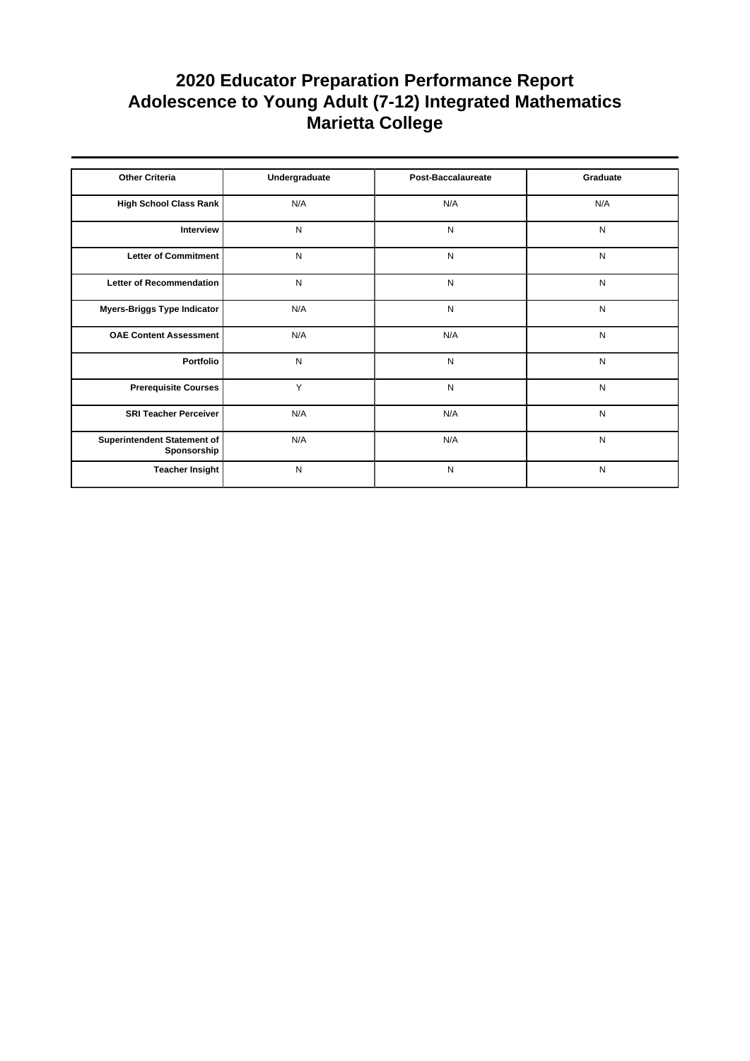# 2020 Educator Preparation Performance Report
# Adolescence to Young Adult (7-12) Integrated Mathematics
# Marietta College

| Other Criteria | Undergraduate | Post-Baccalaureate | Graduate |
|---|---|---|---|
| High School Class Rank | N/A | N/A | N/A |
| Interview | N | N | N |
| Letter of Commitment | N | N | N |
| Letter of Recommendation | N | N | N |
| Myers-Briggs Type Indicator | N/A | N | N |
| OAE Content Assessment | N/A | N/A | N |
| Portfolio | N | N | N |
| Prerequisite Courses | Y | N | N |
| SRI Teacher Perceiver | N/A | N/A | N |
| Superintendent Statement of Sponsorship | N/A | N/A | N |
| Teacher Insight | N | N | N |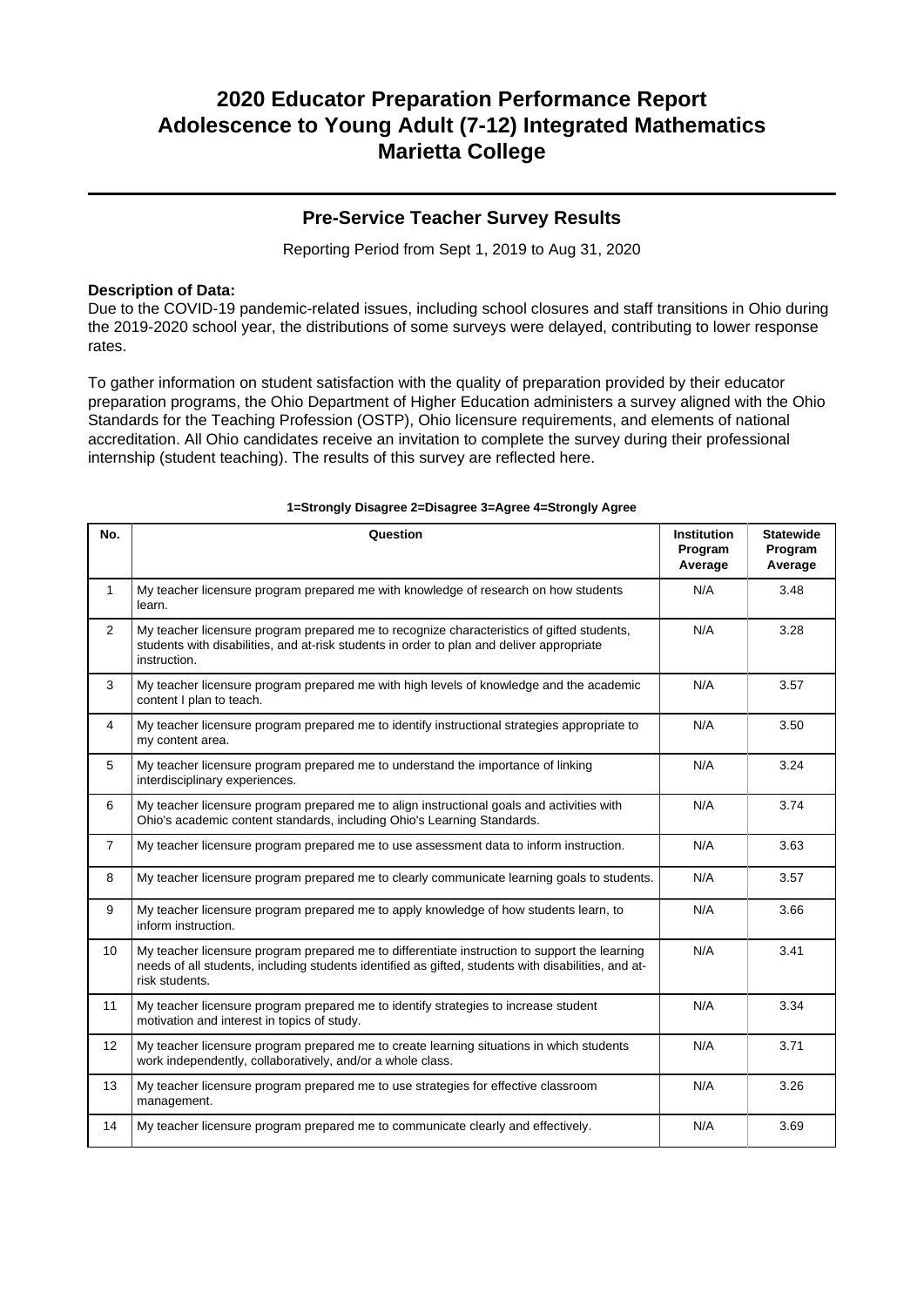# 2020 Educator Preparation Performance Report
# Adolescence to Young Adult (7-12) Integrated Mathematics
# Marietta College

## Pre-Service Teacher Survey Results

Reporting Period from Sept 1, 2019 to Aug 31, 2020

**Description of Data:**
Due to the COVID-19 pandemic-related issues, including school closures and staff transitions in Ohio during the 2019-2020 school year, the distributions of some surveys were delayed, contributing to lower response rates.

To gather information on student satisfaction with the quality of preparation provided by their educator preparation programs, the Ohio Department of Higher Education administers a survey aligned with the Ohio Standards for the Teaching Profession (OSTP), Ohio licensure requirements, and elements of national accreditation. All Ohio candidates receive an invitation to complete the survey during their professional internship (student teaching). The results of this survey are reflected here.

**1=Strongly Disagree 2=Disagree 3=Agree 4=Strongly Agree**

| No. | Question | Institution Program Average | Statewide Program Average |
|---|---|---|---|
| 1 | My teacher licensure program prepared me with knowledge of research on how students learn. | N/A | 3.48 |
| 2 | My teacher licensure program prepared me to recognize characteristics of gifted students, students with disabilities, and at-risk students in order to plan and deliver appropriate instruction. | N/A | 3.28 |
| 3 | My teacher licensure program prepared me with high levels of knowledge and the academic content I plan to teach. | N/A | 3.57 |
| 4 | My teacher licensure program prepared me to identify instructional strategies appropriate to my content area. | N/A | 3.50 |
| 5 | My teacher licensure program prepared me to understand the importance of linking interdisciplinary experiences. | N/A | 3.24 |
| 6 | My teacher licensure program prepared me to align instructional goals and activities with Ohio's academic content standards, including Ohio's Learning Standards. | N/A | 3.74 |
| 7 | My teacher licensure program prepared me to use assessment data to inform instruction. | N/A | 3.63 |
| 8 | My teacher licensure program prepared me to clearly communicate learning goals to students. | N/A | 3.57 |
| 9 | My teacher licensure program prepared me to apply knowledge of how students learn, to inform instruction. | N/A | 3.66 |
| 10 | My teacher licensure program prepared me to differentiate instruction to support the learning needs of all students, including students identified as gifted, students with disabilities, and at-risk students. | N/A | 3.41 |
| 11 | My teacher licensure program prepared me to identify strategies to increase student motivation and interest in topics of study. | N/A | 3.34 |
| 12 | My teacher licensure program prepared me to create learning situations in which students work independently, collaboratively, and/or a whole class. | N/A | 3.71 |
| 13 | My teacher licensure program prepared me to use strategies for effective classroom management. | N/A | 3.26 |
| 14 | My teacher licensure program prepared me to communicate clearly and effectively. | N/A | 3.69 |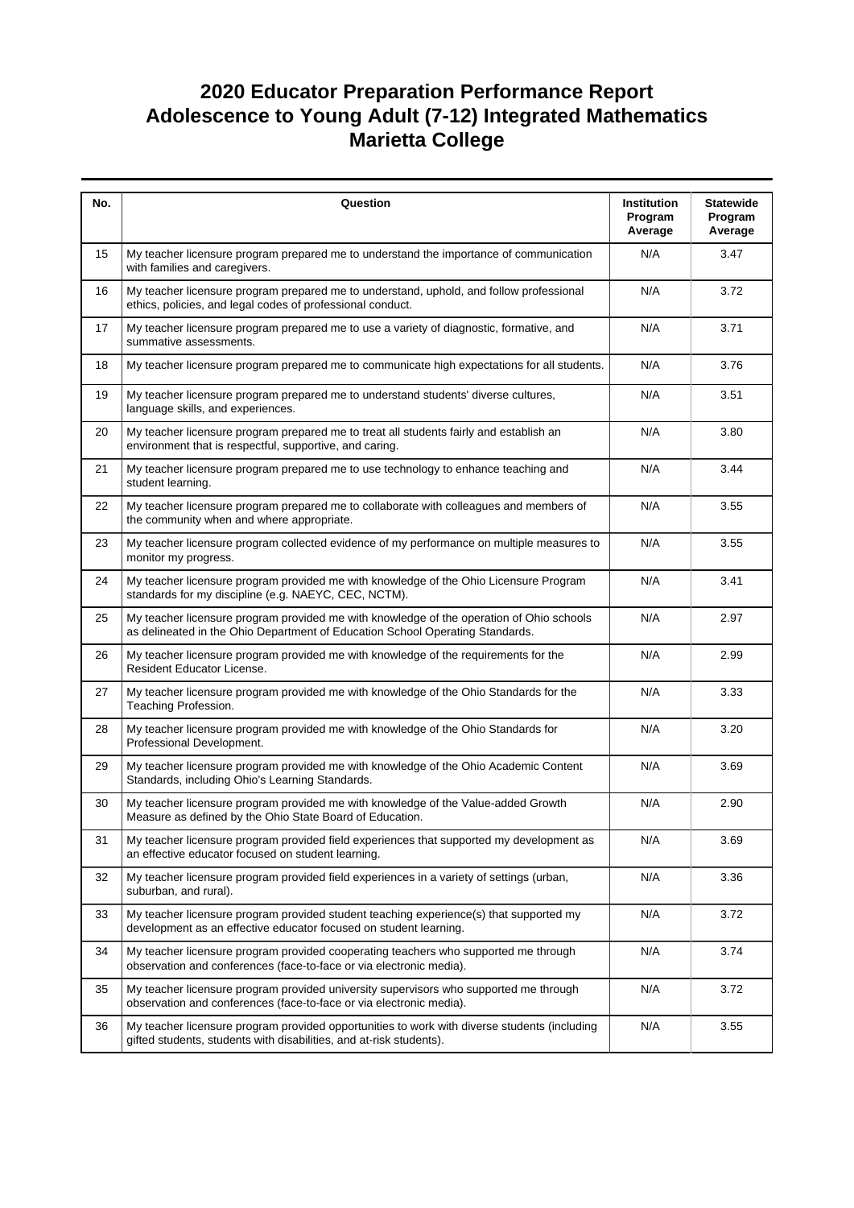# 2020 Educator Preparation Performance Report
# Adolescence to Young Adult (7-12) Integrated Mathematics
# Marietta College

| No. | Question | Institution Program Average | Statewide Program Average |
|---|---|---|---|
| 15 | My teacher licensure program prepared me to understand the importance of communication with families and caregivers. | N/A | 3.47 |
| 16 | My teacher licensure program prepared me to understand, uphold, and follow professional ethics, policies, and legal codes of professional conduct. | N/A | 3.72 |
| 17 | My teacher licensure program prepared me to use a variety of diagnostic, formative, and summative assessments. | N/A | 3.71 |
| 18 | My teacher licensure program prepared me to communicate high expectations for all students. | N/A | 3.76 |
| 19 | My teacher licensure program prepared me to understand students' diverse cultures, language skills, and experiences. | N/A | 3.51 |
| 20 | My teacher licensure program prepared me to treat all students fairly and establish an environment that is respectful, supportive, and caring. | N/A | 3.80 |
| 21 | My teacher licensure program prepared me to use technology to enhance teaching and student learning. | N/A | 3.44 |
| 22 | My teacher licensure program prepared me to collaborate with colleagues and members of the community when and where appropriate. | N/A | 3.55 |
| 23 | My teacher licensure program collected evidence of my performance on multiple measures to monitor my progress. | N/A | 3.55 |
| 24 | My teacher licensure program provided me with knowledge of the Ohio Licensure Program standards for my discipline (e.g. NAEYC, CEC, NCTM). | N/A | 3.41 |
| 25 | My teacher licensure program provided me with knowledge of the operation of Ohio schools as delineated in the Ohio Department of Education School Operating Standards. | N/A | 2.97 |
| 26 | My teacher licensure program provided me with knowledge of the requirements for the Resident Educator License. | N/A | 2.99 |
| 27 | My teacher licensure program provided me with knowledge of the Ohio Standards for the Teaching Profession. | N/A | 3.33 |
| 28 | My teacher licensure program provided me with knowledge of the Ohio Standards for Professional Development. | N/A | 3.20 |
| 29 | My teacher licensure program provided me with knowledge of the Ohio Academic Content Standards, including Ohio's Learning Standards. | N/A | 3.69 |
| 30 | My teacher licensure program provided me with knowledge of the Value-added Growth Measure as defined by the Ohio State Board of Education. | N/A | 2.90 |
| 31 | My teacher licensure program provided field experiences that supported my development as an effective educator focused on student learning. | N/A | 3.69 |
| 32 | My teacher licensure program provided field experiences in a variety of settings (urban, suburban, and rural). | N/A | 3.36 |
| 33 | My teacher licensure program provided student teaching experience(s) that supported my development as an effective educator focused on student learning. | N/A | 3.72 |
| 34 | My teacher licensure program provided cooperating teachers who supported me through observation and conferences (face-to-face or via electronic media). | N/A | 3.74 |
| 35 | My teacher licensure program provided university supervisors who supported me through observation and conferences (face-to-face or via electronic media). | N/A | 3.72 |
| 36 | My teacher licensure program provided opportunities to work with diverse students (including gifted students, students with disabilities, and at-risk students). | N/A | 3.55 |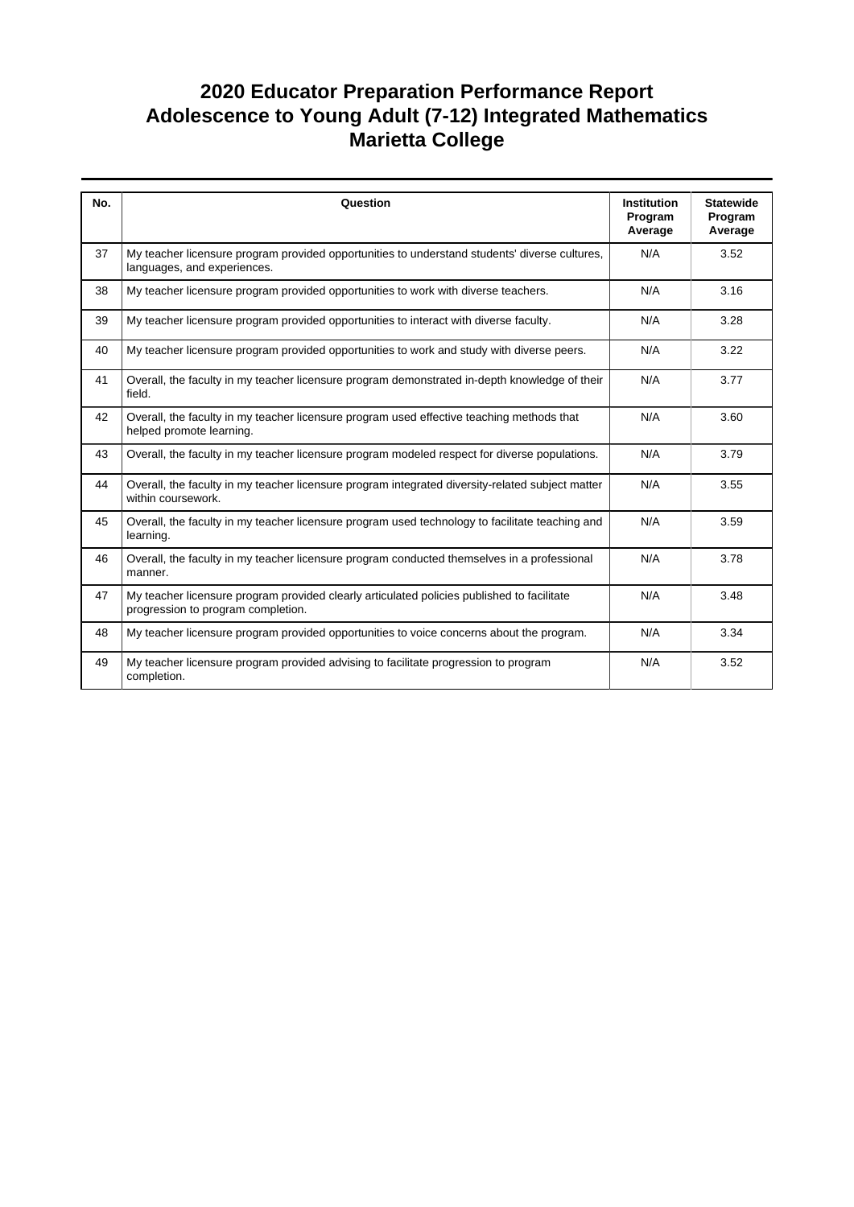# 2020 Educator Preparation Performance Report
# Adolescence to Young Adult (7-12) Integrated Mathematics
# Marietta College

| No. | Question | Institution Program Average | Statewide Program Average |
|---|---|---|---|
| 37 | My teacher licensure program provided opportunities to understand students' diverse cultures, languages, and experiences. | N/A | 3.52 |
| 38 | My teacher licensure program provided opportunities to work with diverse teachers. | N/A | 3.16 |
| 39 | My teacher licensure program provided opportunities to interact with diverse faculty. | N/A | 3.28 |
| 40 | My teacher licensure program provided opportunities to work and study with diverse peers. | N/A | 3.22 |
| 41 | Overall, the faculty in my teacher licensure program demonstrated in-depth knowledge of their field. | N/A | 3.77 |
| 42 | Overall, the faculty in my teacher licensure program used effective teaching methods that helped promote learning. | N/A | 3.60 |
| 43 | Overall, the faculty in my teacher licensure program modeled respect for diverse populations. | N/A | 3.79 |
| 44 | Overall, the faculty in my teacher licensure program integrated diversity-related subject matter within coursework. | N/A | 3.55 |
| 45 | Overall, the faculty in my teacher licensure program used technology to facilitate teaching and learning. | N/A | 3.59 |
| 46 | Overall, the faculty in my teacher licensure program conducted themselves in a professional manner. | N/A | 3.78 |
| 47 | My teacher licensure program provided clearly articulated policies published to facilitate progression to program completion. | N/A | 3.48 |
| 48 | My teacher licensure program provided opportunities to voice concerns about the program. | N/A | 3.34 |
| 49 | My teacher licensure program provided advising to facilitate progression to program completion. | N/A | 3.52 |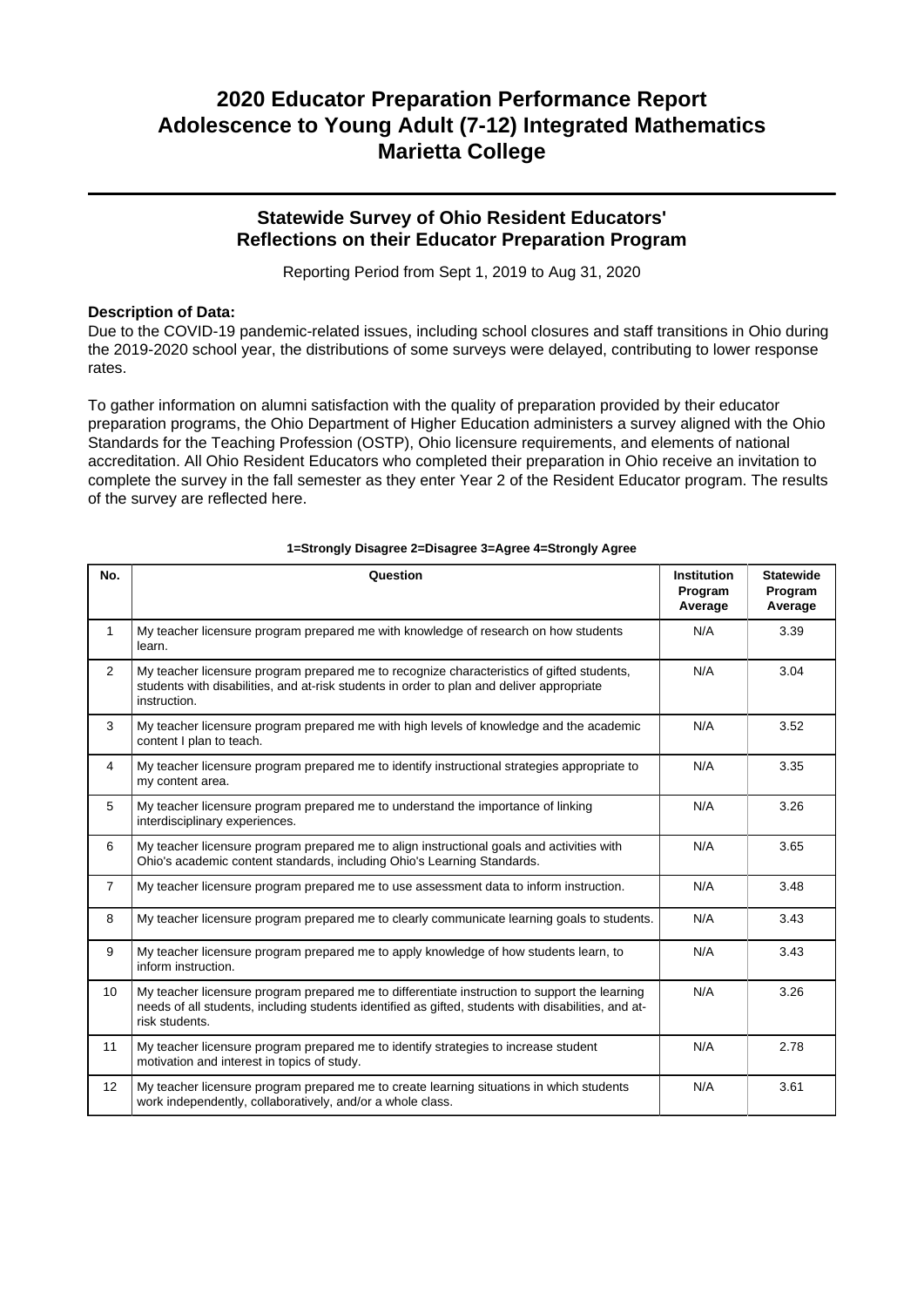# 2020 Educator Preparation Performance Report
# Adolescence to Young Adult (7-12) Integrated Mathematics
# Marietta College

## Statewide Survey of Ohio Resident Educators' Reflections on their Educator Preparation Program

Reporting Period from Sept 1, 2019 to Aug 31, 2020

**Description of Data:**

Due to the COVID-19 pandemic-related issues, including school closures and staff transitions in Ohio during the 2019-2020 school year, the distributions of some surveys were delayed, contributing to lower response rates.

To gather information on alumni satisfaction with the quality of preparation provided by their educator preparation programs, the Ohio Department of Higher Education administers a survey aligned with the Ohio Standards for the Teaching Profession (OSTP), Ohio licensure requirements, and elements of national accreditation. All Ohio Resident Educators who completed their preparation in Ohio receive an invitation to complete the survey in the fall semester as they enter Year 2 of the Resident Educator program. The results of the survey are reflected here.

**1=Strongly Disagree 2=Disagree 3=Agree 4=Strongly Agree**

| No. | Question | Institution Program Average | Statewide Program Average |
|---|---|---|---|
| 1 | My teacher licensure program prepared me with knowledge of research on how students learn. | N/A | 3.39 |
| 2 | My teacher licensure program prepared me to recognize characteristics of gifted students, students with disabilities, and at-risk students in order to plan and deliver appropriate instruction. | N/A | 3.04 |
| 3 | My teacher licensure program prepared me with high levels of knowledge and the academic content I plan to teach. | N/A | 3.52 |
| 4 | My teacher licensure program prepared me to identify instructional strategies appropriate to my content area. | N/A | 3.35 |
| 5 | My teacher licensure program prepared me to understand the importance of linking interdisciplinary experiences. | N/A | 3.26 |
| 6 | My teacher licensure program prepared me to align instructional goals and activities with Ohio's academic content standards, including Ohio's Learning Standards. | N/A | 3.65 |
| 7 | My teacher licensure program prepared me to use assessment data to inform instruction. | N/A | 3.48 |
| 8 | My teacher licensure program prepared me to clearly communicate learning goals to students. | N/A | 3.43 |
| 9 | My teacher licensure program prepared me to apply knowledge of how students learn, to inform instruction. | N/A | 3.43 |
| 10 | My teacher licensure program prepared me to differentiate instruction to support the learning needs of all students, including students identified as gifted, students with disabilities, and at-risk students. | N/A | 3.26 |
| 11 | My teacher licensure program prepared me to identify strategies to increase student motivation and interest in topics of study. | N/A | 2.78 |
| 12 | My teacher licensure program prepared me to create learning situations in which students work independently, collaboratively, and/or a whole class. | N/A | 3.61 |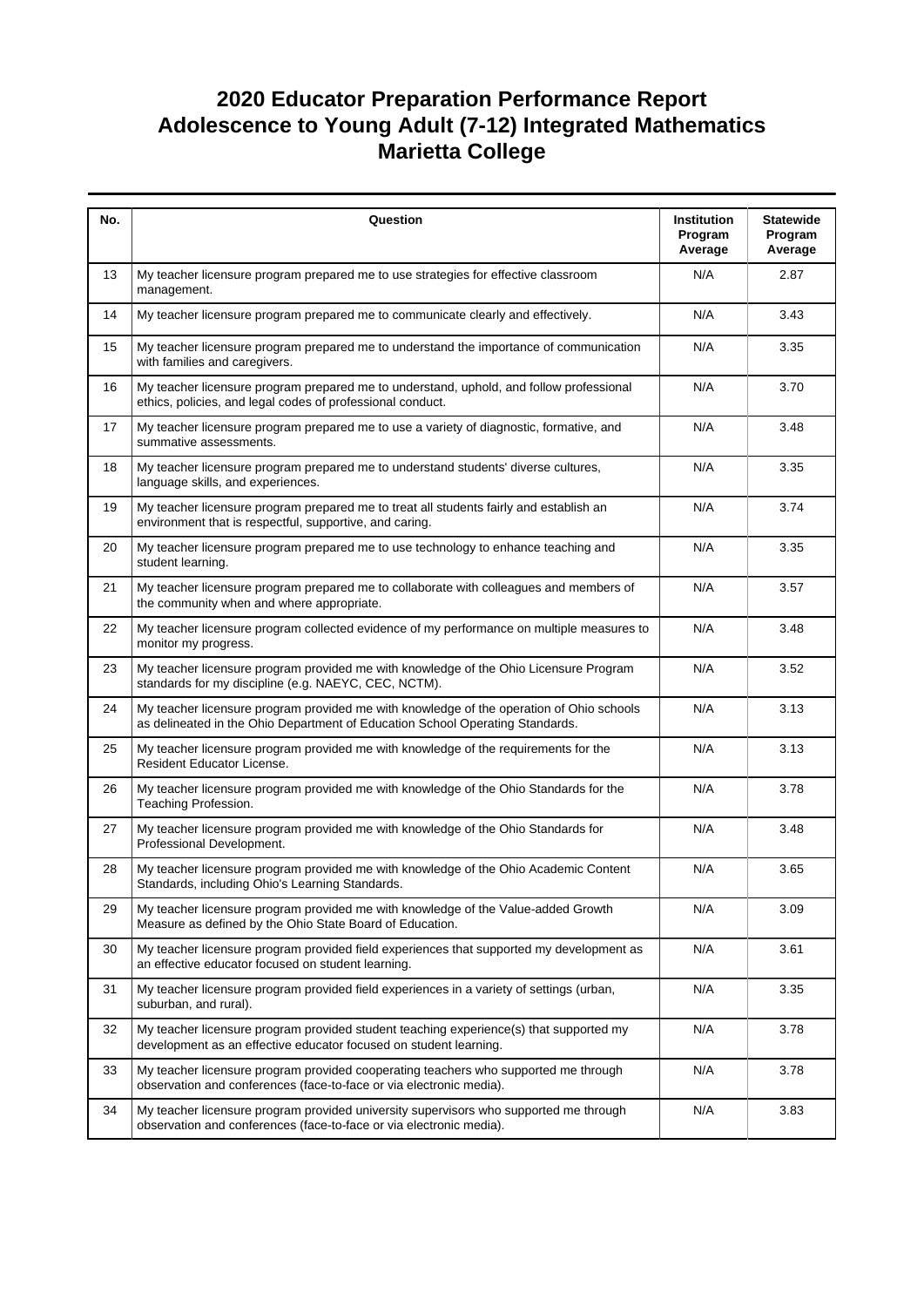# 2020 Educator Preparation Performance Report
# Adolescence to Young Adult (7-12) Integrated Mathematics
# Marietta College

| No. | Question | Institution Program Average | Statewide Program Average |
|---|---|---|---|
| 13 | My teacher licensure program prepared me to use strategies for effective classroom management. | N/A | 2.87 |
| 14 | My teacher licensure program prepared me to communicate clearly and effectively. | N/A | 3.43 |
| 15 | My teacher licensure program prepared me to understand the importance of communication with families and caregivers. | N/A | 3.35 |
| 16 | My teacher licensure program prepared me to understand, uphold, and follow professional ethics, policies, and legal codes of professional conduct. | N/A | 3.70 |
| 17 | My teacher licensure program prepared me to use a variety of diagnostic, formative, and summative assessments. | N/A | 3.48 |
| 18 | My teacher licensure program prepared me to understand students' diverse cultures, language skills, and experiences. | N/A | 3.35 |
| 19 | My teacher licensure program prepared me to treat all students fairly and establish an environment that is respectful, supportive, and caring. | N/A | 3.74 |
| 20 | My teacher licensure program prepared me to use technology to enhance teaching and student learning. | N/A | 3.35 |
| 21 | My teacher licensure program prepared me to collaborate with colleagues and members of the community when and where appropriate. | N/A | 3.57 |
| 22 | My teacher licensure program collected evidence of my performance on multiple measures to monitor my progress. | N/A | 3.48 |
| 23 | My teacher licensure program provided me with knowledge of the Ohio Licensure Program standards for my discipline (e.g. NAEYC, CEC, NCTM). | N/A | 3.52 |
| 24 | My teacher licensure program provided me with knowledge of the operation of Ohio schools as delineated in the Ohio Department of Education School Operating Standards. | N/A | 3.13 |
| 25 | My teacher licensure program provided me with knowledge of the requirements for the Resident Educator License. | N/A | 3.13 |
| 26 | My teacher licensure program provided me with knowledge of the Ohio Standards for the Teaching Profession. | N/A | 3.78 |
| 27 | My teacher licensure program provided me with knowledge of the Ohio Standards for Professional Development. | N/A | 3.48 |
| 28 | My teacher licensure program provided me with knowledge of the Ohio Academic Content Standards, including Ohio's Learning Standards. | N/A | 3.65 |
| 29 | My teacher licensure program provided me with knowledge of the Value-added Growth Measure as defined by the Ohio State Board of Education. | N/A | 3.09 |
| 30 | My teacher licensure program provided field experiences that supported my development as an effective educator focused on student learning. | N/A | 3.61 |
| 31 | My teacher licensure program provided field experiences in a variety of settings (urban, suburban, and rural). | N/A | 3.35 |
| 32 | My teacher licensure program provided student teaching experience(s) that supported my development as an effective educator focused on student learning. | N/A | 3.78 |
| 33 | My teacher licensure program provided cooperating teachers who supported me through observation and conferences (face-to-face or via electronic media). | N/A | 3.78 |
| 34 | My teacher licensure program provided university supervisors who supported me through observation and conferences (face-to-face or via electronic media). | N/A | 3.83 |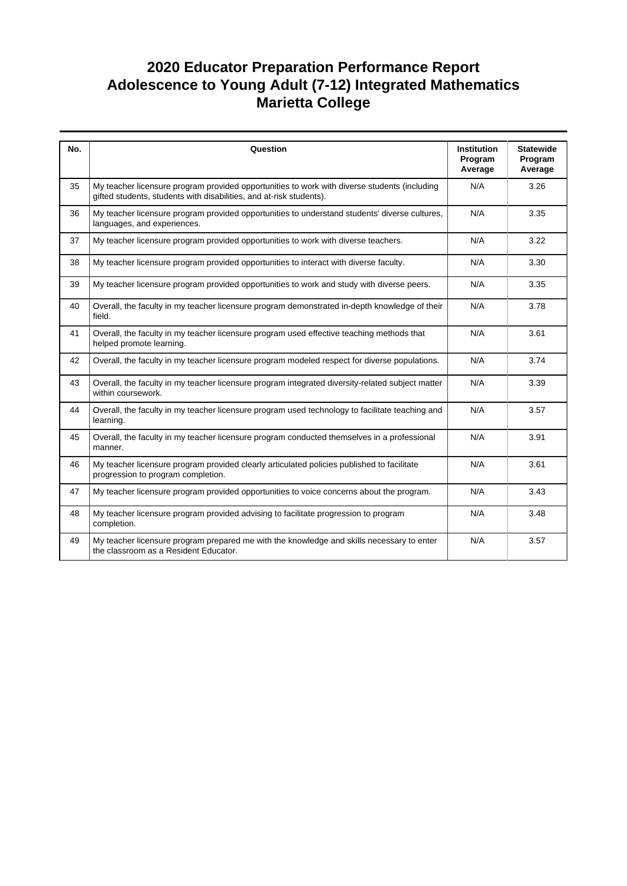# 2020 Educator Preparation Performance Report
# Adolescence to Young Adult (7-12) Integrated Mathematics
# Marietta College

| No. | Question | Institution Program Average | Statewide Program Average |
|---|---|---|---|
| 35 | My teacher licensure program provided opportunities to work with diverse students (including gifted students, students with disabilities, and at-risk students). | N/A | 3.26 |
| 36 | My teacher licensure program provided opportunities to understand students' diverse cultures, languages, and experiences. | N/A | 3.35 |
| 37 | My teacher licensure program provided opportunities to work with diverse teachers. | N/A | 3.22 |
| 38 | My teacher licensure program provided opportunities to interact with diverse faculty. | N/A | 3.30 |
| 39 | My teacher licensure program provided opportunities to work and study with diverse peers. | N/A | 3.35 |
| 40 | Overall, the faculty in my teacher licensure program demonstrated in-depth knowledge of their field. | N/A | 3.78 |
| 41 | Overall, the faculty in my teacher licensure program used effective teaching methods that helped promote learning. | N/A | 3.61 |
| 42 | Overall, the faculty in my teacher licensure program modeled respect for diverse populations. | N/A | 3.74 |
| 43 | Overall, the faculty in my teacher licensure program integrated diversity-related subject matter within coursework. | N/A | 3.39 |
| 44 | Overall, the faculty in my teacher licensure program used technology to facilitate teaching and learning. | N/A | 3.57 |
| 45 | Overall, the faculty in my teacher licensure program conducted themselves in a professional manner. | N/A | 3.91 |
| 46 | My teacher licensure program provided clearly articulated policies published to facilitate progression to program completion. | N/A | 3.61 |
| 47 | My teacher licensure program provided opportunities to voice concerns about the program. | N/A | 3.43 |
| 48 | My teacher licensure program provided advising to facilitate progression to program completion. | N/A | 3.48 |
| 49 | My teacher licensure program prepared me with the knowledge and skills necessary to enter the classroom as a Resident Educator. | N/A | 3.57 |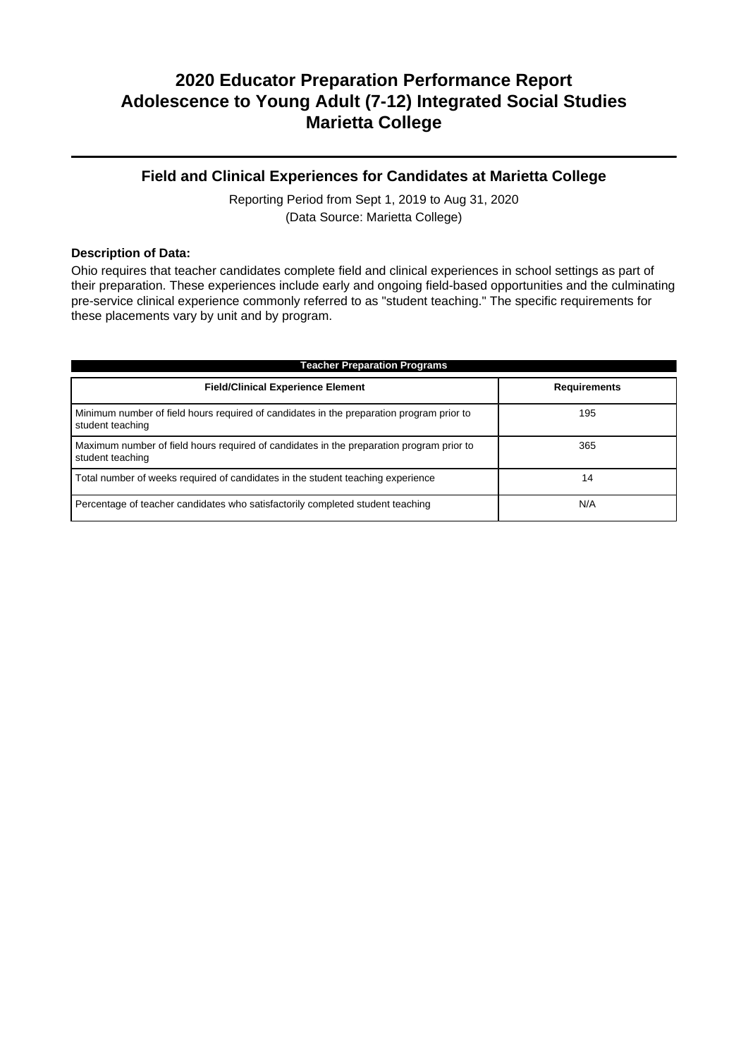# 2020 Educator Preparation Performance Report
# Adolescence to Young Adult (7-12) Integrated Social Studies
# Marietta College

## Field and Clinical Experiences for Candidates at Marietta College

Reporting Period from Sept 1, 2019 to Aug 31, 2020
(Data Source: Marietta College)

**Description of Data:**

Ohio requires that teacher candidates complete field and clinical experiences in school settings as part of their preparation. These experiences include early and ongoing field-based opportunities and the culminating pre-service clinical experience commonly referred to as "student teaching." The specific requirements for these placements vary by unit and by program.

| Teacher Preparation Programs | |
|---|---|
| **Field/Clinical Experience Element** | **Requirements** |
| Minimum number of field hours required of candidates in the preparation program prior to student teaching | 195 |
| Maximum number of field hours required of candidates in the preparation program prior to student teaching | 365 |
| Total number of weeks required of candidates in the student teaching experience | 14 |
| Percentage of teacher candidates who satisfactorily completed student teaching | N/A |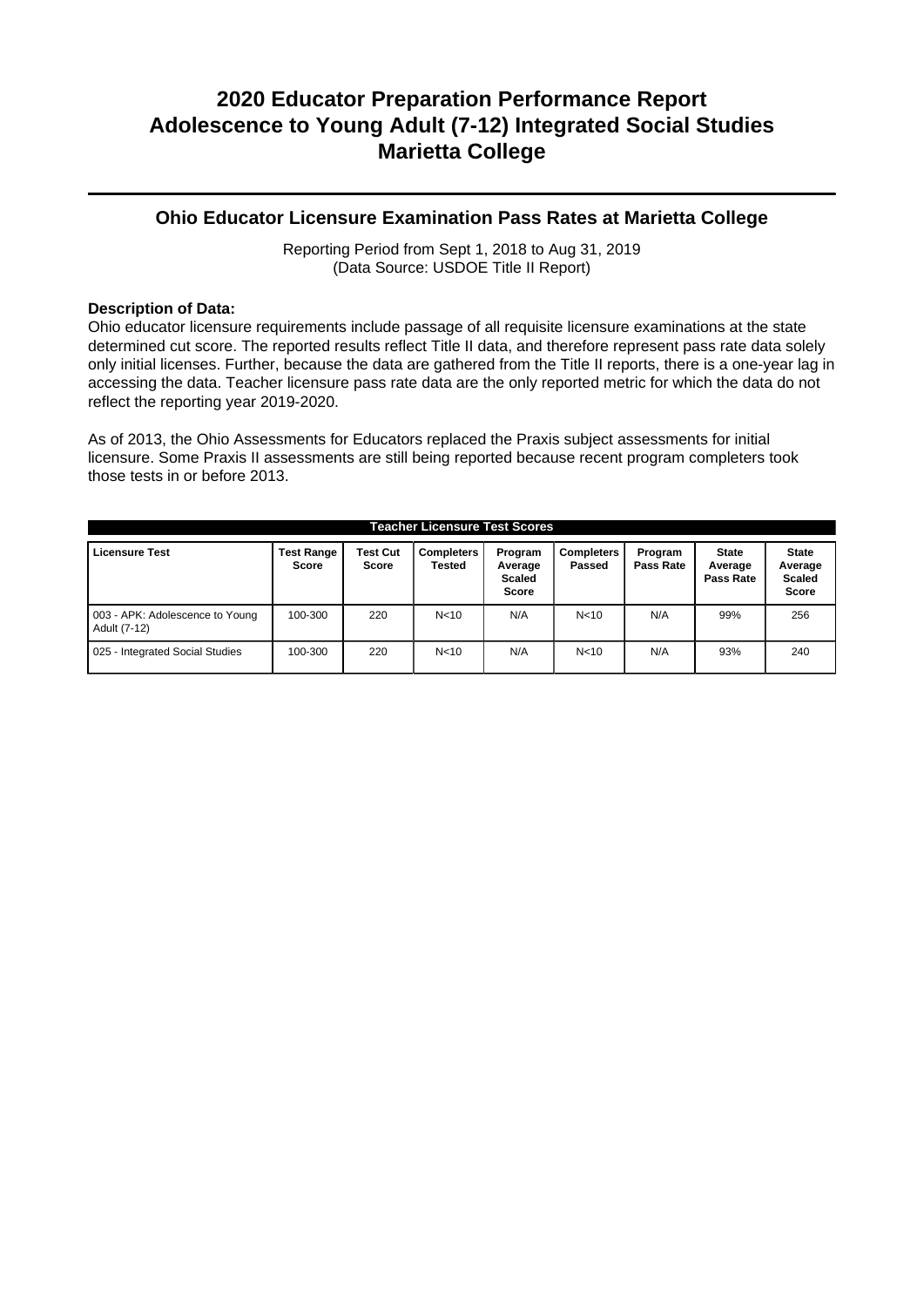# 2020 Educator Preparation Performance Report
# Adolescence to Young Adult (7-12) Integrated Social Studies
# Marietta College

## Ohio Educator Licensure Examination Pass Rates at Marietta College

Reporting Period from Sept 1, 2018 to Aug 31, 2019
(Data Source: USDOE Title II Report)

**Description of Data:**
Ohio educator licensure requirements include passage of all requisite licensure examinations at the state determined cut score. The reported results reflect Title II data, and therefore represent pass rate data solely only initial licenses. Further, because the data are gathered from the Title II reports, there is a one-year lag in accessing the data. Teacher licensure pass rate data are the only reported metric for which the data do not reflect the reporting year 2019-2020.

As of 2013, the Ohio Assessments for Educators replaced the Praxis subject assessments for initial licensure. Some Praxis II assessments are still being reported because recent program completers took those tests in or before 2013.

**Teacher Licensure Test Scores**

| Licensure Test | Test Range Score | Test Cut Score | Completers Tested | Program Average Scaled Score | Completers Passed | Program Pass Rate | State Average Pass Rate | State Average Scaled Score |
|---|---|---|---|---|---|---|---|---|
| 003 - APK: Adolescence to Young Adult (7-12) | 100-300 | 220 | N<10 | N/A | N<10 | N/A | 99% | 256 |
| 025 - Integrated Social Studies | 100-300 | 220 | N<10 | N/A | N<10 | N/A | 93% | 240 |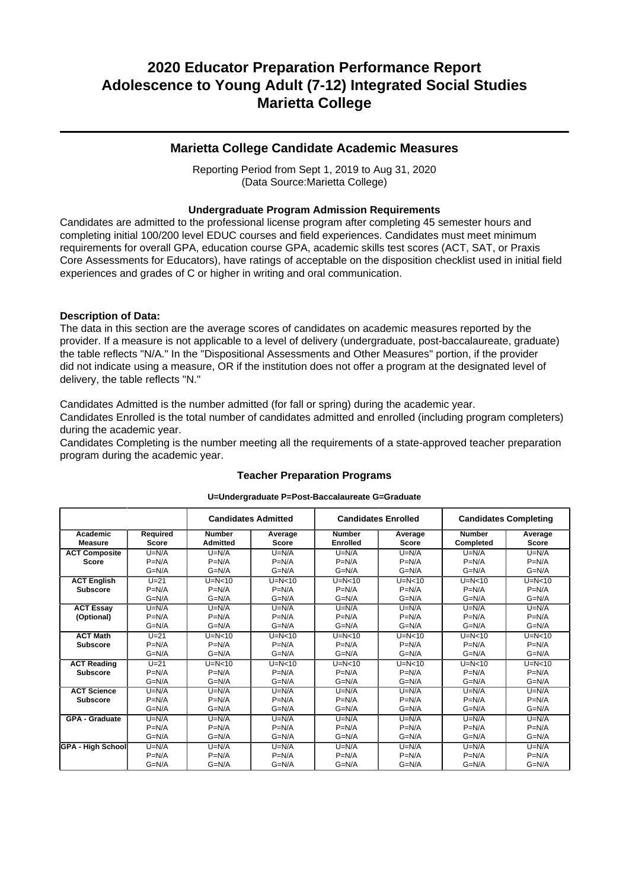# 2020 Educator Preparation Performance Report
# Adolescence to Young Adult (7-12) Integrated Social Studies
# Marietta College

## Marietta College Candidate Academic Measures

Reporting Period from Sept 1, 2019 to Aug 31, 2020
(Data Source:Marietta College)

### Undergraduate Program Admission Requirements

Candidates are admitted to the professional license program after completing 45 semester hours and completing initial 100/200 level EDUC courses and field experiences. Candidates must meet minimum requirements for overall GPA, education course GPA, academic skills test scores (ACT, SAT, or Praxis Core Assessments for Educators), have ratings of acceptable on the disposition checklist used in initial field experiences and grades of C or higher in writing and oral communication.

**Description of Data:**

The data in this section are the average scores of candidates on academic measures reported by the provider. If a measure is not applicable to a level of delivery (undergraduate, post-baccalaureate, graduate) the table reflects "N/A." In the "Dispositional Assessments and Other Measures" portion, if the provider did not indicate using a measure, OR if the institution does not offer a program at the designated level of delivery, the table reflects "N."

Candidates Admitted is the number admitted (for fall or spring) during the academic year.

Candidates Enrolled is the total number of candidates admitted and enrolled (including program completers) during the academic year.

Candidates Completing is the number meeting all the requirements of a state-approved teacher preparation program during the academic year.

### Teacher Preparation Programs

**U=Undergraduate P=Post-Baccalaureate G=Graduate**

| | | Candidates Admitted | | Candidates Enrolled | | Candidates Completing | |
|---|---|---|---|---|---|---|---|
| **Academic Measure** | **Required Score** | **Number Admitted** | **Average Score** | **Number Enrolled** | **Average Score** | **Number Completed** | **Average Score** |
| **ACT Composite Score** | U=N/A<br>P=N/A<br>G=N/A | U=N/A<br>P=N/A<br>G=N/A | U=N/A<br>P=N/A<br>G=N/A | U=N/A<br>P=N/A<br>G=N/A | U=N/A<br>P=N/A<br>G=N/A | U=N/A<br>P=N/A<br>G=N/A | U=N/A<br>P=N/A<br>G=N/A |
| **ACT English Subscore** | U=21<br>P=N/A<br>G=N/A | U=N<10<br>P=N/A<br>G=N/A | U=N<10<br>P=N/A<br>G=N/A | U=N<10<br>P=N/A<br>G=N/A | U=N<10<br>P=N/A<br>G=N/A | U=N<10<br>P=N/A<br>G=N/A | U=N<10<br>P=N/A<br>G=N/A |
| **ACT Essay (Optional)** | U=N/A<br>P=N/A<br>G=N/A | U=N/A<br>P=N/A<br>G=N/A | U=N/A<br>P=N/A<br>G=N/A | U=N/A<br>P=N/A<br>G=N/A | U=N/A<br>P=N/A<br>G=N/A | U=N/A<br>P=N/A<br>G=N/A | U=N/A<br>P=N/A<br>G=N/A |
| **ACT Math Subscore** | U=21<br>P=N/A<br>G=N/A | U=N<10<br>P=N/A<br>G=N/A | U=N<10<br>P=N/A<br>G=N/A | U=N<10<br>P=N/A<br>G=N/A | U=N<10<br>P=N/A<br>G=N/A | U=N<10<br>P=N/A<br>G=N/A | U=N<10<br>P=N/A<br>G=N/A |
| **ACT Reading Subscore** | U=21<br>P=N/A<br>G=N/A | U=N<10<br>P=N/A<br>G=N/A | U=N<10<br>P=N/A<br>G=N/A | U=N<10<br>P=N/A<br>G=N/A | U=N<10<br>P=N/A<br>G=N/A | U=N<10<br>P=N/A<br>G=N/A | U=N<10<br>P=N/A<br>G=N/A |
| **ACT Science Subscore** | U=N/A<br>P=N/A<br>G=N/A | U=N/A<br>P=N/A<br>G=N/A | U=N/A<br>P=N/A<br>G=N/A | U=N/A<br>P=N/A<br>G=N/A | U=N/A<br>P=N/A<br>G=N/A | U=N/A<br>P=N/A<br>G=N/A | U=N/A<br>P=N/A<br>G=N/A |
| **GPA - Graduate** | U=N/A<br>P=N/A<br>G=N/A | U=N/A<br>P=N/A<br>G=N/A | U=N/A<br>P=N/A<br>G=N/A | U=N/A<br>P=N/A<br>G=N/A | U=N/A<br>P=N/A<br>G=N/A | U=N/A<br>P=N/A<br>G=N/A | U=N/A<br>P=N/A<br>G=N/A |
| **GPA - High School** | U=N/A<br>P=N/A<br>G=N/A | U=N/A<br>P=N/A<br>G=N/A | U=N/A<br>P=N/A<br>G=N/A | U=N/A<br>P=N/A<br>G=N/A | U=N/A<br>P=N/A<br>G=N/A | U=N/A<br>P=N/A<br>G=N/A | U=N/A<br>P=N/A<br>G=N/A |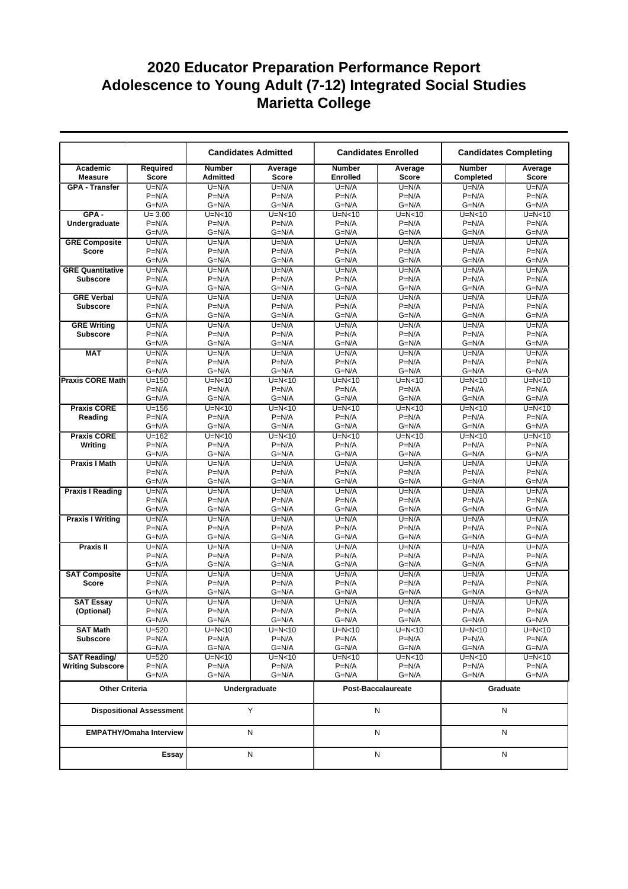# 2020 Educator Preparation Performance Report
# Adolescence to Young Adult (7-12) Integrated Social Studies
# Marietta College

| | | Candidates Admitted | | Candidates Enrolled | | Candidates Completing | |
|---|---|---|---|---|---|---|---|
| Academic Measure | Required Score | Number Admitted | Average Score | Number Enrolled | Average Score | Number Completed | Average Score |
| GPA - Transfer | U=N/A<br>P=N/A<br>G=N/A | U=N/A<br>P=N/A<br>G=N/A | U=N/A<br>P=N/A<br>G=N/A | U=N/A<br>P=N/A<br>G=N/A | U=N/A<br>P=N/A<br>G=N/A | U=N/A<br>P=N/A<br>G=N/A | U=N/A<br>P=N/A<br>G=N/A |
| GPA - Undergraduate | U= 3.00<br>P=N/A<br>G=N/A | U=N<10<br>P=N/A<br>G=N/A | U=N<10<br>P=N/A<br>G=N/A | U=N<10<br>P=N/A<br>G=N/A | U=N<10<br>P=N/A<br>G=N/A | U=N<10<br>P=N/A<br>G=N/A | U=N<10<br>P=N/A<br>G=N/A |
| GRE Composite Score | U=N/A<br>P=N/A<br>G=N/A | U=N/A<br>P=N/A<br>G=N/A | U=N/A<br>P=N/A<br>G=N/A | U=N/A<br>P=N/A<br>G=N/A | U=N/A<br>P=N/A<br>G=N/A | U=N/A<br>P=N/A<br>G=N/A | U=N/A<br>P=N/A<br>G=N/A |
| GRE Quantitative Subscore | U=N/A<br>P=N/A<br>G=N/A | U=N/A<br>P=N/A<br>G=N/A | U=N/A<br>P=N/A<br>G=N/A | U=N/A<br>P=N/A<br>G=N/A | U=N/A<br>P=N/A<br>G=N/A | U=N/A<br>P=N/A<br>G=N/A | U=N/A<br>P=N/A<br>G=N/A |
| GRE Verbal Subscore | U=N/A<br>P=N/A<br>G=N/A | U=N/A<br>P=N/A<br>G=N/A | U=N/A<br>P=N/A<br>G=N/A | U=N/A<br>P=N/A<br>G=N/A | U=N/A<br>P=N/A<br>G=N/A | U=N/A<br>P=N/A<br>G=N/A | U=N/A<br>P=N/A<br>G=N/A |
| GRE Writing Subscore | U=N/A<br>P=N/A<br>G=N/A | U=N/A<br>P=N/A<br>G=N/A | U=N/A<br>P=N/A<br>G=N/A | U=N/A<br>P=N/A<br>G=N/A | U=N/A<br>P=N/A<br>G=N/A | U=N/A<br>P=N/A<br>G=N/A | U=N/A<br>P=N/A<br>G=N/A |
| MAT | U=N/A<br>P=N/A<br>G=N/A | U=N/A<br>P=N/A<br>G=N/A | U=N/A<br>P=N/A<br>G=N/A | U=N/A<br>P=N/A<br>G=N/A | U=N/A<br>P=N/A<br>G=N/A | U=N/A<br>P=N/A<br>G=N/A | U=N/A<br>P=N/A<br>G=N/A |
| Praxis CORE Math | U=150<br>P=N/A<br>G=N/A | U=N<10<br>P=N/A<br>G=N/A | U=N<10<br>P=N/A<br>G=N/A | U=N<10<br>P=N/A<br>G=N/A | U=N<10<br>P=N/A<br>G=N/A | U=N<10<br>P=N/A<br>G=N/A | U=N<10<br>P=N/A<br>G=N/A |
| Praxis CORE Reading | U=156<br>P=N/A<br>G=N/A | U=N<10<br>P=N/A<br>G=N/A | U=N<10<br>P=N/A<br>G=N/A | U=N<10<br>P=N/A<br>G=N/A | U=N<10<br>P=N/A<br>G=N/A | U=N<10<br>P=N/A<br>G=N/A | U=N<10<br>P=N/A<br>G=N/A |
| Praxis CORE Writing | U=162<br>P=N/A<br>G=N/A | U=N<10<br>P=N/A<br>G=N/A | U=N<10<br>P=N/A<br>G=N/A | U=N<10<br>P=N/A<br>G=N/A | U=N<10<br>P=N/A<br>G=N/A | U=N<10<br>P=N/A<br>G=N/A | U=N<10<br>P=N/A<br>G=N/A |
| Praxis I Math | U=N/A<br>P=N/A<br>G=N/A | U=N/A<br>P=N/A<br>G=N/A | U=N/A<br>P=N/A<br>G=N/A | U=N/A<br>P=N/A<br>G=N/A | U=N/A<br>P=N/A<br>G=N/A | U=N/A<br>P=N/A<br>G=N/A | U=N/A<br>P=N/A<br>G=N/A |
| Praxis I Reading | U=N/A<br>P=N/A<br>G=N/A | U=N/A<br>P=N/A<br>G=N/A | U=N/A<br>P=N/A<br>G=N/A | U=N/A<br>P=N/A<br>G=N/A | U=N/A<br>P=N/A<br>G=N/A | U=N/A<br>P=N/A<br>G=N/A | U=N/A<br>P=N/A<br>G=N/A |
| Praxis I Writing | U=N/A<br>P=N/A<br>G=N/A | U=N/A<br>P=N/A<br>G=N/A | U=N/A<br>P=N/A<br>G=N/A | U=N/A<br>P=N/A<br>G=N/A | U=N/A<br>P=N/A<br>G=N/A | U=N/A<br>P=N/A<br>G=N/A | U=N/A<br>P=N/A<br>G=N/A |
| Praxis II | U=N/A<br>P=N/A<br>G=N/A | U=N/A<br>P=N/A<br>G=N/A | U=N/A<br>P=N/A<br>G=N/A | U=N/A<br>P=N/A<br>G=N/A | U=N/A<br>P=N/A<br>G=N/A | U=N/A<br>P=N/A<br>G=N/A | U=N/A<br>P=N/A<br>G=N/A |
| SAT Composite Score | U=N/A<br>P=N/A<br>G=N/A | U=N/A<br>P=N/A<br>G=N/A | U=N/A<br>P=N/A<br>G=N/A | U=N/A<br>P=N/A<br>G=N/A | U=N/A<br>P=N/A<br>G=N/A | U=N/A<br>P=N/A<br>G=N/A | U=N/A<br>P=N/A<br>G=N/A |
| SAT Essay (Optional) | U=N/A<br>P=N/A<br>G=N/A | U=N/A<br>P=N/A<br>G=N/A | U=N/A<br>P=N/A<br>G=N/A | U=N/A<br>P=N/A<br>G=N/A | U=N/A<br>P=N/A<br>G=N/A | U=N/A<br>P=N/A<br>G=N/A | U=N/A<br>P=N/A<br>G=N/A |
| SAT Math Subscore | U=520<br>P=N/A<br>G=N/A | U=N<10<br>P=N/A<br>G=N/A | U=N<10<br>P=N/A<br>G=N/A | U=N<10<br>P=N/A<br>G=N/A | U=N<10<br>P=N/A<br>G=N/A | U=N<10<br>P=N/A<br>G=N/A | U=N<10<br>P=N/A<br>G=N/A |
| SAT Reading/ Writing Subscore | U=520<br>P=N/A<br>G=N/A | U=N<10<br>P=N/A<br>G=N/A | U=N<10<br>P=N/A<br>G=N/A | U=N<10<br>P=N/A<br>G=N/A | U=N<10<br>P=N/A<br>G=N/A | U=N<10<br>P=N/A<br>G=N/A | U=N<10<br>P=N/A<br>G=N/A |

| Other Criteria | Undergraduate | Post-Baccalaureate | Graduate |
|---|---|---|---|
| Dispositional Assessment | Y | N | N |
| EMPATHY/Omaha Interview | N | N | N |
| Essay | N | N | N |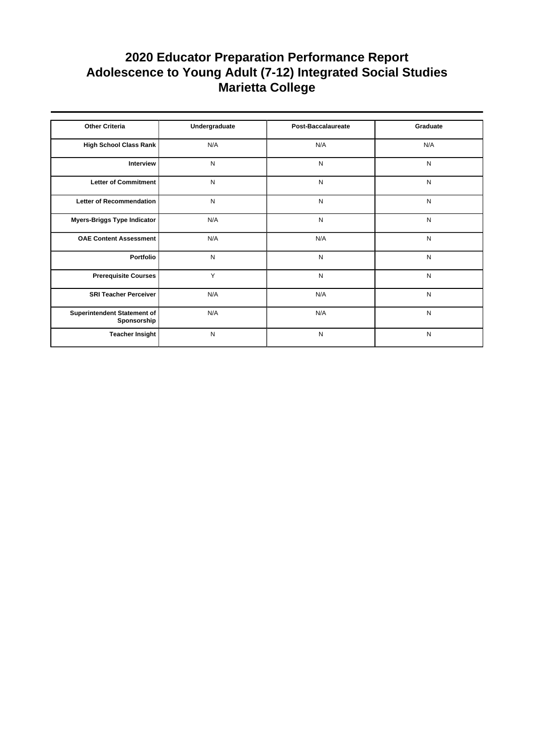# 2020 Educator Preparation Performance Report
# Adolescence to Young Adult (7-12) Integrated Social Studies
# Marietta College

| Other Criteria | Undergraduate | Post-Baccalaureate | Graduate |
|---|---|---|---|
| **High School Class Rank** | N/A | N/A | N/A |
| **Interview** | N | N | N |
| **Letter of Commitment** | N | N | N |
| **Letter of Recommendation** | N | N | N |
| **Myers-Briggs Type Indicator** | N/A | N | N |
| **OAE Content Assessment** | N/A | N/A | N |
| **Portfolio** | N | N | N |
| **Prerequisite Courses** | Y | N | N |
| **SRI Teacher Perceiver** | N/A | N/A | N |
| **Superintendent Statement of Sponsorship** | N/A | N/A | N |
| **Teacher Insight** | N | N | N |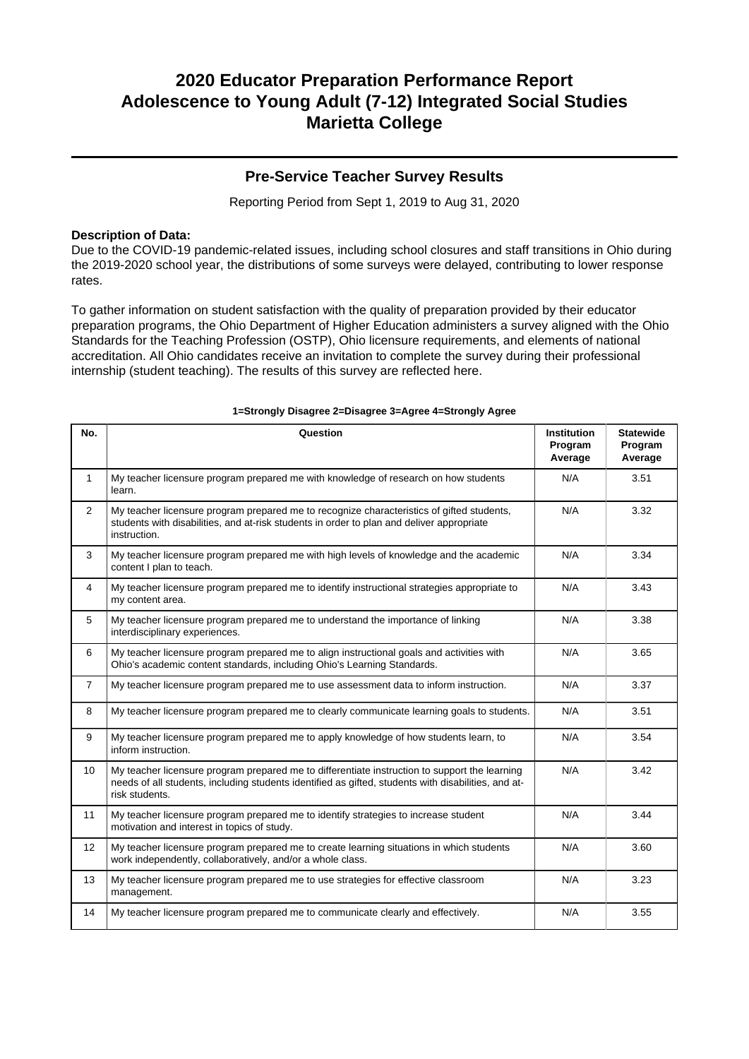# 2020 Educator Preparation Performance Report
# Adolescence to Young Adult (7-12) Integrated Social Studies
# Marietta College

## Pre-Service Teacher Survey Results

Reporting Period from Sept 1, 2019 to Aug 31, 2020

**Description of Data:**
Due to the COVID-19 pandemic-related issues, including school closures and staff transitions in Ohio during the 2019-2020 school year, the distributions of some surveys were delayed, contributing to lower response rates.

To gather information on student satisfaction with the quality of preparation provided by their educator preparation programs, the Ohio Department of Higher Education administers a survey aligned with the Ohio Standards for the Teaching Profession (OSTP), Ohio licensure requirements, and elements of national accreditation. All Ohio candidates receive an invitation to complete the survey during their professional internship (student teaching). The results of this survey are reflected here.

**1=Strongly Disagree 2=Disagree 3=Agree 4=Strongly Agree**

| No. | Question | Institution Program Average | Statewide Program Average |
|---|---|---|---|
| 1 | My teacher licensure program prepared me with knowledge of research on how students learn. | N/A | 3.51 |
| 2 | My teacher licensure program prepared me to recognize characteristics of gifted students, students with disabilities, and at-risk students in order to plan and deliver appropriate instruction. | N/A | 3.32 |
| 3 | My teacher licensure program prepared me with high levels of knowledge and the academic content I plan to teach. | N/A | 3.34 |
| 4 | My teacher licensure program prepared me to identify instructional strategies appropriate to my content area. | N/A | 3.43 |
| 5 | My teacher licensure program prepared me to understand the importance of linking interdisciplinary experiences. | N/A | 3.38 |
| 6 | My teacher licensure program prepared me to align instructional goals and activities with Ohio's academic content standards, including Ohio's Learning Standards. | N/A | 3.65 |
| 7 | My teacher licensure program prepared me to use assessment data to inform instruction. | N/A | 3.37 |
| 8 | My teacher licensure program prepared me to clearly communicate learning goals to students. | N/A | 3.51 |
| 9 | My teacher licensure program prepared me to apply knowledge of how students learn, to inform instruction. | N/A | 3.54 |
| 10 | My teacher licensure program prepared me to differentiate instruction to support the learning needs of all students, including students identified as gifted, students with disabilities, and at-risk students. | N/A | 3.42 |
| 11 | My teacher licensure program prepared me to identify strategies to increase student motivation and interest in topics of study. | N/A | 3.44 |
| 12 | My teacher licensure program prepared me to create learning situations in which students work independently, collaboratively, and/or a whole class. | N/A | 3.60 |
| 13 | My teacher licensure program prepared me to use strategies for effective classroom management. | N/A | 3.23 |
| 14 | My teacher licensure program prepared me to communicate clearly and effectively. | N/A | 3.55 |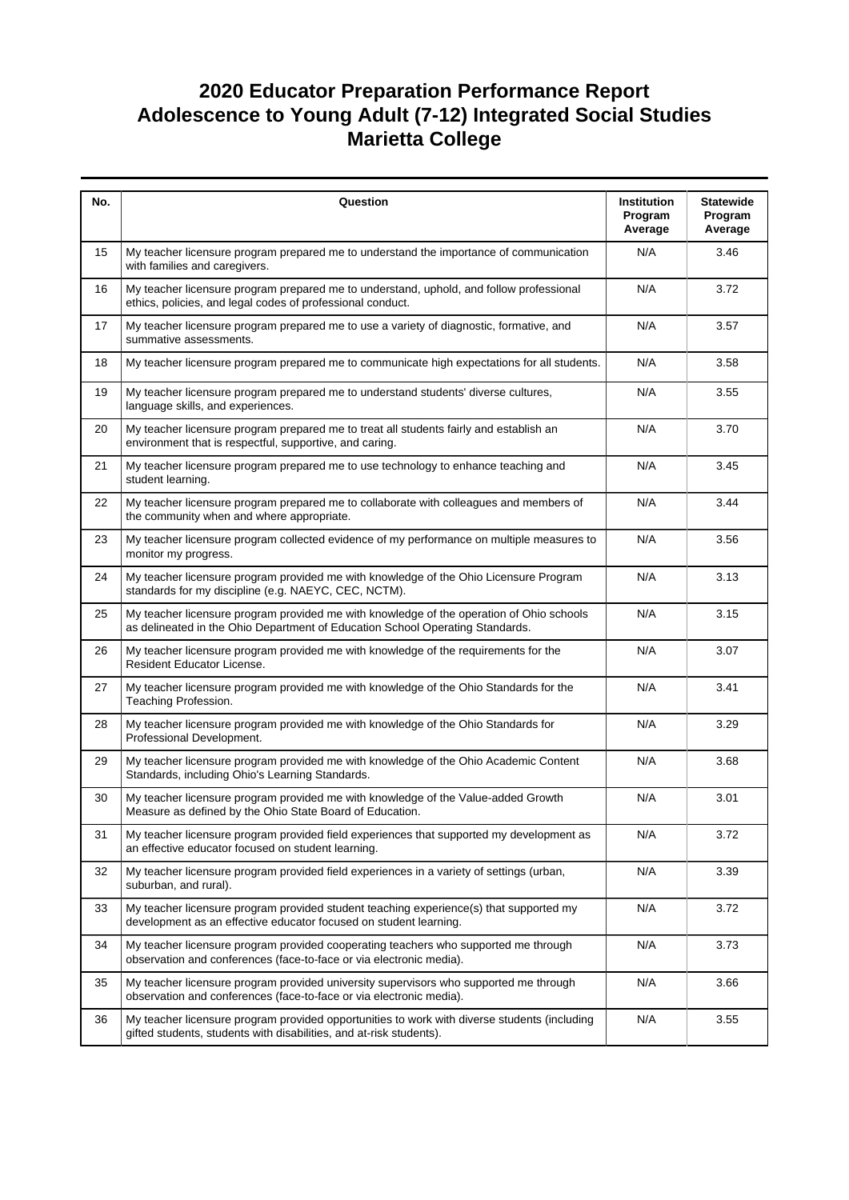# 2020 Educator Preparation Performance Report
# Adolescence to Young Adult (7-12) Integrated Social Studies
# Marietta College

| No. | Question | Institution Program Average | Statewide Program Average |
|---|---|---|---|
| 15 | My teacher licensure program prepared me to understand the importance of communication with families and caregivers. | N/A | 3.46 |
| 16 | My teacher licensure program prepared me to understand, uphold, and follow professional ethics, policies, and legal codes of professional conduct. | N/A | 3.72 |
| 17 | My teacher licensure program prepared me to use a variety of diagnostic, formative, and summative assessments. | N/A | 3.57 |
| 18 | My teacher licensure program prepared me to communicate high expectations for all students. | N/A | 3.58 |
| 19 | My teacher licensure program prepared me to understand students' diverse cultures, language skills, and experiences. | N/A | 3.55 |
| 20 | My teacher licensure program prepared me to treat all students fairly and establish an environment that is respectful, supportive, and caring. | N/A | 3.70 |
| 21 | My teacher licensure program prepared me to use technology to enhance teaching and student learning. | N/A | 3.45 |
| 22 | My teacher licensure program prepared me to collaborate with colleagues and members of the community when and where appropriate. | N/A | 3.44 |
| 23 | My teacher licensure program collected evidence of my performance on multiple measures to monitor my progress. | N/A | 3.56 |
| 24 | My teacher licensure program provided me with knowledge of the Ohio Licensure Program standards for my discipline (e.g. NAEYC, CEC, NCTM). | N/A | 3.13 |
| 25 | My teacher licensure program provided me with knowledge of the operation of Ohio schools as delineated in the Ohio Department of Education School Operating Standards. | N/A | 3.15 |
| 26 | My teacher licensure program provided me with knowledge of the requirements for the Resident Educator License. | N/A | 3.07 |
| 27 | My teacher licensure program provided me with knowledge of the Ohio Standards for the Teaching Profession. | N/A | 3.41 |
| 28 | My teacher licensure program provided me with knowledge of the Ohio Standards for Professional Development. | N/A | 3.29 |
| 29 | My teacher licensure program provided me with knowledge of the Ohio Academic Content Standards, including Ohio's Learning Standards. | N/A | 3.68 |
| 30 | My teacher licensure program provided me with knowledge of the Value-added Growth Measure as defined by the Ohio State Board of Education. | N/A | 3.01 |
| 31 | My teacher licensure program provided field experiences that supported my development as an effective educator focused on student learning. | N/A | 3.72 |
| 32 | My teacher licensure program provided field experiences in a variety of settings (urban, suburban, and rural). | N/A | 3.39 |
| 33 | My teacher licensure program provided student teaching experience(s) that supported my development as an effective educator focused on student learning. | N/A | 3.72 |
| 34 | My teacher licensure program provided cooperating teachers who supported me through observation and conferences (face-to-face or via electronic media). | N/A | 3.73 |
| 35 | My teacher licensure program provided university supervisors who supported me through observation and conferences (face-to-face or via electronic media). | N/A | 3.66 |
| 36 | My teacher licensure program provided opportunities to work with diverse students (including gifted students, students with disabilities, and at-risk students). | N/A | 3.55 |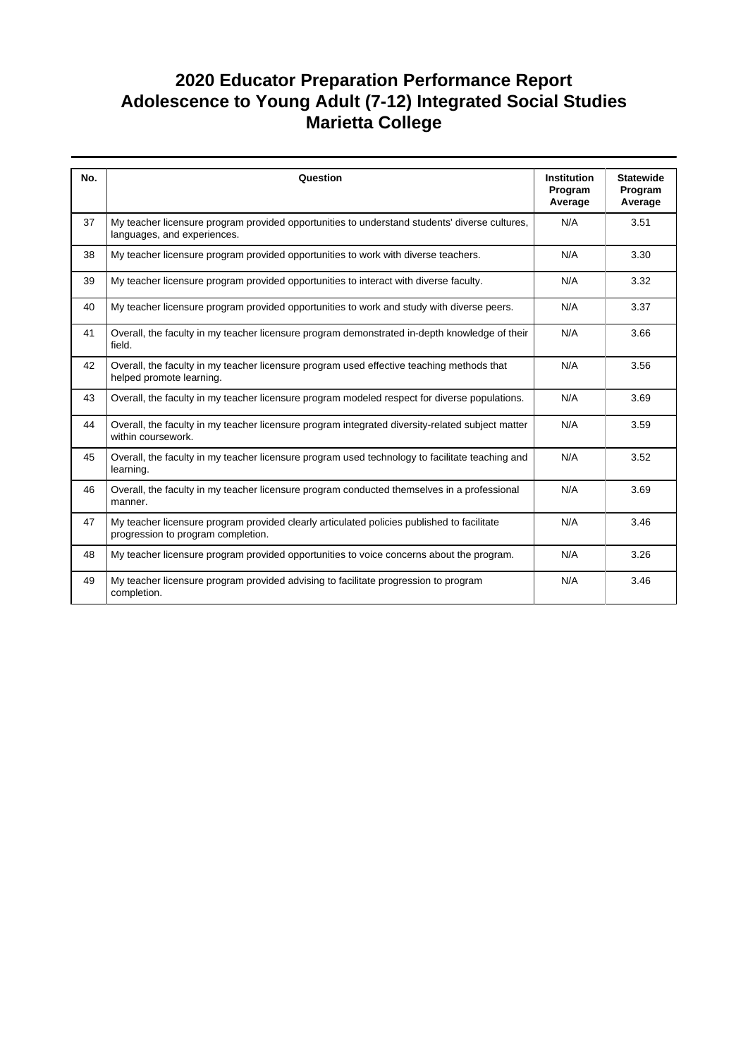# 2020 Educator Preparation Performance Report
# Adolescence to Young Adult (7-12) Integrated Social Studies
# Marietta College

| No. | Question | Institution Program Average | Statewide Program Average |
|---|---|---|---|
| 37 | My teacher licensure program provided opportunities to understand students' diverse cultures, languages, and experiences. | N/A | 3.51 |
| 38 | My teacher licensure program provided opportunities to work with diverse teachers. | N/A | 3.30 |
| 39 | My teacher licensure program provided opportunities to interact with diverse faculty. | N/A | 3.32 |
| 40 | My teacher licensure program provided opportunities to work and study with diverse peers. | N/A | 3.37 |
| 41 | Overall, the faculty in my teacher licensure program demonstrated in-depth knowledge of their field. | N/A | 3.66 |
| 42 | Overall, the faculty in my teacher licensure program used effective teaching methods that helped promote learning. | N/A | 3.56 |
| 43 | Overall, the faculty in my teacher licensure program modeled respect for diverse populations. | N/A | 3.69 |
| 44 | Overall, the faculty in my teacher licensure program integrated diversity-related subject matter within coursework. | N/A | 3.59 |
| 45 | Overall, the faculty in my teacher licensure program used technology to facilitate teaching and learning. | N/A | 3.52 |
| 46 | Overall, the faculty in my teacher licensure program conducted themselves in a professional manner. | N/A | 3.69 |
| 47 | My teacher licensure program provided clearly articulated policies published to facilitate progression to program completion. | N/A | 3.46 |
| 48 | My teacher licensure program provided opportunities to voice concerns about the program. | N/A | 3.26 |
| 49 | My teacher licensure program provided advising to facilitate progression to program completion. | N/A | 3.46 |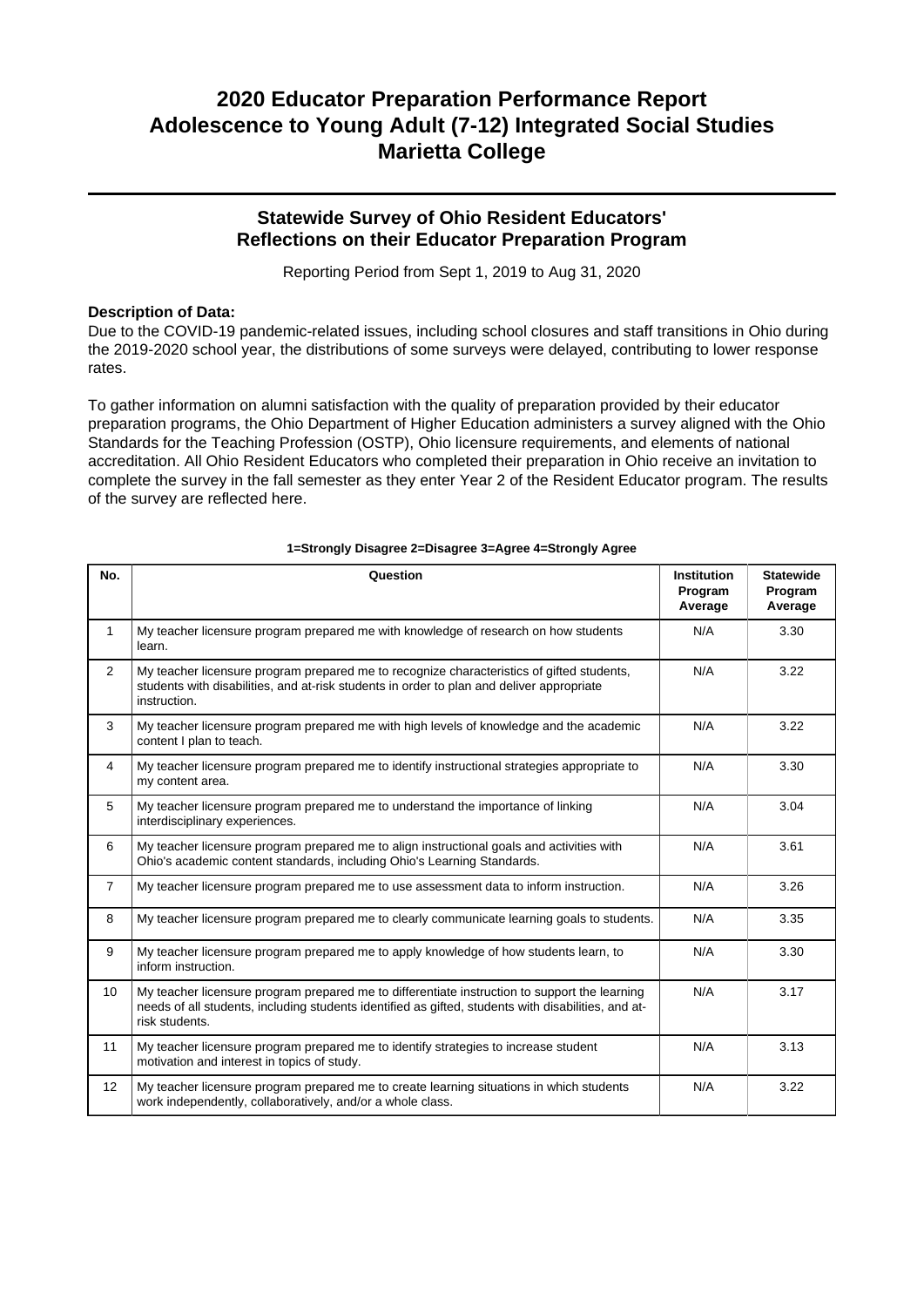# 2020 Educator Preparation Performance Report
# Adolescence to Young Adult (7-12) Integrated Social Studies
# Marietta College

## Statewide Survey of Ohio Resident Educators' Reflections on their Educator Preparation Program

Reporting Period from Sept 1, 2019 to Aug 31, 2020

**Description of Data:**

Due to the COVID-19 pandemic-related issues, including school closures and staff transitions in Ohio during the 2019-2020 school year, the distributions of some surveys were delayed, contributing to lower response rates.

To gather information on alumni satisfaction with the quality of preparation provided by their educator preparation programs, the Ohio Department of Higher Education administers a survey aligned with the Ohio Standards for the Teaching Profession (OSTP), Ohio licensure requirements, and elements of national accreditation. All Ohio Resident Educators who completed their preparation in Ohio receive an invitation to complete the survey in the fall semester as they enter Year 2 of the Resident Educator program. The results of the survey are reflected here.

**1=Strongly Disagree 2=Disagree 3=Agree 4=Strongly Agree**

| No. | Question | Institution Program Average | Statewide Program Average |
|---|---|---|---|
| 1 | My teacher licensure program prepared me with knowledge of research on how students learn. | N/A | 3.30 |
| 2 | My teacher licensure program prepared me to recognize characteristics of gifted students, students with disabilities, and at-risk students in order to plan and deliver appropriate instruction. | N/A | 3.22 |
| 3 | My teacher licensure program prepared me with high levels of knowledge and the academic content I plan to teach. | N/A | 3.22 |
| 4 | My teacher licensure program prepared me to identify instructional strategies appropriate to my content area. | N/A | 3.30 |
| 5 | My teacher licensure program prepared me to understand the importance of linking interdisciplinary experiences. | N/A | 3.04 |
| 6 | My teacher licensure program prepared me to align instructional goals and activities with Ohio's academic content standards, including Ohio's Learning Standards. | N/A | 3.61 |
| 7 | My teacher licensure program prepared me to use assessment data to inform instruction. | N/A | 3.26 |
| 8 | My teacher licensure program prepared me to clearly communicate learning goals to students. | N/A | 3.35 |
| 9 | My teacher licensure program prepared me to apply knowledge of how students learn, to inform instruction. | N/A | 3.30 |
| 10 | My teacher licensure program prepared me to differentiate instruction to support the learning needs of all students, including students identified as gifted, students with disabilities, and at-risk students. | N/A | 3.17 |
| 11 | My teacher licensure program prepared me to identify strategies to increase student motivation and interest in topics of study. | N/A | 3.13 |
| 12 | My teacher licensure program prepared me to create learning situations in which students work independently, collaboratively, and/or a whole class. | N/A | 3.22 |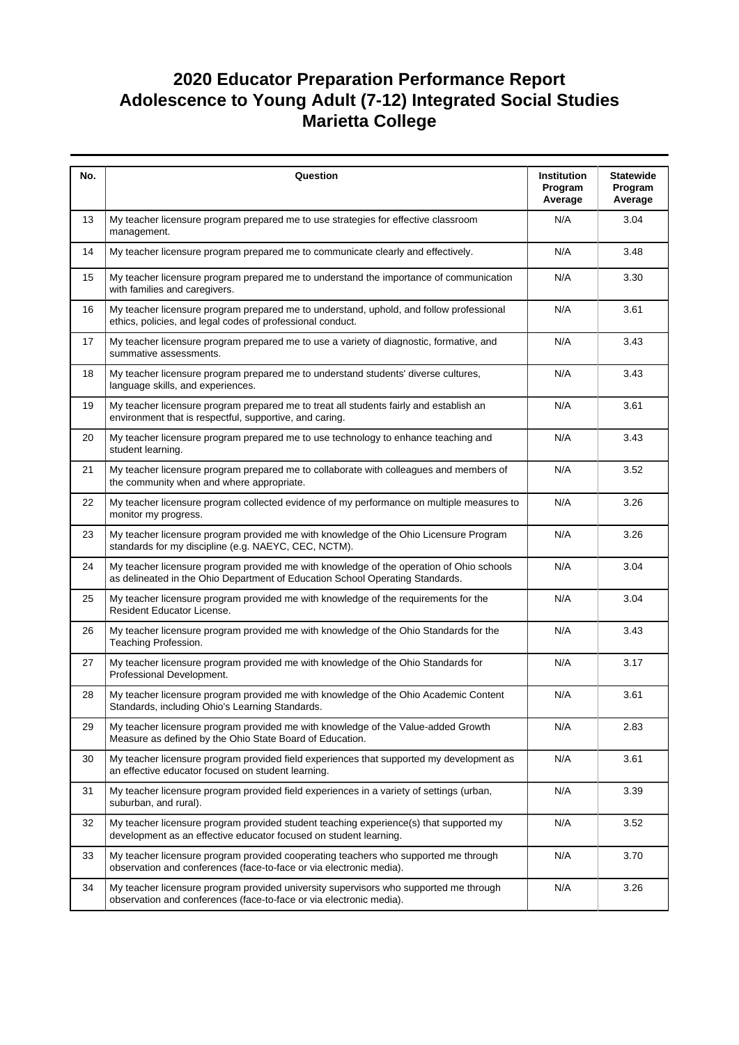# 2020 Educator Preparation Performance Report
# Adolescence to Young Adult (7-12) Integrated Social Studies
# Marietta College

| No. | Question | Institution Program Average | Statewide Program Average |
|---|---|---|---|
| 13 | My teacher licensure program prepared me to use strategies for effective classroom management. | N/A | 3.04 |
| 14 | My teacher licensure program prepared me to communicate clearly and effectively. | N/A | 3.48 |
| 15 | My teacher licensure program prepared me to understand the importance of communication with families and caregivers. | N/A | 3.30 |
| 16 | My teacher licensure program prepared me to understand, uphold, and follow professional ethics, policies, and legal codes of professional conduct. | N/A | 3.61 |
| 17 | My teacher licensure program prepared me to use a variety of diagnostic, formative, and summative assessments. | N/A | 3.43 |
| 18 | My teacher licensure program prepared me to understand students' diverse cultures, language skills, and experiences. | N/A | 3.43 |
| 19 | My teacher licensure program prepared me to treat all students fairly and establish an environment that is respectful, supportive, and caring. | N/A | 3.61 |
| 20 | My teacher licensure program prepared me to use technology to enhance teaching and student learning. | N/A | 3.43 |
| 21 | My teacher licensure program prepared me to collaborate with colleagues and members of the community when and where appropriate. | N/A | 3.52 |
| 22 | My teacher licensure program collected evidence of my performance on multiple measures to monitor my progress. | N/A | 3.26 |
| 23 | My teacher licensure program provided me with knowledge of the Ohio Licensure Program standards for my discipline (e.g. NAEYC, CEC, NCTM). | N/A | 3.26 |
| 24 | My teacher licensure program provided me with knowledge of the operation of Ohio schools as delineated in the Ohio Department of Education School Operating Standards. | N/A | 3.04 |
| 25 | My teacher licensure program provided me with knowledge of the requirements for the Resident Educator License. | N/A | 3.04 |
| 26 | My teacher licensure program provided me with knowledge of the Ohio Standards for the Teaching Profession. | N/A | 3.43 |
| 27 | My teacher licensure program provided me with knowledge of the Ohio Standards for Professional Development. | N/A | 3.17 |
| 28 | My teacher licensure program provided me with knowledge of the Ohio Academic Content Standards, including Ohio's Learning Standards. | N/A | 3.61 |
| 29 | My teacher licensure program provided me with knowledge of the Value-added Growth Measure as defined by the Ohio State Board of Education. | N/A | 2.83 |
| 30 | My teacher licensure program provided field experiences that supported my development as an effective educator focused on student learning. | N/A | 3.61 |
| 31 | My teacher licensure program provided field experiences in a variety of settings (urban, suburban, and rural). | N/A | 3.39 |
| 32 | My teacher licensure program provided student teaching experience(s) that supported my development as an effective educator focused on student learning. | N/A | 3.52 |
| 33 | My teacher licensure program provided cooperating teachers who supported me through observation and conferences (face-to-face or via electronic media). | N/A | 3.70 |
| 34 | My teacher licensure program provided university supervisors who supported me through observation and conferences (face-to-face or via electronic media). | N/A | 3.26 |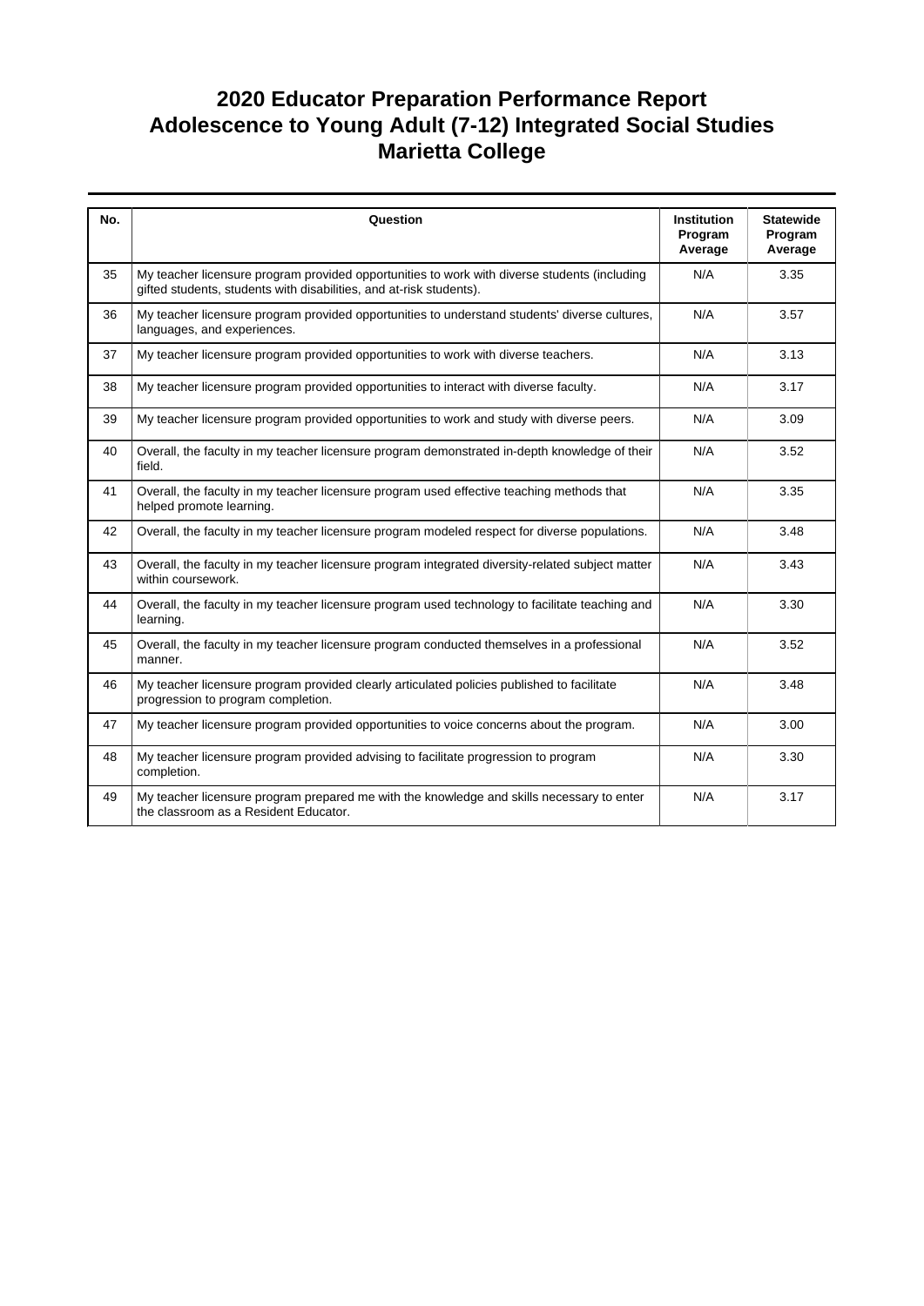# 2020 Educator Preparation Performance Report
# Adolescence to Young Adult (7-12) Integrated Social Studies
# Marietta College

| No. | Question | Institution Program Average | Statewide Program Average |
|---|---|---|---|
| 35 | My teacher licensure program provided opportunities to work with diverse students (including gifted students, students with disabilities, and at-risk students). | N/A | 3.35 |
| 36 | My teacher licensure program provided opportunities to understand students' diverse cultures, languages, and experiences. | N/A | 3.57 |
| 37 | My teacher licensure program provided opportunities to work with diverse teachers. | N/A | 3.13 |
| 38 | My teacher licensure program provided opportunities to interact with diverse faculty. | N/A | 3.17 |
| 39 | My teacher licensure program provided opportunities to work and study with diverse peers. | N/A | 3.09 |
| 40 | Overall, the faculty in my teacher licensure program demonstrated in-depth knowledge of their field. | N/A | 3.52 |
| 41 | Overall, the faculty in my teacher licensure program used effective teaching methods that helped promote learning. | N/A | 3.35 |
| 42 | Overall, the faculty in my teacher licensure program modeled respect for diverse populations. | N/A | 3.48 |
| 43 | Overall, the faculty in my teacher licensure program integrated diversity-related subject matter within coursework. | N/A | 3.43 |
| 44 | Overall, the faculty in my teacher licensure program used technology to facilitate teaching and learning. | N/A | 3.30 |
| 45 | Overall, the faculty in my teacher licensure program conducted themselves in a professional manner. | N/A | 3.52 |
| 46 | My teacher licensure program provided clearly articulated policies published to facilitate progression to program completion. | N/A | 3.48 |
| 47 | My teacher licensure program provided opportunities to voice concerns about the program. | N/A | 3.00 |
| 48 | My teacher licensure program provided advising to facilitate progression to program completion. | N/A | 3.30 |
| 49 | My teacher licensure program prepared me with the knowledge and skills necessary to enter the classroom as a Resident Educator. | N/A | 3.17 |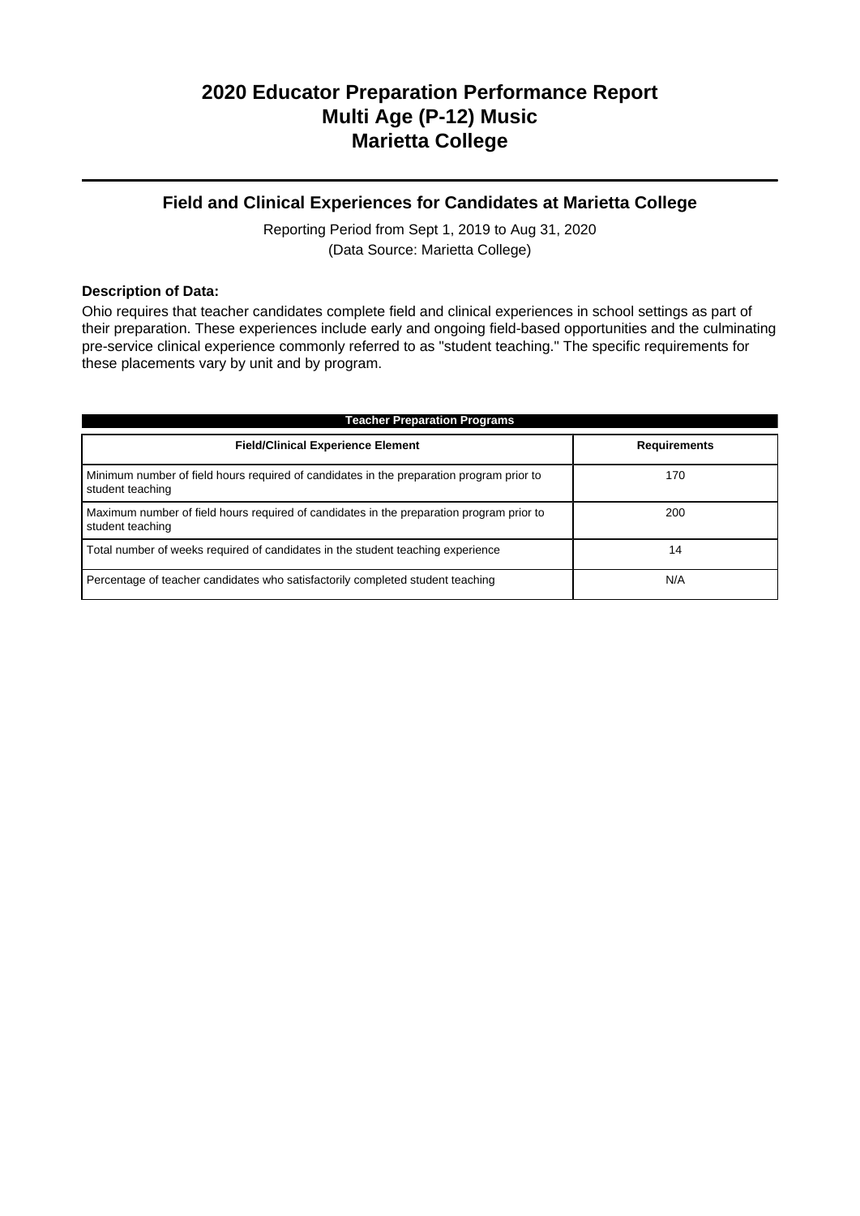# 2020 Educator Preparation Performance Report
# Multi Age (P-12) Music
# Marietta College

## Field and Clinical Experiences for Candidates at Marietta College

Reporting Period from Sept 1, 2019 to Aug 31, 2020
(Data Source: Marietta College)

**Description of Data:**

Ohio requires that teacher candidates complete field and clinical experiences in school settings as part of their preparation. These experiences include early and ongoing field-based opportunities and the culminating pre-service clinical experience commonly referred to as "student teaching." The specific requirements for these placements vary by unit and by program.

| Teacher Preparation Programs | |
|---|---|
| **Field/Clinical Experience Element** | **Requirements** |
| Minimum number of field hours required of candidates in the preparation program prior to student teaching | 170 |
| Maximum number of field hours required of candidates in the preparation program prior to student teaching | 200 |
| Total number of weeks required of candidates in the student teaching experience | 14 |
| Percentage of teacher candidates who satisfactorily completed student teaching | N/A |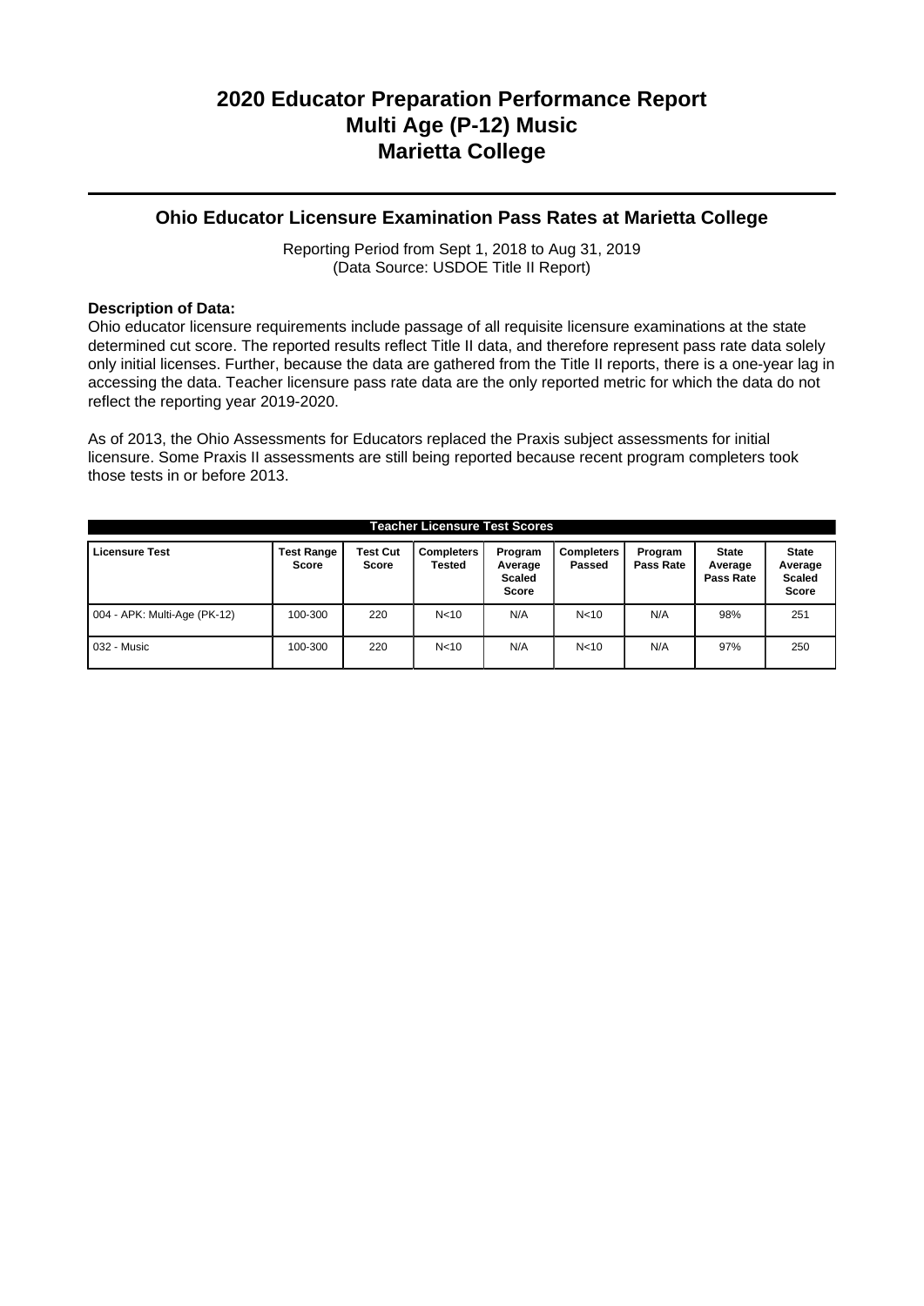# 2020 Educator Preparation Performance Report
# Multi Age (P-12) Music
# Marietta College

## Ohio Educator Licensure Examination Pass Rates at Marietta College

Reporting Period from Sept 1, 2018 to Aug 31, 2019
(Data Source: USDOE Title II Report)

**Description of Data:**
Ohio educator licensure requirements include passage of all requisite licensure examinations at the state determined cut score. The reported results reflect Title II data, and therefore represent pass rate data solely only initial licenses. Further, because the data are gathered from the Title II reports, there is a one-year lag in accessing the data. Teacher licensure pass rate data are the only reported metric for which the data do not reflect the reporting year 2019-2020.

As of 2013, the Ohio Assessments for Educators replaced the Praxis subject assessments for initial licensure. Some Praxis II assessments are still being reported because recent program completers took those tests in or before 2013.

**Teacher Licensure Test Scores**

| Licensure Test | Test Range Score | Test Cut Score | Completers Tested | Program Average Scaled Score | Completers Passed | Program Pass Rate | State Average Pass Rate | State Average Scaled Score |
|---|---|---|---|---|---|---|---|---|
| 004 - APK: Multi-Age (PK-12) | 100-300 | 220 | N<10 | N/A | N<10 | N/A | 98% | 251 |
| 032 - Music | 100-300 | 220 | N<10 | N/A | N<10 | N/A | 97% | 250 |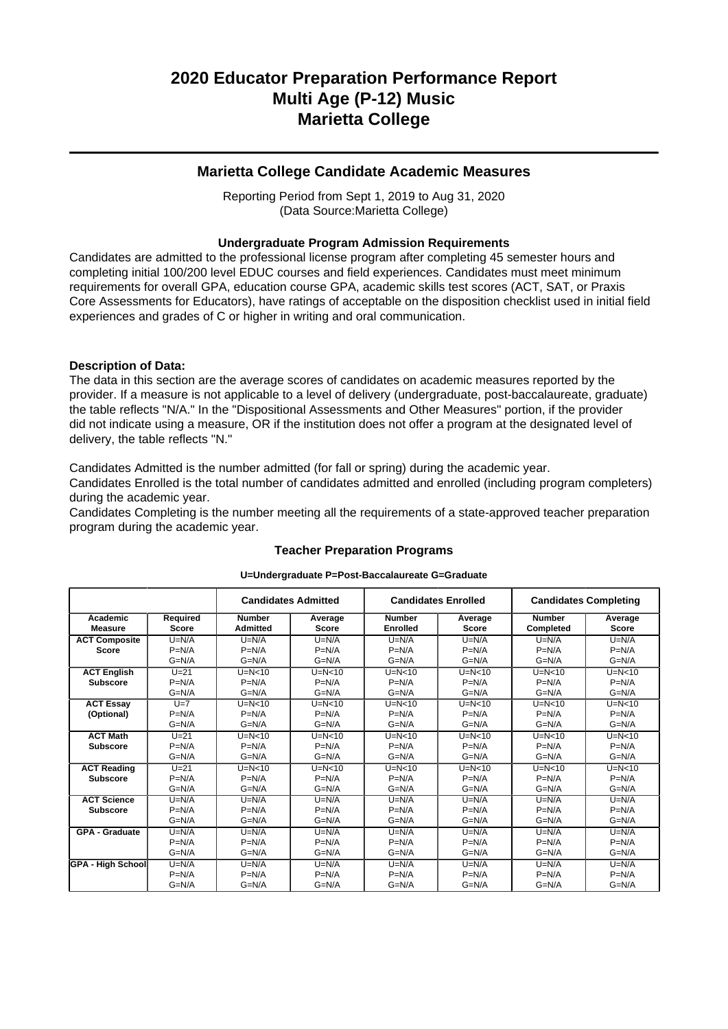# 2020 Educator Preparation Performance Report
# Multi Age (P-12) Music
# Marietta College

## Marietta College Candidate Academic Measures

Reporting Period from Sept 1, 2019 to Aug 31, 2020
(Data Source:Marietta College)

### Undergraduate Program Admission Requirements

Candidates are admitted to the professional license program after completing 45 semester hours and completing initial 100/200 level EDUC courses and field experiences. Candidates must meet minimum requirements for overall GPA, education course GPA, academic skills test scores (ACT, SAT, or Praxis Core Assessments for Educators), have ratings of acceptable on the disposition checklist used in initial field experiences and grades of C or higher in writing and oral communication.

**Description of Data:**

The data in this section are the average scores of candidates on academic measures reported by the provider. If a measure is not applicable to a level of delivery (undergraduate, post-baccalaureate, graduate) the table reflects "N/A." In the "Dispositional Assessments and Other Measures" portion, if the provider did not indicate using a measure, OR if the institution does not offer a program at the designated level of delivery, the table reflects "N."

Candidates Admitted is the number admitted (for fall or spring) during the academic year.
Candidates Enrolled is the total number of candidates admitted and enrolled (including program completers) during the academic year.
Candidates Completing is the number meeting all the requirements of a state-approved teacher preparation program during the academic year.

### Teacher Preparation Programs

**U=Undergraduate P=Post-Baccalaureate G=Graduate**

| | | Candidates Admitted | | Candidates Enrolled | | Candidates Completing | |
|---|---|---|---|---|---|---|---|
| **Academic Measure** | **Required Score** | **Number Admitted** | **Average Score** | **Number Enrolled** | **Average Score** | **Number Completed** | **Average Score** |
| **ACT Composite Score** | U=N/A<br>P=N/A<br>G=N/A | U=N/A<br>P=N/A<br>G=N/A | U=N/A<br>P=N/A<br>G=N/A | U=N/A<br>P=N/A<br>G=N/A | U=N/A<br>P=N/A<br>G=N/A | U=N/A<br>P=N/A<br>G=N/A | U=N/A<br>P=N/A<br>G=N/A |
| **ACT English Subscore** | U=21<br>P=N/A<br>G=N/A | U=N<10<br>P=N/A<br>G=N/A | U=N<10<br>P=N/A<br>G=N/A | U=N<10<br>P=N/A<br>G=N/A | U=N<10<br>P=N/A<br>G=N/A | U=N<10<br>P=N/A<br>G=N/A | U=N<10<br>P=N/A<br>G=N/A |
| **ACT Essay (Optional)** | U=7<br>P=N/A<br>G=N/A | U=N<10<br>P=N/A<br>G=N/A | U=N<10<br>P=N/A<br>G=N/A | U=N<10<br>P=N/A<br>G=N/A | U=N<10<br>P=N/A<br>G=N/A | U=N<10<br>P=N/A<br>G=N/A | U=N<10<br>P=N/A<br>G=N/A |
| **ACT Math Subscore** | U=21<br>P=N/A<br>G=N/A | U=N<10<br>P=N/A<br>G=N/A | U=N<10<br>P=N/A<br>G=N/A | U=N<10<br>P=N/A<br>G=N/A | U=N<10<br>P=N/A<br>G=N/A | U=N<10<br>P=N/A<br>G=N/A | U=N<10<br>P=N/A<br>G=N/A |
| **ACT Reading Subscore** | U=21<br>P=N/A<br>G=N/A | U=N<10<br>P=N/A<br>G=N/A | U=N<10<br>P=N/A<br>G=N/A | U=N<10<br>P=N/A<br>G=N/A | U=N<10<br>P=N/A<br>G=N/A | U=N<10<br>P=N/A<br>G=N/A | U=N<10<br>P=N/A<br>G=N/A |
| **ACT Science Subscore** | U=N/A<br>P=N/A<br>G=N/A | U=N/A<br>P=N/A<br>G=N/A | U=N/A<br>P=N/A<br>G=N/A | U=N/A<br>P=N/A<br>G=N/A | U=N/A<br>P=N/A<br>G=N/A | U=N/A<br>P=N/A<br>G=N/A | U=N/A<br>P=N/A<br>G=N/A |
| **GPA - Graduate** | U=N/A<br>P=N/A<br>G=N/A | U=N/A<br>P=N/A<br>G=N/A | U=N/A<br>P=N/A<br>G=N/A | U=N/A<br>P=N/A<br>G=N/A | U=N/A<br>P=N/A<br>G=N/A | U=N/A<br>P=N/A<br>G=N/A | U=N/A<br>P=N/A<br>G=N/A |
| **GPA - High School** | U=N/A<br>P=N/A<br>G=N/A | U=N/A<br>P=N/A<br>G=N/A | U=N/A<br>P=N/A<br>G=N/A | U=N/A<br>P=N/A<br>G=N/A | U=N/A<br>P=N/A<br>G=N/A | U=N/A<br>P=N/A<br>G=N/A | U=N/A<br>P=N/A<br>G=N/A |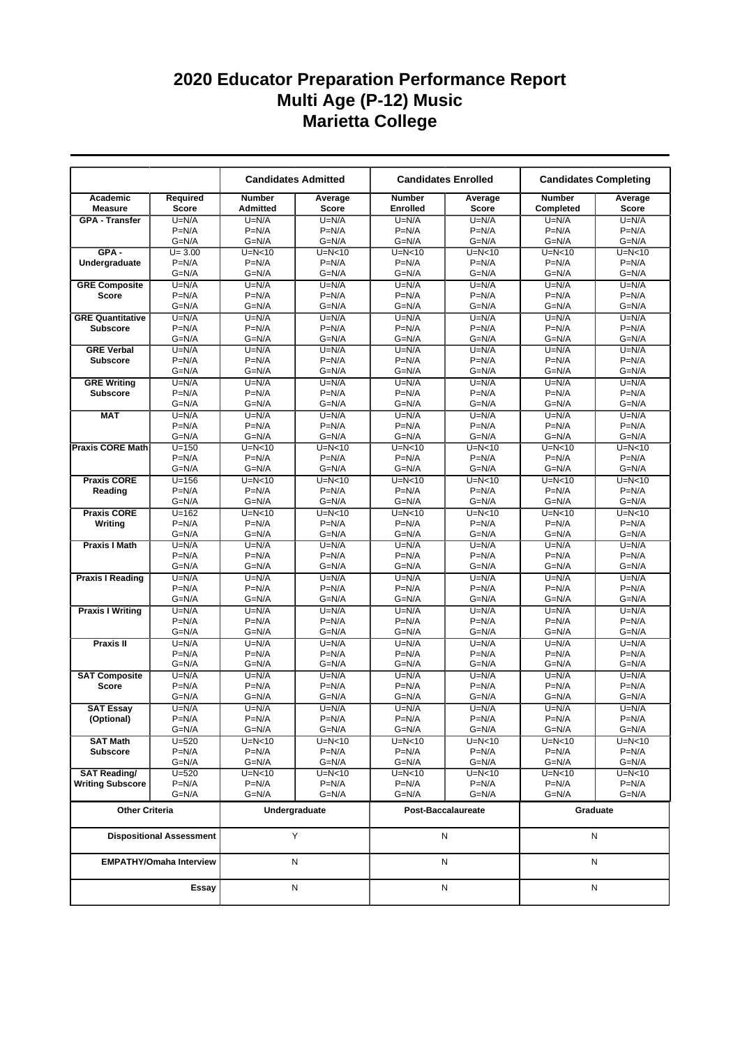# 2020 Educator Preparation Performance Report
# Multi Age (P-12) Music
# Marietta College

| | | Candidates Admitted | | Candidates Enrolled | | Candidates Completing | |
|---|---|---|---|---|---|---|---|
| Academic Measure | Required Score | Number Admitted | Average Score | Number Enrolled | Average Score | Number Completed | Average Score |
| GPA - Transfer | U=N/A P=N/A G=N/A | U=N/A P=N/A G=N/A | U=N/A P=N/A G=N/A | U=N/A P=N/A G=N/A | U=N/A P=N/A G=N/A | U=N/A P=N/A G=N/A | U=N/A P=N/A G=N/A |
| GPA - Undergraduate | U= 3.00 P=N/A G=N/A | U=N<10 P=N/A G=N/A | U=N<10 P=N/A G=N/A | U=N<10 P=N/A G=N/A | U=N<10 P=N/A G=N/A | U=N<10 P=N/A G=N/A | U=N<10 P=N/A G=N/A |
| GRE Composite Score | U=N/A P=N/A G=N/A | U=N/A P=N/A G=N/A | U=N/A P=N/A G=N/A | U=N/A P=N/A G=N/A | U=N/A P=N/A G=N/A | U=N/A P=N/A G=N/A | U=N/A P=N/A G=N/A |
| GRE Quantitative Subscore | U=N/A P=N/A G=N/A | U=N/A P=N/A G=N/A | U=N/A P=N/A G=N/A | U=N/A P=N/A G=N/A | U=N/A P=N/A G=N/A | U=N/A P=N/A G=N/A | U=N/A P=N/A G=N/A |
| GRE Verbal Subscore | U=N/A P=N/A G=N/A | U=N/A P=N/A G=N/A | U=N/A P=N/A G=N/A | U=N/A P=N/A G=N/A | U=N/A P=N/A G=N/A | U=N/A P=N/A G=N/A | U=N/A P=N/A G=N/A |
| GRE Writing Subscore | U=N/A P=N/A G=N/A | U=N/A P=N/A G=N/A | U=N/A P=N/A G=N/A | U=N/A P=N/A G=N/A | U=N/A P=N/A G=N/A | U=N/A P=N/A G=N/A | U=N/A P=N/A G=N/A |
| MAT | U=N/A P=N/A G=N/A | U=N/A P=N/A G=N/A | U=N/A P=N/A G=N/A | U=N/A P=N/A G=N/A | U=N/A P=N/A G=N/A | U=N/A P=N/A G=N/A | U=N/A P=N/A G=N/A |
| Praxis CORE Math | U=150 P=N/A G=N/A | U=N<10 P=N/A G=N/A | U=N<10 P=N/A G=N/A | U=N<10 P=N/A G=N/A | U=N<10 P=N/A G=N/A | U=N<10 P=N/A G=N/A | U=N<10 P=N/A G=N/A |
| Praxis CORE Reading | U=156 P=N/A G=N/A | U=N<10 P=N/A G=N/A | U=N<10 P=N/A G=N/A | U=N<10 P=N/A G=N/A | U=N<10 P=N/A G=N/A | U=N<10 P=N/A G=N/A | U=N<10 P=N/A G=N/A |
| Praxis CORE Writing | U=162 P=N/A G=N/A | U=N<10 P=N/A G=N/A | U=N<10 P=N/A G=N/A | U=N<10 P=N/A G=N/A | U=N<10 P=N/A G=N/A | U=N<10 P=N/A G=N/A | U=N<10 P=N/A G=N/A |
| Praxis I Math | U=N/A P=N/A G=N/A | U=N/A P=N/A G=N/A | U=N/A P=N/A G=N/A | U=N/A P=N/A G=N/A | U=N/A P=N/A G=N/A | U=N/A P=N/A G=N/A | U=N/A P=N/A G=N/A |
| Praxis I Reading | U=N/A P=N/A G=N/A | U=N/A P=N/A G=N/A | U=N/A P=N/A G=N/A | U=N/A P=N/A G=N/A | U=N/A P=N/A G=N/A | U=N/A P=N/A G=N/A | U=N/A P=N/A G=N/A |
| Praxis I Writing | U=N/A P=N/A G=N/A | U=N/A P=N/A G=N/A | U=N/A P=N/A G=N/A | U=N/A P=N/A G=N/A | U=N/A P=N/A G=N/A | U=N/A P=N/A G=N/A | U=N/A P=N/A G=N/A |
| Praxis II | U=N/A P=N/A G=N/A | U=N/A P=N/A G=N/A | U=N/A P=N/A G=N/A | U=N/A P=N/A G=N/A | U=N/A P=N/A G=N/A | U=N/A P=N/A G=N/A | U=N/A P=N/A G=N/A |
| SAT Composite Score | U=N/A P=N/A G=N/A | U=N/A P=N/A G=N/A | U=N/A P=N/A G=N/A | U=N/A P=N/A G=N/A | U=N/A P=N/A G=N/A | U=N/A P=N/A G=N/A | U=N/A P=N/A G=N/A |
| SAT Essay (Optional) | U=N/A P=N/A G=N/A | U=N/A P=N/A G=N/A | U=N/A P=N/A G=N/A | U=N/A P=N/A G=N/A | U=N/A P=N/A G=N/A | U=N/A P=N/A G=N/A | U=N/A P=N/A G=N/A |
| SAT Math Subscore | U=520 P=N/A G=N/A | U=N<10 P=N/A G=N/A | U=N<10 P=N/A G=N/A | U=N<10 P=N/A G=N/A | U=N<10 P=N/A G=N/A | U=N<10 P=N/A G=N/A | U=N<10 P=N/A G=N/A |
| SAT Reading/ Writing Subscore | U=520 P=N/A G=N/A | U=N<10 P=N/A G=N/A | U=N<10 P=N/A G=N/A | U=N<10 P=N/A G=N/A | U=N<10 P=N/A G=N/A | U=N<10 P=N/A G=N/A | U=N<10 P=N/A G=N/A |

| Other Criteria | Undergraduate | Post-Baccalaureate | Graduate |
|---|---|---|---|
| Dispositional Assessment | Y | N | N |
| EMPATHY/Omaha Interview | N | N | N |
| Essay | N | N | N |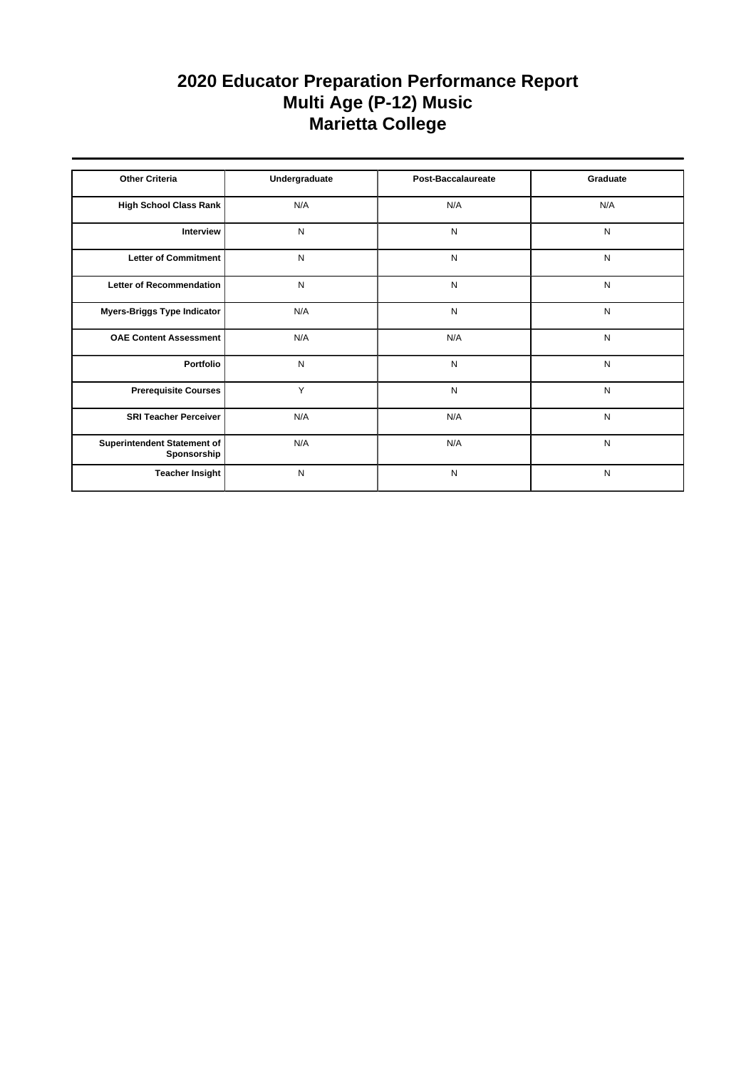# 2020 Educator Preparation Performance Report
# Multi Age (P-12) Music
# Marietta College

| Other Criteria | Undergraduate | Post-Baccalaureate | Graduate |
| --- | --- | --- | --- |
| High School Class Rank | N/A | N/A | N/A |
| Interview | N | N | N |
| Letter of Commitment | N | N | N |
| Letter of Recommendation | N | N | N |
| Myers-Briggs Type Indicator | N/A | N | N |
| OAE Content Assessment | N/A | N/A | N |
| Portfolio | N | N | N |
| Prerequisite Courses | Y | N | N |
| SRI Teacher Perceiver | N/A | N/A | N |
| Superintendent Statement of Sponsorship | N/A | N/A | N |
| Teacher Insight | N | N | N |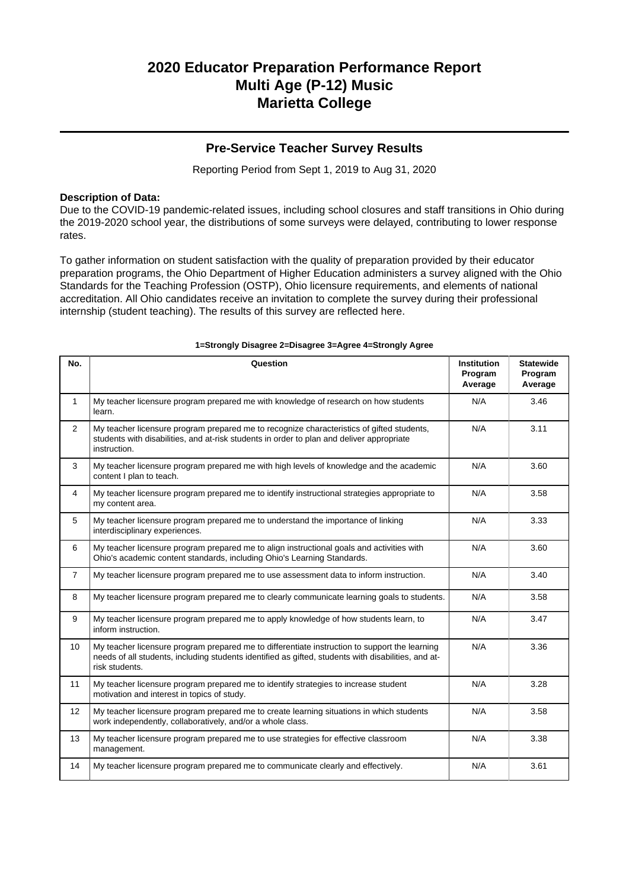# 2020 Educator Preparation Performance Report
# Multi Age (P-12) Music
# Marietta College

## Pre-Service Teacher Survey Results

Reporting Period from Sept 1, 2019 to Aug 31, 2020

**Description of Data:**
Due to the COVID-19 pandemic-related issues, including school closures and staff transitions in Ohio during the 2019-2020 school year, the distributions of some surveys were delayed, contributing to lower response rates.

To gather information on student satisfaction with the quality of preparation provided by their educator preparation programs, the Ohio Department of Higher Education administers a survey aligned with the Ohio Standards for the Teaching Profession (OSTP), Ohio licensure requirements, and elements of national accreditation. All Ohio candidates receive an invitation to complete the survey during their professional internship (student teaching). The results of this survey are reflected here.

**1=Strongly Disagree 2=Disagree 3=Agree 4=Strongly Agree**

| No. | Question | Institution Program Average | Statewide Program Average |
|---|---|---|---|
| 1 | My teacher licensure program prepared me with knowledge of research on how students learn. | N/A | 3.46 |
| 2 | My teacher licensure program prepared me to recognize characteristics of gifted students, students with disabilities, and at-risk students in order to plan and deliver appropriate instruction. | N/A | 3.11 |
| 3 | My teacher licensure program prepared me with high levels of knowledge and the academic content I plan to teach. | N/A | 3.60 |
| 4 | My teacher licensure program prepared me to identify instructional strategies appropriate to my content area. | N/A | 3.58 |
| 5 | My teacher licensure program prepared me to understand the importance of linking interdisciplinary experiences. | N/A | 3.33 |
| 6 | My teacher licensure program prepared me to align instructional goals and activities with Ohio's academic content standards, including Ohio's Learning Standards. | N/A | 3.60 |
| 7 | My teacher licensure program prepared me to use assessment data to inform instruction. | N/A | 3.40 |
| 8 | My teacher licensure program prepared me to clearly communicate learning goals to students. | N/A | 3.58 |
| 9 | My teacher licensure program prepared me to apply knowledge of how students learn, to inform instruction. | N/A | 3.47 |
| 10 | My teacher licensure program prepared me to differentiate instruction to support the learning needs of all students, including students identified as gifted, students with disabilities, and at-risk students. | N/A | 3.36 |
| 11 | My teacher licensure program prepared me to identify strategies to increase student motivation and interest in topics of study. | N/A | 3.28 |
| 12 | My teacher licensure program prepared me to create learning situations in which students work independently, collaboratively, and/or a whole class. | N/A | 3.58 |
| 13 | My teacher licensure program prepared me to use strategies for effective classroom management. | N/A | 3.38 |
| 14 | My teacher licensure program prepared me to communicate clearly and effectively. | N/A | 3.61 |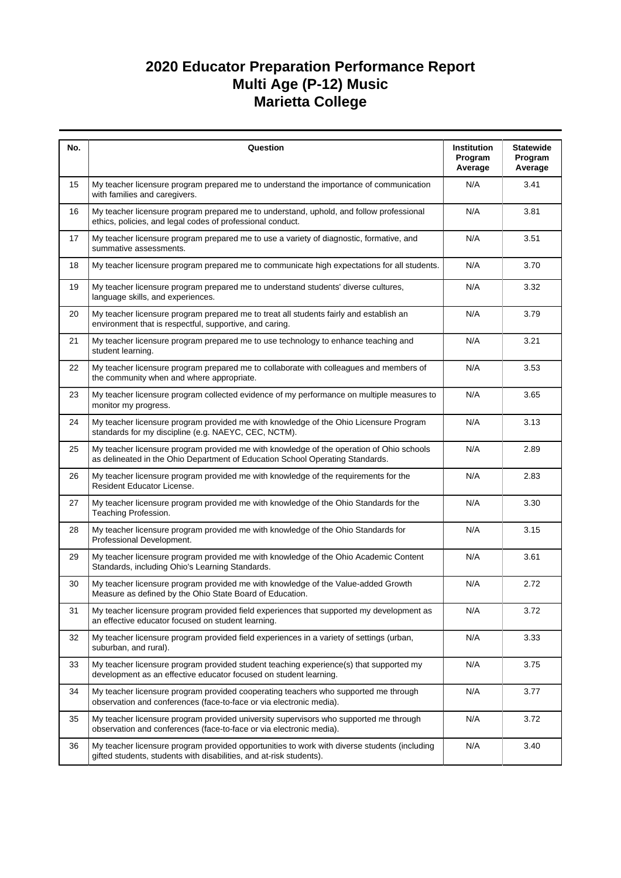# 2020 Educator Preparation Performance Report
# Multi Age (P-12) Music
# Marietta College

| No. | Question | Institution Program Average | Statewide Program Average |
|---|---|---|---|
| 15 | My teacher licensure program prepared me to understand the importance of communication with families and caregivers. | N/A | 3.41 |
| 16 | My teacher licensure program prepared me to understand, uphold, and follow professional ethics, policies, and legal codes of professional conduct. | N/A | 3.81 |
| 17 | My teacher licensure program prepared me to use a variety of diagnostic, formative, and summative assessments. | N/A | 3.51 |
| 18 | My teacher licensure program prepared me to communicate high expectations for all students. | N/A | 3.70 |
| 19 | My teacher licensure program prepared me to understand students' diverse cultures, language skills, and experiences. | N/A | 3.32 |
| 20 | My teacher licensure program prepared me to treat all students fairly and establish an environment that is respectful, supportive, and caring. | N/A | 3.79 |
| 21 | My teacher licensure program prepared me to use technology to enhance teaching and student learning. | N/A | 3.21 |
| 22 | My teacher licensure program prepared me to collaborate with colleagues and members of the community when and where appropriate. | N/A | 3.53 |
| 23 | My teacher licensure program collected evidence of my performance on multiple measures to monitor my progress. | N/A | 3.65 |
| 24 | My teacher licensure program provided me with knowledge of the Ohio Licensure Program standards for my discipline (e.g. NAEYC, CEC, NCTM). | N/A | 3.13 |
| 25 | My teacher licensure program provided me with knowledge of the operation of Ohio schools as delineated in the Ohio Department of Education School Operating Standards. | N/A | 2.89 |
| 26 | My teacher licensure program provided me with knowledge of the requirements for the Resident Educator License. | N/A | 2.83 |
| 27 | My teacher licensure program provided me with knowledge of the Ohio Standards for the Teaching Profession. | N/A | 3.30 |
| 28 | My teacher licensure program provided me with knowledge of the Ohio Standards for Professional Development. | N/A | 3.15 |
| 29 | My teacher licensure program provided me with knowledge of the Ohio Academic Content Standards, including Ohio's Learning Standards. | N/A | 3.61 |
| 30 | My teacher licensure program provided me with knowledge of the Value-added Growth Measure as defined by the Ohio State Board of Education. | N/A | 2.72 |
| 31 | My teacher licensure program provided field experiences that supported my development as an effective educator focused on student learning. | N/A | 3.72 |
| 32 | My teacher licensure program provided field experiences in a variety of settings (urban, suburban, and rural). | N/A | 3.33 |
| 33 | My teacher licensure program provided student teaching experience(s) that supported my development as an effective educator focused on student learning. | N/A | 3.75 |
| 34 | My teacher licensure program provided cooperating teachers who supported me through observation and conferences (face-to-face or via electronic media). | N/A | 3.77 |
| 35 | My teacher licensure program provided university supervisors who supported me through observation and conferences (face-to-face or via electronic media). | N/A | 3.72 |
| 36 | My teacher licensure program provided opportunities to work with diverse students (including gifted students, students with disabilities, and at-risk students). | N/A | 3.40 |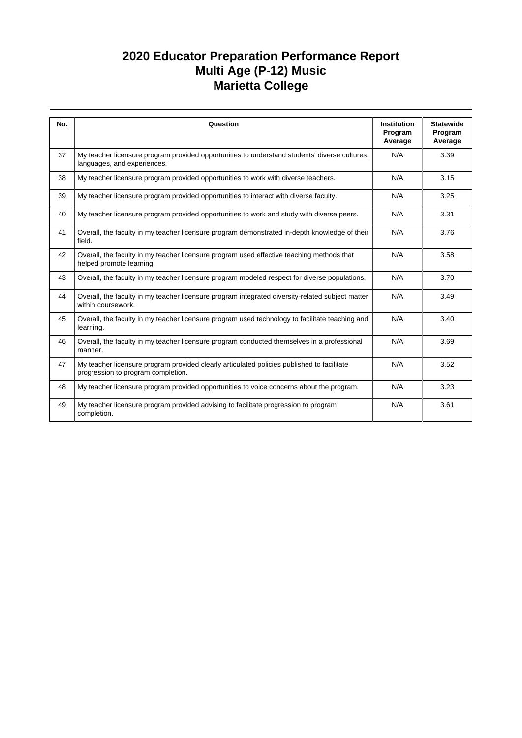# 2020 Educator Preparation Performance Report
## Multi Age (P-12) Music
## Marietta College

| No. | Question | Institution Program Average | Statewide Program Average |
|---|---|---|---|
| 37 | My teacher licensure program provided opportunities to understand students' diverse cultures, languages, and experiences. | N/A | 3.39 |
| 38 | My teacher licensure program provided opportunities to work with diverse teachers. | N/A | 3.15 |
| 39 | My teacher licensure program provided opportunities to interact with diverse faculty. | N/A | 3.25 |
| 40 | My teacher licensure program provided opportunities to work and study with diverse peers. | N/A | 3.31 |
| 41 | Overall, the faculty in my teacher licensure program demonstrated in-depth knowledge of their field. | N/A | 3.76 |
| 42 | Overall, the faculty in my teacher licensure program used effective teaching methods that helped promote learning. | N/A | 3.58 |
| 43 | Overall, the faculty in my teacher licensure program modeled respect for diverse populations. | N/A | 3.70 |
| 44 | Overall, the faculty in my teacher licensure program integrated diversity-related subject matter within coursework. | N/A | 3.49 |
| 45 | Overall, the faculty in my teacher licensure program used technology to facilitate teaching and learning. | N/A | 3.40 |
| 46 | Overall, the faculty in my teacher licensure program conducted themselves in a professional manner. | N/A | 3.69 |
| 47 | My teacher licensure program provided clearly articulated policies published to facilitate progression to program completion. | N/A | 3.52 |
| 48 | My teacher licensure program provided opportunities to voice concerns about the program. | N/A | 3.23 |
| 49 | My teacher licensure program provided advising to facilitate progression to program completion. | N/A | 3.61 |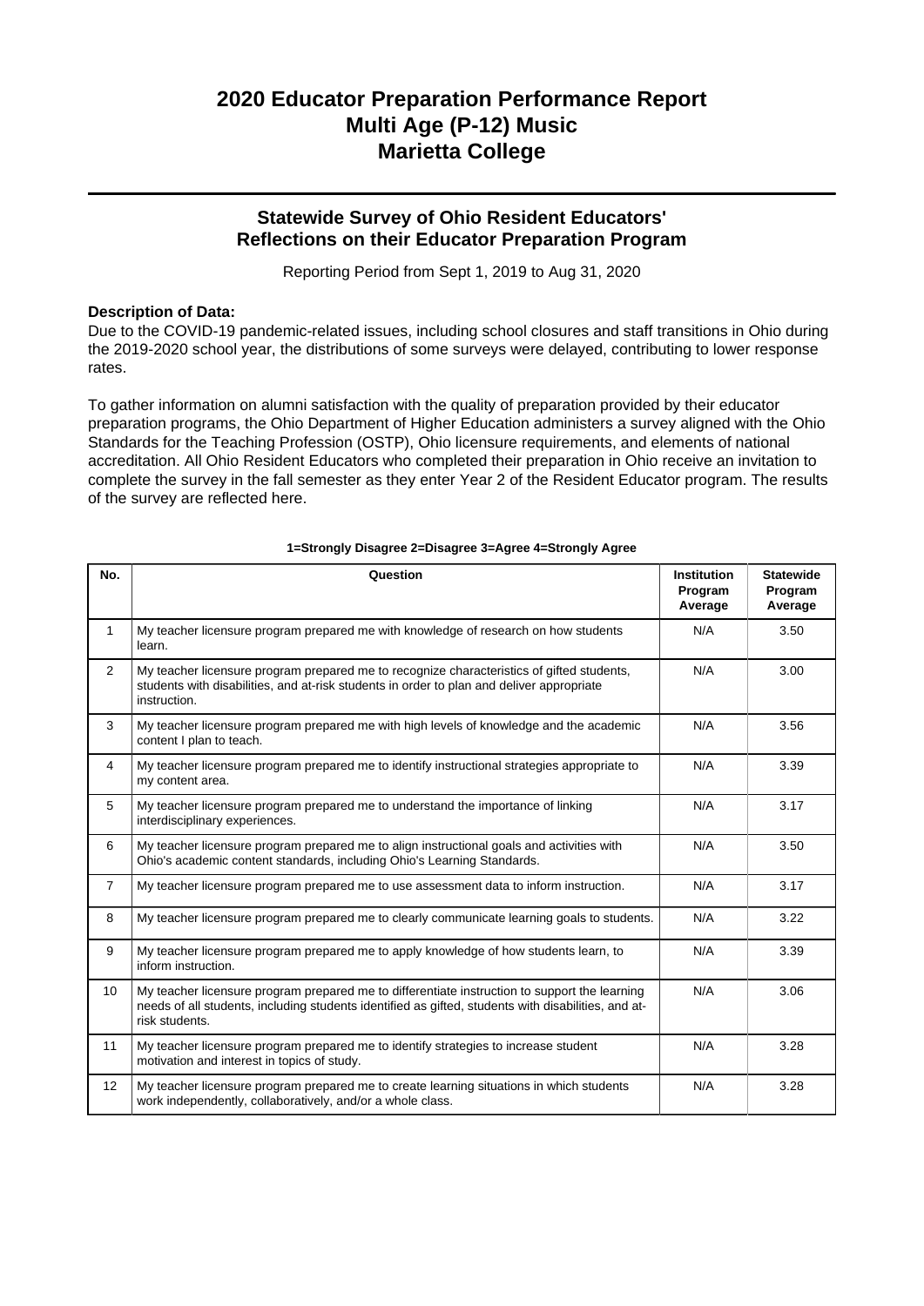# 2020 Educator Preparation Performance Report
# Multi Age (P-12) Music
# Marietta College

## Statewide Survey of Ohio Resident Educators' Reflections on their Educator Preparation Program

Reporting Period from Sept 1, 2019 to Aug 31, 2020

**Description of Data:**

Due to the COVID-19 pandemic-related issues, including school closures and staff transitions in Ohio during the 2019-2020 school year, the distributions of some surveys were delayed, contributing to lower response rates.

To gather information on alumni satisfaction with the quality of preparation provided by their educator preparation programs, the Ohio Department of Higher Education administers a survey aligned with the Ohio Standards for the Teaching Profession (OSTP), Ohio licensure requirements, and elements of national accreditation. All Ohio Resident Educators who completed their preparation in Ohio receive an invitation to complete the survey in the fall semester as they enter Year 2 of the Resident Educator program. The results of the survey are reflected here.

**1=Strongly Disagree 2=Disagree 3=Agree 4=Strongly Agree**

| No. | Question | Institution Program Average | Statewide Program Average |
|---|---|---|---|
| 1 | My teacher licensure program prepared me with knowledge of research on how students learn. | N/A | 3.50 |
| 2 | My teacher licensure program prepared me to recognize characteristics of gifted students, students with disabilities, and at-risk students in order to plan and deliver appropriate instruction. | N/A | 3.00 |
| 3 | My teacher licensure program prepared me with high levels of knowledge and the academic content I plan to teach. | N/A | 3.56 |
| 4 | My teacher licensure program prepared me to identify instructional strategies appropriate to my content area. | N/A | 3.39 |
| 5 | My teacher licensure program prepared me to understand the importance of linking interdisciplinary experiences. | N/A | 3.17 |
| 6 | My teacher licensure program prepared me to align instructional goals and activities with Ohio's academic content standards, including Ohio's Learning Standards. | N/A | 3.50 |
| 7 | My teacher licensure program prepared me to use assessment data to inform instruction. | N/A | 3.17 |
| 8 | My teacher licensure program prepared me to clearly communicate learning goals to students. | N/A | 3.22 |
| 9 | My teacher licensure program prepared me to apply knowledge of how students learn, to inform instruction. | N/A | 3.39 |
| 10 | My teacher licensure program prepared me to differentiate instruction to support the learning needs of all students, including students identified as gifted, students with disabilities, and at-risk students. | N/A | 3.06 |
| 11 | My teacher licensure program prepared me to identify strategies to increase student motivation and interest in topics of study. | N/A | 3.28 |
| 12 | My teacher licensure program prepared me to create learning situations in which students work independently, collaboratively, and/or a whole class. | N/A | 3.28 |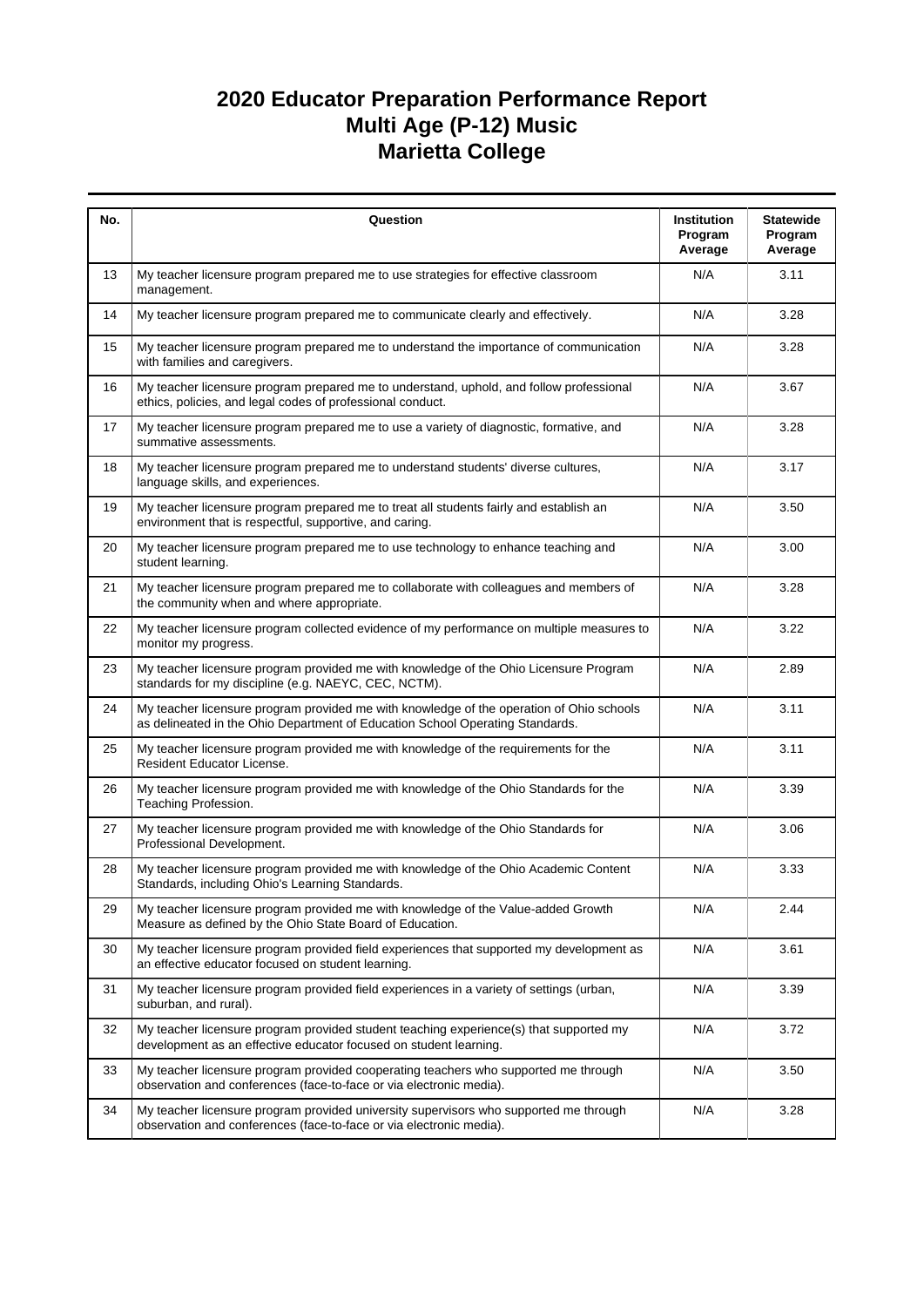# 2020 Educator Preparation Performance Report
# Multi Age (P-12) Music
# Marietta College

| No. | Question | Institution Program Average | Statewide Program Average |
|---|---|---|---|
| 13 | My teacher licensure program prepared me to use strategies for effective classroom management. | N/A | 3.11 |
| 14 | My teacher licensure program prepared me to communicate clearly and effectively. | N/A | 3.28 |
| 15 | My teacher licensure program prepared me to understand the importance of communication with families and caregivers. | N/A | 3.28 |
| 16 | My teacher licensure program prepared me to understand, uphold, and follow professional ethics, policies, and legal codes of professional conduct. | N/A | 3.67 |
| 17 | My teacher licensure program prepared me to use a variety of diagnostic, formative, and summative assessments. | N/A | 3.28 |
| 18 | My teacher licensure program prepared me to understand students' diverse cultures, language skills, and experiences. | N/A | 3.17 |
| 19 | My teacher licensure program prepared me to treat all students fairly and establish an environment that is respectful, supportive, and caring. | N/A | 3.50 |
| 20 | My teacher licensure program prepared me to use technology to enhance teaching and student learning. | N/A | 3.00 |
| 21 | My teacher licensure program prepared me to collaborate with colleagues and members of the community when and where appropriate. | N/A | 3.28 |
| 22 | My teacher licensure program collected evidence of my performance on multiple measures to monitor my progress. | N/A | 3.22 |
| 23 | My teacher licensure program provided me with knowledge of the Ohio Licensure Program standards for my discipline (e.g. NAEYC, CEC, NCTM). | N/A | 2.89 |
| 24 | My teacher licensure program provided me with knowledge of the operation of Ohio schools as delineated in the Ohio Department of Education School Operating Standards. | N/A | 3.11 |
| 25 | My teacher licensure program provided me with knowledge of the requirements for the Resident Educator License. | N/A | 3.11 |
| 26 | My teacher licensure program provided me with knowledge of the Ohio Standards for the Teaching Profession. | N/A | 3.39 |
| 27 | My teacher licensure program provided me with knowledge of the Ohio Standards for Professional Development. | N/A | 3.06 |
| 28 | My teacher licensure program provided me with knowledge of the Ohio Academic Content Standards, including Ohio's Learning Standards. | N/A | 3.33 |
| 29 | My teacher licensure program provided me with knowledge of the Value-added Growth Measure as defined by the Ohio State Board of Education. | N/A | 2.44 |
| 30 | My teacher licensure program provided field experiences that supported my development as an effective educator focused on student learning. | N/A | 3.61 |
| 31 | My teacher licensure program provided field experiences in a variety of settings (urban, suburban, and rural). | N/A | 3.39 |
| 32 | My teacher licensure program provided student teaching experience(s) that supported my development as an effective educator focused on student learning. | N/A | 3.72 |
| 33 | My teacher licensure program provided cooperating teachers who supported me through observation and conferences (face-to-face or via electronic media). | N/A | 3.50 |
| 34 | My teacher licensure program provided university supervisors who supported me through observation and conferences (face-to-face or via electronic media). | N/A | 3.28 |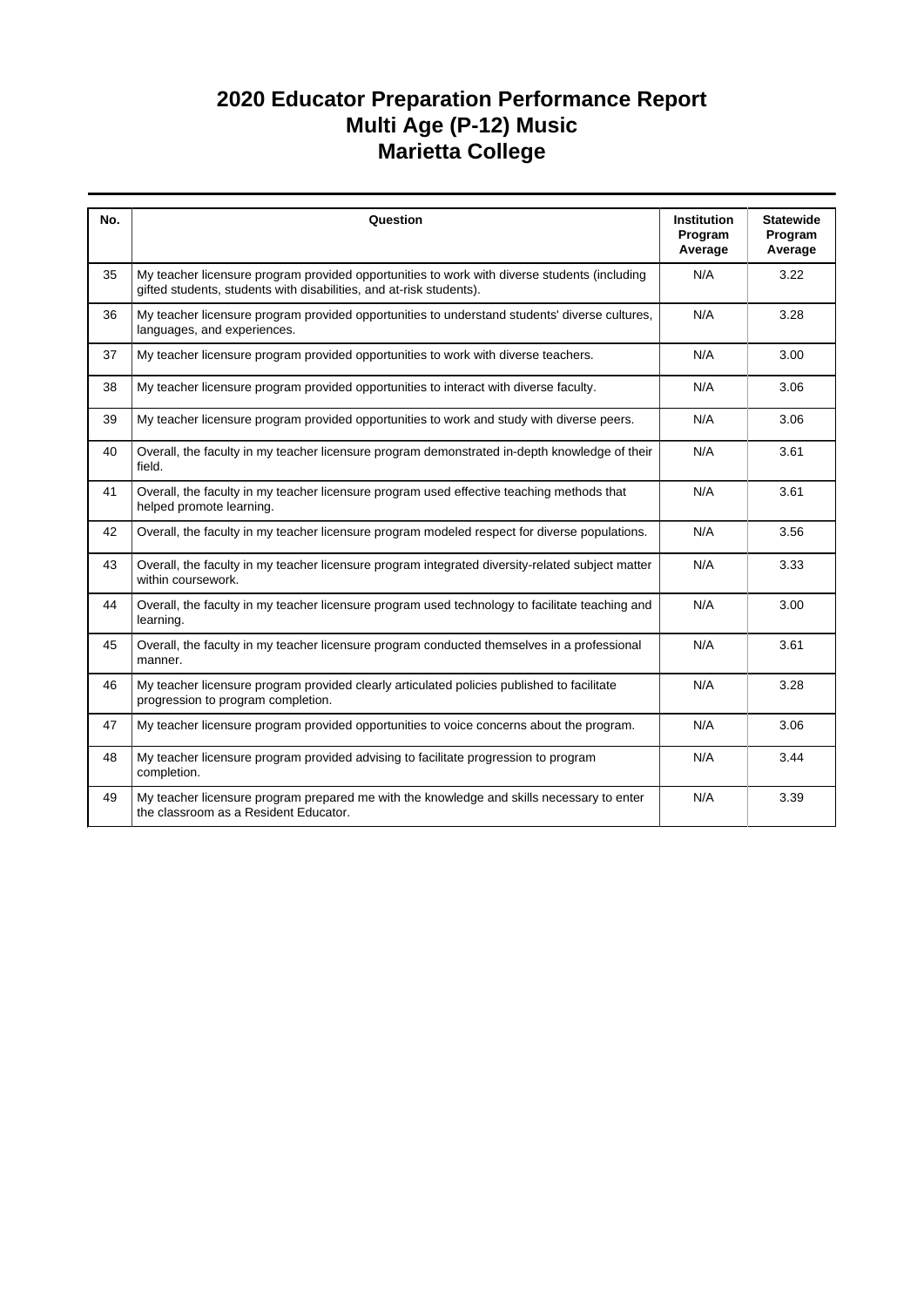# 2020 Educator Preparation Performance Report
# Multi Age (P-12) Music
# Marietta College

| No. | Question | Institution Program Average | Statewide Program Average |
|---|---|---|---|
| 35 | My teacher licensure program provided opportunities to work with diverse students (including gifted students, students with disabilities, and at-risk students). | N/A | 3.22 |
| 36 | My teacher licensure program provided opportunities to understand students' diverse cultures, languages, and experiences. | N/A | 3.28 |
| 37 | My teacher licensure program provided opportunities to work with diverse teachers. | N/A | 3.00 |
| 38 | My teacher licensure program provided opportunities to interact with diverse faculty. | N/A | 3.06 |
| 39 | My teacher licensure program provided opportunities to work and study with diverse peers. | N/A | 3.06 |
| 40 | Overall, the faculty in my teacher licensure program demonstrated in-depth knowledge of their field. | N/A | 3.61 |
| 41 | Overall, the faculty in my teacher licensure program used effective teaching methods that helped promote learning. | N/A | 3.61 |
| 42 | Overall, the faculty in my teacher licensure program modeled respect for diverse populations. | N/A | 3.56 |
| 43 | Overall, the faculty in my teacher licensure program integrated diversity-related subject matter within coursework. | N/A | 3.33 |
| 44 | Overall, the faculty in my teacher licensure program used technology to facilitate teaching and learning. | N/A | 3.00 |
| 45 | Overall, the faculty in my teacher licensure program conducted themselves in a professional manner. | N/A | 3.61 |
| 46 | My teacher licensure program provided clearly articulated policies published to facilitate progression to program completion. | N/A | 3.28 |
| 47 | My teacher licensure program provided opportunities to voice concerns about the program. | N/A | 3.06 |
| 48 | My teacher licensure program provided advising to facilitate progression to program completion. | N/A | 3.44 |
| 49 | My teacher licensure program prepared me with the knowledge and skills necessary to enter the classroom as a Resident Educator. | N/A | 3.39 |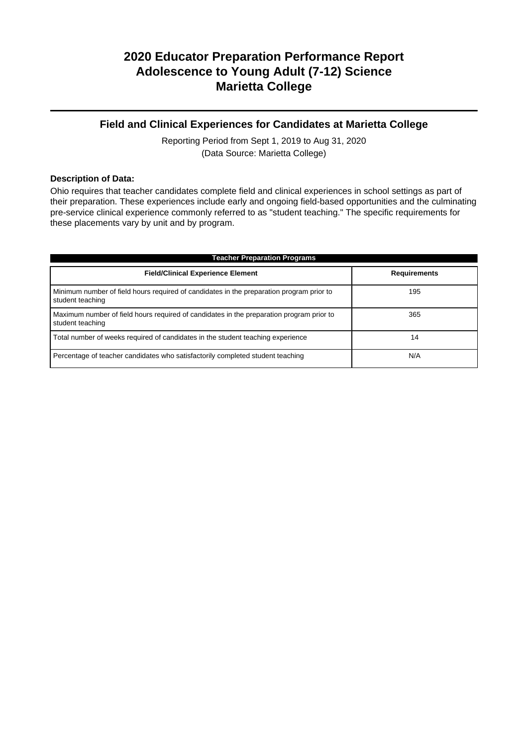# 2020 Educator Preparation Performance Report
# Adolescence to Young Adult (7-12) Science
# Marietta College

## Field and Clinical Experiences for Candidates at Marietta College

Reporting Period from Sept 1, 2019 to Aug 31, 2020
(Data Source: Marietta College)

**Description of Data:**

Ohio requires that teacher candidates complete field and clinical experiences in school settings as part of their preparation. These experiences include early and ongoing field-based opportunities and the culminating pre-service clinical experience commonly referred to as "student teaching." The specific requirements for these placements vary by unit and by program.

| Teacher Preparation Programs | |
|---|---|
| **Field/Clinical Experience Element** | **Requirements** |
| Minimum number of field hours required of candidates in the preparation program prior to student teaching | 195 |
| Maximum number of field hours required of candidates in the preparation program prior to student teaching | 365 |
| Total number of weeks required of candidates in the student teaching experience | 14 |
| Percentage of teacher candidates who satisfactorily completed student teaching | N/A |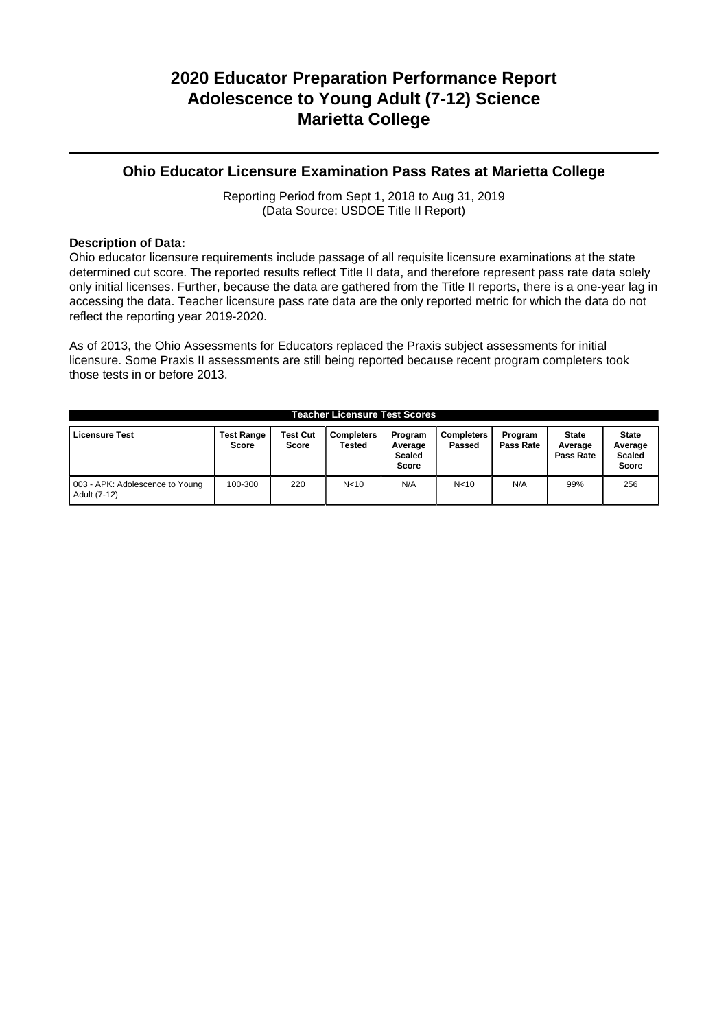# 2020 Educator Preparation Performance Report
# Adolescence to Young Adult (7-12) Science
# Marietta College

## Ohio Educator Licensure Examination Pass Rates at Marietta College

Reporting Period from Sept 1, 2018 to Aug 31, 2019
(Data Source: USDOE Title II Report)

**Description of Data:**
Ohio educator licensure requirements include passage of all requisite licensure examinations at the state determined cut score. The reported results reflect Title II data, and therefore represent pass rate data solely only initial licenses. Further, because the data are gathered from the Title II reports, there is a one-year lag in accessing the data. Teacher licensure pass rate data are the only reported metric for which the data do not reflect the reporting year 2019-2020.

As of 2013, the Ohio Assessments for Educators replaced the Praxis subject assessments for initial licensure. Some Praxis II assessments are still being reported because recent program completers took those tests in or before 2013.

**Teacher Licensure Test Scores**

| Licensure Test | Test Range Score | Test Cut Score | Completers Tested | Program Average Scaled Score | Completers Passed | Program Pass Rate | State Average Pass Rate | State Average Scaled Score |
|---|---|---|---|---|---|---|---|---|
| 003 - APK: Adolescence to Young Adult (7-12) | 100-300 | 220 | N<10 | N/A | N<10 | N/A | 99% | 256 |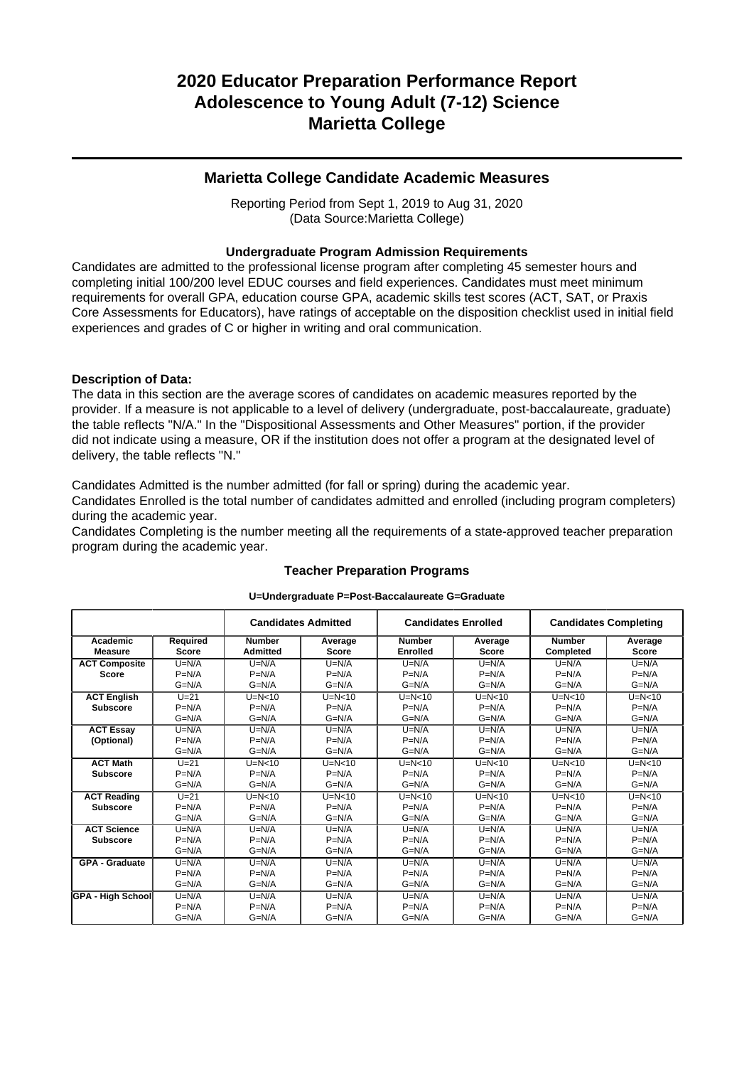# 2020 Educator Preparation Performance Report
# Adolescence to Young Adult (7-12) Science
# Marietta College

## Marietta College Candidate Academic Measures

Reporting Period from Sept 1, 2019 to Aug 31, 2020
(Data Source:Marietta College)

### Undergraduate Program Admission Requirements

Candidates are admitted to the professional license program after completing 45 semester hours and completing initial 100/200 level EDUC courses and field experiences. Candidates must meet minimum requirements for overall GPA, education course GPA, academic skills test scores (ACT, SAT, or Praxis Core Assessments for Educators), have ratings of acceptable on the disposition checklist used in initial field experiences and grades of C or higher in writing and oral communication.

**Description of Data:**

The data in this section are the average scores of candidates on academic measures reported by the provider. If a measure is not applicable to a level of delivery (undergraduate, post-baccalaureate, graduate) the table reflects "N/A." In the "Dispositional Assessments and Other Measures" portion, if the provider did not indicate using a measure, OR if the institution does not offer a program at the designated level of delivery, the table reflects "N."

Candidates Admitted is the number admitted (for fall or spring) during the academic year.
Candidates Enrolled is the total number of candidates admitted and enrolled (including program completers) during the academic year.
Candidates Completing is the number meeting all the requirements of a state-approved teacher preparation program during the academic year.

### Teacher Preparation Programs

**U=Undergraduate P=Post-Baccalaureate G=Graduate**

| | | Candidates Admitted | | Candidates Enrolled | | Candidates Completing | |
|---|---|---|---|---|---|---|---|
| **Academic Measure** | **Required Score** | **Number Admitted** | **Average Score** | **Number Enrolled** | **Average Score** | **Number Completed** | **Average Score** |
| **ACT Composite Score** | U=N/A<br>P=N/A<br>G=N/A | U=N/A<br>P=N/A<br>G=N/A | U=N/A<br>P=N/A<br>G=N/A | U=N/A<br>P=N/A<br>G=N/A | U=N/A<br>P=N/A<br>G=N/A | U=N/A<br>P=N/A<br>G=N/A | U=N/A<br>P=N/A<br>G=N/A |
| **ACT English Subscore** | U=21<br>P=N/A<br>G=N/A | U=N<10<br>P=N/A<br>G=N/A | U=N<10<br>P=N/A<br>G=N/A | U=N<10<br>P=N/A<br>G=N/A | U=N<10<br>P=N/A<br>G=N/A | U=N<10<br>P=N/A<br>G=N/A | U=N<10<br>P=N/A<br>G=N/A |
| **ACT Essay (Optional)** | U=N/A<br>P=N/A<br>G=N/A | U=N/A<br>P=N/A<br>G=N/A | U=N/A<br>P=N/A<br>G=N/A | U=N/A<br>P=N/A<br>G=N/A | U=N/A<br>P=N/A<br>G=N/A | U=N/A<br>P=N/A<br>G=N/A | U=N/A<br>P=N/A<br>G=N/A |
| **ACT Math Subscore** | U=21<br>P=N/A<br>G=N/A | U=N<10<br>P=N/A<br>G=N/A | U=N<10<br>P=N/A<br>G=N/A | U=N<10<br>P=N/A<br>G=N/A | U=N<10<br>P=N/A<br>G=N/A | U=N<10<br>P=N/A<br>G=N/A | U=N<10<br>P=N/A<br>G=N/A |
| **ACT Reading Subscore** | U=21<br>P=N/A<br>G=N/A | U=N<10<br>P=N/A<br>G=N/A | U=N<10<br>P=N/A<br>G=N/A | U=N<10<br>P=N/A<br>G=N/A | U=N<10<br>P=N/A<br>G=N/A | U=N<10<br>P=N/A<br>G=N/A | U=N<10<br>P=N/A<br>G=N/A |
| **ACT Science Subscore** | U=N/A<br>P=N/A<br>G=N/A | U=N/A<br>P=N/A<br>G=N/A | U=N/A<br>P=N/A<br>G=N/A | U=N/A<br>P=N/A<br>G=N/A | U=N/A<br>P=N/A<br>G=N/A | U=N/A<br>P=N/A<br>G=N/A | U=N/A<br>P=N/A<br>G=N/A |
| **GPA - Graduate** | U=N/A<br>P=N/A<br>G=N/A | U=N/A<br>P=N/A<br>G=N/A | U=N/A<br>P=N/A<br>G=N/A | U=N/A<br>P=N/A<br>G=N/A | U=N/A<br>P=N/A<br>G=N/A | U=N/A<br>P=N/A<br>G=N/A | U=N/A<br>P=N/A<br>G=N/A |
| **GPA - High School** | U=N/A<br>P=N/A<br>G=N/A | U=N/A<br>P=N/A<br>G=N/A | U=N/A<br>P=N/A<br>G=N/A | U=N/A<br>P=N/A<br>G=N/A | U=N/A<br>P=N/A<br>G=N/A | U=N/A<br>P=N/A<br>G=N/A | U=N/A<br>P=N/A<br>G=N/A |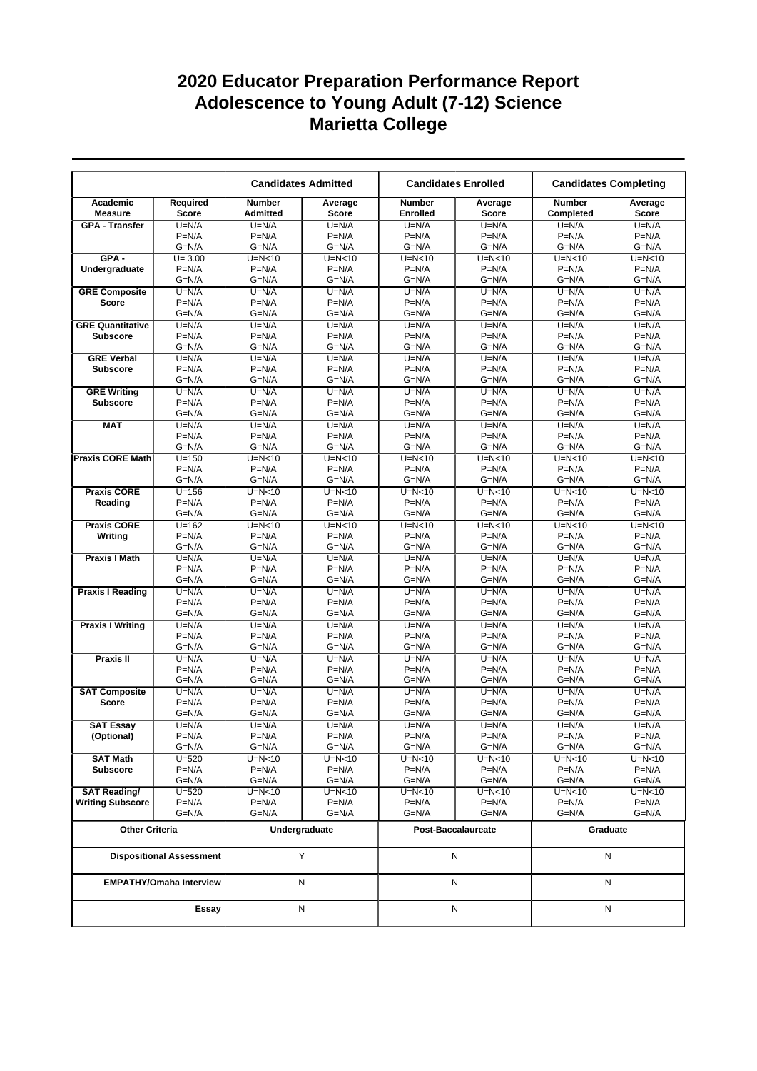# 2020 Educator Preparation Performance Report
# Adolescence to Young Adult (7-12) Science
# Marietta College

| | | Candidates Admitted | | Candidates Enrolled | | Candidates Completing | |
|---|---|---|---|---|---|---|---|
| Academic Measure | Required Score | Number Admitted | Average Score | Number Enrolled | Average Score | Number Completed | Average Score |
| GPA - Transfer | U=N/A<br>P=N/A<br>G=N/A | U=N/A<br>P=N/A<br>G=N/A | U=N/A<br>P=N/A<br>G=N/A | U=N/A<br>P=N/A<br>G=N/A | U=N/A<br>P=N/A<br>G=N/A | U=N/A<br>P=N/A<br>G=N/A | U=N/A<br>P=N/A<br>G=N/A |
| GPA - Undergraduate | U= 3.00<br>P=N/A<br>G=N/A | U=N<10<br>P=N/A<br>G=N/A | U=N<10<br>P=N/A<br>G=N/A | U=N<10<br>P=N/A<br>G=N/A | U=N<10<br>P=N/A<br>G=N/A | U=N<10<br>P=N/A<br>G=N/A | U=N<10<br>P=N/A<br>G=N/A |
| GRE Composite Score | U=N/A<br>P=N/A<br>G=N/A | U=N/A<br>P=N/A<br>G=N/A | U=N/A<br>P=N/A<br>G=N/A | U=N/A<br>P=N/A<br>G=N/A | U=N/A<br>P=N/A<br>G=N/A | U=N/A<br>P=N/A<br>G=N/A | U=N/A<br>P=N/A<br>G=N/A |
| GRE Quantitative Subscore | U=N/A<br>P=N/A<br>G=N/A | U=N/A<br>P=N/A<br>G=N/A | U=N/A<br>P=N/A<br>G=N/A | U=N/A<br>P=N/A<br>G=N/A | U=N/A<br>P=N/A<br>G=N/A | U=N/A<br>P=N/A<br>G=N/A | U=N/A<br>P=N/A<br>G=N/A |
| GRE Verbal Subscore | U=N/A<br>P=N/A<br>G=N/A | U=N/A<br>P=N/A<br>G=N/A | U=N/A<br>P=N/A<br>G=N/A | U=N/A<br>P=N/A<br>G=N/A | U=N/A<br>P=N/A<br>G=N/A | U=N/A<br>P=N/A<br>G=N/A | U=N/A<br>P=N/A<br>G=N/A |
| GRE Writing Subscore | U=N/A<br>P=N/A<br>G=N/A | U=N/A<br>P=N/A<br>G=N/A | U=N/A<br>P=N/A<br>G=N/A | U=N/A<br>P=N/A<br>G=N/A | U=N/A<br>P=N/A<br>G=N/A | U=N/A<br>P=N/A<br>G=N/A | U=N/A<br>P=N/A<br>G=N/A |
| MAT | U=N/A<br>P=N/A<br>G=N/A | U=N/A<br>P=N/A<br>G=N/A | U=N/A<br>P=N/A<br>G=N/A | U=N/A<br>P=N/A<br>G=N/A | U=N/A<br>P=N/A<br>G=N/A | U=N/A<br>P=N/A<br>G=N/A | U=N/A<br>P=N/A<br>G=N/A |
| Praxis CORE Math | U=150<br>P=N/A<br>G=N/A | U=N<10<br>P=N/A<br>G=N/A | U=N<10<br>P=N/A<br>G=N/A | U=N<10<br>P=N/A<br>G=N/A | U=N<10<br>P=N/A<br>G=N/A | U=N<10<br>P=N/A<br>G=N/A | U=N<10<br>P=N/A<br>G=N/A |
| Praxis CORE Reading | U=156<br>P=N/A<br>G=N/A | U=N<10<br>P=N/A<br>G=N/A | U=N<10<br>P=N/A<br>G=N/A | U=N<10<br>P=N/A<br>G=N/A | U=N<10<br>P=N/A<br>G=N/A | U=N<10<br>P=N/A<br>G=N/A | U=N<10<br>P=N/A<br>G=N/A |
| Praxis CORE Writing | U=162<br>P=N/A<br>G=N/A | U=N<10<br>P=N/A<br>G=N/A | U=N<10<br>P=N/A<br>G=N/A | U=N<10<br>P=N/A<br>G=N/A | U=N<10<br>P=N/A<br>G=N/A | U=N<10<br>P=N/A<br>G=N/A | U=N<10<br>P=N/A<br>G=N/A |
| Praxis I Math | U=N/A<br>P=N/A<br>G=N/A | U=N/A<br>P=N/A<br>G=N/A | U=N/A<br>P=N/A<br>G=N/A | U=N/A<br>P=N/A<br>G=N/A | U=N/A<br>P=N/A<br>G=N/A | U=N/A<br>P=N/A<br>G=N/A | U=N/A<br>P=N/A<br>G=N/A |
| Praxis I Reading | U=N/A<br>P=N/A<br>G=N/A | U=N/A<br>P=N/A<br>G=N/A | U=N/A<br>P=N/A<br>G=N/A | U=N/A<br>P=N/A<br>G=N/A | U=N/A<br>P=N/A<br>G=N/A | U=N/A<br>P=N/A<br>G=N/A | U=N/A<br>P=N/A<br>G=N/A |
| Praxis I Writing | U=N/A<br>P=N/A<br>G=N/A | U=N/A<br>P=N/A<br>G=N/A | U=N/A<br>P=N/A<br>G=N/A | U=N/A<br>P=N/A<br>G=N/A | U=N/A<br>P=N/A<br>G=N/A | U=N/A<br>P=N/A<br>G=N/A | U=N/A<br>P=N/A<br>G=N/A |
| Praxis II | U=N/A<br>P=N/A<br>G=N/A | U=N/A<br>P=N/A<br>G=N/A | U=N/A<br>P=N/A<br>G=N/A | U=N/A<br>P=N/A<br>G=N/A | U=N/A<br>P=N/A<br>G=N/A | U=N/A<br>P=N/A<br>G=N/A | U=N/A<br>P=N/A<br>G=N/A |
| SAT Composite Score | U=N/A<br>P=N/A<br>G=N/A | U=N/A<br>P=N/A<br>G=N/A | U=N/A<br>P=N/A<br>G=N/A | U=N/A<br>P=N/A<br>G=N/A | U=N/A<br>P=N/A<br>G=N/A | U=N/A<br>P=N/A<br>G=N/A | U=N/A<br>P=N/A<br>G=N/A |
| SAT Essay (Optional) | U=N/A<br>P=N/A<br>G=N/A | U=N/A<br>P=N/A<br>G=N/A | U=N/A<br>P=N/A<br>G=N/A | U=N/A<br>P=N/A<br>G=N/A | U=N/A<br>P=N/A<br>G=N/A | U=N/A<br>P=N/A<br>G=N/A | U=N/A<br>P=N/A<br>G=N/A |
| SAT Math Subscore | U=520<br>P=N/A<br>G=N/A | U=N<10<br>P=N/A<br>G=N/A | U=N<10<br>P=N/A<br>G=N/A | U=N<10<br>P=N/A<br>G=N/A | U=N<10<br>P=N/A<br>G=N/A | U=N<10<br>P=N/A<br>G=N/A | U=N<10<br>P=N/A<br>G=N/A |
| SAT Reading/ Writing Subscore | U=520<br>P=N/A<br>G=N/A | U=N<10<br>P=N/A<br>G=N/A | U=N<10<br>P=N/A<br>G=N/A | U=N<10<br>P=N/A<br>G=N/A | U=N<10<br>P=N/A<br>G=N/A | U=N<10<br>P=N/A<br>G=N/A | U=N<10<br>P=N/A<br>G=N/A |

| Other Criteria | Undergraduate | Post-Baccalaureate | Graduate |
|---|---|---|---|
| Dispositional Assessment | Y | N | N |
| EMPATHY/Omaha Interview | N | N | N |
| Essay | N | N | N |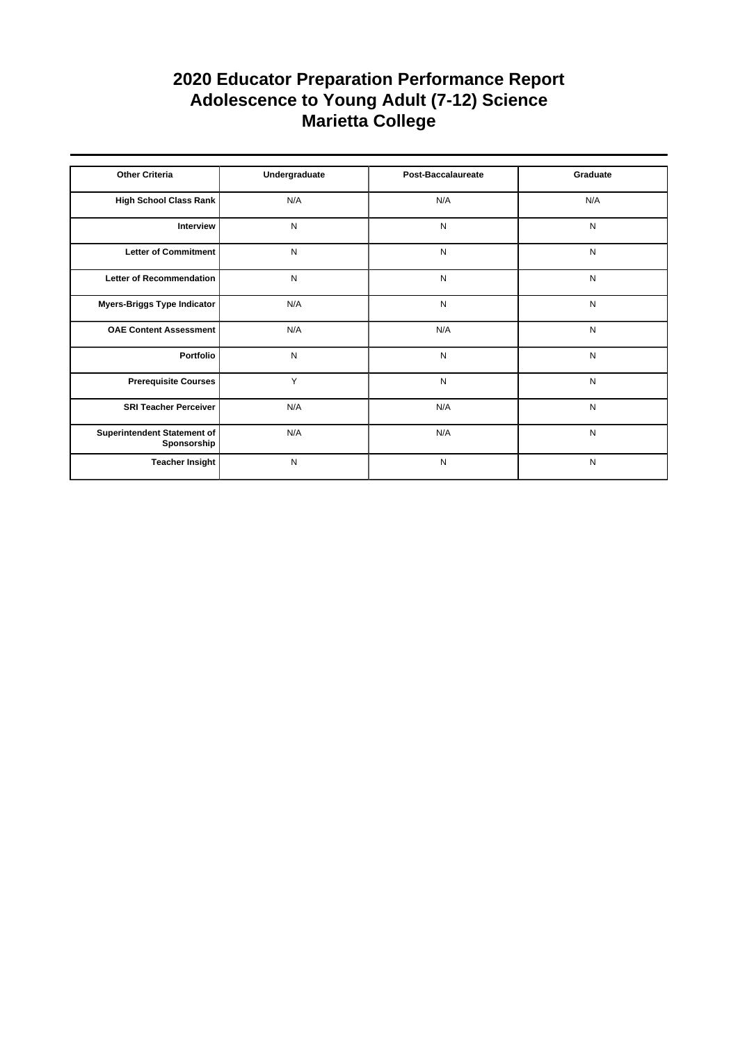# 2020 Educator Preparation Performance Report
# Adolescence to Young Adult (7-12) Science
# Marietta College

| Other Criteria | Undergraduate | Post-Baccalaureate | Graduate |
|---|---|---|---|
| High School Class Rank | N/A | N/A | N/A |
| Interview | N | N | N |
| Letter of Commitment | N | N | N |
| Letter of Recommendation | N | N | N |
| Myers-Briggs Type Indicator | N/A | N | N |
| OAE Content Assessment | N/A | N/A | N |
| Portfolio | N | N | N |
| Prerequisite Courses | Y | N | N |
| SRI Teacher Perceiver | N/A | N/A | N |
| Superintendent Statement of Sponsorship | N/A | N/A | N |
| Teacher Insight | N | N | N |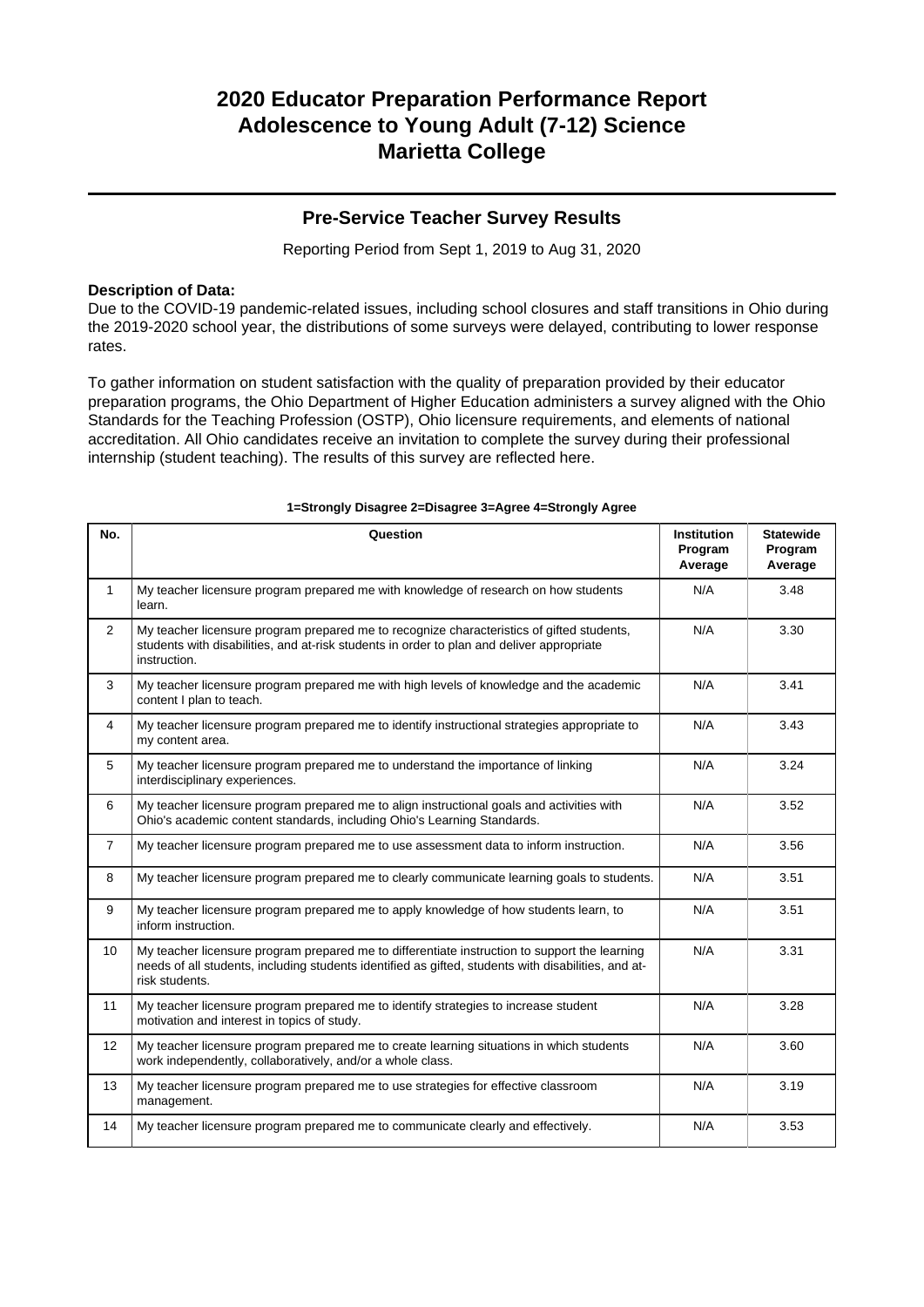# 2020 Educator Preparation Performance Report
# Adolescence to Young Adult (7-12) Science
# Marietta College

## Pre-Service Teacher Survey Results

Reporting Period from Sept 1, 2019 to Aug 31, 2020

**Description of Data:**
Due to the COVID-19 pandemic-related issues, including school closures and staff transitions in Ohio during the 2019-2020 school year, the distributions of some surveys were delayed, contributing to lower response rates.

To gather information on student satisfaction with the quality of preparation provided by their educator preparation programs, the Ohio Department of Higher Education administers a survey aligned with the Ohio Standards for the Teaching Profession (OSTP), Ohio licensure requirements, and elements of national accreditation. All Ohio candidates receive an invitation to complete the survey during their professional internship (student teaching). The results of this survey are reflected here.

**1=Strongly Disagree 2=Disagree 3=Agree 4=Strongly Agree**

| No. | Question | Institution Program Average | Statewide Program Average |
|---|---|---|---|
| 1 | My teacher licensure program prepared me with knowledge of research on how students learn. | N/A | 3.48 |
| 2 | My teacher licensure program prepared me to recognize characteristics of gifted students, students with disabilities, and at-risk students in order to plan and deliver appropriate instruction. | N/A | 3.30 |
| 3 | My teacher licensure program prepared me with high levels of knowledge and the academic content I plan to teach. | N/A | 3.41 |
| 4 | My teacher licensure program prepared me to identify instructional strategies appropriate to my content area. | N/A | 3.43 |
| 5 | My teacher licensure program prepared me to understand the importance of linking interdisciplinary experiences. | N/A | 3.24 |
| 6 | My teacher licensure program prepared me to align instructional goals and activities with Ohio's academic content standards, including Ohio's Learning Standards. | N/A | 3.52 |
| 7 | My teacher licensure program prepared me to use assessment data to inform instruction. | N/A | 3.56 |
| 8 | My teacher licensure program prepared me to clearly communicate learning goals to students. | N/A | 3.51 |
| 9 | My teacher licensure program prepared me to apply knowledge of how students learn, to inform instruction. | N/A | 3.51 |
| 10 | My teacher licensure program prepared me to differentiate instruction to support the learning needs of all students, including students identified as gifted, students with disabilities, and at-risk students. | N/A | 3.31 |
| 11 | My teacher licensure program prepared me to identify strategies to increase student motivation and interest in topics of study. | N/A | 3.28 |
| 12 | My teacher licensure program prepared me to create learning situations in which students work independently, collaboratively, and/or a whole class. | N/A | 3.60 |
| 13 | My teacher licensure program prepared me to use strategies for effective classroom management. | N/A | 3.19 |
| 14 | My teacher licensure program prepared me to communicate clearly and effectively. | N/A | 3.53 |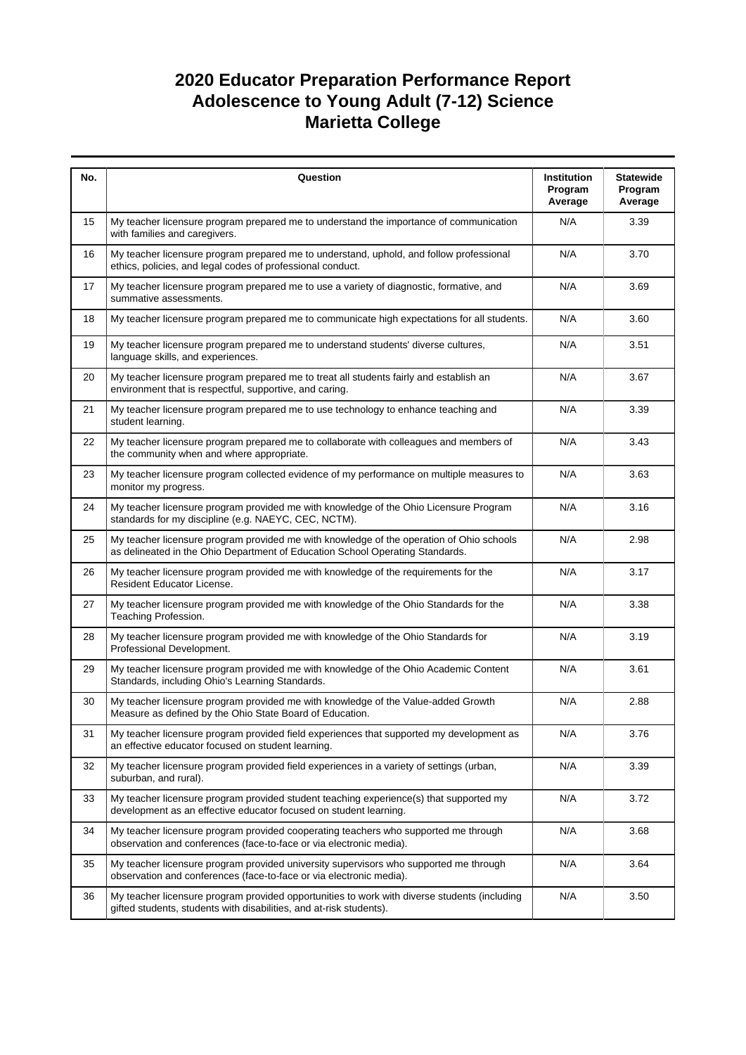# 2020 Educator Preparation Performance Report
# Adolescence to Young Adult (7-12) Science
# Marietta College

| No. | Question | Institution Program Average | Statewide Program Average |
|---|---|---|---|
| 15 | My teacher licensure program prepared me to understand the importance of communication with families and caregivers. | N/A | 3.39 |
| 16 | My teacher licensure program prepared me to understand, uphold, and follow professional ethics, policies, and legal codes of professional conduct. | N/A | 3.70 |
| 17 | My teacher licensure program prepared me to use a variety of diagnostic, formative, and summative assessments. | N/A | 3.69 |
| 18 | My teacher licensure program prepared me to communicate high expectations for all students. | N/A | 3.60 |
| 19 | My teacher licensure program prepared me to understand students' diverse cultures, language skills, and experiences. | N/A | 3.51 |
| 20 | My teacher licensure program prepared me to treat all students fairly and establish an environment that is respectful, supportive, and caring. | N/A | 3.67 |
| 21 | My teacher licensure program prepared me to use technology to enhance teaching and student learning. | N/A | 3.39 |
| 22 | My teacher licensure program prepared me to collaborate with colleagues and members of the community when and where appropriate. | N/A | 3.43 |
| 23 | My teacher licensure program collected evidence of my performance on multiple measures to monitor my progress. | N/A | 3.63 |
| 24 | My teacher licensure program provided me with knowledge of the Ohio Licensure Program standards for my discipline (e.g. NAEYC, CEC, NCTM). | N/A | 3.16 |
| 25 | My teacher licensure program provided me with knowledge of the operation of Ohio schools as delineated in the Ohio Department of Education School Operating Standards. | N/A | 2.98 |
| 26 | My teacher licensure program provided me with knowledge of the requirements for the Resident Educator License. | N/A | 3.17 |
| 27 | My teacher licensure program provided me with knowledge of the Ohio Standards for the Teaching Profession. | N/A | 3.38 |
| 28 | My teacher licensure program provided me with knowledge of the Ohio Standards for Professional Development. | N/A | 3.19 |
| 29 | My teacher licensure program provided me with knowledge of the Ohio Academic Content Standards, including Ohio's Learning Standards. | N/A | 3.61 |
| 30 | My teacher licensure program provided me with knowledge of the Value-added Growth Measure as defined by the Ohio State Board of Education. | N/A | 2.88 |
| 31 | My teacher licensure program provided field experiences that supported my development as an effective educator focused on student learning. | N/A | 3.76 |
| 32 | My teacher licensure program provided field experiences in a variety of settings (urban, suburban, and rural). | N/A | 3.39 |
| 33 | My teacher licensure program provided student teaching experience(s) that supported my development as an effective educator focused on student learning. | N/A | 3.72 |
| 34 | My teacher licensure program provided cooperating teachers who supported me through observation and conferences (face-to-face or via electronic media). | N/A | 3.68 |
| 35 | My teacher licensure program provided university supervisors who supported me through observation and conferences (face-to-face or via electronic media). | N/A | 3.64 |
| 36 | My teacher licensure program provided opportunities to work with diverse students (including gifted students, students with disabilities, and at-risk students). | N/A | 3.50 |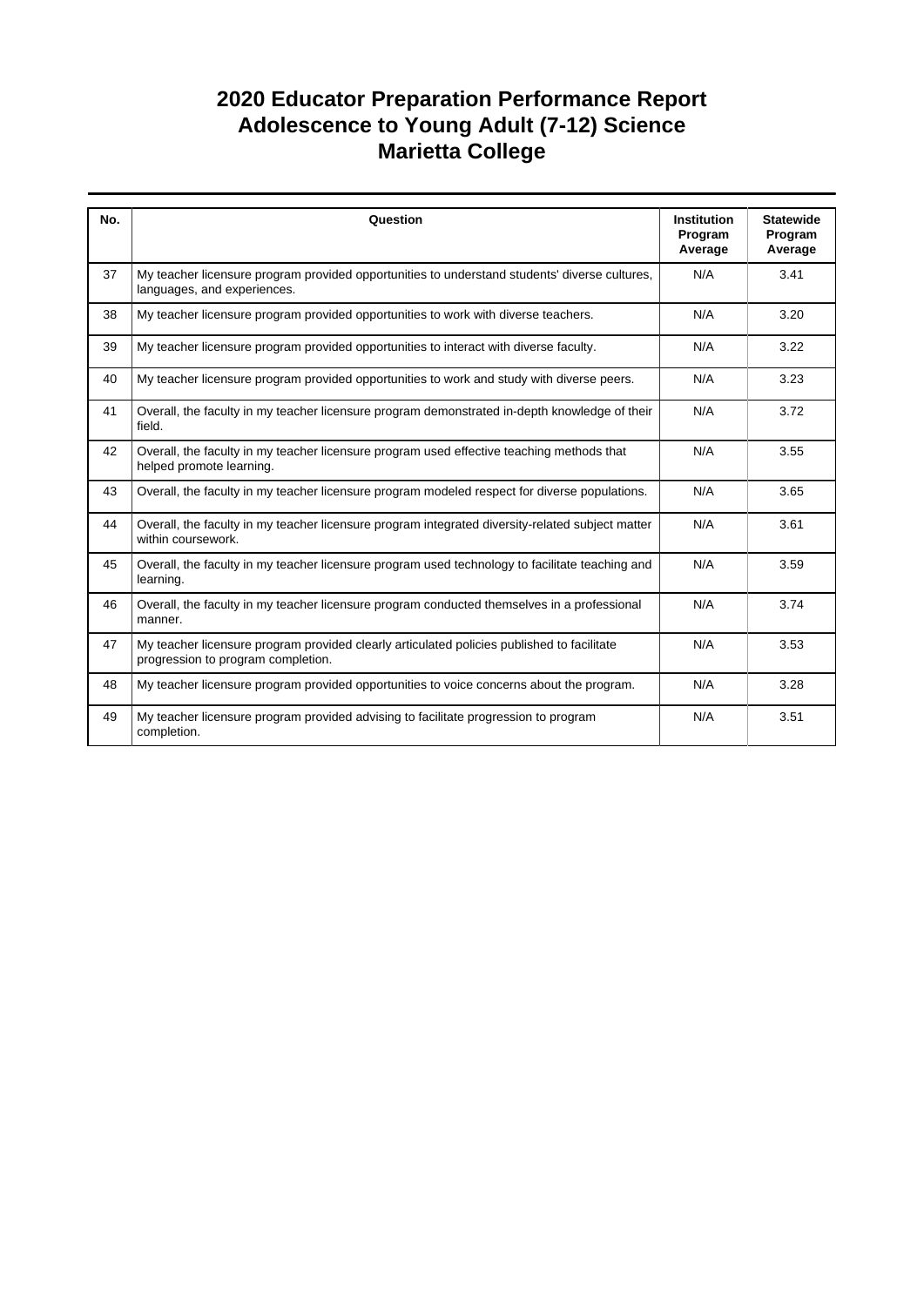# 2020 Educator Preparation Performance Report
# Adolescence to Young Adult (7-12) Science
# Marietta College

| No. | Question | Institution Program Average | Statewide Program Average |
|---|---|---|---|
| 37 | My teacher licensure program provided opportunities to understand students' diverse cultures, languages, and experiences. | N/A | 3.41 |
| 38 | My teacher licensure program provided opportunities to work with diverse teachers. | N/A | 3.20 |
| 39 | My teacher licensure program provided opportunities to interact with diverse faculty. | N/A | 3.22 |
| 40 | My teacher licensure program provided opportunities to work and study with diverse peers. | N/A | 3.23 |
| 41 | Overall, the faculty in my teacher licensure program demonstrated in-depth knowledge of their field. | N/A | 3.72 |
| 42 | Overall, the faculty in my teacher licensure program used effective teaching methods that helped promote learning. | N/A | 3.55 |
| 43 | Overall, the faculty in my teacher licensure program modeled respect for diverse populations. | N/A | 3.65 |
| 44 | Overall, the faculty in my teacher licensure program integrated diversity-related subject matter within coursework. | N/A | 3.61 |
| 45 | Overall, the faculty in my teacher licensure program used technology to facilitate teaching and learning. | N/A | 3.59 |
| 46 | Overall, the faculty in my teacher licensure program conducted themselves in a professional manner. | N/A | 3.74 |
| 47 | My teacher licensure program provided clearly articulated policies published to facilitate progression to program completion. | N/A | 3.53 |
| 48 | My teacher licensure program provided opportunities to voice concerns about the program. | N/A | 3.28 |
| 49 | My teacher licensure program provided advising to facilitate progression to program completion. | N/A | 3.51 |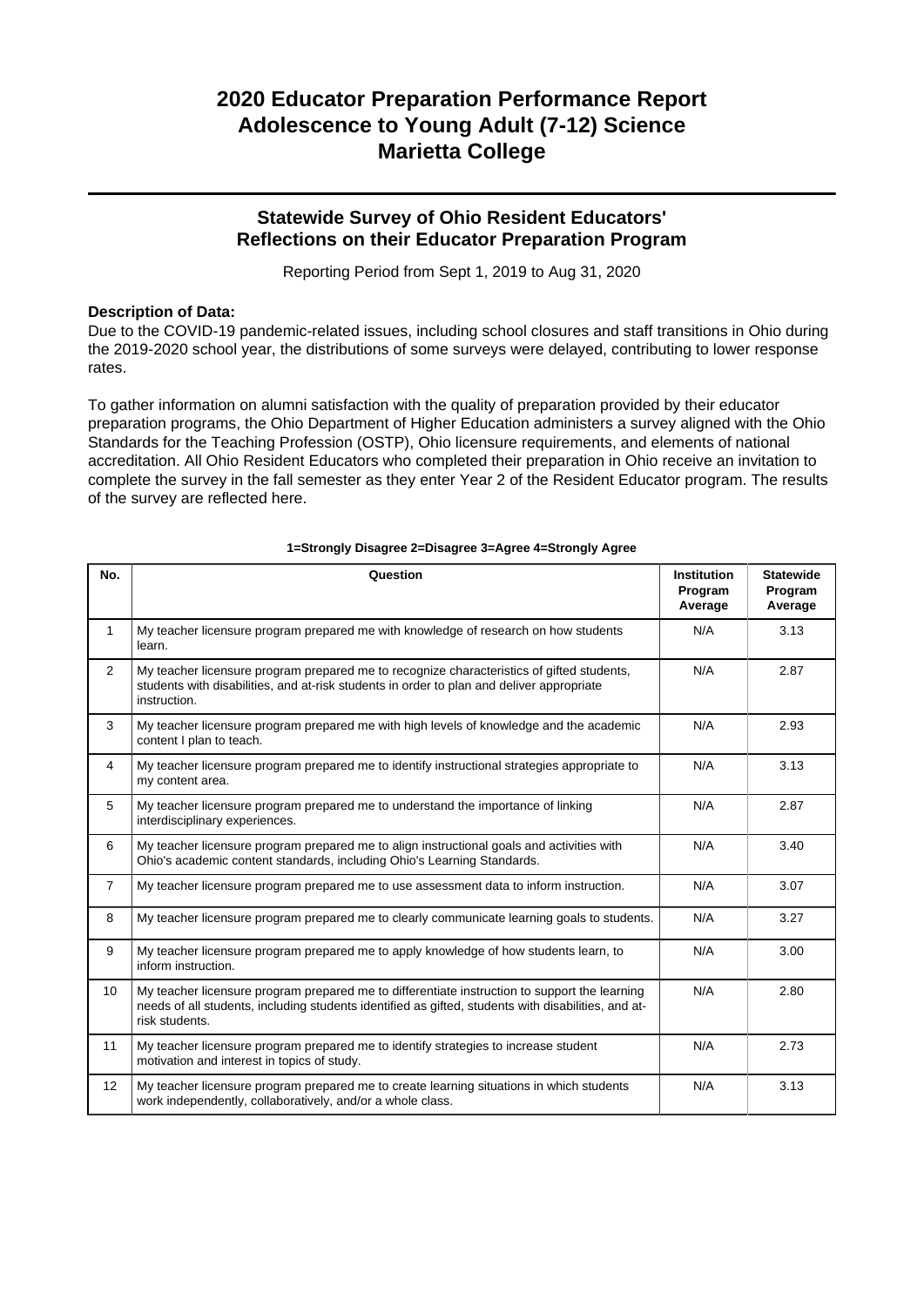# 2020 Educator Preparation Performance Report
# Adolescence to Young Adult (7-12) Science
# Marietta College

## Statewide Survey of Ohio Resident Educators' Reflections on their Educator Preparation Program

Reporting Period from Sept 1, 2019 to Aug 31, 2020

**Description of Data:**
Due to the COVID-19 pandemic-related issues, including school closures and staff transitions in Ohio during the 2019-2020 school year, the distributions of some surveys were delayed, contributing to lower response rates.

To gather information on alumni satisfaction with the quality of preparation provided by their educator preparation programs, the Ohio Department of Higher Education administers a survey aligned with the Ohio Standards for the Teaching Profession (OSTP), Ohio licensure requirements, and elements of national accreditation. All Ohio Resident Educators who completed their preparation in Ohio receive an invitation to complete the survey in the fall semester as they enter Year 2 of the Resident Educator program. The results of the survey are reflected here.

**1=Strongly Disagree 2=Disagree 3=Agree 4=Strongly Agree**

| No. | Question | Institution Program Average | Statewide Program Average |
|---|---|---|---|
| 1 | My teacher licensure program prepared me with knowledge of research on how students learn. | N/A | 3.13 |
| 2 | My teacher licensure program prepared me to recognize characteristics of gifted students, students with disabilities, and at-risk students in order to plan and deliver appropriate instruction. | N/A | 2.87 |
| 3 | My teacher licensure program prepared me with high levels of knowledge and the academic content I plan to teach. | N/A | 2.93 |
| 4 | My teacher licensure program prepared me to identify instructional strategies appropriate to my content area. | N/A | 3.13 |
| 5 | My teacher licensure program prepared me to understand the importance of linking interdisciplinary experiences. | N/A | 2.87 |
| 6 | My teacher licensure program prepared me to align instructional goals and activities with Ohio's academic content standards, including Ohio's Learning Standards. | N/A | 3.40 |
| 7 | My teacher licensure program prepared me to use assessment data to inform instruction. | N/A | 3.07 |
| 8 | My teacher licensure program prepared me to clearly communicate learning goals to students. | N/A | 3.27 |
| 9 | My teacher licensure program prepared me to apply knowledge of how students learn, to inform instruction. | N/A | 3.00 |
| 10 | My teacher licensure program prepared me to differentiate instruction to support the learning needs of all students, including students identified as gifted, students with disabilities, and at-risk students. | N/A | 2.80 |
| 11 | My teacher licensure program prepared me to identify strategies to increase student motivation and interest in topics of study. | N/A | 2.73 |
| 12 | My teacher licensure program prepared me to create learning situations in which students work independently, collaboratively, and/or a whole class. | N/A | 3.13 |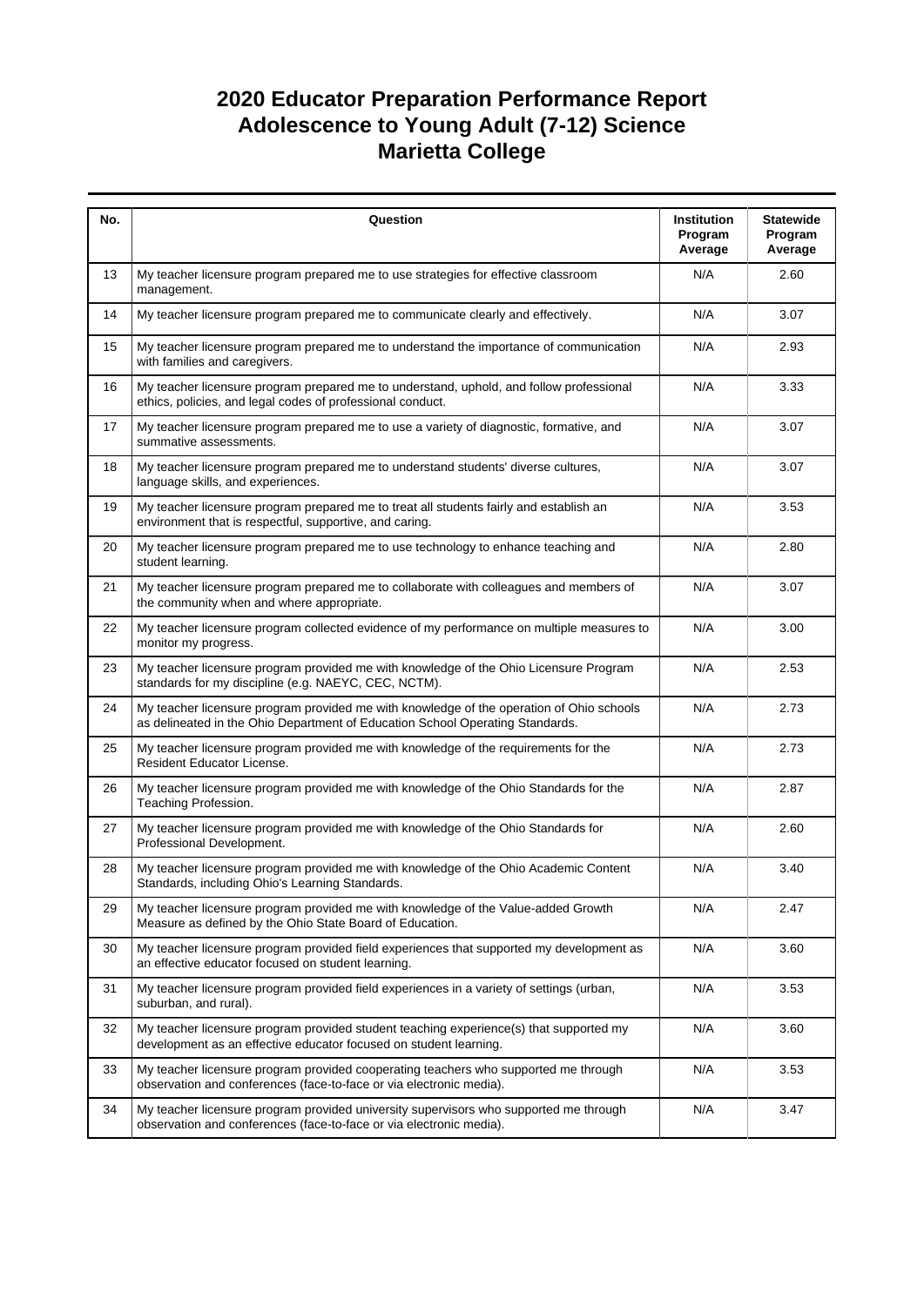# 2020 Educator Preparation Performance Report
# Adolescence to Young Adult (7-12) Science
# Marietta College

| No. | Question | Institution Program Average | Statewide Program Average |
|---|---|---|---|
| 13 | My teacher licensure program prepared me to use strategies for effective classroom management. | N/A | 2.60 |
| 14 | My teacher licensure program prepared me to communicate clearly and effectively. | N/A | 3.07 |
| 15 | My teacher licensure program prepared me to understand the importance of communication with families and caregivers. | N/A | 2.93 |
| 16 | My teacher licensure program prepared me to understand, uphold, and follow professional ethics, policies, and legal codes of professional conduct. | N/A | 3.33 |
| 17 | My teacher licensure program prepared me to use a variety of diagnostic, formative, and summative assessments. | N/A | 3.07 |
| 18 | My teacher licensure program prepared me to understand students' diverse cultures, language skills, and experiences. | N/A | 3.07 |
| 19 | My teacher licensure program prepared me to treat all students fairly and establish an environment that is respectful, supportive, and caring. | N/A | 3.53 |
| 20 | My teacher licensure program prepared me to use technology to enhance teaching and student learning. | N/A | 2.80 |
| 21 | My teacher licensure program prepared me to collaborate with colleagues and members of the community when and where appropriate. | N/A | 3.07 |
| 22 | My teacher licensure program collected evidence of my performance on multiple measures to monitor my progress. | N/A | 3.00 |
| 23 | My teacher licensure program provided me with knowledge of the Ohio Licensure Program standards for my discipline (e.g. NAEYC, CEC, NCTM). | N/A | 2.53 |
| 24 | My teacher licensure program provided me with knowledge of the operation of Ohio schools as delineated in the Ohio Department of Education School Operating Standards. | N/A | 2.73 |
| 25 | My teacher licensure program provided me with knowledge of the requirements for the Resident Educator License. | N/A | 2.73 |
| 26 | My teacher licensure program provided me with knowledge of the Ohio Standards for the Teaching Profession. | N/A | 2.87 |
| 27 | My teacher licensure program provided me with knowledge of the Ohio Standards for Professional Development. | N/A | 2.60 |
| 28 | My teacher licensure program provided me with knowledge of the Ohio Academic Content Standards, including Ohio's Learning Standards. | N/A | 3.40 |
| 29 | My teacher licensure program provided me with knowledge of the Value-added Growth Measure as defined by the Ohio State Board of Education. | N/A | 2.47 |
| 30 | My teacher licensure program provided field experiences that supported my development as an effective educator focused on student learning. | N/A | 3.60 |
| 31 | My teacher licensure program provided field experiences in a variety of settings (urban, suburban, and rural). | N/A | 3.53 |
| 32 | My teacher licensure program provided student teaching experience(s) that supported my development as an effective educator focused on student learning. | N/A | 3.60 |
| 33 | My teacher licensure program provided cooperating teachers who supported me through observation and conferences (face-to-face or via electronic media). | N/A | 3.53 |
| 34 | My teacher licensure program provided university supervisors who supported me through observation and conferences (face-to-face or via electronic media). | N/A | 3.47 |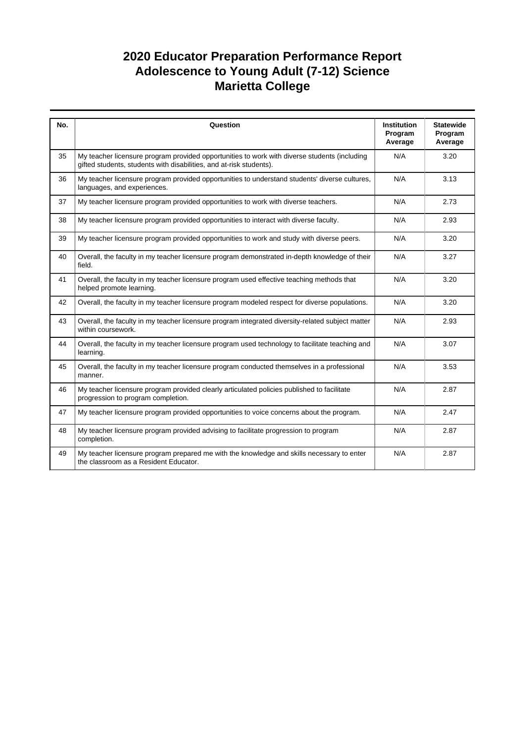# 2020 Educator Preparation Performance Report
# Adolescence to Young Adult (7-12) Science
# Marietta College

| No. | Question | Institution Program Average | Statewide Program Average |
|---|---|---|---|
| 35 | My teacher licensure program provided opportunities to work with diverse students (including gifted students, students with disabilities, and at-risk students). | N/A | 3.20 |
| 36 | My teacher licensure program provided opportunities to understand students' diverse cultures, languages, and experiences. | N/A | 3.13 |
| 37 | My teacher licensure program provided opportunities to work with diverse teachers. | N/A | 2.73 |
| 38 | My teacher licensure program provided opportunities to interact with diverse faculty. | N/A | 2.93 |
| 39 | My teacher licensure program provided opportunities to work and study with diverse peers. | N/A | 3.20 |
| 40 | Overall, the faculty in my teacher licensure program demonstrated in-depth knowledge of their field. | N/A | 3.27 |
| 41 | Overall, the faculty in my teacher licensure program used effective teaching methods that helped promote learning. | N/A | 3.20 |
| 42 | Overall, the faculty in my teacher licensure program modeled respect for diverse populations. | N/A | 3.20 |
| 43 | Overall, the faculty in my teacher licensure program integrated diversity-related subject matter within coursework. | N/A | 2.93 |
| 44 | Overall, the faculty in my teacher licensure program used technology to facilitate teaching and learning. | N/A | 3.07 |
| 45 | Overall, the faculty in my teacher licensure program conducted themselves in a professional manner. | N/A | 3.53 |
| 46 | My teacher licensure program provided clearly articulated policies published to facilitate progression to program completion. | N/A | 2.87 |
| 47 | My teacher licensure program provided opportunities to voice concerns about the program. | N/A | 2.47 |
| 48 | My teacher licensure program provided advising to facilitate progression to program completion. | N/A | 2.87 |
| 49 | My teacher licensure program prepared me with the knowledge and skills necessary to enter the classroom as a Resident Educator. | N/A | 2.87 |